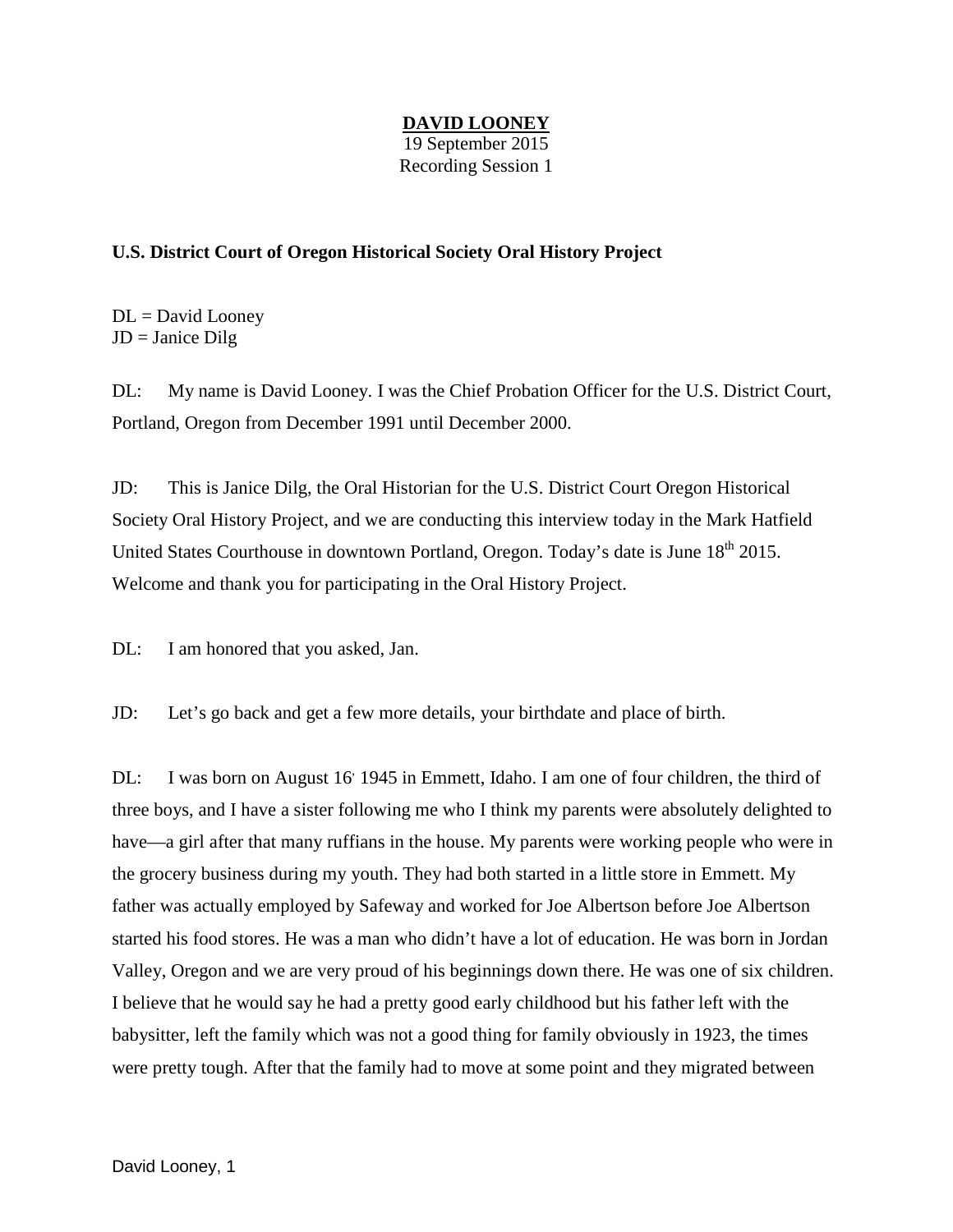**DAVID LOONEY**

19 September 2015

Recording Session 1

**U.S. District Court of Oregon Historical Society Oral History Project**

DL = David Looney

JD = Janice Dilg

DL: My name is David Looney. I was the Chief Probation Officer for the U.S. District Court, Portland, Oregon from December 1991 until December 2000.

JD: This is Janice Dilg, the Oral Historian for the U.S. District Court Oregon Historical Society Oral History Project, and we are conducting this interview today in the Mark Hatfield United States Courthouse in downtown Portland, Oregon. Today's date is June 18th 2015. Welcome and thank you for participating in the Oral History Project.

DL: I am honored that you asked, Jan.

JD: Let's go back and get a few more details, your birthdate and place of birth.

DL: I was born on August 16' 1945 in Emmett, Idaho. I am one of four children, the third of three boys, and I have a sister following me who I think my parents were absolutely delighted to have—a girl after that many ruffians in the house. My parents were working people who were in the grocery business during my youth. They had both started in a little store in Emmett. My father was actually employed by Safeway and worked for Joe Albertson before Joe Albertson started his food stores. He was a man who didn't have a lot of education. He was born in Jordan Valley, Oregon and we are very proud of his beginnings down there. He was one of six children. I believe that he would say he had a pretty good early childhood but his father left with the babysitter, left the family which was not a good thing for family obviously in 1923, the times were pretty tough. After that the family had to move at some point and they migrated between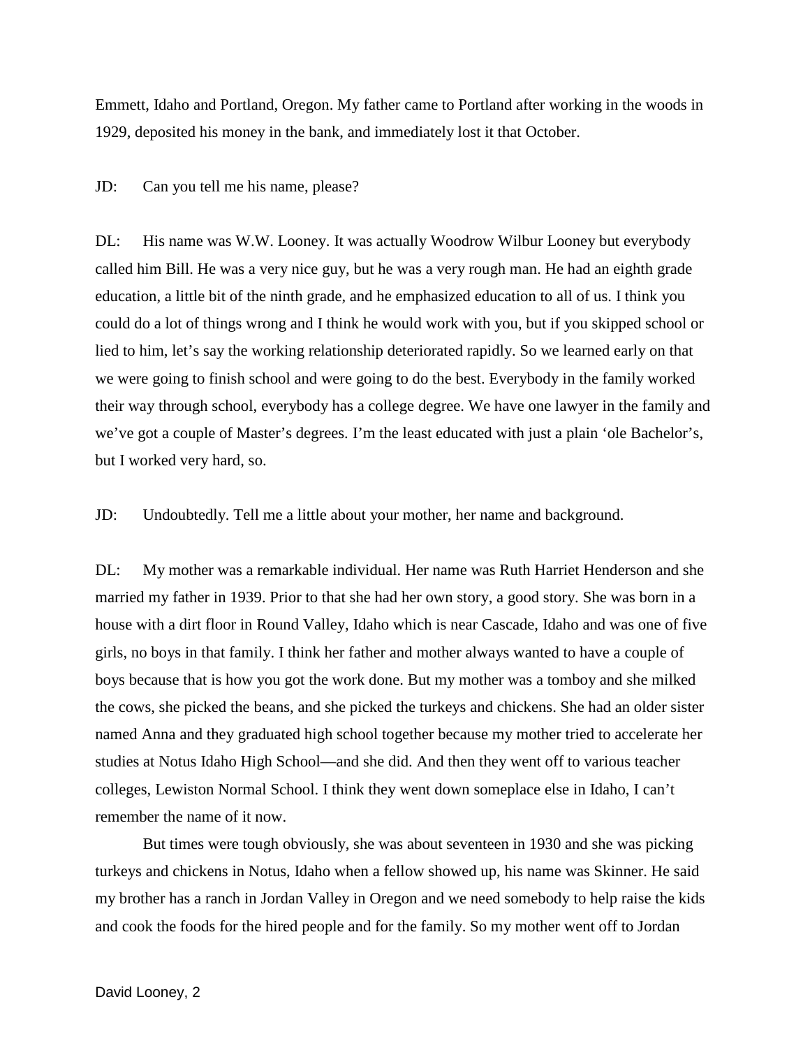Emmett, Idaho and Portland, Oregon. My father came to Portland after working in the woods in 1929, deposited his money in the bank, and immediately lost it that October.

JD: Can you tell me his name, please?

DL: His name was W.W. Looney. It was actually Woodrow Wilbur Looney but everybody called him Bill. He was a very nice guy, but he was a very rough man. He had an eighth grade education, a little bit of the ninth grade, and he emphasized education to all of us. I think you could do a lot of things wrong and I think he would work with you, but if you skipped school or lied to him, let's say the working relationship deteriorated rapidly. So we learned early on that we were going to finish school and were going to do the best. Everybody in the family worked their way through school, everybody has a college degree. We have one lawyer in the family and we've got a couple of Master's degrees. I'm the least educated with just a plain 'ole Bachelor's, but I worked very hard, so.

JD: Undoubtedly. Tell me a little about your mother, her name and background.

DL: My mother was a remarkable individual. Her name was Ruth Harriet Henderson and she married my father in 1939. Prior to that she had her own story, a good story. She was born in a house with a dirt floor in Round Valley, Idaho which is near Cascade, Idaho and was one of five girls, no boys in that family. I think her father and mother always wanted to have a couple of boys because that is how you got the work done. But my mother was a tomboy and she milked the cows, she picked the beans, and she picked the turkeys and chickens. She had an older sister named Anna and they graduated high school together because my mother tried to accelerate her studies at Notus Idaho High School—and she did. And then they went off to various teacher colleges, Lewiston Normal School. I think they went down someplace else in Idaho, I can't remember the name of it now.

But times were tough obviously, she was about seventeen in 1930 and she was picking turkeys and chickens in Notus, Idaho when a fellow showed up, his name was Skinner. He said my brother has a ranch in Jordan Valley in Oregon and we need somebody to help raise the kids and cook the foods for the hired people and for the family. So my mother went off to Jordan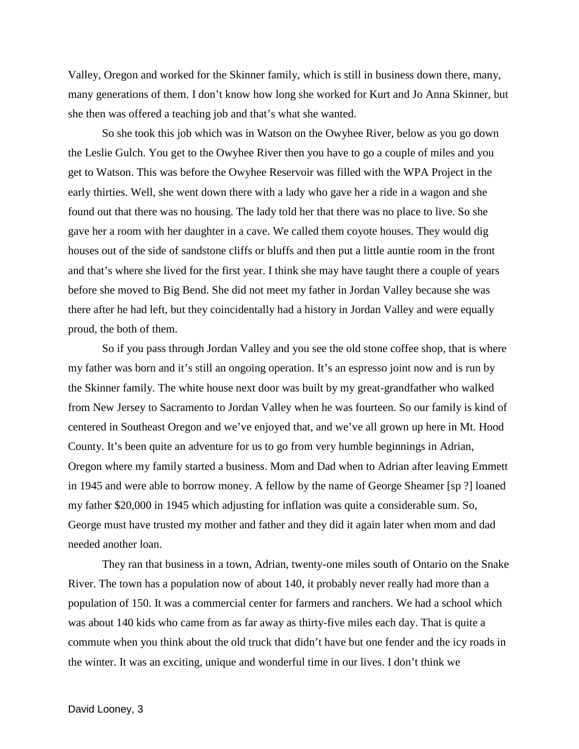Valley, Oregon and worked for the Skinner family, which is still in business down there, many, many generations of them. I don't know how long she worked for Kurt and Jo Anna Skinner, but she then was offered a teaching job and that's what she wanted.

So she took this job which was in Watson on the Owyhee River, below as you go down the Leslie Gulch. You get to the Owyhee River then you have to go a couple of miles and you get to Watson. This was before the Owyhee Reservoir was filled with the WPA Project in the early thirties. Well, she went down there with a lady who gave her a ride in a wagon and she found out that there was no housing. The lady told her that there was no place to live. So she gave her a room with her daughter in a cave. We called them coyote houses. They would dig houses out of the side of sandstone cliffs or bluffs and then put a little auntie room in the front and that's where she lived for the first year. I think she may have taught there a couple of years before she moved to Big Bend. She did not meet my father in Jordan Valley because she was there after he had left, but they coincidentally had a history in Jordan Valley and were equally proud, the both of them.

So if you pass through Jordan Valley and you see the old stone coffee shop, that is where my father was born and it's still an ongoing operation. It's an espresso joint now and is run by the Skinner family. The white house next door was built by my great-grandfather who walked from New Jersey to Sacramento to Jordan Valley when he was fourteen. So our family is kind of centered in Southeast Oregon and we've enjoyed that, and we've all grown up here in Mt. Hood County. It's been quite an adventure for us to go from very humble beginnings in Adrian, Oregon where my family started a business. Mom and Dad when to Adrian after leaving Emmett in 1945 and were able to borrow money. A fellow by the name of George Sheamer [sp ?] loaned my father $20,000 in 1945 which adjusting for inflation was quite a considerable sum. So, George must have trusted my mother and father and they did it again later when mom and dad needed another loan.

They ran that business in a town, Adrian, twenty-one miles south of Ontario on the Snake River. The town has a population now of about 140, it probably never really had more than a population of 150. It was a commercial center for farmers and ranchers. We had a school which was about 140 kids who came from as far away as thirty-five miles each day. That is quite a commute when you think about the old truck that didn't have but one fender and the icy roads in the winter. It was an exciting, unique and wonderful time in our lives. I don't think we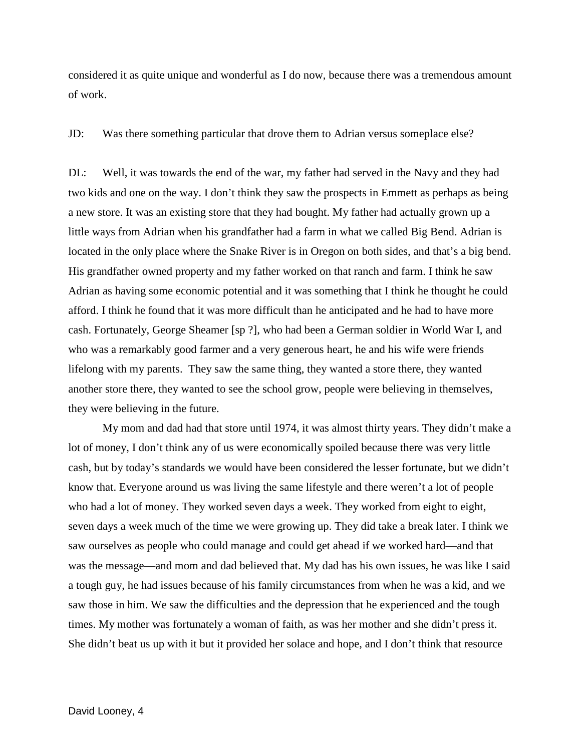considered it as quite unique and wonderful as I do now, because there was a tremendous amount of work.

JD: Was there something particular that drove them to Adrian versus someplace else?

DL: Well, it was towards the end of the war, my father had served in the Navy and they had two kids and one on the way. I don't think they saw the prospects in Emmett as perhaps as being a new store. It was an existing store that they had bought. My father had actually grown up a little ways from Adrian when his grandfather had a farm in what we called Big Bend. Adrian is located in the only place where the Snake River is in Oregon on both sides, and that's a big bend. His grandfather owned property and my father worked on that ranch and farm. I think he saw Adrian as having some economic potential and it was something that I think he thought he could afford. I think he found that it was more difficult than he anticipated and he had to have more cash. Fortunately, George Sheamer [sp ?], who had been a German soldier in World War I, and who was a remarkably good farmer and a very generous heart, he and his wife were friends lifelong with my parents. They saw the same thing, they wanted a store there, they wanted another store there, they wanted to see the school grow, people were believing in themselves, they were believing in the future.

My mom and dad had that store until 1974, it was almost thirty years. They didn't make a lot of money, I don't think any of us were economically spoiled because there was very little cash, but by today's standards we would have been considered the lesser fortunate, but we didn't know that. Everyone around us was living the same lifestyle and there weren't a lot of people who had a lot of money. They worked seven days a week. They worked from eight to eight, seven days a week much of the time we were growing up. They did take a break later. I think we saw ourselves as people who could manage and could get ahead if we worked hard—and that was the message—and mom and dad believed that. My dad has his own issues, he was like I said a tough guy, he had issues because of his family circumstances from when he was a kid, and we saw those in him. We saw the difficulties and the depression that he experienced and the tough times. My mother was fortunately a woman of faith, as was her mother and she didn't press it. She didn't beat us up with it but it provided her solace and hope, and I don't think that resource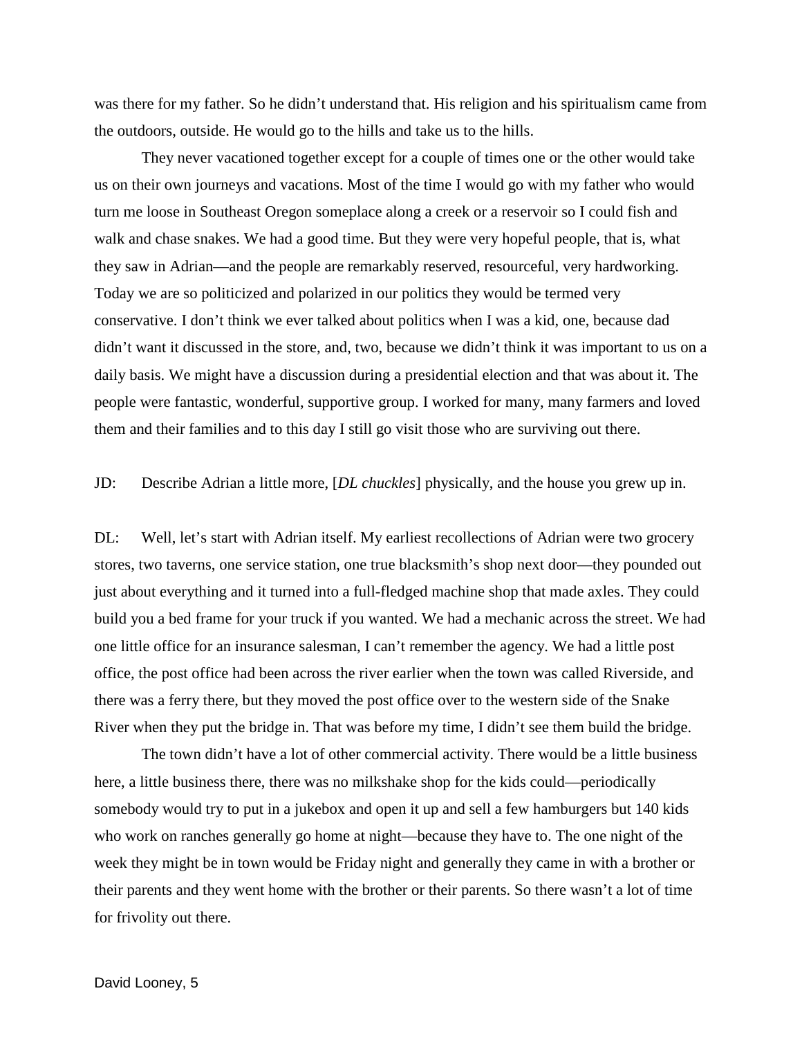was there for my father. So he didn't understand that. His religion and his spiritualism came from the outdoors, outside. He would go to the hills and take us to the hills.

They never vacationed together except for a couple of times one or the other would take us on their own journeys and vacations. Most of the time I would go with my father who would turn me loose in Southeast Oregon someplace along a creek or a reservoir so I could fish and walk and chase snakes. We had a good time. But they were very hopeful people, that is, what they saw in Adrian—and the people are remarkably reserved, resourceful, very hardworking. Today we are so politicized and polarized in our politics they would be termed very conservative. I don't think we ever talked about politics when I was a kid, one, because dad didn't want it discussed in the store, and, two, because we didn't think it was important to us on a daily basis. We might have a discussion during a presidential election and that was about it. The people were fantastic, wonderful, supportive group. I worked for many, many farmers and loved them and their families and to this day I still go visit those who are surviving out there.

JD: Describe Adrian a little more, [*DL chuckles*] physically, and the house you grew up in.

DL: Well, let's start with Adrian itself. My earliest recollections of Adrian were two grocery stores, two taverns, one service station, one true blacksmith's shop next door—they pounded out just about everything and it turned into a full-fledged machine shop that made axles. They could build you a bed frame for your truck if you wanted. We had a mechanic across the street. We had one little office for an insurance salesman, I can't remember the agency. We had a little post office, the post office had been across the river earlier when the town was called Riverside, and there was a ferry there, but they moved the post office over to the western side of the Snake River when they put the bridge in. That was before my time, I didn't see them build the bridge.

The town didn't have a lot of other commercial activity. There would be a little business here, a little business there, there was no milkshake shop for the kids could—periodically somebody would try to put in a jukebox and open it up and sell a few hamburgers but 140 kids who work on ranches generally go home at night—because they have to. The one night of the week they might be in town would be Friday night and generally they came in with a brother or their parents and they went home with the brother or their parents. So there wasn't a lot of time for frivolity out there.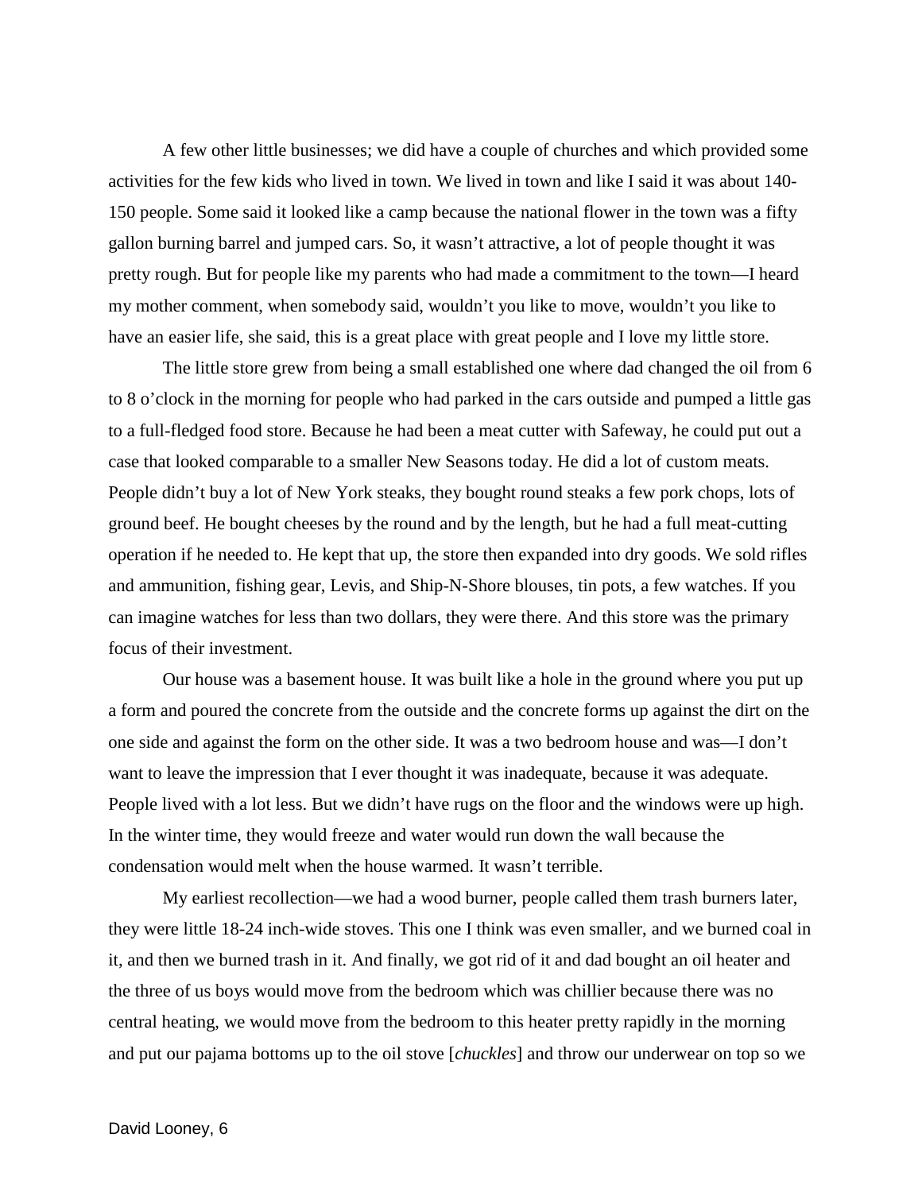A few other little businesses; we did have a couple of churches and which provided some activities for the few kids who lived in town. We lived in town and like I said it was about 140-150 people. Some said it looked like a camp because the national flower in the town was a fifty gallon burning barrel and jumped cars. So, it wasn't attractive, a lot of people thought it was pretty rough. But for people like my parents who had made a commitment to the town—I heard my mother comment, when somebody said, wouldn't you like to move, wouldn't you like to have an easier life, she said, this is a great place with great people and I love my little store.

The little store grew from being a small established one where dad changed the oil from 6 to 8 o'clock in the morning for people who had parked in the cars outside and pumped a little gas to a full-fledged food store. Because he had been a meat cutter with Safeway, he could put out a case that looked comparable to a smaller New Seasons today. He did a lot of custom meats. People didn't buy a lot of New York steaks, they bought round steaks a few pork chops, lots of ground beef. He bought cheeses by the round and by the length, but he had a full meat-cutting operation if he needed to. He kept that up, the store then expanded into dry goods. We sold rifles and ammunition, fishing gear, Levis, and Ship-N-Shore blouses, tin pots, a few watches. If you can imagine watches for less than two dollars, they were there. And this store was the primary focus of their investment.

Our house was a basement house. It was built like a hole in the ground where you put up a form and poured the concrete from the outside and the concrete forms up against the dirt on the one side and against the form on the other side. It was a two bedroom house and was—I don't want to leave the impression that I ever thought it was inadequate, because it was adequate. People lived with a lot less. But we didn't have rugs on the floor and the windows were up high. In the winter time, they would freeze and water would run down the wall because the condensation would melt when the house warmed. It wasn't terrible.

My earliest recollection—we had a wood burner, people called them trash burners later, they were little 18-24 inch-wide stoves. This one I think was even smaller, and we burned coal in it, and then we burned trash in it. And finally, we got rid of it and dad bought an oil heater and the three of us boys would move from the bedroom which was chillier because there was no central heating, we would move from the bedroom to this heater pretty rapidly in the morning and put our pajama bottoms up to the oil stove [*chuckles*] and throw our underwear on top so we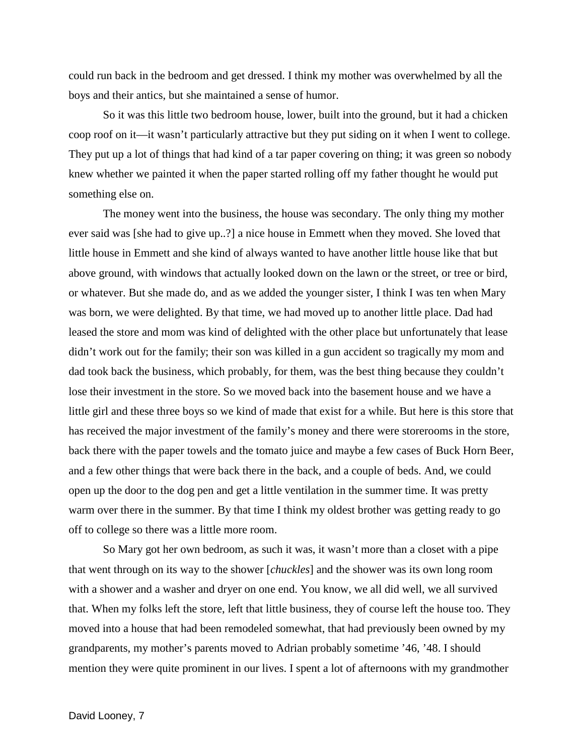could run back in the bedroom and get dressed. I think my mother was overwhelmed by all the boys and their antics, but she maintained a sense of humor.

So it was this little two bedroom house, lower, built into the ground, but it had a chicken coop roof on it—it wasn't particularly attractive but they put siding on it when I went to college. They put up a lot of things that had kind of a tar paper covering on thing; it was green so nobody knew whether we painted it when the paper started rolling off my father thought he would put something else on.

The money went into the business, the house was secondary. The only thing my mother ever said was [she had to give up..?] a nice house in Emmett when they moved. She loved that little house in Emmett and she kind of always wanted to have another little house like that but above ground, with windows that actually looked down on the lawn or the street, or tree or bird, or whatever. But she made do, and as we added the younger sister, I think I was ten when Mary was born, we were delighted. By that time, we had moved up to another little place. Dad had leased the store and mom was kind of delighted with the other place but unfortunately that lease didn't work out for the family; their son was killed in a gun accident so tragically my mom and dad took back the business, which probably, for them, was the best thing because they couldn't lose their investment in the store. So we moved back into the basement house and we have a little girl and these three boys so we kind of made that exist for a while. But here is this store that has received the major investment of the family's money and there were storerooms in the store, back there with the paper towels and the tomato juice and maybe a few cases of Buck Horn Beer, and a few other things that were back there in the back, and a couple of beds. And, we could open up the door to the dog pen and get a little ventilation in the summer time. It was pretty warm over there in the summer. By that time I think my oldest brother was getting ready to go off to college so there was a little more room.

So Mary got her own bedroom, as such it was, it wasn't more than a closet with a pipe that went through on its way to the shower [*chuckles*] and the shower was its own long room with a shower and a washer and dryer on one end. You know, we all did well, we all survived that. When my folks left the store, left that little business, they of course left the house too. They moved into a house that had been remodeled somewhat, that had previously been owned by my grandparents, my mother's parents moved to Adrian probably sometime '46, '48. I should mention they were quite prominent in our lives. I spent a lot of afternoons with my grandmother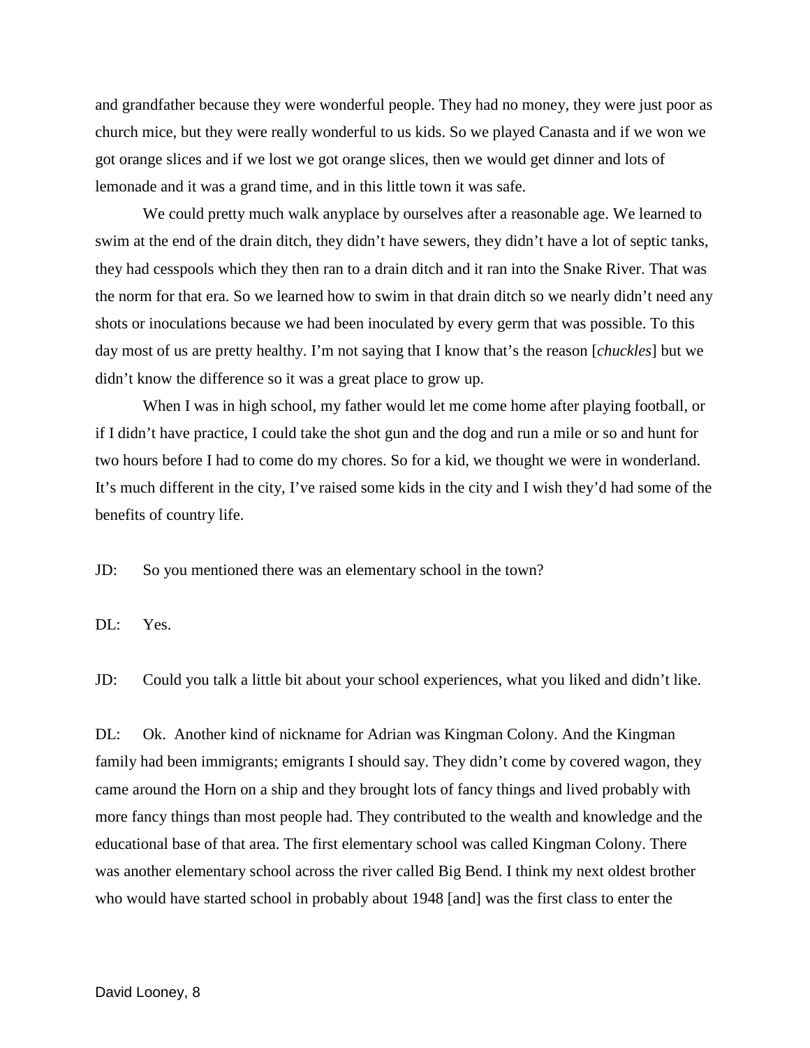and grandfather because they were wonderful people. They had no money, they were just poor as church mice, but they were really wonderful to us kids. So we played Canasta and if we won we got orange slices and if we lost we got orange slices, then we would get dinner and lots of lemonade and it was a grand time, and in this little town it was safe.

We could pretty much walk anyplace by ourselves after a reasonable age. We learned to swim at the end of the drain ditch, they didn't have sewers, they didn't have a lot of septic tanks, they had cesspools which they then ran to a drain ditch and it ran into the Snake River. That was the norm for that era. So we learned how to swim in that drain ditch so we nearly didn't need any shots or inoculations because we had been inoculated by every germ that was possible. To this day most of us are pretty healthy. I'm not saying that I know that's the reason [*chuckles*] but we didn't know the difference so it was a great place to grow up.

When I was in high school, my father would let me come home after playing football, or if I didn't have practice, I could take the shot gun and the dog and run a mile or so and hunt for two hours before I had to come do my chores. So for a kid, we thought we were in wonderland. It's much different in the city, I've raised some kids in the city and I wish they'd had some of the benefits of country life.

JD: So you mentioned there was an elementary school in the town?

DL: Yes.

JD: Could you talk a little bit about your school experiences, what you liked and didn't like.

DL: Ok. Another kind of nickname for Adrian was Kingman Colony. And the Kingman family had been immigrants; emigrants I should say. They didn't come by covered wagon, they came around the Horn on a ship and they brought lots of fancy things and lived probably with more fancy things than most people had. They contributed to the wealth and knowledge and the educational base of that area. The first elementary school was called Kingman Colony. There was another elementary school across the river called Big Bend. I think my next oldest brother who would have started school in probably about 1948 [and] was the first class to enter the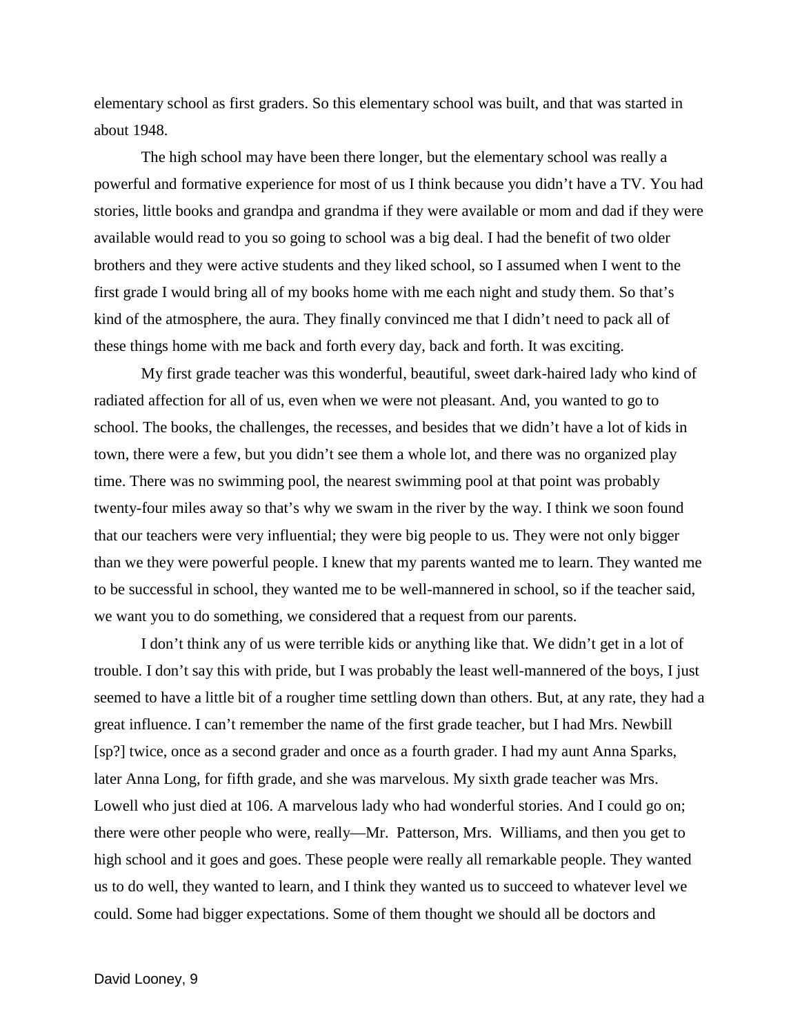elementary school as first graders. So this elementary school was built, and that was started in about 1948.

The high school may have been there longer, but the elementary school was really a powerful and formative experience for most of us I think because you didn't have a TV. You had stories, little books and grandpa and grandma if they were available or mom and dad if they were available would read to you so going to school was a big deal. I had the benefit of two older brothers and they were active students and they liked school, so I assumed when I went to the first grade I would bring all of my books home with me each night and study them. So that's kind of the atmosphere, the aura. They finally convinced me that I didn't need to pack all of these things home with me back and forth every day, back and forth. It was exciting.

My first grade teacher was this wonderful, beautiful, sweet dark-haired lady who kind of radiated affection for all of us, even when we were not pleasant. And, you wanted to go to school. The books, the challenges, the recesses, and besides that we didn't have a lot of kids in town, there were a few, but you didn't see them a whole lot, and there was no organized play time. There was no swimming pool, the nearest swimming pool at that point was probably twenty-four miles away so that's why we swam in the river by the way. I think we soon found that our teachers were very influential; they were big people to us. They were not only bigger than we they were powerful people. I knew that my parents wanted me to learn. They wanted me to be successful in school, they wanted me to be well-mannered in school, so if the teacher said, we want you to do something, we considered that a request from our parents.

I don't think any of us were terrible kids or anything like that. We didn't get in a lot of trouble. I don't say this with pride, but I was probably the least well-mannered of the boys, I just seemed to have a little bit of a rougher time settling down than others. But, at any rate, they had a great influence. I can't remember the name of the first grade teacher, but I had Mrs. Newbill [sp?] twice, once as a second grader and once as a fourth grader. I had my aunt Anna Sparks, later Anna Long, for fifth grade, and she was marvelous. My sixth grade teacher was Mrs. Lowell who just died at 106. A marvelous lady who had wonderful stories. And I could go on; there were other people who were, really—Mr. Patterson, Mrs. Williams, and then you get to high school and it goes and goes. These people were really all remarkable people. They wanted us to do well, they wanted to learn, and I think they wanted us to succeed to whatever level we could. Some had bigger expectations. Some of them thought we should all be doctors and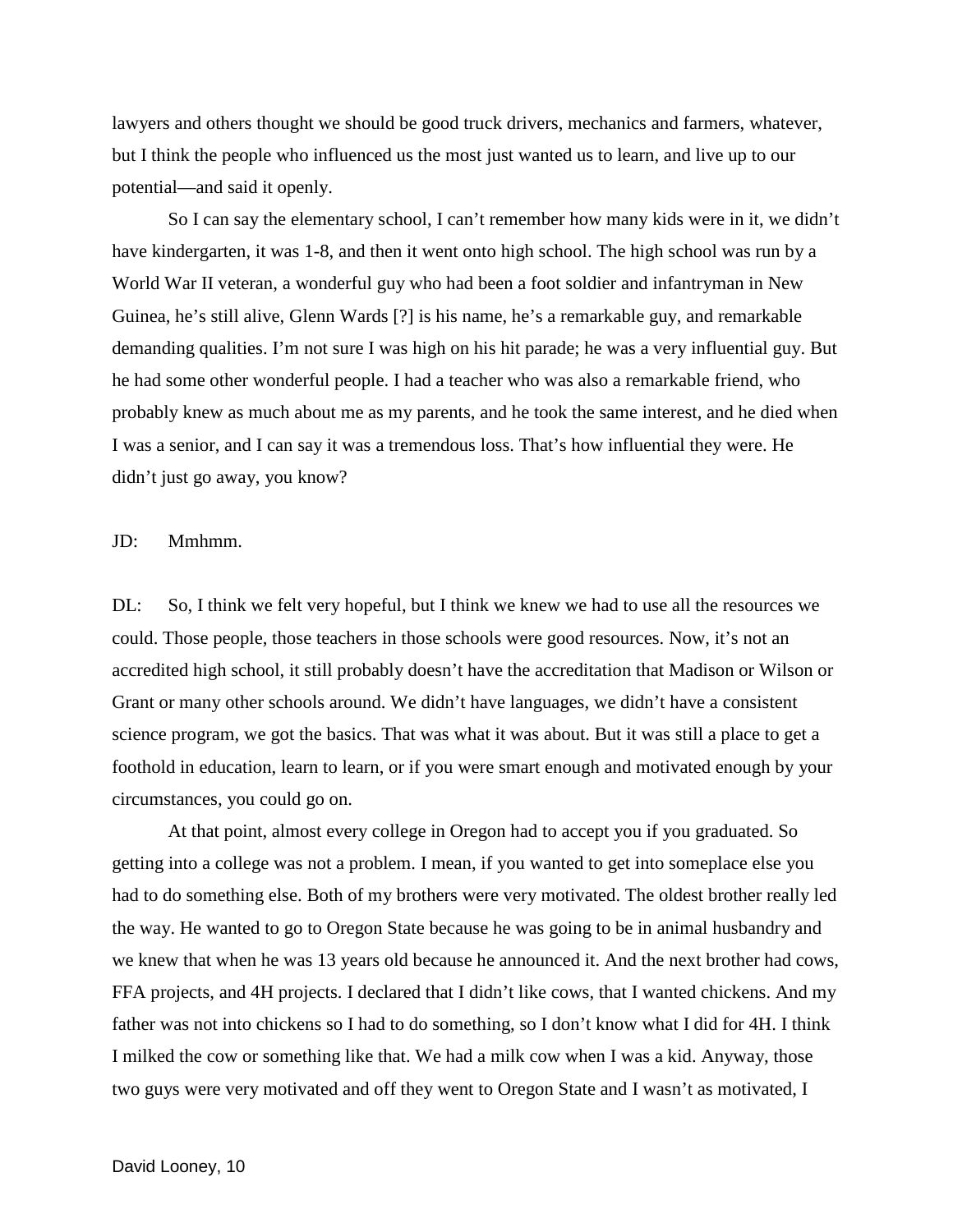lawyers and others thought we should be good truck drivers, mechanics and farmers, whatever, but I think the people who influenced us the most just wanted us to learn, and live up to our potential—and said it openly.

So I can say the elementary school, I can't remember how many kids were in it, we didn't have kindergarten, it was 1-8, and then it went onto high school. The high school was run by a World War II veteran, a wonderful guy who had been a foot soldier and infantryman in New Guinea, he's still alive, Glenn Wards [?] is his name, he's a remarkable guy, and remarkable demanding qualities. I'm not sure I was high on his hit parade; he was a very influential guy. But he had some other wonderful people. I had a teacher who was also a remarkable friend, who probably knew as much about me as my parents, and he took the same interest, and he died when I was a senior, and I can say it was a tremendous loss. That's how influential they were. He didn't just go away, you know?

JD: Mmhmm.

DL: So, I think we felt very hopeful, but I think we knew we had to use all the resources we could. Those people, those teachers in those schools were good resources. Now, it's not an accredited high school, it still probably doesn't have the accreditation that Madison or Wilson or Grant or many other schools around. We didn't have languages, we didn't have a consistent science program, we got the basics. That was what it was about. But it was still a place to get a foothold in education, learn to learn, or if you were smart enough and motivated enough by your circumstances, you could go on.

At that point, almost every college in Oregon had to accept you if you graduated. So getting into a college was not a problem. I mean, if you wanted to get into someplace else you had to do something else. Both of my brothers were very motivated. The oldest brother really led the way. He wanted to go to Oregon State because he was going to be in animal husbandry and we knew that when he was 13 years old because he announced it. And the next brother had cows, FFA projects, and 4H projects. I declared that I didn't like cows, that I wanted chickens. And my father was not into chickens so I had to do something, so I don't know what I did for 4H. I think I milked the cow or something like that. We had a milk cow when I was a kid. Anyway, those two guys were very motivated and off they went to Oregon State and I wasn't as motivated, I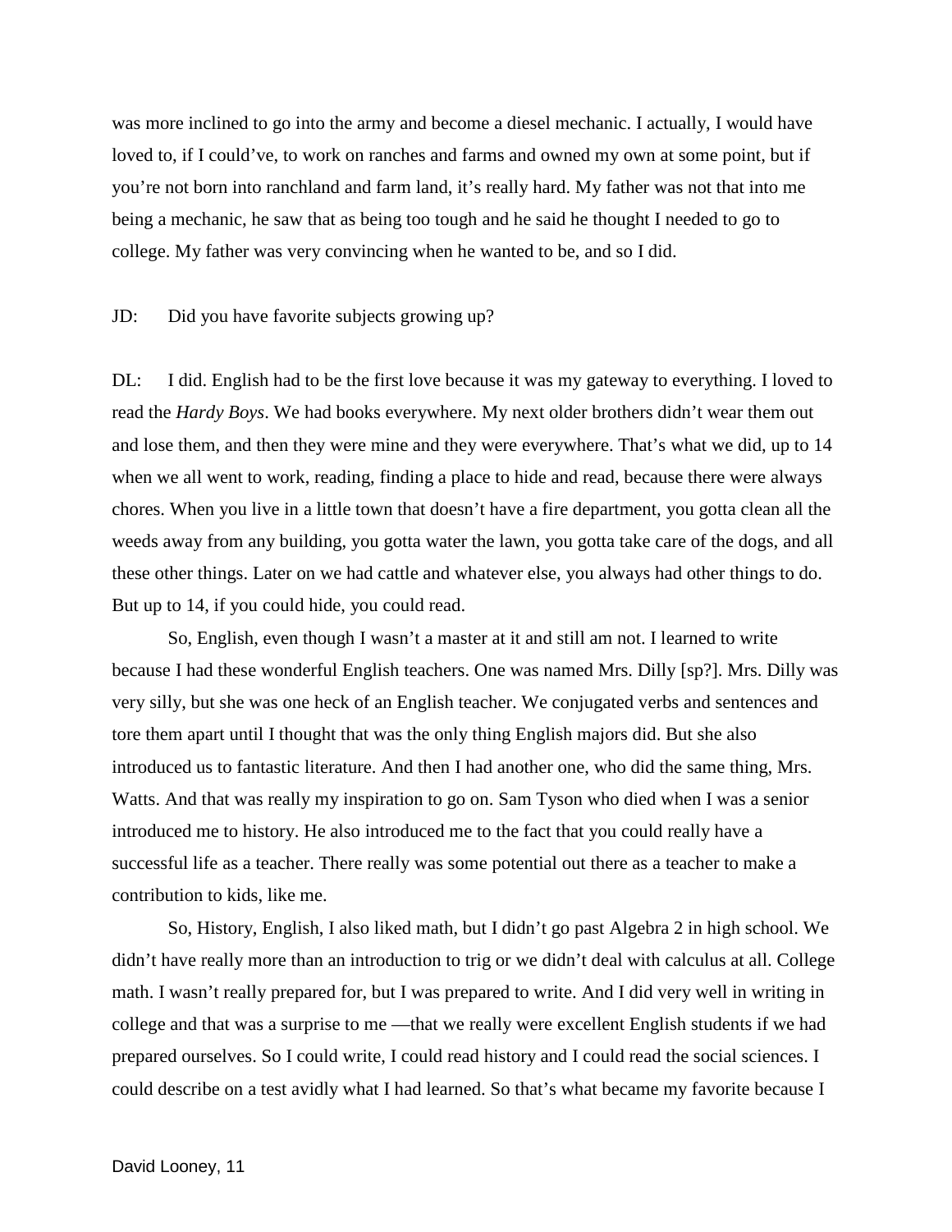was more inclined to go into the army and become a diesel mechanic. I actually, I would have loved to, if I could've, to work on ranches and farms and owned my own at some point, but if you're not born into ranchland and farm land, it's really hard. My father was not that into me being a mechanic, he saw that as being too tough and he said he thought I needed to go to college. My father was very convincing when he wanted to be, and so I did.

JD: Did you have favorite subjects growing up?

DL: I did. English had to be the first love because it was my gateway to everything. I loved to read the *Hardy Boys*. We had books everywhere. My next older brothers didn't wear them out and lose them, and then they were mine and they were everywhere. That's what we did, up to 14 when we all went to work, reading, finding a place to hide and read, because there were always chores. When you live in a little town that doesn't have a fire department, you gotta clean all the weeds away from any building, you gotta water the lawn, you gotta take care of the dogs, and all these other things. Later on we had cattle and whatever else, you always had other things to do. But up to 14, if you could hide, you could read.

So, English, even though I wasn't a master at it and still am not. I learned to write because I had these wonderful English teachers. One was named Mrs. Dilly [sp?]. Mrs. Dilly was very silly, but she was one heck of an English teacher. We conjugated verbs and sentences and tore them apart until I thought that was the only thing English majors did. But she also introduced us to fantastic literature. And then I had another one, who did the same thing, Mrs. Watts. And that was really my inspiration to go on. Sam Tyson who died when I was a senior introduced me to history. He also introduced me to the fact that you could really have a successful life as a teacher. There really was some potential out there as a teacher to make a contribution to kids, like me.

So, History, English, I also liked math, but I didn't go past Algebra 2 in high school. We didn't have really more than an introduction to trig or we didn't deal with calculus at all. College math. I wasn't really prepared for, but I was prepared to write. And I did very well in writing in college and that was a surprise to me —that we really were excellent English students if we had prepared ourselves. So I could write, I could read history and I could read the social sciences. I could describe on a test avidly what I had learned. So that's what became my favorite because I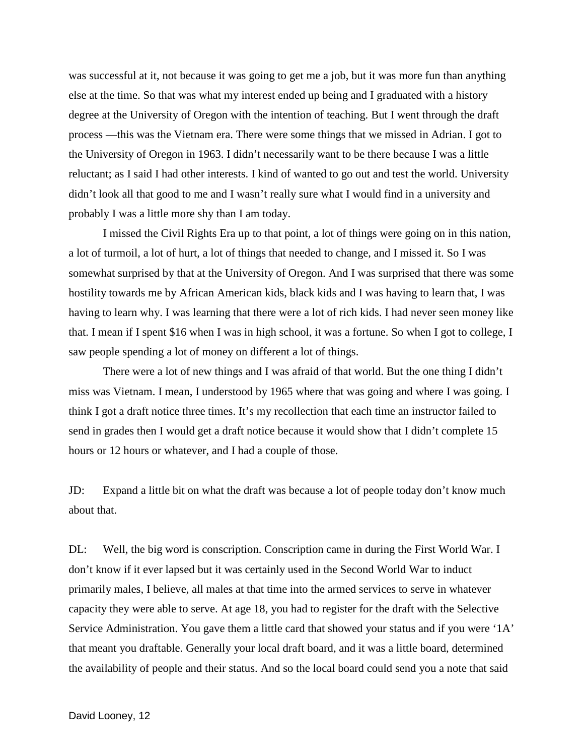was successful at it, not because it was going to get me a job, but it was more fun than anything else at the time. So that was what my interest ended up being and I graduated with a history degree at the University of Oregon with the intention of teaching. But I went through the draft process —this was the Vietnam era. There were some things that we missed in Adrian. I got to the University of Oregon in 1963. I didn't necessarily want to be there because I was a little reluctant; as I said I had other interests. I kind of wanted to go out and test the world. University didn't look all that good to me and I wasn't really sure what I would find in a university and probably I was a little more shy than I am today.

I missed the Civil Rights Era up to that point, a lot of things were going on in this nation, a lot of turmoil, a lot of hurt, a lot of things that needed to change, and I missed it. So I was somewhat surprised by that at the University of Oregon. And I was surprised that there was some hostility towards me by African American kids, black kids and I was having to learn that, I was having to learn why. I was learning that there were a lot of rich kids. I had never seen money like that. I mean if I spent $16 when I was in high school, it was a fortune. So when I got to college, I saw people spending a lot of money on different a lot of things.

There were a lot of new things and I was afraid of that world. But the one thing I didn't miss was Vietnam. I mean, I understood by 1965 where that was going and where I was going. I think I got a draft notice three times. It's my recollection that each time an instructor failed to send in grades then I would get a draft notice because it would show that I didn't complete 15 hours or 12 hours or whatever, and I had a couple of those.

JD: Expand a little bit on what the draft was because a lot of people today don't know much about that.

DL: Well, the big word is conscription. Conscription came in during the First World War. I don't know if it ever lapsed but it was certainly used in the Second World War to induct primarily males, I believe, all males at that time into the armed services to serve in whatever capacity they were able to serve. At age 18, you had to register for the draft with the Selective Service Administration. You gave them a little card that showed your status and if you were '1A' that meant you draftable. Generally your local draft board, and it was a little board, determined the availability of people and their status. And so the local board could send you a note that said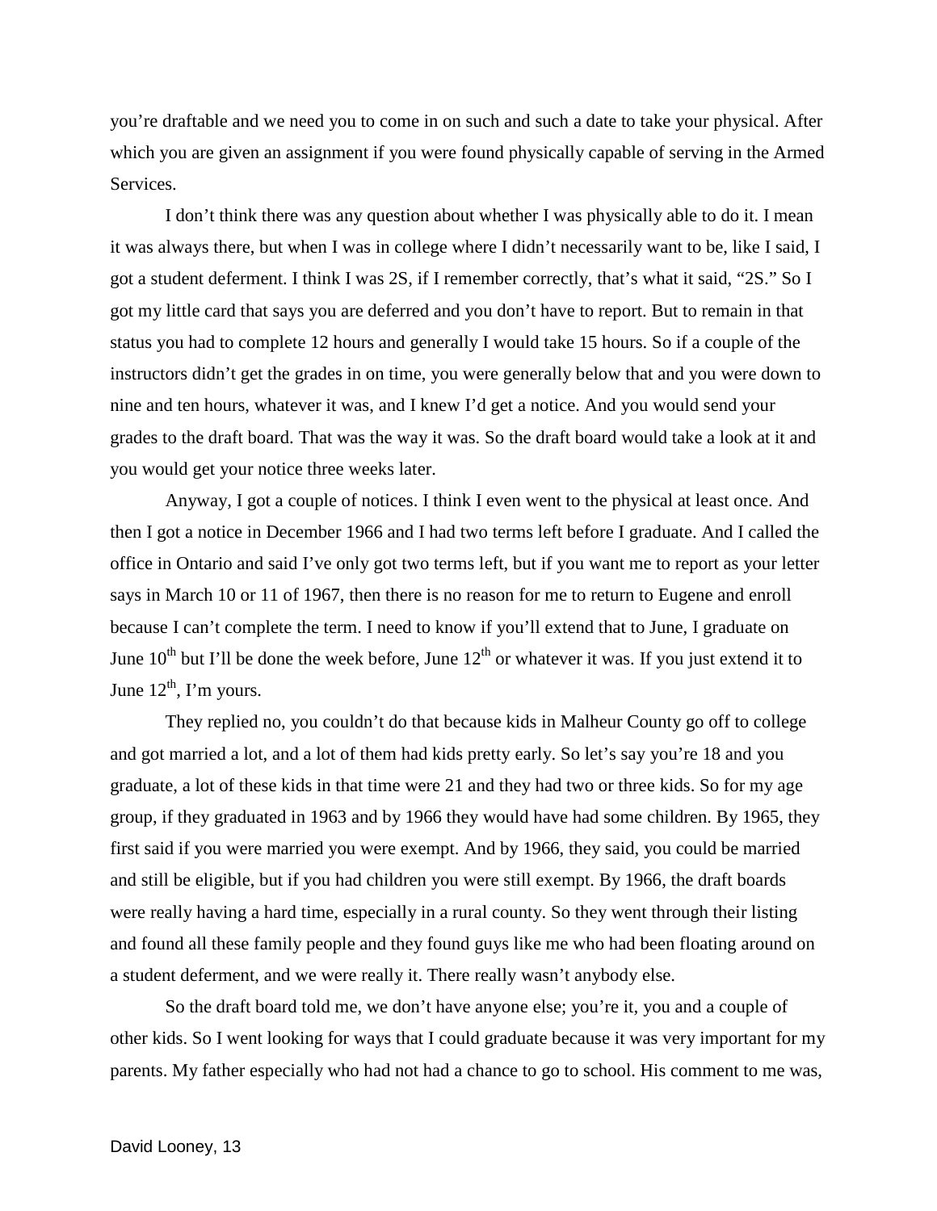you're draftable and we need you to come in on such and such a date to take your physical. After which you are given an assignment if you were found physically capable of serving in the Armed Services.

I don't think there was any question about whether I was physically able to do it. I mean it was always there, but when I was in college where I didn't necessarily want to be, like I said, I got a student deferment. I think I was 2S, if I remember correctly, that's what it said, "2S." So I got my little card that says you are deferred and you don't have to report. But to remain in that status you had to complete 12 hours and generally I would take 15 hours. So if a couple of the instructors didn't get the grades in on time, you were generally below that and you were down to nine and ten hours, whatever it was, and I knew I'd get a notice. And you would send your grades to the draft board. That was the way it was. So the draft board would take a look at it and you would get your notice three weeks later.

Anyway, I got a couple of notices. I think I even went to the physical at least once. And then I got a notice in December 1966 and I had two terms left before I graduate. And I called the office in Ontario and said I've only got two terms left, but if you want me to report as your letter says in March 10 or 11 of 1967, then there is no reason for me to return to Eugene and enroll because I can't complete the term. I need to know if you'll extend that to June, I graduate on June 10th but I'll be done the week before, June 12th or whatever it was. If you just extend it to June 12th, I'm yours.

They replied no, you couldn't do that because kids in Malheur County go off to college and got married a lot, and a lot of them had kids pretty early. So let's say you're 18 and you graduate, a lot of these kids in that time were 21 and they had two or three kids. So for my age group, if they graduated in 1963 and by 1966 they would have had some children. By 1965, they first said if you were married you were exempt. And by 1966, they said, you could be married and still be eligible, but if you had children you were still exempt. By 1966, the draft boards were really having a hard time, especially in a rural county. So they went through their listing and found all these family people and they found guys like me who had been floating around on a student deferment, and we were really it. There really wasn't anybody else.

So the draft board told me, we don't have anyone else; you're it, you and a couple of other kids. So I went looking for ways that I could graduate because it was very important for my parents. My father especially who had not had a chance to go to school. His comment to me was,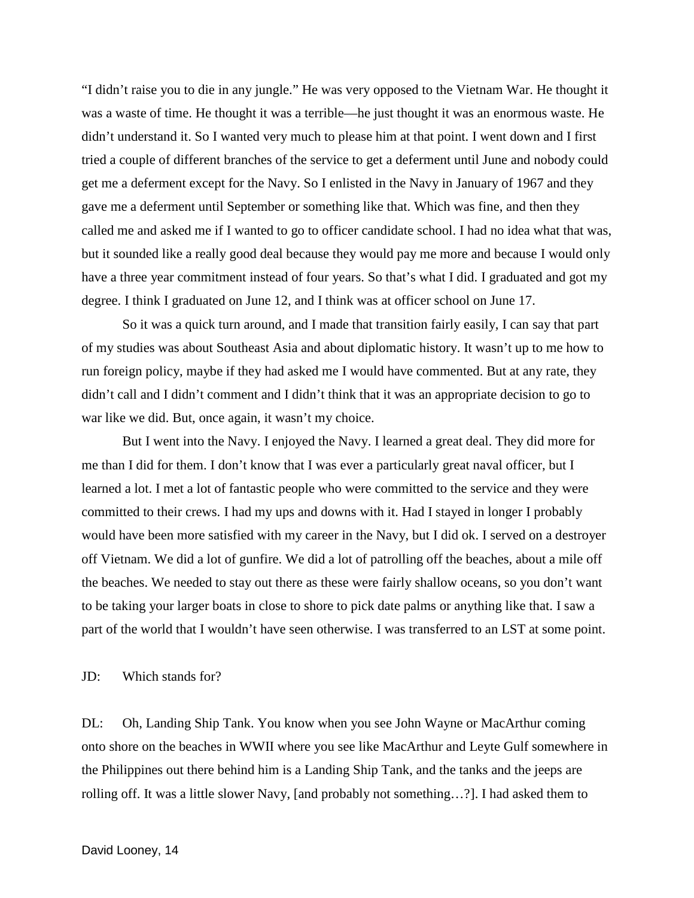"I didn't raise you to die in any jungle." He was very opposed to the Vietnam War. He thought it was a waste of time. He thought it was a terrible—he just thought it was an enormous waste. He didn't understand it. So I wanted very much to please him at that point. I went down and I first tried a couple of different branches of the service to get a deferment until June and nobody could get me a deferment except for the Navy. So I enlisted in the Navy in January of 1967 and they gave me a deferment until September or something like that. Which was fine, and then they called me and asked me if I wanted to go to officer candidate school. I had no idea what that was, but it sounded like a really good deal because they would pay me more and because I would only have a three year commitment instead of four years. So that's what I did. I graduated and got my degree. I think I graduated on June 12, and I think was at officer school on June 17.

So it was a quick turn around, and I made that transition fairly easily, I can say that part of my studies was about Southeast Asia and about diplomatic history. It wasn't up to me how to run foreign policy, maybe if they had asked me I would have commented. But at any rate, they didn't call and I didn't comment and I didn't think that it was an appropriate decision to go to war like we did. But, once again, it wasn't my choice.

But I went into the Navy. I enjoyed the Navy. I learned a great deal. They did more for me than I did for them. I don't know that I was ever a particularly great naval officer, but I learned a lot. I met a lot of fantastic people who were committed to the service and they were committed to their crews. I had my ups and downs with it. Had I stayed in longer I probably would have been more satisfied with my career in the Navy, but I did ok. I served on a destroyer off Vietnam. We did a lot of gunfire. We did a lot of patrolling off the beaches, about a mile off the beaches. We needed to stay out there as these were fairly shallow oceans, so you don't want to be taking your larger boats in close to shore to pick date palms or anything like that. I saw a part of the world that I wouldn't have seen otherwise. I was transferred to an LST at some point.

JD: Which stands for?

DL: Oh, Landing Ship Tank. You know when you see John Wayne or MacArthur coming onto shore on the beaches in WWII where you see like MacArthur and Leyte Gulf somewhere in the Philippines out there behind him is a Landing Ship Tank, and the tanks and the jeeps are rolling off. It was a little slower Navy, [and probably not something…?]. I had asked them to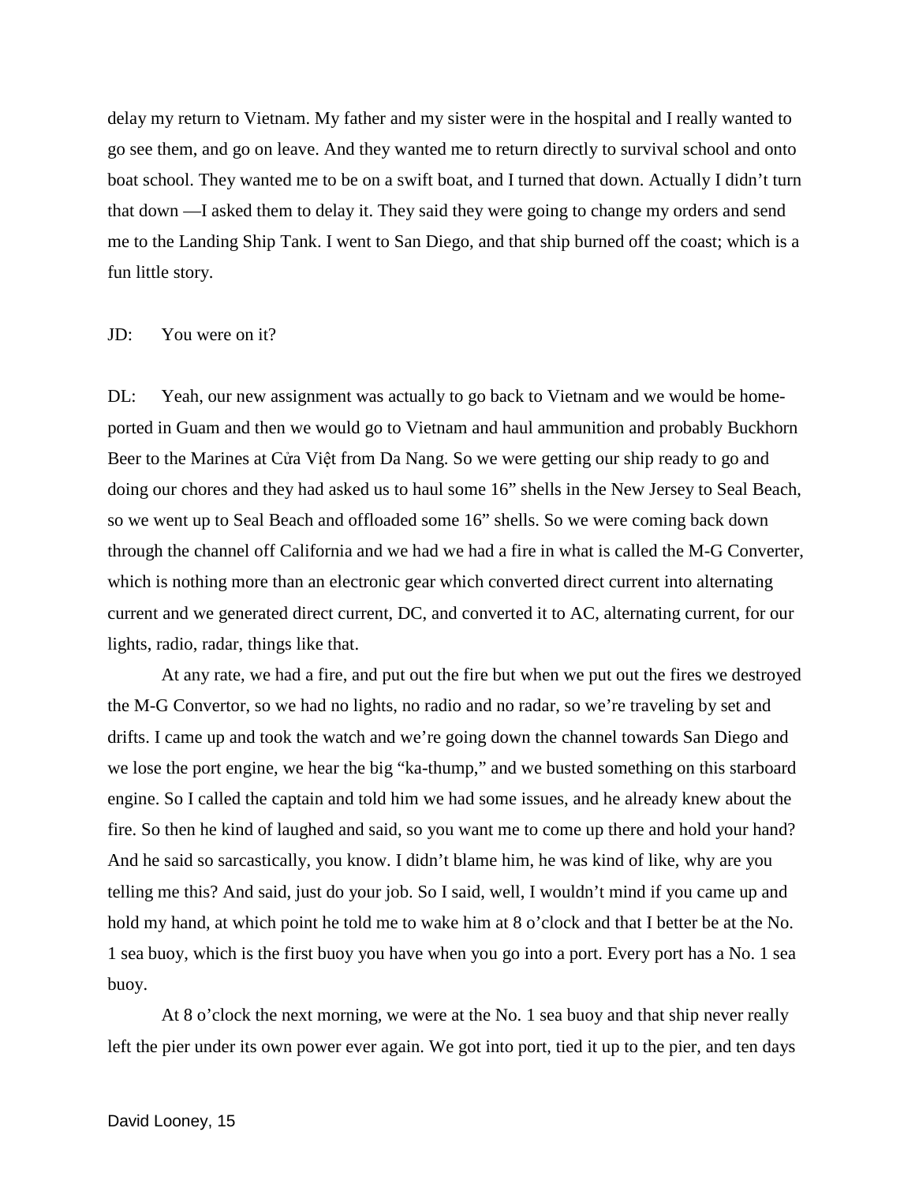delay my return to Vietnam. My father and my sister were in the hospital and I really wanted to go see them, and go on leave. And they wanted me to return directly to survival school and onto boat school. They wanted me to be on a swift boat, and I turned that down. Actually I didn't turn that down —I asked them to delay it. They said they were going to change my orders and send me to the Landing Ship Tank. I went to San Diego, and that ship burned off the coast; which is a fun little story.

JD: You were on it?

DL: Yeah, our new assignment was actually to go back to Vietnam and we would be home-ported in Guam and then we would go to Vietnam and haul ammunition and probably Buckhorn Beer to the Marines at Cửa Việt from Da Nang. So we were getting our ship ready to go and doing our chores and they had asked us to haul some 16" shells in the New Jersey to Seal Beach, so we went up to Seal Beach and offloaded some 16" shells. So we were coming back down through the channel off California and we had we had a fire in what is called the M-G Converter, which is nothing more than an electronic gear which converted direct current into alternating current and we generated direct current, DC, and converted it to AC, alternating current, for our lights, radio, radar, things like that.

At any rate, we had a fire, and put out the fire but when we put out the fires we destroyed the M-G Convertor, so we had no lights, no radio and no radar, so we're traveling by set and drifts. I came up and took the watch and we're going down the channel towards San Diego and we lose the port engine, we hear the big "ka-thump," and we busted something on this starboard engine. So I called the captain and told him we had some issues, and he already knew about the fire. So then he kind of laughed and said, so you want me to come up there and hold your hand? And he said so sarcastically, you know. I didn't blame him, he was kind of like, why are you telling me this? And said, just do your job. So I said, well, I wouldn't mind if you came up and hold my hand, at which point he told me to wake him at 8 o'clock and that I better be at the No. 1 sea buoy, which is the first buoy you have when you go into a port. Every port has a No. 1 sea buoy.

At 8 o'clock the next morning, we were at the No. 1 sea buoy and that ship never really left the pier under its own power ever again. We got into port, tied it up to the pier, and ten days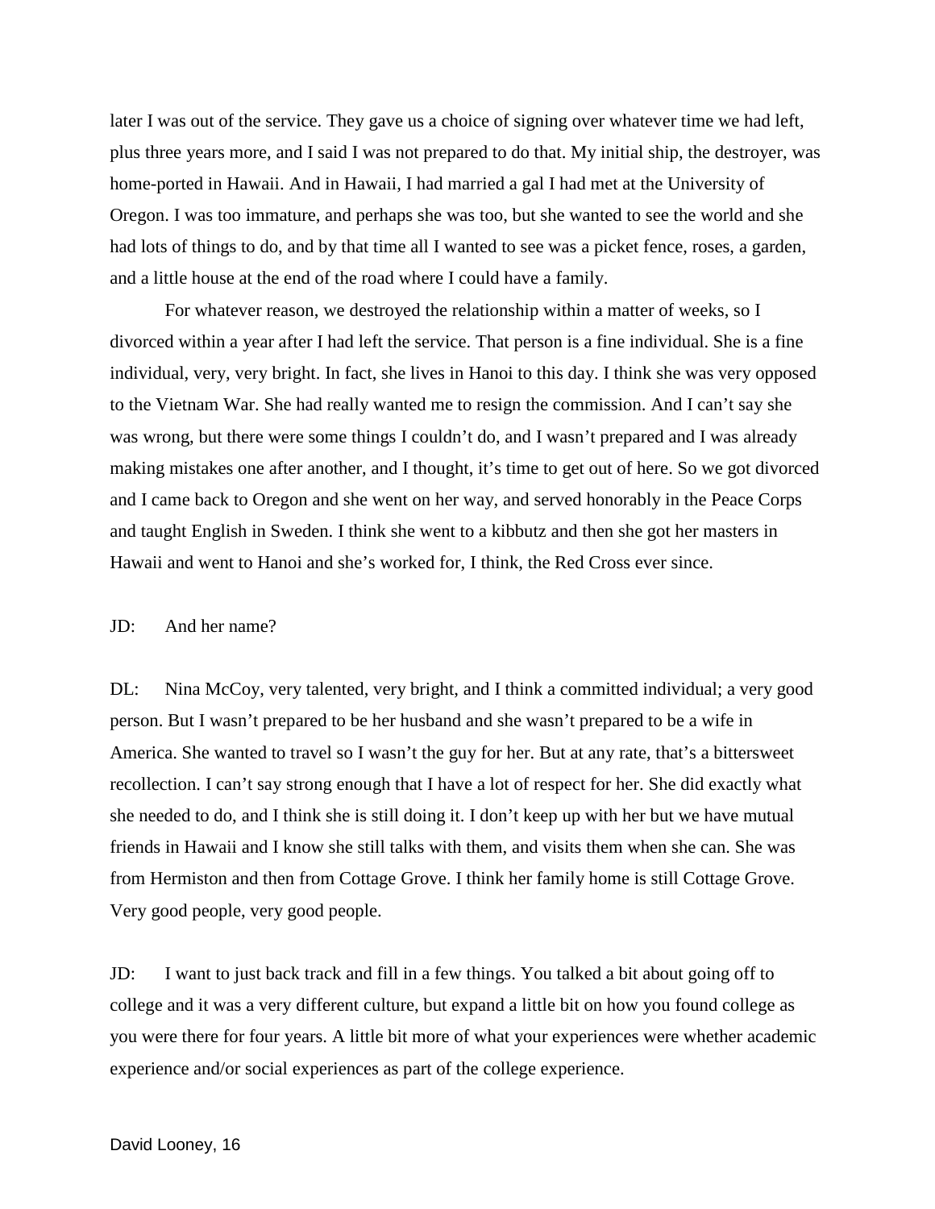later I was out of the service. They gave us a choice of signing over whatever time we had left, plus three years more, and I said I was not prepared to do that. My initial ship, the destroyer, was home-ported in Hawaii. And in Hawaii, I had married a gal I had met at the University of Oregon. I was too immature, and perhaps she was too, but she wanted to see the world and she had lots of things to do, and by that time all I wanted to see was a picket fence, roses, a garden, and a little house at the end of the road where I could have a family.

For whatever reason, we destroyed the relationship within a matter of weeks, so I divorced within a year after I had left the service. That person is a fine individual. She is a fine individual, very, very bright. In fact, she lives in Hanoi to this day. I think she was very opposed to the Vietnam War. She had really wanted me to resign the commission. And I can't say she was wrong, but there were some things I couldn't do, and I wasn't prepared and I was already making mistakes one after another, and I thought, it's time to get out of here. So we got divorced and I came back to Oregon and she went on her way, and served honorably in the Peace Corps and taught English in Sweden. I think she went to a kibbutz and then she got her masters in Hawaii and went to Hanoi and she's worked for, I think, the Red Cross ever since.

JD: And her name?

DL: Nina McCoy, very talented, very bright, and I think a committed individual; a very good person. But I wasn't prepared to be her husband and she wasn't prepared to be a wife in America. She wanted to travel so I wasn't the guy for her. But at any rate, that's a bittersweet recollection. I can't say strong enough that I have a lot of respect for her. She did exactly what she needed to do, and I think she is still doing it. I don't keep up with her but we have mutual friends in Hawaii and I know she still talks with them, and visits them when she can. She was from Hermiston and then from Cottage Grove. I think her family home is still Cottage Grove. Very good people, very good people.

JD: I want to just back track and fill in a few things. You talked a bit about going off to college and it was a very different culture, but expand a little bit on how you found college as you were there for four years. A little bit more of what your experiences were whether academic experience and/or social experiences as part of the college experience.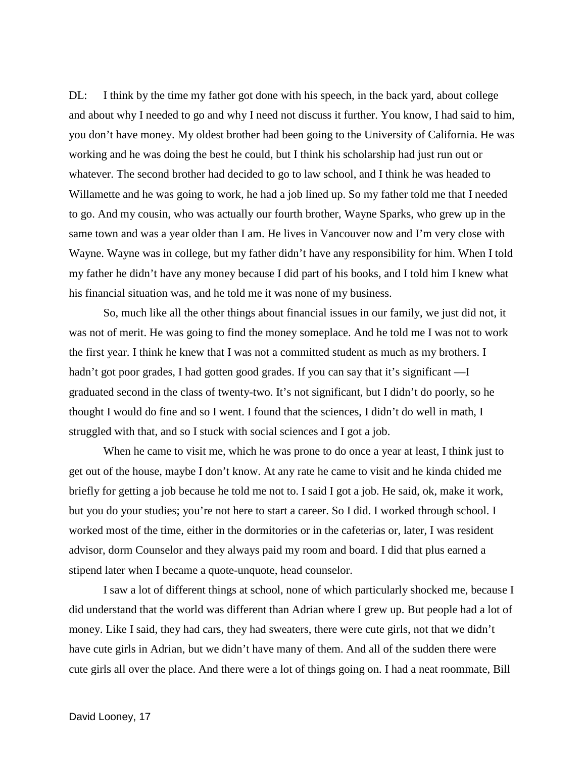DL: I think by the time my father got done with his speech, in the back yard, about college and about why I needed to go and why I need not discuss it further. You know, I had said to him, you don't have money. My oldest brother had been going to the University of California. He was working and he was doing the best he could, but I think his scholarship had just run out or whatever. The second brother had decided to go to law school, and I think he was headed to Willamette and he was going to work, he had a job lined up. So my father told me that I needed to go. And my cousin, who was actually our fourth brother, Wayne Sparks, who grew up in the same town and was a year older than I am. He lives in Vancouver now and I'm very close with Wayne. Wayne was in college, but my father didn't have any responsibility for him. When I told my father he didn't have any money because I did part of his books, and I told him I knew what his financial situation was, and he told me it was none of my business.

So, much like all the other things about financial issues in our family, we just did not, it was not of merit. He was going to find the money someplace. And he told me I was not to work the first year. I think he knew that I was not a committed student as much as my brothers. I hadn't got poor grades, I had gotten good grades. If you can say that it's significant —I graduated second in the class of twenty-two. It's not significant, but I didn't do poorly, so he thought I would do fine and so I went. I found that the sciences, I didn't do well in math, I struggled with that, and so I stuck with social sciences and I got a job.

When he came to visit me, which he was prone to do once a year at least, I think just to get out of the house, maybe I don't know. At any rate he came to visit and he kinda chided me briefly for getting a job because he told me not to. I said I got a job. He said, ok, make it work, but you do your studies; you're not here to start a career. So I did. I worked through school. I worked most of the time, either in the dormitories or in the cafeterias or, later, I was resident advisor, dorm Counselor and they always paid my room and board. I did that plus earned a stipend later when I became a quote-unquote, head counselor.

I saw a lot of different things at school, none of which particularly shocked me, because I did understand that the world was different than Adrian where I grew up. But people had a lot of money. Like I said, they had cars, they had sweaters, there were cute girls, not that we didn't have cute girls in Adrian, but we didn't have many of them. And all of the sudden there were cute girls all over the place. And there were a lot of things going on. I had a neat roommate, Bill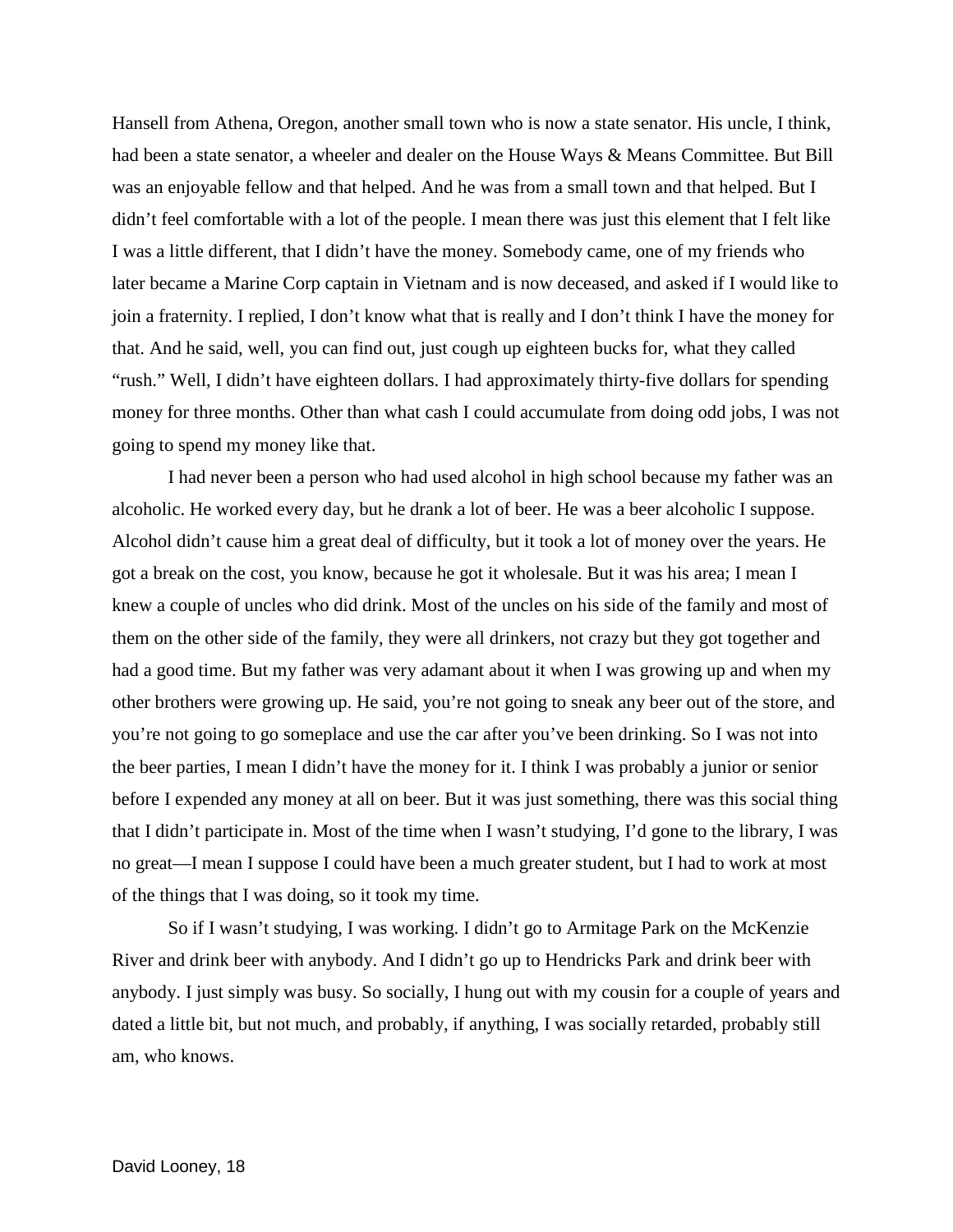Hansell from Athena, Oregon, another small town who is now a state senator. His uncle, I think, had been a state senator, a wheeler and dealer on the House Ways & Means Committee. But Bill was an enjoyable fellow and that helped. And he was from a small town and that helped. But I didn't feel comfortable with a lot of the people. I mean there was just this element that I felt like I was a little different, that I didn't have the money. Somebody came, one of my friends who later became a Marine Corp captain in Vietnam and is now deceased, and asked if I would like to join a fraternity. I replied, I don't know what that is really and I don't think I have the money for that. And he said, well, you can find out, just cough up eighteen bucks for, what they called "rush." Well, I didn't have eighteen dollars. I had approximately thirty-five dollars for spending money for three months. Other than what cash I could accumulate from doing odd jobs, I was not going to spend my money like that.

I had never been a person who had used alcohol in high school because my father was an alcoholic. He worked every day, but he drank a lot of beer. He was a beer alcoholic I suppose. Alcohol didn't cause him a great deal of difficulty, but it took a lot of money over the years. He got a break on the cost, you know, because he got it wholesale. But it was his area; I mean I knew a couple of uncles who did drink. Most of the uncles on his side of the family and most of them on the other side of the family, they were all drinkers, not crazy but they got together and had a good time. But my father was very adamant about it when I was growing up and when my other brothers were growing up. He said, you're not going to sneak any beer out of the store, and you're not going to go someplace and use the car after you've been drinking. So I was not into the beer parties, I mean I didn't have the money for it. I think I was probably a junior or senior before I expended any money at all on beer. But it was just something, there was this social thing that I didn't participate in. Most of the time when I wasn't studying, I'd gone to the library, I was no great—I mean I suppose I could have been a much greater student, but I had to work at most of the things that I was doing, so it took my time.

So if I wasn't studying, I was working. I didn't go to Armitage Park on the McKenzie River and drink beer with anybody. And I didn't go up to Hendricks Park and drink beer with anybody. I just simply was busy. So socially, I hung out with my cousin for a couple of years and dated a little bit, but not much, and probably, if anything, I was socially retarded, probably still am, who knows.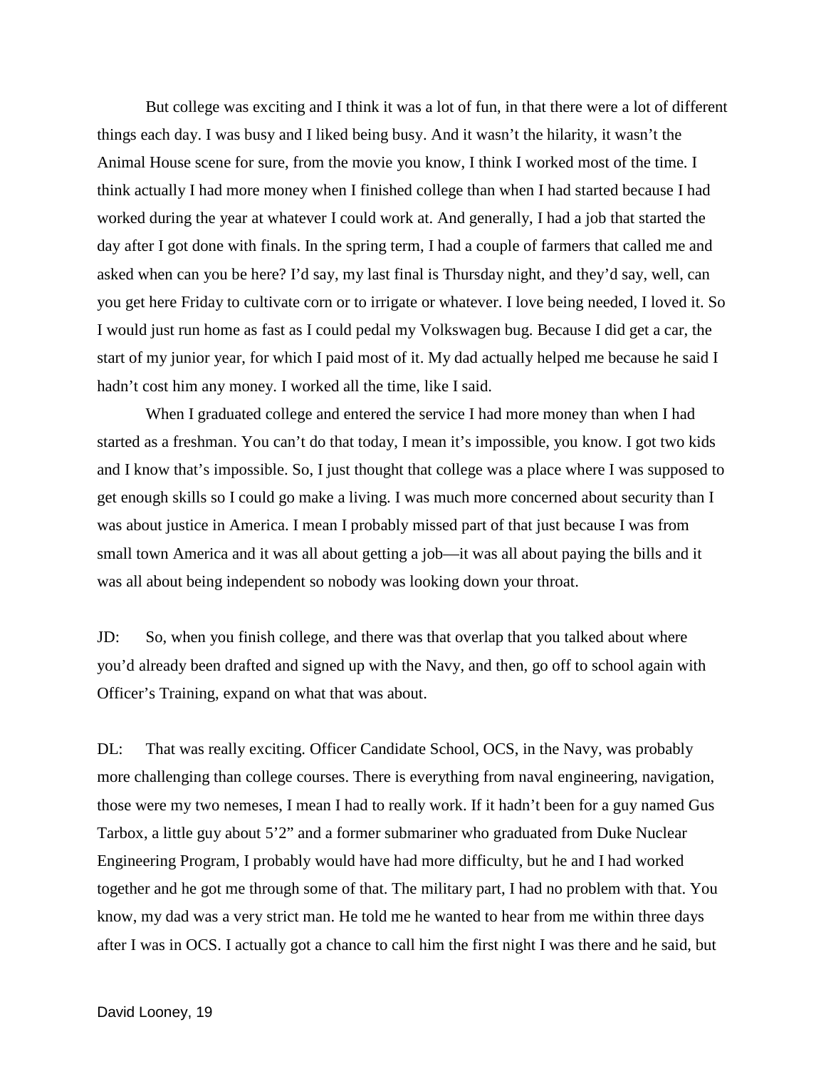But college was exciting and I think it was a lot of fun, in that there were a lot of different things each day. I was busy and I liked being busy. And it wasn't the hilarity, it wasn't the Animal House scene for sure, from the movie you know, I think I worked most of the time. I think actually I had more money when I finished college than when I had started because I had worked during the year at whatever I could work at. And generally, I had a job that started the day after I got done with finals. In the spring term, I had a couple of farmers that called me and asked when can you be here? I'd say, my last final is Thursday night, and they'd say, well, can you get here Friday to cultivate corn or to irrigate or whatever. I love being needed, I loved it. So I would just run home as fast as I could pedal my Volkswagen bug. Because I did get a car, the start of my junior year, for which I paid most of it. My dad actually helped me because he said I hadn't cost him any money. I worked all the time, like I said.

When I graduated college and entered the service I had more money than when I had started as a freshman. You can't do that today, I mean it's impossible, you know. I got two kids and I know that's impossible. So, I just thought that college was a place where I was supposed to get enough skills so I could go make a living. I was much more concerned about security than I was about justice in America. I mean I probably missed part of that just because I was from small town America and it was all about getting a job—it was all about paying the bills and it was all about being independent so nobody was looking down your throat.

JD: So, when you finish college, and there was that overlap that you talked about where you'd already been drafted and signed up with the Navy, and then, go off to school again with Officer's Training, expand on what that was about.

DL: That was really exciting. Officer Candidate School, OCS, in the Navy, was probably more challenging than college courses. There is everything from naval engineering, navigation, those were my two nemeses, I mean I had to really work. If it hadn't been for a guy named Gus Tarbox, a little guy about 5'2" and a former submariner who graduated from Duke Nuclear Engineering Program, I probably would have had more difficulty, but he and I had worked together and he got me through some of that. The military part, I had no problem with that. You know, my dad was a very strict man. He told me he wanted to hear from me within three days after I was in OCS. I actually got a chance to call him the first night I was there and he said, but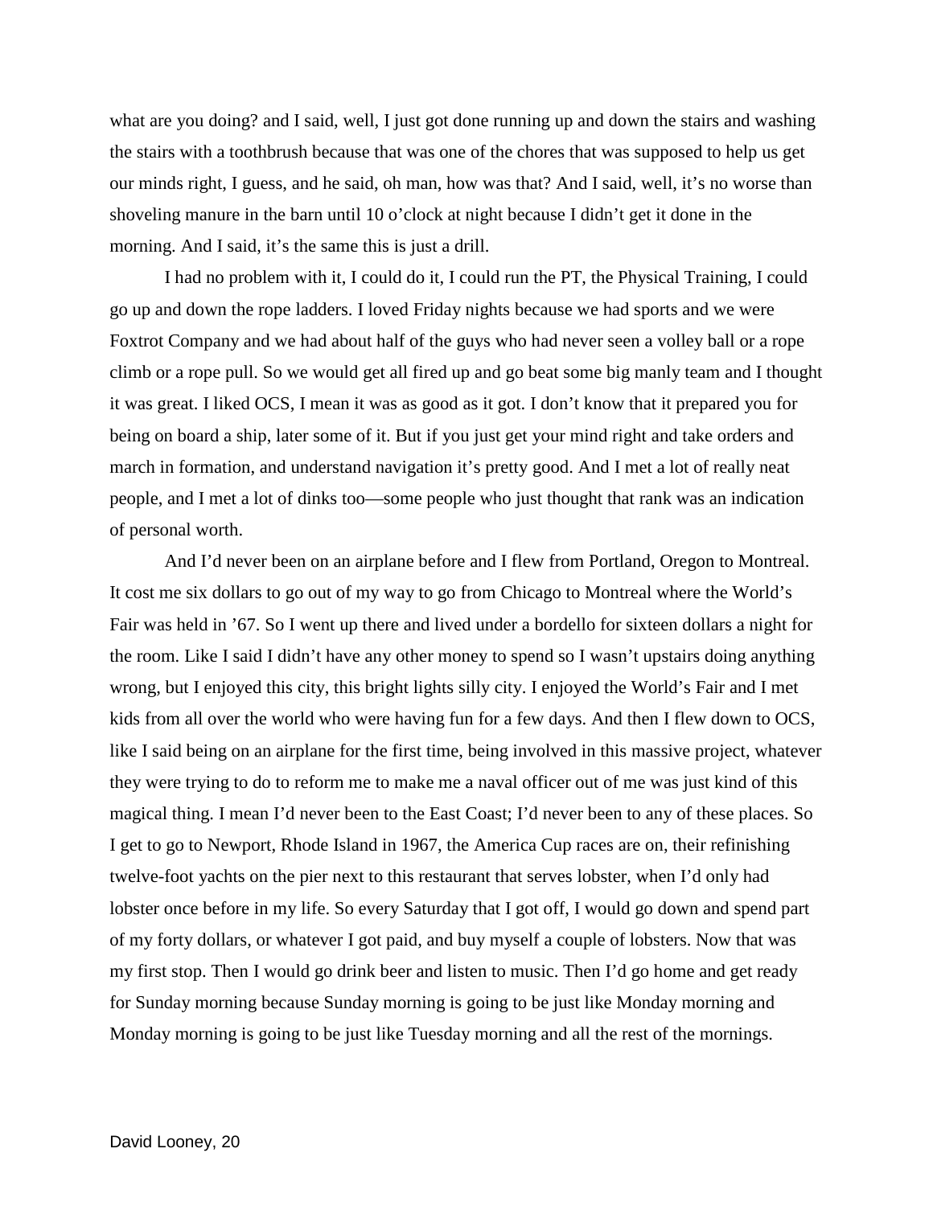what are you doing? and I said, well, I just got done running up and down the stairs and washing the stairs with a toothbrush because that was one of the chores that was supposed to help us get our minds right, I guess, and he said, oh man, how was that? And I said, well, it's no worse than shoveling manure in the barn until 10 o'clock at night because I didn't get it done in the morning. And I said, it's the same this is just a drill.

I had no problem with it, I could do it, I could run the PT, the Physical Training, I could go up and down the rope ladders. I loved Friday nights because we had sports and we were Foxtrot Company and we had about half of the guys who had never seen a volley ball or a rope climb or a rope pull. So we would get all fired up and go beat some big manly team and I thought it was great. I liked OCS, I mean it was as good as it got. I don't know that it prepared you for being on board a ship, later some of it. But if you just get your mind right and take orders and march in formation, and understand navigation it's pretty good. And I met a lot of really neat people, and I met a lot of dinks too—some people who just thought that rank was an indication of personal worth.

And I'd never been on an airplane before and I flew from Portland, Oregon to Montreal. It cost me six dollars to go out of my way to go from Chicago to Montreal where the World's Fair was held in '67. So I went up there and lived under a bordello for sixteen dollars a night for the room. Like I said I didn't have any other money to spend so I wasn't upstairs doing anything wrong, but I enjoyed this city, this bright lights silly city. I enjoyed the World's Fair and I met kids from all over the world who were having fun for a few days. And then I flew down to OCS, like I said being on an airplane for the first time, being involved in this massive project, whatever they were trying to do to reform me to make me a naval officer out of me was just kind of this magical thing. I mean I'd never been to the East Coast; I'd never been to any of these places. So I get to go to Newport, Rhode Island in 1967, the America Cup races are on, their refinishing twelve-foot yachts on the pier next to this restaurant that serves lobster, when I'd only had lobster once before in my life. So every Saturday that I got off, I would go down and spend part of my forty dollars, or whatever I got paid, and buy myself a couple of lobsters. Now that was my first stop. Then I would go drink beer and listen to music. Then I'd go home and get ready for Sunday morning because Sunday morning is going to be just like Monday morning and Monday morning is going to be just like Tuesday morning and all the rest of the mornings.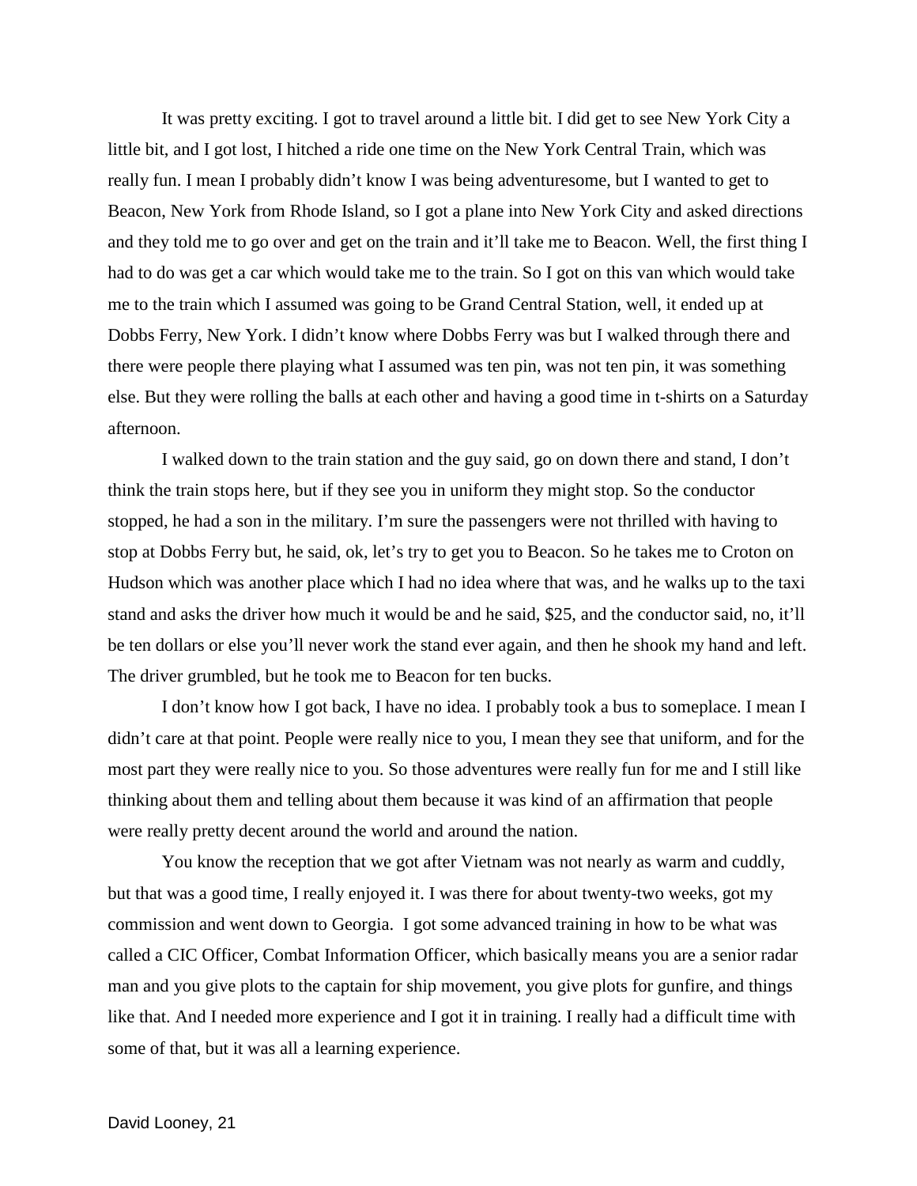It was pretty exciting. I got to travel around a little bit. I did get to see New York City a little bit, and I got lost, I hitched a ride one time on the New York Central Train, which was really fun. I mean I probably didn't know I was being adventuresome, but I wanted to get to Beacon, New York from Rhode Island, so I got a plane into New York City and asked directions and they told me to go over and get on the train and it'll take me to Beacon. Well, the first thing I had to do was get a car which would take me to the train. So I got on this van which would take me to the train which I assumed was going to be Grand Central Station, well, it ended up at Dobbs Ferry, New York. I didn't know where Dobbs Ferry was but I walked through there and there were people there playing what I assumed was ten pin, was not ten pin, it was something else. But they were rolling the balls at each other and having a good time in t-shirts on a Saturday afternoon.

I walked down to the train station and the guy said, go on down there and stand, I don't think the train stops here, but if they see you in uniform they might stop. So the conductor stopped, he had a son in the military. I'm sure the passengers were not thrilled with having to stop at Dobbs Ferry but, he said, ok, let's try to get you to Beacon. So he takes me to Croton on Hudson which was another place which I had no idea where that was, and he walks up to the taxi stand and asks the driver how much it would be and he said, $25, and the conductor said, no, it'll be ten dollars or else you'll never work the stand ever again, and then he shook my hand and left. The driver grumbled, but he took me to Beacon for ten bucks.

I don't know how I got back, I have no idea. I probably took a bus to someplace. I mean I didn't care at that point. People were really nice to you, I mean they see that uniform, and for the most part they were really nice to you. So those adventures were really fun for me and I still like thinking about them and telling about them because it was kind of an affirmation that people were really pretty decent around the world and around the nation.

You know the reception that we got after Vietnam was not nearly as warm and cuddly, but that was a good time, I really enjoyed it. I was there for about twenty-two weeks, got my commission and went down to Georgia. I got some advanced training in how to be what was called a CIC Officer, Combat Information Officer, which basically means you are a senior radar man and you give plots to the captain for ship movement, you give plots for gunfire, and things like that. And I needed more experience and I got it in training. I really had a difficult time with some of that, but it was all a learning experience.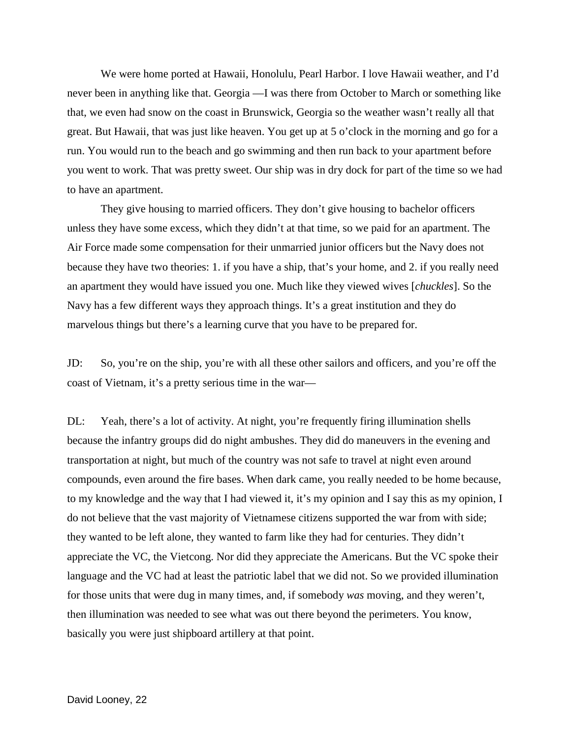We were home ported at Hawaii, Honolulu, Pearl Harbor. I love Hawaii weather, and I'd never been in anything like that. Georgia —I was there from October to March or something like that, we even had snow on the coast in Brunswick, Georgia so the weather wasn't really all that great. But Hawaii, that was just like heaven. You get up at 5 o'clock in the morning and go for a run. You would run to the beach and go swimming and then run back to your apartment before you went to work. That was pretty sweet. Our ship was in dry dock for part of the time so we had to have an apartment.

They give housing to married officers. They don't give housing to bachelor officers unless they have some excess, which they didn't at that time, so we paid for an apartment. The Air Force made some compensation for their unmarried junior officers but the Navy does not because they have two theories: 1. if you have a ship, that's your home, and 2. if you really need an apartment they would have issued you one. Much like they viewed wives [*chuckles*]. So the Navy has a few different ways they approach things. It's a great institution and they do marvelous things but there's a learning curve that you have to be prepared for.

JD: So, you're on the ship, you're with all these other sailors and officers, and you're off the coast of Vietnam, it's a pretty serious time in the war—

DL: Yeah, there's a lot of activity. At night, you're frequently firing illumination shells because the infantry groups did do night ambushes. They did do maneuvers in the evening and transportation at night, but much of the country was not safe to travel at night even around compounds, even around the fire bases. When dark came, you really needed to be home because, to my knowledge and the way that I had viewed it, it's my opinion and I say this as my opinion, I do not believe that the vast majority of Vietnamese citizens supported the war from with side; they wanted to be left alone, they wanted to farm like they had for centuries. They didn't appreciate the VC, the Vietcong. Nor did they appreciate the Americans. But the VC spoke their language and the VC had at least the patriotic label that we did not. So we provided illumination for those units that were dug in many times, and, if somebody *was* moving, and they weren't, then illumination was needed to see what was out there beyond the perimeters. You know, basically you were just shipboard artillery at that point.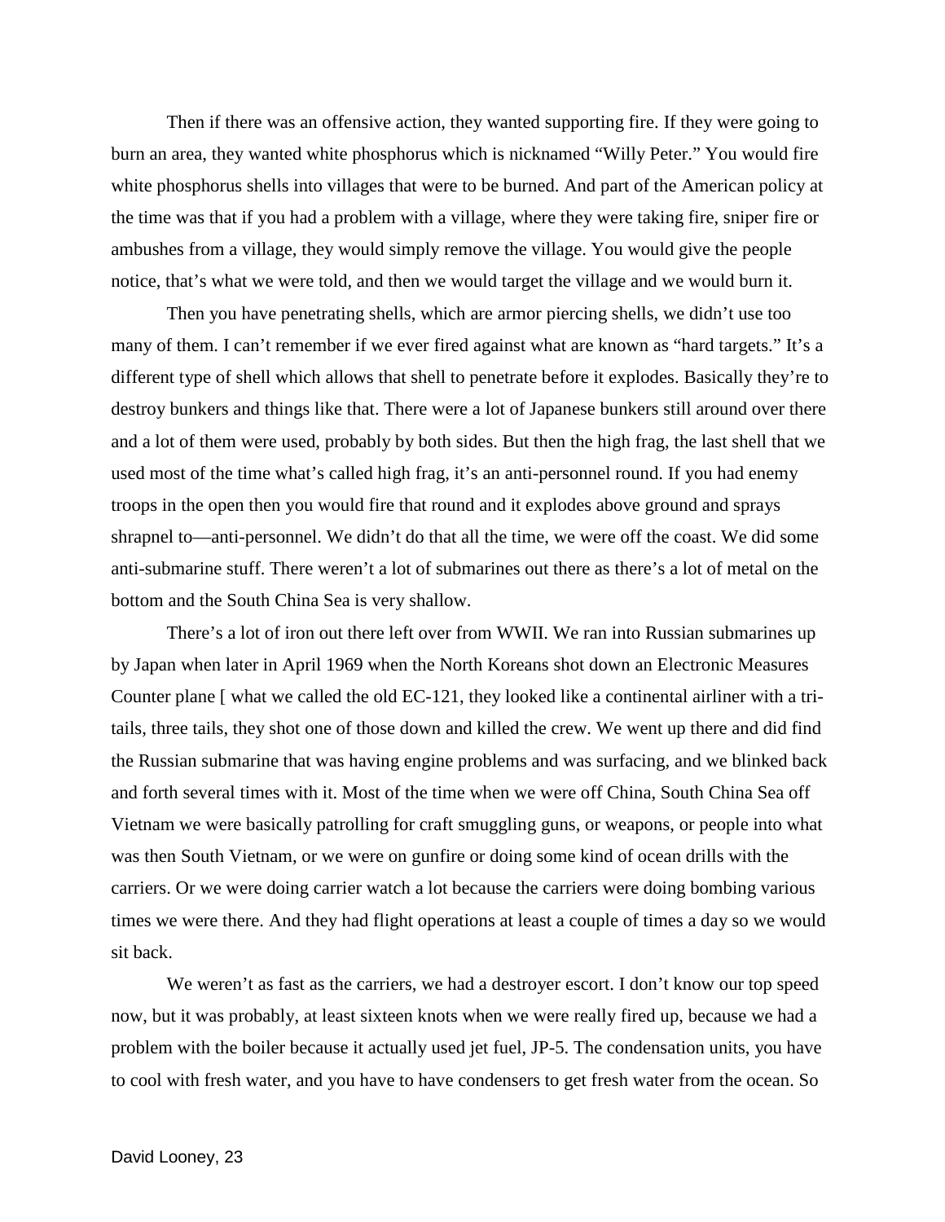Then if there was an offensive action, they wanted supporting fire. If they were going to burn an area, they wanted white phosphorus which is nicknamed "Willy Peter." You would fire white phosphorus shells into villages that were to be burned. And part of the American policy at the time was that if you had a problem with a village, where they were taking fire, sniper fire or ambushes from a village, they would simply remove the village. You would give the people notice, that's what we were told, and then we would target the village and we would burn it.

Then you have penetrating shells, which are armor piercing shells, we didn't use too many of them. I can't remember if we ever fired against what are known as "hard targets." It's a different type of shell which allows that shell to penetrate before it explodes. Basically they're to destroy bunkers and things like that. There were a lot of Japanese bunkers still around over there and a lot of them were used, probably by both sides. But then the high frag, the last shell that we used most of the time what's called high frag, it's an anti-personnel round. If you had enemy troops in the open then you would fire that round and it explodes above ground and sprays shrapnel to—anti-personnel. We didn't do that all the time, we were off the coast. We did some anti-submarine stuff. There weren't a lot of submarines out there as there's a lot of metal on the bottom and the South China Sea is very shallow.

There's a lot of iron out there left over from WWII. We ran into Russian submarines up by Japan when later in April 1969 when the North Koreans shot down an Electronic Measures Counter plane [ what we called the old EC-121, they looked like a continental airliner with a tri-tails, three tails, they shot one of those down and killed the crew. We went up there and did find the Russian submarine that was having engine problems and was surfacing, and we blinked back and forth several times with it. Most of the time when we were off China, South China Sea off Vietnam we were basically patrolling for craft smuggling guns, or weapons, or people into what was then South Vietnam, or we were on gunfire or doing some kind of ocean drills with the carriers. Or we were doing carrier watch a lot because the carriers were doing bombing various times we were there. And they had flight operations at least a couple of times a day so we would sit back.

We weren't as fast as the carriers, we had a destroyer escort. I don't know our top speed now, but it was probably, at least sixteen knots when we were really fired up, because we had a problem with the boiler because it actually used jet fuel, JP-5. The condensation units, you have to cool with fresh water, and you have to have condensers to get fresh water from the ocean. So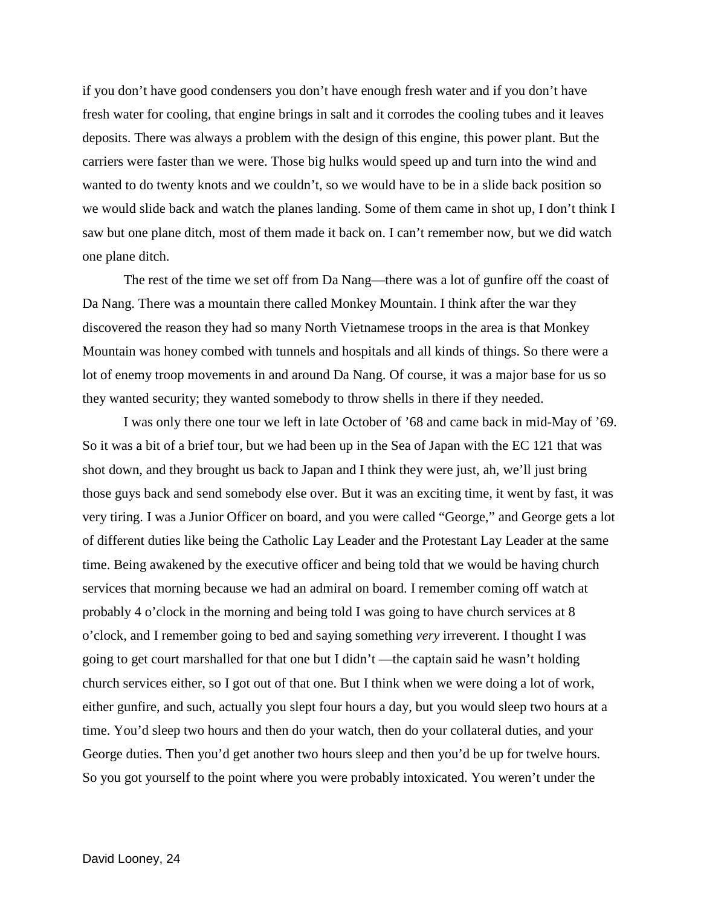if you don't have good condensers you don't have enough fresh water and if you don't have fresh water for cooling, that engine brings in salt and it corrodes the cooling tubes and it leaves deposits. There was always a problem with the design of this engine, this power plant. But the carriers were faster than we were. Those big hulks would speed up and turn into the wind and wanted to do twenty knots and we couldn't, so we would have to be in a slide back position so we would slide back and watch the planes landing. Some of them came in shot up, I don't think I saw but one plane ditch, most of them made it back on. I can't remember now, but we did watch one plane ditch.

The rest of the time we set off from Da Nang—there was a lot of gunfire off the coast of Da Nang. There was a mountain there called Monkey Mountain. I think after the war they discovered the reason they had so many North Vietnamese troops in the area is that Monkey Mountain was honey combed with tunnels and hospitals and all kinds of things. So there were a lot of enemy troop movements in and around Da Nang. Of course, it was a major base for us so they wanted security; they wanted somebody to throw shells in there if they needed.

I was only there one tour we left in late October of '68 and came back in mid-May of '69. So it was a bit of a brief tour, but we had been up in the Sea of Japan with the EC 121 that was shot down, and they brought us back to Japan and I think they were just, ah, we'll just bring those guys back and send somebody else over. But it was an exciting time, it went by fast, it was very tiring. I was a Junior Officer on board, and you were called "George," and George gets a lot of different duties like being the Catholic Lay Leader and the Protestant Lay Leader at the same time. Being awakened by the executive officer and being told that we would be having church services that morning because we had an admiral on board. I remember coming off watch at probably 4 o'clock in the morning and being told I was going to have church services at 8 o'clock, and I remember going to bed and saying something *very* irreverent. I thought I was going to get court marshalled for that one but I didn't —the captain said he wasn't holding church services either, so I got out of that one. But I think when we were doing a lot of work, either gunfire, and such, actually you slept four hours a day, but you would sleep two hours at a time. You'd sleep two hours and then do your watch, then do your collateral duties, and your George duties. Then you'd get another two hours sleep and then you'd be up for twelve hours. So you got yourself to the point where you were probably intoxicated. You weren't under the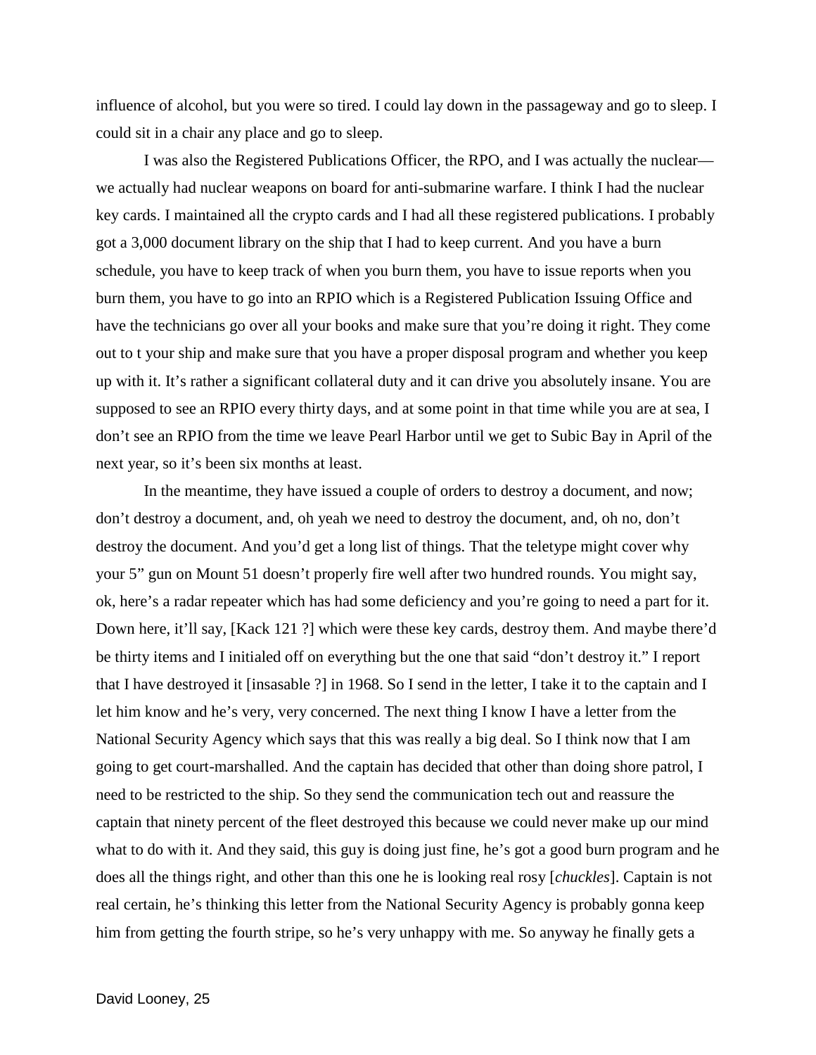influence of alcohol, but you were so tired. I could lay down in the passageway and go to sleep. I could sit in a chair any place and go to sleep.

I was also the Registered Publications Officer, the RPO, and I was actually the nuclear—we actually had nuclear weapons on board for anti-submarine warfare. I think I had the nuclear key cards. I maintained all the crypto cards and I had all these registered publications. I probably got a 3,000 document library on the ship that I had to keep current. And you have a burn schedule, you have to keep track of when you burn them, you have to issue reports when you burn them, you have to go into an RPIO which is a Registered Publication Issuing Office and have the technicians go over all your books and make sure that you're doing it right. They come out to t your ship and make sure that you have a proper disposal program and whether you keep up with it. It's rather a significant collateral duty and it can drive you absolutely insane. You are supposed to see an RPIO every thirty days, and at some point in that time while you are at sea, I don't see an RPIO from the time we leave Pearl Harbor until we get to Subic Bay in April of the next year, so it's been six months at least.

In the meantime, they have issued a couple of orders to destroy a document, and now; don't destroy a document, and, oh yeah we need to destroy the document, and, oh no, don't destroy the document. And you'd get a long list of things. That the teletype might cover why your 5" gun on Mount 51 doesn't properly fire well after two hundred rounds. You might say, ok, here's a radar repeater which has had some deficiency and you're going to need a part for it. Down here, it'll say, [Kack 121 ?] which were these key cards, destroy them. And maybe there'd be thirty items and I initialed off on everything but the one that said "don't destroy it." I report that I have destroyed it [insasable ?] in 1968. So I send in the letter, I take it to the captain and I let him know and he's very, very concerned. The next thing I know I have a letter from the National Security Agency which says that this was really a big deal. So I think now that I am going to get court-marshalled. And the captain has decided that other than doing shore patrol, I need to be restricted to the ship. So they send the communication tech out and reassure the captain that ninety percent of the fleet destroyed this because we could never make up our mind what to do with it. And they said, this guy is doing just fine, he's got a good burn program and he does all the things right, and other than this one he is looking real rosy [*chuckles*]. Captain is not real certain, he's thinking this letter from the National Security Agency is probably gonna keep him from getting the fourth stripe, so he's very unhappy with me. So anyway he finally gets a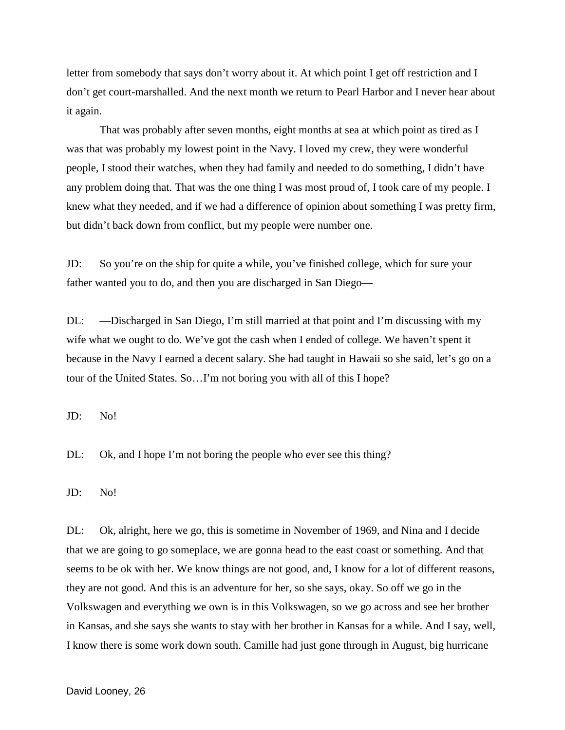letter from somebody that says don't worry about it. At which point I get off restriction and I don't get court-marshalled. And the next month we return to Pearl Harbor and I never hear about it again.

That was probably after seven months, eight months at sea at which point as tired as I was that was probably my lowest point in the Navy. I loved my crew, they were wonderful people, I stood their watches, when they had family and needed to do something, I didn't have any problem doing that. That was the one thing I was most proud of, I took care of my people. I knew what they needed, and if we had a difference of opinion about something I was pretty firm, but didn't back down from conflict, but my people were number one.

JD: So you're on the ship for quite a while, you've finished college, which for sure your father wanted you to do, and then you are discharged in San Diego—

DL: —Discharged in San Diego, I'm still married at that point and I'm discussing with my wife what we ought to do. We've got the cash when I ended of college. We haven't spent it because in the Navy I earned a decent salary. She had taught in Hawaii so she said, let's go on a tour of the United States. So…I'm not boring you with all of this I hope?

JD: No!

DL: Ok, and I hope I'm not boring the people who ever see this thing?

JD: No!

DL: Ok, alright, here we go, this is sometime in November of 1969, and Nina and I decide that we are going to go someplace, we are gonna head to the east coast or something. And that seems to be ok with her. We know things are not good, and, I know for a lot of different reasons, they are not good. And this is an adventure for her, so she says, okay. So off we go in the Volkswagen and everything we own is in this Volkswagen, so we go across and see her brother in Kansas, and she says she wants to stay with her brother in Kansas for a while. And I say, well, I know there is some work down south. Camille had just gone through in August, big hurricane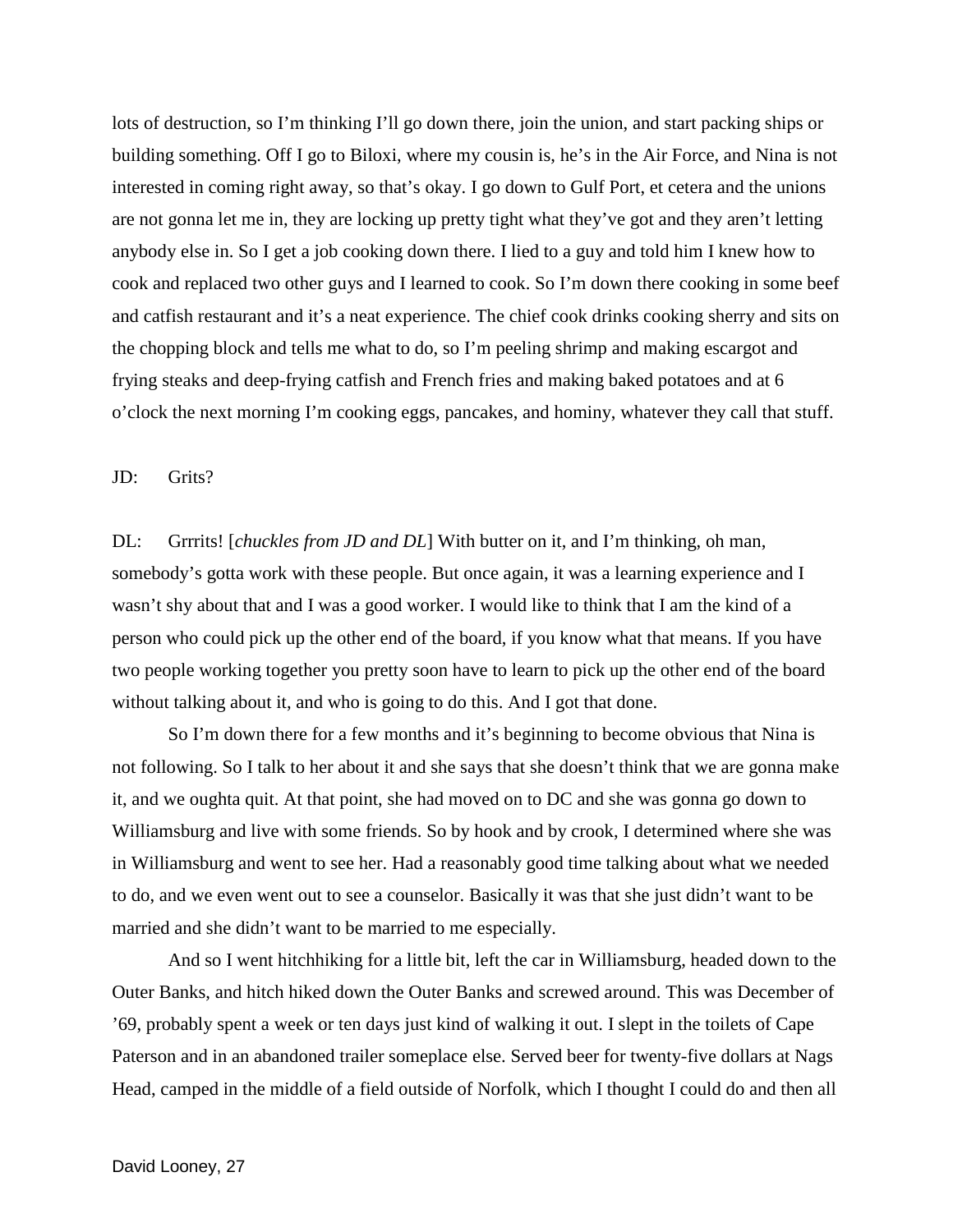lots of destruction, so I'm thinking I'll go down there, join the union, and start packing ships or building something. Off I go to Biloxi, where my cousin is, he's in the Air Force, and Nina is not interested in coming right away, so that's okay. I go down to Gulf Port, et cetera and the unions are not gonna let me in, they are locking up pretty tight what they've got and they aren't letting anybody else in. So I get a job cooking down there. I lied to a guy and told him I knew how to cook and replaced two other guys and I learned to cook. So I'm down there cooking in some beef and catfish restaurant and it's a neat experience. The chief cook drinks cooking sherry and sits on the chopping block and tells me what to do, so I'm peeling shrimp and making escargot and frying steaks and deep-frying catfish and French fries and making baked potatoes and at 6 o'clock the next morning I'm cooking eggs, pancakes, and hominy, whatever they call that stuff.

JD: Grits?

DL: Grrrits! [*chuckles from JD and DL*] With butter on it, and I'm thinking, oh man, somebody's gotta work with these people. But once again, it was a learning experience and I wasn't shy about that and I was a good worker. I would like to think that I am the kind of a person who could pick up the other end of the board, if you know what that means. If you have two people working together you pretty soon have to learn to pick up the other end of the board without talking about it, and who is going to do this. And I got that done.

So I'm down there for a few months and it's beginning to become obvious that Nina is not following. So I talk to her about it and she says that she doesn't think that we are gonna make it, and we oughta quit. At that point, she had moved on to DC and she was gonna go down to Williamsburg and live with some friends. So by hook and by crook, I determined where she was in Williamsburg and went to see her. Had a reasonably good time talking about what we needed to do, and we even went out to see a counselor. Basically it was that she just didn't want to be married and she didn't want to be married to me especially.

And so I went hitchhiking for a little bit, left the car in Williamsburg, headed down to the Outer Banks, and hitch hiked down the Outer Banks and screwed around. This was December of '69, probably spent a week or ten days just kind of walking it out. I slept in the toilets of Cape Paterson and in an abandoned trailer someplace else. Served beer for twenty-five dollars at Nags Head, camped in the middle of a field outside of Norfolk, which I thought I could do and then all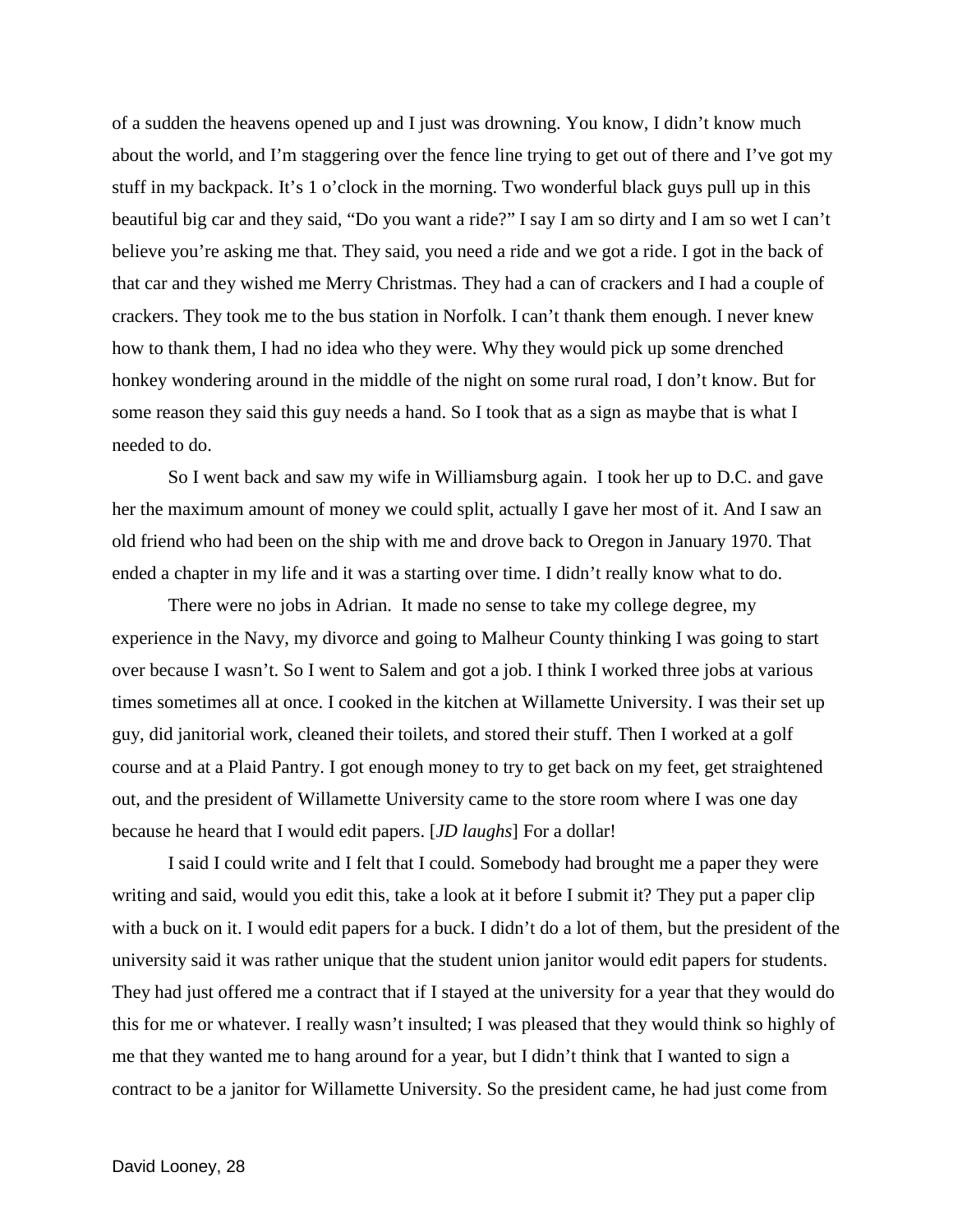of a sudden the heavens opened up and I just was drowning. You know, I didn't know much about the world, and I'm staggering over the fence line trying to get out of there and I've got my stuff in my backpack. It's 1 o'clock in the morning. Two wonderful black guys pull up in this beautiful big car and they said, "Do you want a ride?" I say I am so dirty and I am so wet I can't believe you're asking me that. They said, you need a ride and we got a ride. I got in the back of that car and they wished me Merry Christmas. They had a can of crackers and I had a couple of crackers. They took me to the bus station in Norfolk. I can't thank them enough. I never knew how to thank them, I had no idea who they were. Why they would pick up some drenched honkey wondering around in the middle of the night on some rural road, I don't know. But for some reason they said this guy needs a hand. So I took that as a sign as maybe that is what I needed to do.

So I went back and saw my wife in Williamsburg again. I took her up to D.C. and gave her the maximum amount of money we could split, actually I gave her most of it. And I saw an old friend who had been on the ship with me and drove back to Oregon in January 1970. That ended a chapter in my life and it was a starting over time. I didn't really know what to do.

There were no jobs in Adrian. It made no sense to take my college degree, my experience in the Navy, my divorce and going to Malheur County thinking I was going to start over because I wasn't. So I went to Salem and got a job. I think I worked three jobs at various times sometimes all at once. I cooked in the kitchen at Willamette University. I was their set up guy, did janitorial work, cleaned their toilets, and stored their stuff. Then I worked at a golf course and at a Plaid Pantry. I got enough money to try to get back on my feet, get straightened out, and the president of Willamette University came to the store room where I was one day because he heard that I would edit papers. [*JD laughs*] For a dollar!

I said I could write and I felt that I could. Somebody had brought me a paper they were writing and said, would you edit this, take a look at it before I submit it? They put a paper clip with a buck on it. I would edit papers for a buck. I didn't do a lot of them, but the president of the university said it was rather unique that the student union janitor would edit papers for students. They had just offered me a contract that if I stayed at the university for a year that they would do this for me or whatever. I really wasn't insulted; I was pleased that they would think so highly of me that they wanted me to hang around for a year, but I didn't think that I wanted to sign a contract to be a janitor for Willamette University. So the president came, he had just come from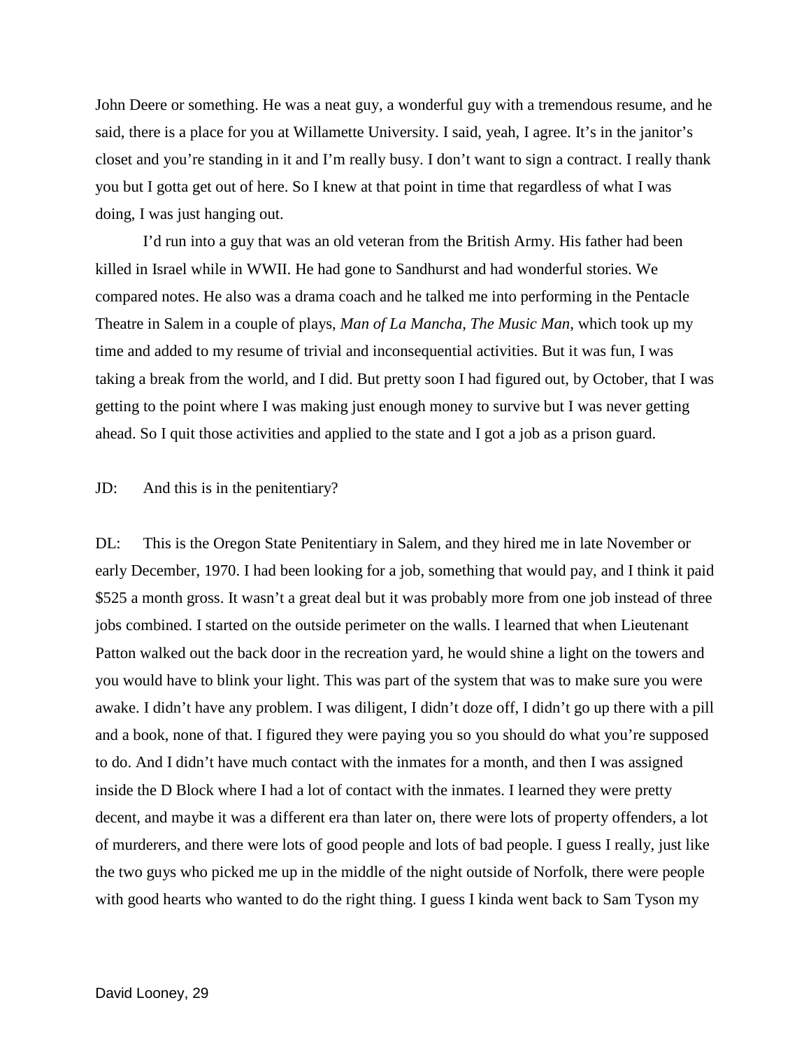John Deere or something. He was a neat guy, a wonderful guy with a tremendous resume, and he said, there is a place for you at Willamette University. I said, yeah, I agree. It's in the janitor's closet and you're standing in it and I'm really busy. I don't want to sign a contract. I really thank you but I gotta get out of here. So I knew at that point in time that regardless of what I was doing, I was just hanging out.

I'd run into a guy that was an old veteran from the British Army. His father had been killed in Israel while in WWII. He had gone to Sandhurst and had wonderful stories. We compared notes. He also was a drama coach and he talked me into performing in the Pentacle Theatre in Salem in a couple of plays, *Man of La Mancha*, *The Music Man*, which took up my time and added to my resume of trivial and inconsequential activities. But it was fun, I was taking a break from the world, and I did. But pretty soon I had figured out, by October, that I was getting to the point where I was making just enough money to survive but I was never getting ahead. So I quit those activities and applied to the state and I got a job as a prison guard.

JD: And this is in the penitentiary?

DL: This is the Oregon State Penitentiary in Salem, and they hired me in late November or early December, 1970. I had been looking for a job, something that would pay, and I think it paid $525 a month gross. It wasn't a great deal but it was probably more from one job instead of three jobs combined. I started on the outside perimeter on the walls. I learned that when Lieutenant Patton walked out the back door in the recreation yard, he would shine a light on the towers and you would have to blink your light. This was part of the system that was to make sure you were awake. I didn't have any problem. I was diligent, I didn't doze off, I didn't go up there with a pill and a book, none of that. I figured they were paying you so you should do what you're supposed to do. And I didn't have much contact with the inmates for a month, and then I was assigned inside the D Block where I had a lot of contact with the inmates. I learned they were pretty decent, and maybe it was a different era than later on, there were lots of property offenders, a lot of murderers, and there were lots of good people and lots of bad people. I guess I really, just like the two guys who picked me up in the middle of the night outside of Norfolk, there were people with good hearts who wanted to do the right thing. I guess I kinda went back to Sam Tyson my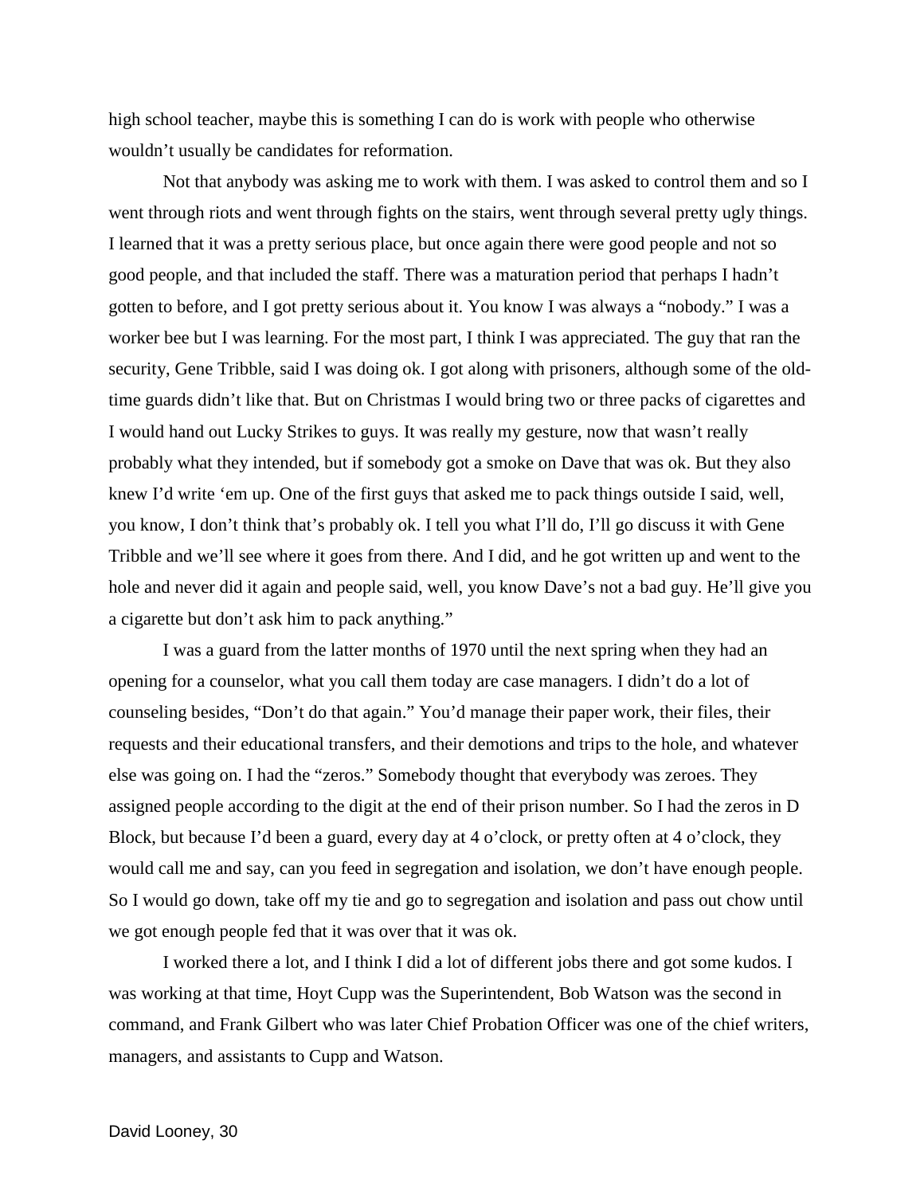high school teacher, maybe this is something I can do is work with people who otherwise wouldn't usually be candidates for reformation.

Not that anybody was asking me to work with them. I was asked to control them and so I went through riots and went through fights on the stairs, went through several pretty ugly things. I learned that it was a pretty serious place, but once again there were good people and not so good people, and that included the staff. There was a maturation period that perhaps I hadn't gotten to before, and I got pretty serious about it. You know I was always a "nobody." I was a worker bee but I was learning. For the most part, I think I was appreciated. The guy that ran the security, Gene Tribble, said I was doing ok. I got along with prisoners, although some of the old-time guards didn't like that. But on Christmas I would bring two or three packs of cigarettes and I would hand out Lucky Strikes to guys. It was really my gesture, now that wasn't really probably what they intended, but if somebody got a smoke on Dave that was ok. But they also knew I'd write 'em up. One of the first guys that asked me to pack things outside I said, well, you know, I don't think that's probably ok. I tell you what I'll do, I'll go discuss it with Gene Tribble and we'll see where it goes from there. And I did, and he got written up and went to the hole and never did it again and people said, well, you know Dave's not a bad guy. He'll give you a cigarette but don't ask him to pack anything."

I was a guard from the latter months of 1970 until the next spring when they had an opening for a counselor, what you call them today are case managers. I didn't do a lot of counseling besides, "Don't do that again." You'd manage their paper work, their files, their requests and their educational transfers, and their demotions and trips to the hole, and whatever else was going on. I had the "zeros." Somebody thought that everybody was zeroes. They assigned people according to the digit at the end of their prison number. So I had the zeros in D Block, but because I'd been a guard, every day at 4 o'clock, or pretty often at 4 o'clock, they would call me and say, can you feed in segregation and isolation, we don't have enough people. So I would go down, take off my tie and go to segregation and isolation and pass out chow until we got enough people fed that it was over that it was ok.

I worked there a lot, and I think I did a lot of different jobs there and got some kudos. I was working at that time, Hoyt Cupp was the Superintendent, Bob Watson was the second in command, and Frank Gilbert who was later Chief Probation Officer was one of the chief writers, managers, and assistants to Cupp and Watson.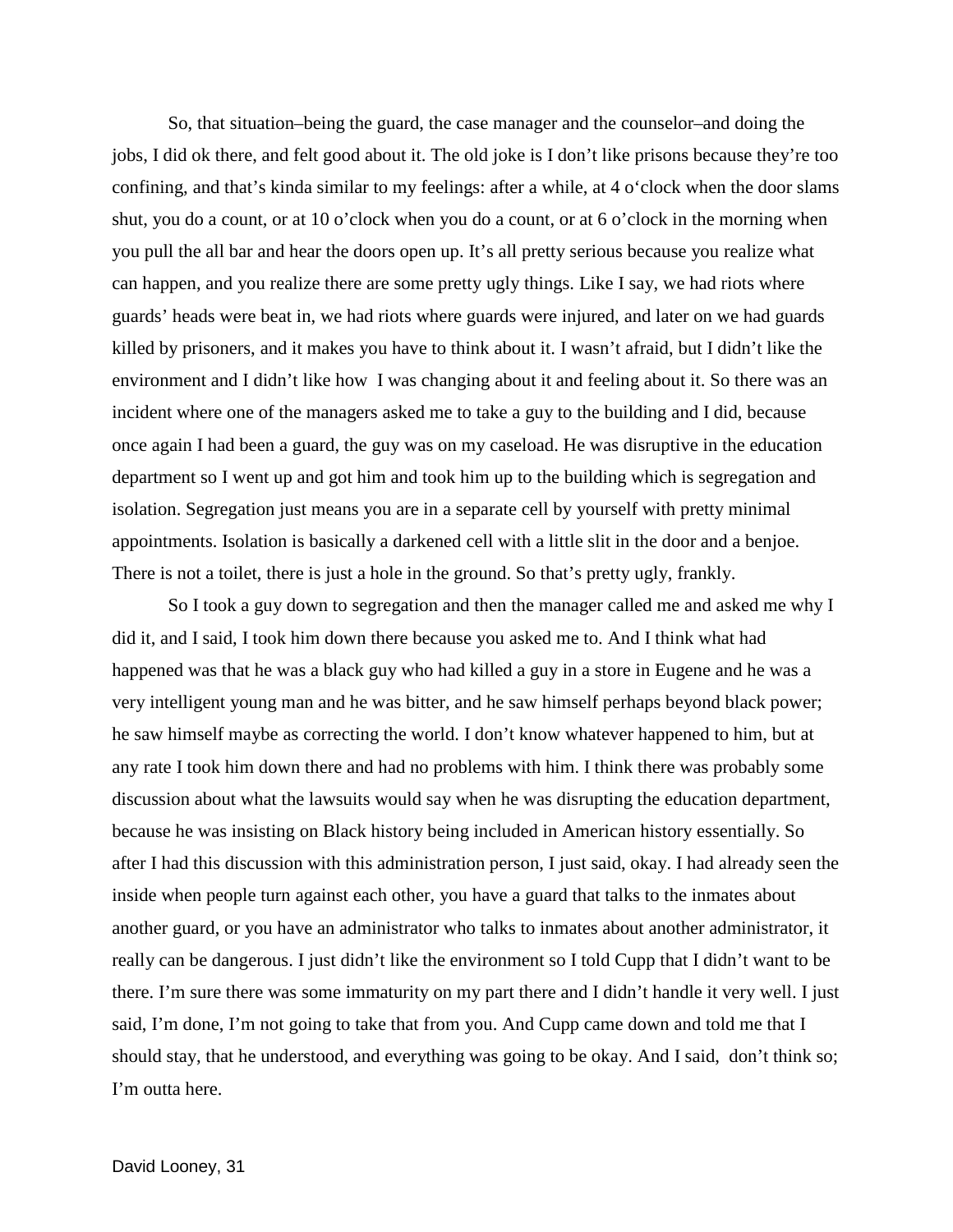So, that situation–being the guard, the case manager and the counselor–and doing the jobs, I did ok there, and felt good about it. The old joke is I don't like prisons because they're too confining, and that's kinda similar to my feelings: after a while, at 4 o'clock when the door slams shut, you do a count, or at 10 o'clock when you do a count, or at 6 o'clock in the morning when you pull the all bar and hear the doors open up. It's all pretty serious because you realize what can happen, and you realize there are some pretty ugly things. Like I say, we had riots where guards' heads were beat in, we had riots where guards were injured, and later on we had guards killed by prisoners, and it makes you have to think about it. I wasn't afraid, but I didn't like the environment and I didn't like how I was changing about it and feeling about it. So there was an incident where one of the managers asked me to take a guy to the building and I did, because once again I had been a guard, the guy was on my caseload. He was disruptive in the education department so I went up and got him and took him up to the building which is segregation and isolation. Segregation just means you are in a separate cell by yourself with pretty minimal appointments. Isolation is basically a darkened cell with a little slit in the door and a benjoe. There is not a toilet, there is just a hole in the ground. So that's pretty ugly, frankly.

So I took a guy down to segregation and then the manager called me and asked me why I did it, and I said, I took him down there because you asked me to. And I think what had happened was that he was a black guy who had killed a guy in a store in Eugene and he was a very intelligent young man and he was bitter, and he saw himself perhaps beyond black power; he saw himself maybe as correcting the world. I don't know whatever happened to him, but at any rate I took him down there and had no problems with him. I think there was probably some discussion about what the lawsuits would say when he was disrupting the education department, because he was insisting on Black history being included in American history essentially. So after I had this discussion with this administration person, I just said, okay. I had already seen the inside when people turn against each other, you have a guard that talks to the inmates about another guard, or you have an administrator who talks to inmates about another administrator, it really can be dangerous. I just didn't like the environment so I told Cupp that I didn't want to be there. I'm sure there was some immaturity on my part there and I didn't handle it very well. I just said, I'm done, I'm not going to take that from you. And Cupp came down and told me that I should stay, that he understood, and everything was going to be okay. And I said, don't think so; I'm outta here.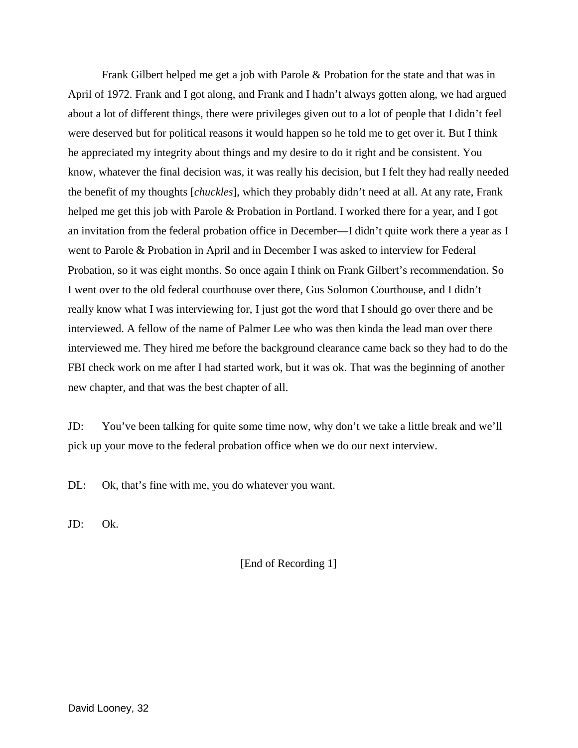Frank Gilbert helped me get a job with Parole & Probation for the state and that was in April of 1972. Frank and I got along, and Frank and I hadn't always gotten along, we had argued about a lot of different things, there were privileges given out to a lot of people that I didn't feel were deserved but for political reasons it would happen so he told me to get over it. But I think he appreciated my integrity about things and my desire to do it right and be consistent. You know, whatever the final decision was, it was really his decision, but I felt they had really needed the benefit of my thoughts [*chuckles*], which they probably didn't need at all. At any rate, Frank helped me get this job with Parole & Probation in Portland. I worked there for a year, and I got an invitation from the federal probation office in December—I didn't quite work there a year as I went to Parole & Probation in April and in December I was asked to interview for Federal Probation, so it was eight months. So once again I think on Frank Gilbert's recommendation. So I went over to the old federal courthouse over there, Gus Solomon Courthouse, and I didn't really know what I was interviewing for, I just got the word that I should go over there and be interviewed. A fellow of the name of Palmer Lee who was then kinda the lead man over there interviewed me. They hired me before the background clearance came back so they had to do the FBI check work on me after I had started work, but it was ok. That was the beginning of another new chapter, and that was the best chapter of all.

JD: You've been talking for quite some time now, why don't we take a little break and we'll pick up your move to the federal probation office when we do our next interview.

DL: Ok, that's fine with me, you do whatever you want.

JD: Ok.

[End of Recording 1]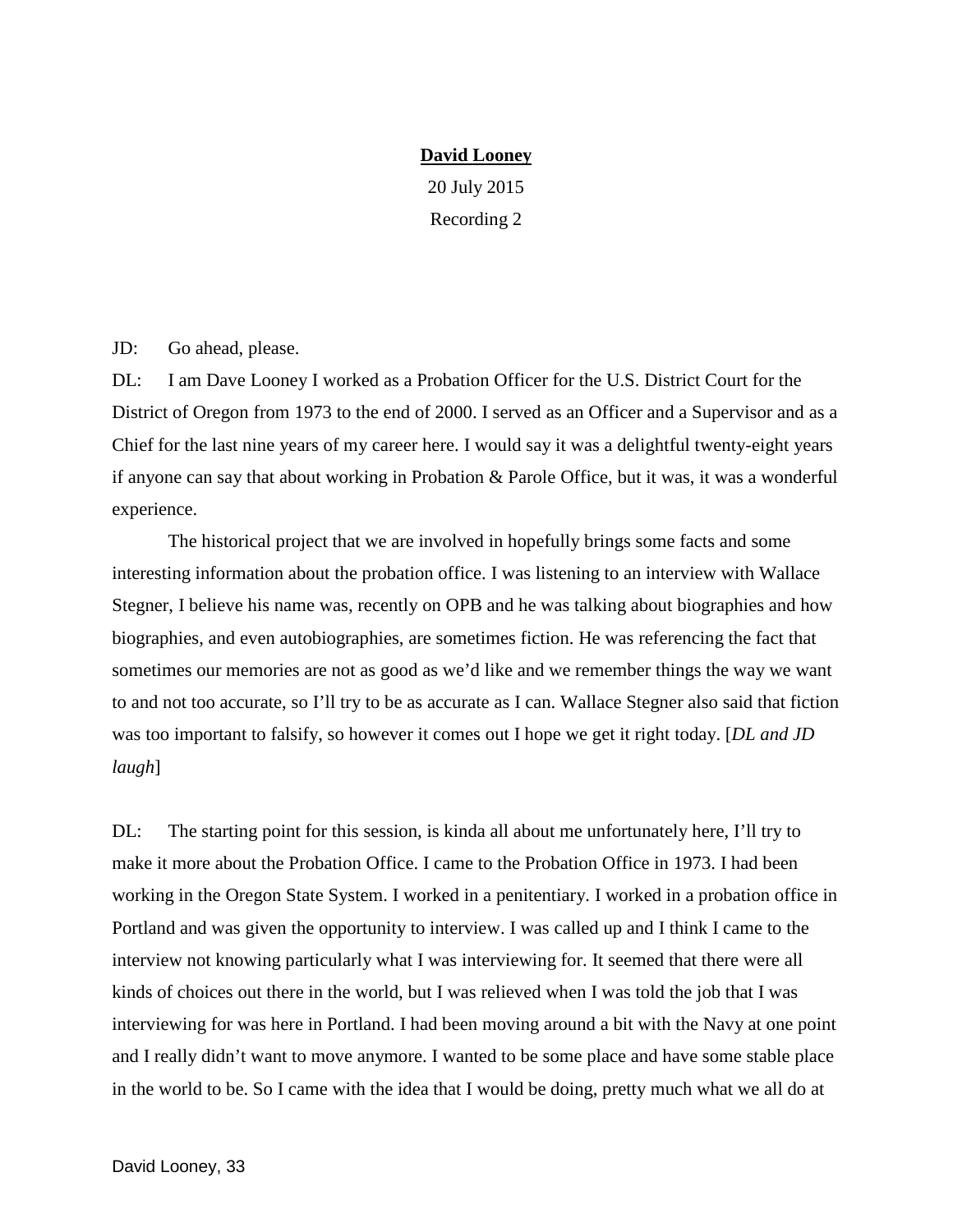**David Looney**

20 July 2015

Recording 2

JD: Go ahead, please.

DL: I am Dave Looney I worked as a Probation Officer for the U.S. District Court for the District of Oregon from 1973 to the end of 2000. I served as an Officer and a Supervisor and as a Chief for the last nine years of my career here. I would say it was a delightful twenty-eight years if anyone can say that about working in Probation & Parole Office, but it was, it was a wonderful experience.

The historical project that we are involved in hopefully brings some facts and some interesting information about the probation office. I was listening to an interview with Wallace Stegner, I believe his name was, recently on OPB and he was talking about biographies and how biographies, and even autobiographies, are sometimes fiction. He was referencing the fact that sometimes our memories are not as good as we'd like and we remember things the way we want to and not too accurate, so I'll try to be as accurate as I can. Wallace Stegner also said that fiction was too important to falsify, so however it comes out I hope we get it right today. [*DL and JD laugh*]

DL: The starting point for this session, is kinda all about me unfortunately here, I'll try to make it more about the Probation Office. I came to the Probation Office in 1973. I had been working in the Oregon State System. I worked in a penitentiary. I worked in a probation office in Portland and was given the opportunity to interview. I was called up and I think I came to the interview not knowing particularly what I was interviewing for. It seemed that there were all kinds of choices out there in the world, but I was relieved when I was told the job that I was interviewing for was here in Portland. I had been moving around a bit with the Navy at one point and I really didn't want to move anymore. I wanted to be some place and have some stable place in the world to be. So I came with the idea that I would be doing, pretty much what we all do at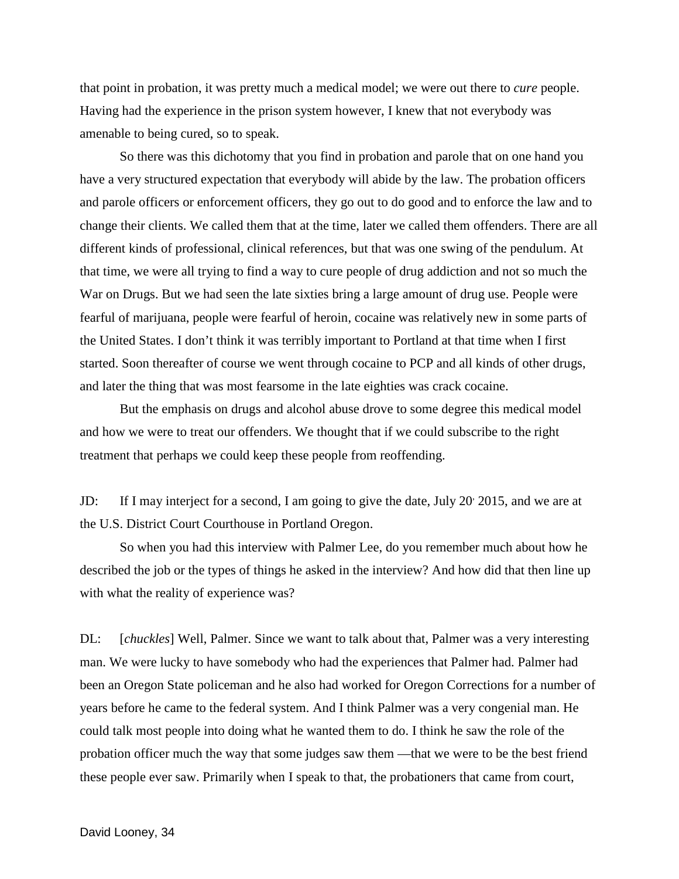that point in probation, it was pretty much a medical model; we were out there to *cure* people. Having had the experience in the prison system however, I knew that not everybody was amenable to being cured, so to speak.

So there was this dichotomy that you find in probation and parole that on one hand you have a very structured expectation that everybody will abide by the law. The probation officers and parole officers or enforcement officers, they go out to do good and to enforce the law and to change their clients. We called them that at the time, later we called them offenders. There are all different kinds of professional, clinical references, but that was one swing of the pendulum. At that time, we were all trying to find a way to cure people of drug addiction and not so much the War on Drugs. But we had seen the late sixties bring a large amount of drug use. People were fearful of marijuana, people were fearful of heroin, cocaine was relatively new in some parts of the United States. I don't think it was terribly important to Portland at that time when I first started. Soon thereafter of course we went through cocaine to PCP and all kinds of other drugs, and later the thing that was most fearsome in the late eighties was crack cocaine.

But the emphasis on drugs and alcohol abuse drove to some degree this medical model and how we were to treat our offenders. We thought that if we could subscribe to the right treatment that perhaps we could keep these people from reoffending.

JD: If I may interject for a second, I am going to give the date, July 20, 2015, and we are at the U.S. District Court Courthouse in Portland Oregon.

So when you had this interview with Palmer Lee, do you remember much about how he described the job or the types of things he asked in the interview? And how did that then line up with what the reality of experience was?

DL: [*chuckles*] Well, Palmer. Since we want to talk about that, Palmer was a very interesting man. We were lucky to have somebody who had the experiences that Palmer had. Palmer had been an Oregon State policeman and he also had worked for Oregon Corrections for a number of years before he came to the federal system. And I think Palmer was a very congenial man. He could talk most people into doing what he wanted them to do. I think he saw the role of the probation officer much the way that some judges saw them —that we were to be the best friend these people ever saw. Primarily when I speak to that, the probationers that came from court,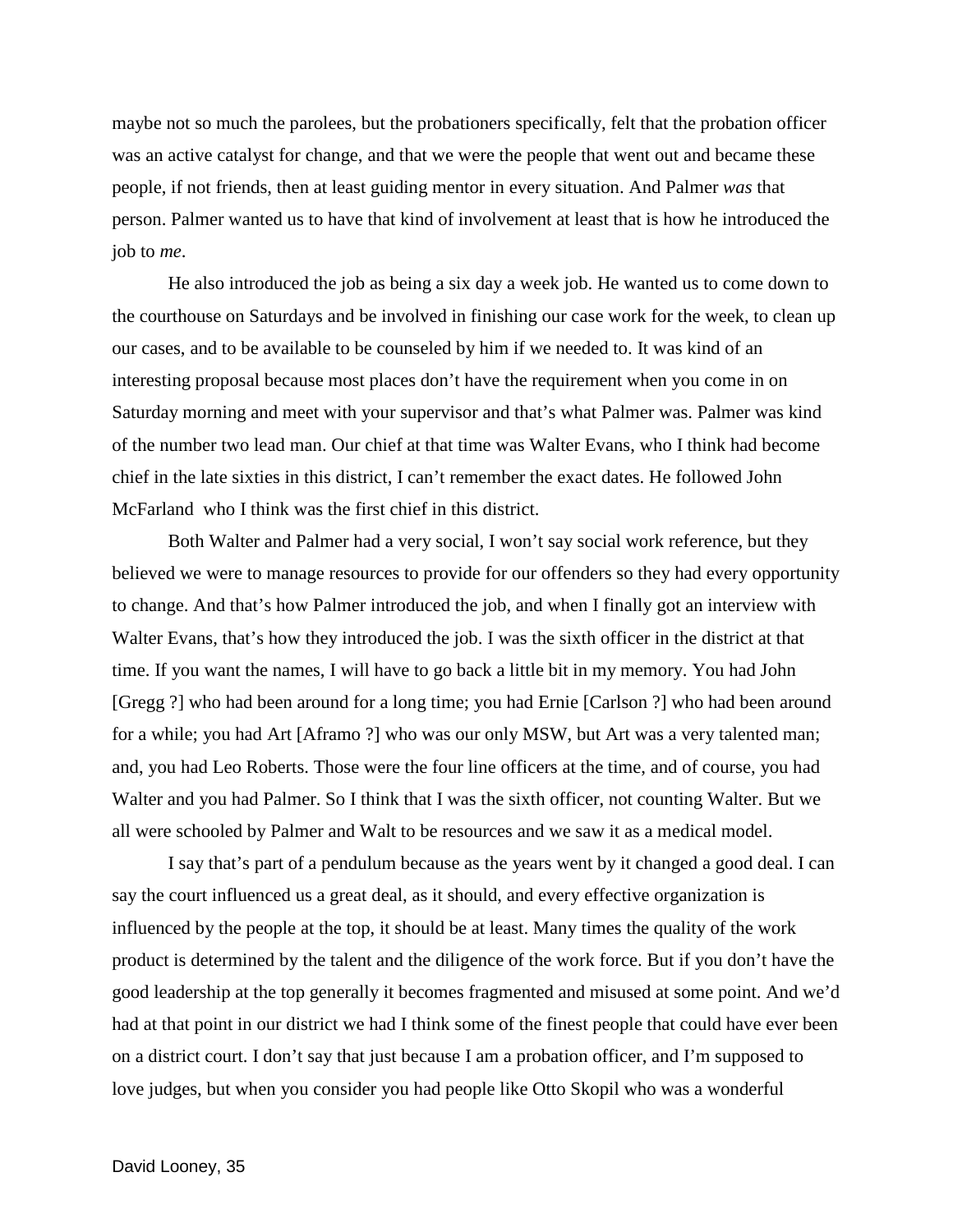maybe not so much the parolees, but the probationers specifically, felt that the probation officer was an active catalyst for change, and that we were the people that went out and became these people, if not friends, then at least guiding mentor in every situation. And Palmer *was* that person. Palmer wanted us to have that kind of involvement at least that is how he introduced the job to *me*.

He also introduced the job as being a six day a week job. He wanted us to come down to the courthouse on Saturdays and be involved in finishing our case work for the week, to clean up our cases, and to be available to be counseled by him if we needed to. It was kind of an interesting proposal because most places don't have the requirement when you come in on Saturday morning and meet with your supervisor and that's what Palmer was. Palmer was kind of the number two lead man. Our chief at that time was Walter Evans, who I think had become chief in the late sixties in this district, I can't remember the exact dates. He followed John McFarland who I think was the first chief in this district.

Both Walter and Palmer had a very social, I won't say social work reference, but they believed we were to manage resources to provide for our offenders so they had every opportunity to change. And that's how Palmer introduced the job, and when I finally got an interview with Walter Evans, that's how they introduced the job. I was the sixth officer in the district at that time. If you want the names, I will have to go back a little bit in my memory. You had John [Gregg ?] who had been around for a long time; you had Ernie [Carlson ?] who had been around for a while; you had Art [Aframo ?] who was our only MSW, but Art was a very talented man; and, you had Leo Roberts. Those were the four line officers at the time, and of course, you had Walter and you had Palmer. So I think that I was the sixth officer, not counting Walter. But we all were schooled by Palmer and Walt to be resources and we saw it as a medical model.

I say that's part of a pendulum because as the years went by it changed a good deal. I can say the court influenced us a great deal, as it should, and every effective organization is influenced by the people at the top, it should be at least. Many times the quality of the work product is determined by the talent and the diligence of the work force. But if you don't have the good leadership at the top generally it becomes fragmented and misused at some point. And we'd had at that point in our district we had I think some of the finest people that could have ever been on a district court. I don't say that just because I am a probation officer, and I'm supposed to love judges, but when you consider you had people like Otto Skopil who was a wonderful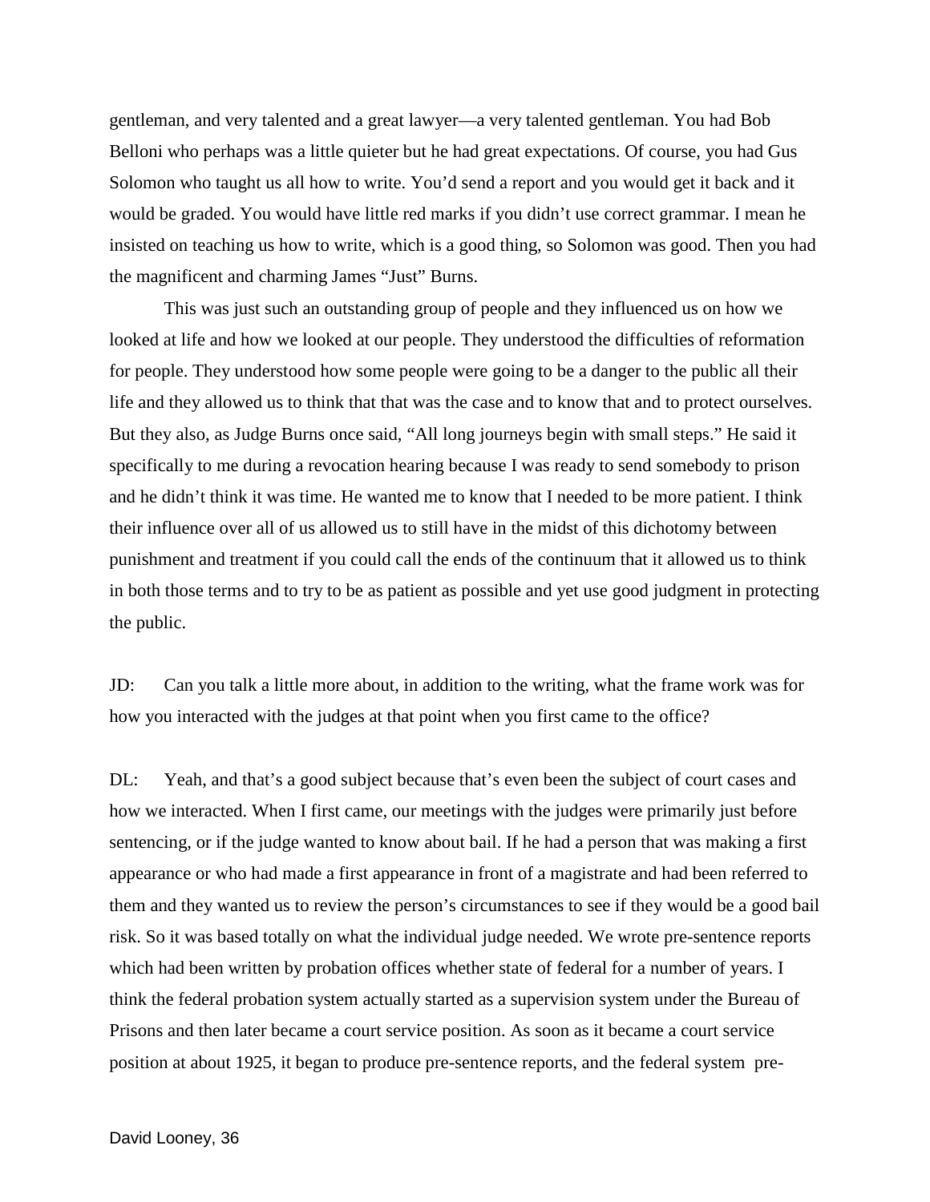gentleman, and very talented and a great lawyer—a very talented gentleman. You had Bob Belloni who perhaps was a little quieter but he had great expectations. Of course, you had Gus Solomon who taught us all how to write. You'd send a report and you would get it back and it would be graded. You would have little red marks if you didn't use correct grammar. I mean he insisted on teaching us how to write, which is a good thing, so Solomon was good. Then you had the magnificent and charming James "Just" Burns.

This was just such an outstanding group of people and they influenced us on how we looked at life and how we looked at our people. They understood the difficulties of reformation for people. They understood how some people were going to be a danger to the public all their life and they allowed us to think that that was the case and to know that and to protect ourselves. But they also, as Judge Burns once said, "All long journeys begin with small steps." He said it specifically to me during a revocation hearing because I was ready to send somebody to prison and he didn't think it was time. He wanted me to know that I needed to be more patient. I think their influence over all of us allowed us to still have in the midst of this dichotomy between punishment and treatment if you could call the ends of the continuum that it allowed us to think in both those terms and to try to be as patient as possible and yet use good judgment in protecting the public.

JD: Can you talk a little more about, in addition to the writing, what the frame work was for how you interacted with the judges at that point when you first came to the office?

DL: Yeah, and that's a good subject because that's even been the subject of court cases and how we interacted. When I first came, our meetings with the judges were primarily just before sentencing, or if the judge wanted to know about bail. If he had a person that was making a first appearance or who had made a first appearance in front of a magistrate and had been referred to them and they wanted us to review the person's circumstances to see if they would be a good bail risk. So it was based totally on what the individual judge needed. We wrote pre-sentence reports which had been written by probation offices whether state of federal for a number of years. I think the federal probation system actually started as a supervision system under the Bureau of Prisons and then later became a court service position. As soon as it became a court service position at about 1925, it began to produce pre-sentence reports, and the federal system pre-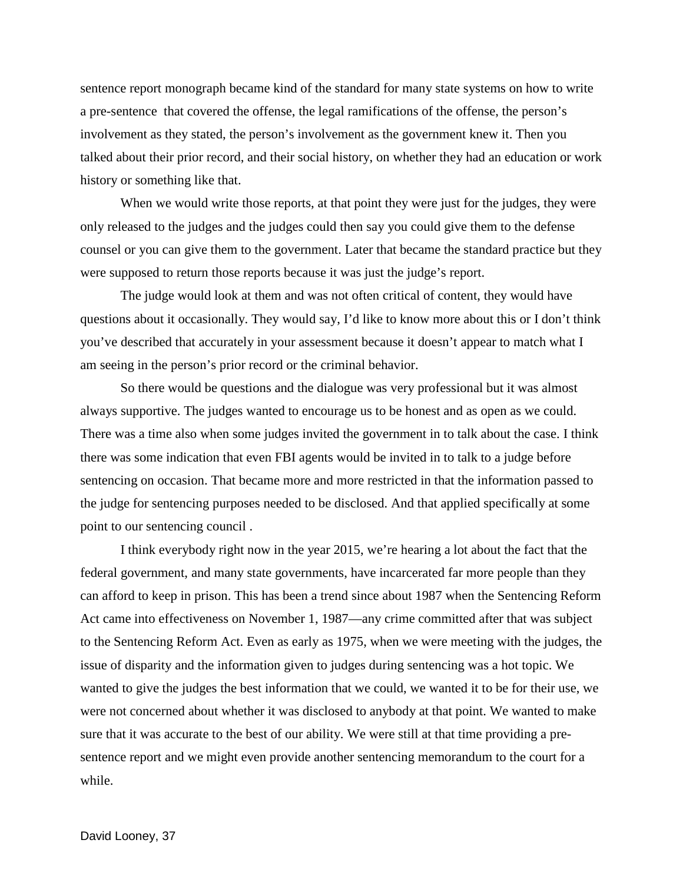sentence report monograph became kind of the standard for many state systems on how to write a pre-sentence that covered the offense, the legal ramifications of the offense, the person's involvement as they stated, the person's involvement as the government knew it. Then you talked about their prior record, and their social history, on whether they had an education or work history or something like that.

When we would write those reports, at that point they were just for the judges, they were only released to the judges and the judges could then say you could give them to the defense counsel or you can give them to the government. Later that became the standard practice but they were supposed to return those reports because it was just the judge's report.

The judge would look at them and was not often critical of content, they would have questions about it occasionally. They would say, I'd like to know more about this or I don't think you've described that accurately in your assessment because it doesn't appear to match what I am seeing in the person's prior record or the criminal behavior.

So there would be questions and the dialogue was very professional but it was almost always supportive. The judges wanted to encourage us to be honest and as open as we could. There was a time also when some judges invited the government in to talk about the case. I think there was some indication that even FBI agents would be invited in to talk to a judge before sentencing on occasion. That became more and more restricted in that the information passed to the judge for sentencing purposes needed to be disclosed. And that applied specifically at some point to our sentencing council .

I think everybody right now in the year 2015, we're hearing a lot about the fact that the federal government, and many state governments, have incarcerated far more people than they can afford to keep in prison. This has been a trend since about 1987 when the Sentencing Reform Act came into effectiveness on November 1, 1987—any crime committed after that was subject to the Sentencing Reform Act. Even as early as 1975, when we were meeting with the judges, the issue of disparity and the information given to judges during sentencing was a hot topic. We wanted to give the judges the best information that we could, we wanted it to be for their use, we were not concerned about whether it was disclosed to anybody at that point. We wanted to make sure that it was accurate to the best of our ability. We were still at that time providing a pre-sentence report and we might even provide another sentencing memorandum to the court for a while.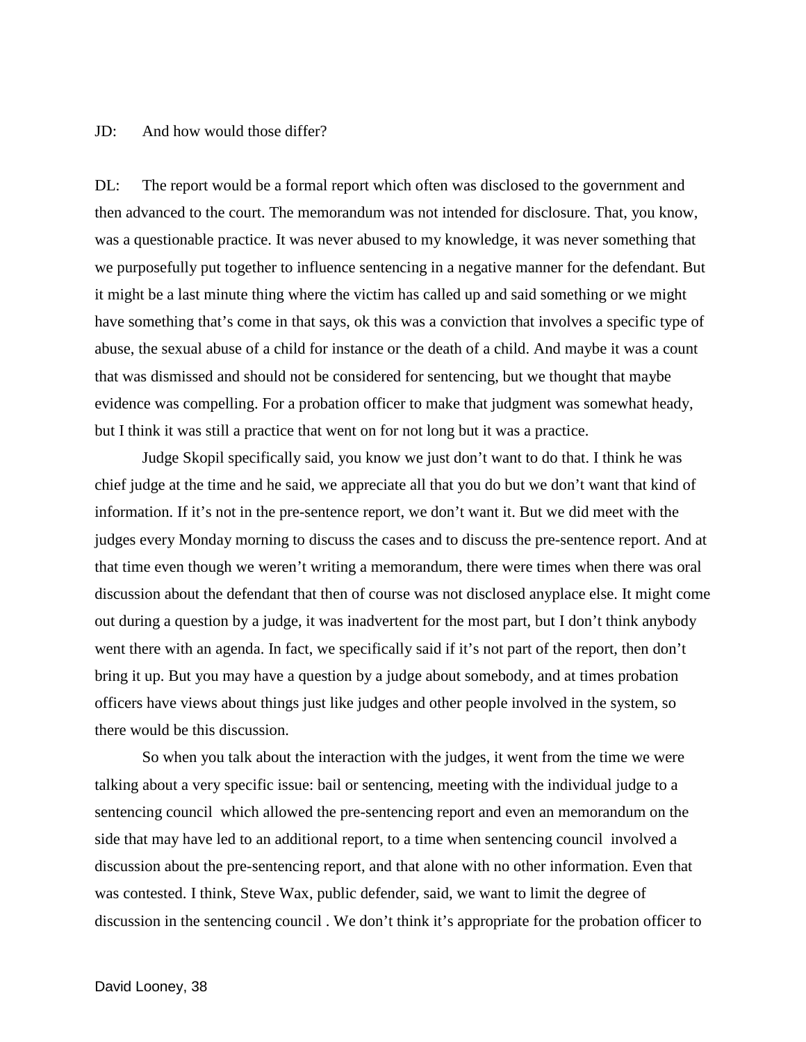JD: And how would those differ?

DL: The report would be a formal report which often was disclosed to the government and then advanced to the court. The memorandum was not intended for disclosure. That, you know, was a questionable practice. It was never abused to my knowledge, it was never something that we purposefully put together to influence sentencing in a negative manner for the defendant. But it might be a last minute thing where the victim has called up and said something or we might have something that's come in that says, ok this was a conviction that involves a specific type of abuse, the sexual abuse of a child for instance or the death of a child. And maybe it was a count that was dismissed and should not be considered for sentencing, but we thought that maybe evidence was compelling. For a probation officer to make that judgment was somewhat heady, but I think it was still a practice that went on for not long but it was a practice.

Judge Skopil specifically said, you know we just don't want to do that. I think he was chief judge at the time and he said, we appreciate all that you do but we don't want that kind of information. If it's not in the pre-sentence report, we don't want it. But we did meet with the judges every Monday morning to discuss the cases and to discuss the pre-sentence report. And at that time even though we weren't writing a memorandum, there were times when there was oral discussion about the defendant that then of course was not disclosed anyplace else. It might come out during a question by a judge, it was inadvertent for the most part, but I don't think anybody went there with an agenda. In fact, we specifically said if it's not part of the report, then don't bring it up. But you may have a question by a judge about somebody, and at times probation officers have views about things just like judges and other people involved in the system, so there would be this discussion.

So when you talk about the interaction with the judges, it went from the time we were talking about a very specific issue: bail or sentencing, meeting with the individual judge to a sentencing council which allowed the pre-sentencing report and even an memorandum on the side that may have led to an additional report, to a time when sentencing council involved a discussion about the pre-sentencing report, and that alone with no other information. Even that was contested. I think, Steve Wax, public defender, said, we want to limit the degree of discussion in the sentencing council . We don't think it's appropriate for the probation officer to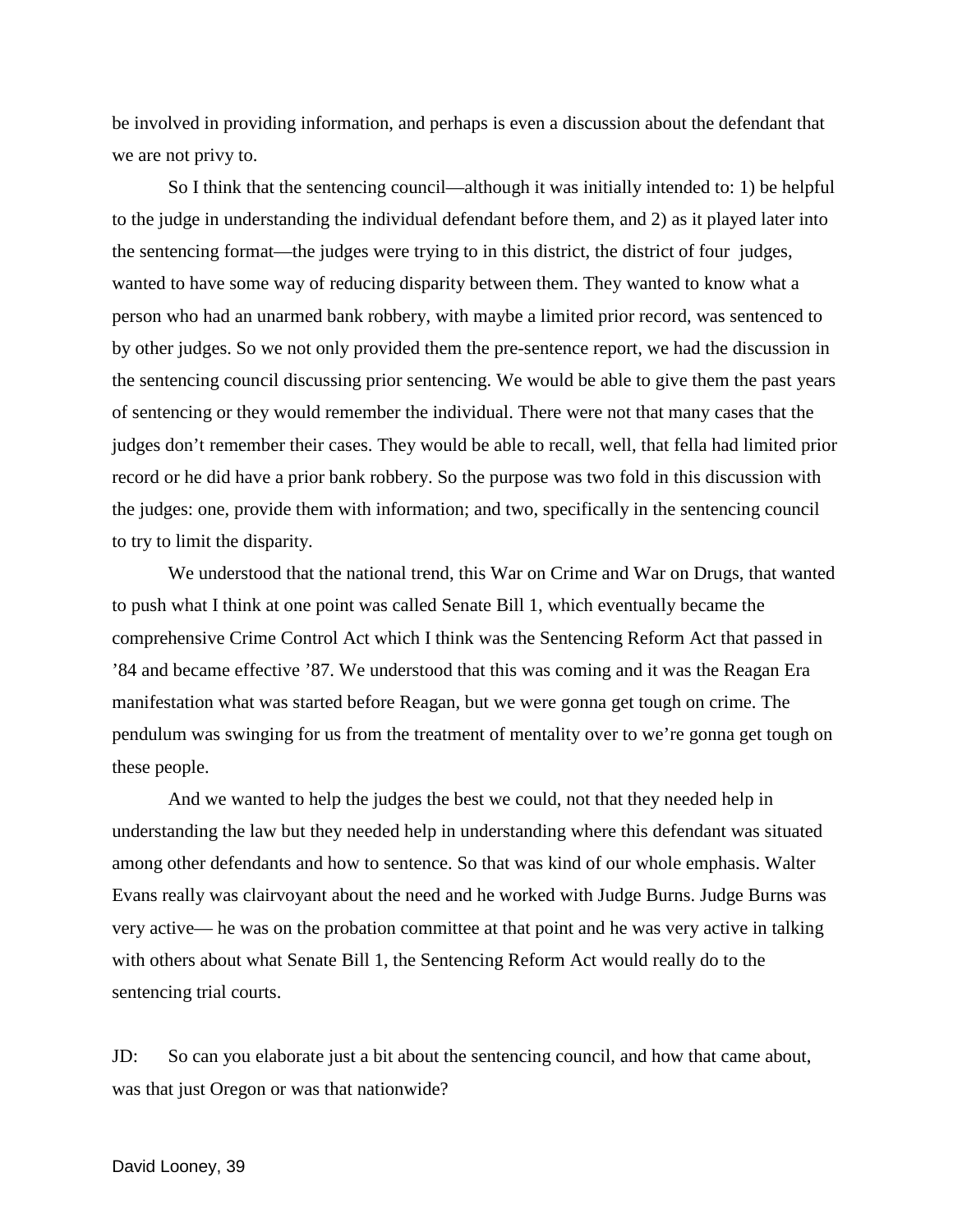be involved in providing information, and perhaps is even a discussion about the defendant that we are not privy to.

So I think that the sentencing council—although it was initially intended to: 1) be helpful to the judge in understanding the individual defendant before them, and 2) as it played later into the sentencing format—the judges were trying to in this district, the district of four judges, wanted to have some way of reducing disparity between them. They wanted to know what a person who had an unarmed bank robbery, with maybe a limited prior record, was sentenced to by other judges. So we not only provided them the pre-sentence report, we had the discussion in the sentencing council discussing prior sentencing. We would be able to give them the past years of sentencing or they would remember the individual. There were not that many cases that the judges don't remember their cases. They would be able to recall, well, that fella had limited prior record or he did have a prior bank robbery. So the purpose was two fold in this discussion with the judges: one, provide them with information; and two, specifically in the sentencing council to try to limit the disparity.

We understood that the national trend, this War on Crime and War on Drugs, that wanted to push what I think at one point was called Senate Bill 1, which eventually became the comprehensive Crime Control Act which I think was the Sentencing Reform Act that passed in '84 and became effective '87. We understood that this was coming and it was the Reagan Era manifestation what was started before Reagan, but we were gonna get tough on crime. The pendulum was swinging for us from the treatment of mentality over to we're gonna get tough on these people.

And we wanted to help the judges the best we could, not that they needed help in understanding the law but they needed help in understanding where this defendant was situated among other defendants and how to sentence. So that was kind of our whole emphasis. Walter Evans really was clairvoyant about the need and he worked with Judge Burns. Judge Burns was very active— he was on the probation committee at that point and he was very active in talking with others about what Senate Bill 1, the Sentencing Reform Act would really do to the sentencing trial courts.

JD: So can you elaborate just a bit about the sentencing council, and how that came about, was that just Oregon or was that nationwide?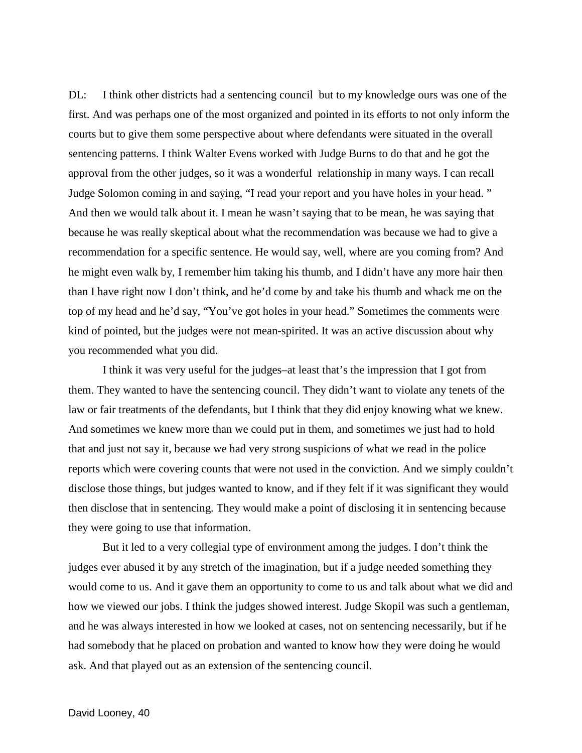DL: I think other districts had a sentencing council but to my knowledge ours was one of the first. And was perhaps one of the most organized and pointed in its efforts to not only inform the courts but to give them some perspective about where defendants were situated in the overall sentencing patterns. I think Walter Evens worked with Judge Burns to do that and he got the approval from the other judges, so it was a wonderful relationship in many ways. I can recall Judge Solomon coming in and saying, "I read your report and you have holes in your head. " And then we would talk about it. I mean he wasn't saying that to be mean, he was saying that because he was really skeptical about what the recommendation was because we had to give a recommendation for a specific sentence. He would say, well, where are you coming from? And he might even walk by, I remember him taking his thumb, and I didn't have any more hair then than I have right now I don't think, and he'd come by and take his thumb and whack me on the top of my head and he'd say, "You've got holes in your head." Sometimes the comments were kind of pointed, but the judges were not mean-spirited. It was an active discussion about why you recommended what you did.

I think it was very useful for the judges–at least that's the impression that I got from them. They wanted to have the sentencing council. They didn't want to violate any tenets of the law or fair treatments of the defendants, but I think that they did enjoy knowing what we knew. And sometimes we knew more than we could put in them, and sometimes we just had to hold that and just not say it, because we had very strong suspicions of what we read in the police reports which were covering counts that were not used in the conviction. And we simply couldn't disclose those things, but judges wanted to know, and if they felt if it was significant they would then disclose that in sentencing. They would make a point of disclosing it in sentencing because they were going to use that information.

But it led to a very collegial type of environment among the judges. I don't think the judges ever abused it by any stretch of the imagination, but if a judge needed something they would come to us. And it gave them an opportunity to come to us and talk about what we did and how we viewed our jobs. I think the judges showed interest. Judge Skopil was such a gentleman, and he was always interested in how we looked at cases, not on sentencing necessarily, but if he had somebody that he placed on probation and wanted to know how they were doing he would ask. And that played out as an extension of the sentencing council.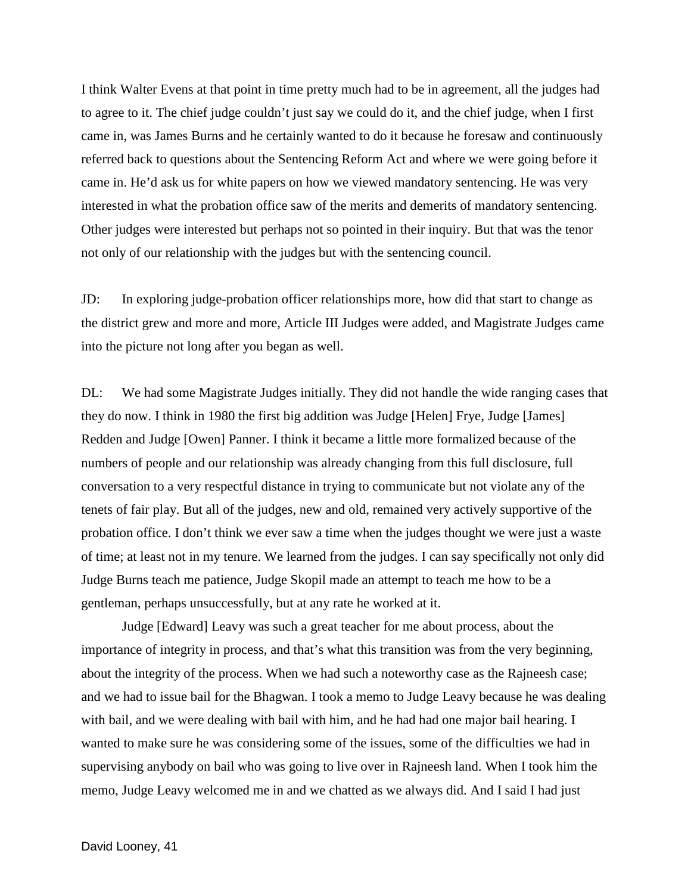I think Walter Evens at that point in time pretty much had to be in agreement, all the judges had to agree to it. The chief judge couldn't just say we could do it, and the chief judge, when I first came in, was James Burns and he certainly wanted to do it because he foresaw and continuously referred back to questions about the Sentencing Reform Act and where we were going before it came in. He'd ask us for white papers on how we viewed mandatory sentencing. He was very interested in what the probation office saw of the merits and demerits of mandatory sentencing. Other judges were interested but perhaps not so pointed in their inquiry. But that was the tenor not only of our relationship with the judges but with the sentencing council.

JD: In exploring judge-probation officer relationships more, how did that start to change as the district grew and more and more, Article III Judges were added, and Magistrate Judges came into the picture not long after you began as well.

DL: We had some Magistrate Judges initially. They did not handle the wide ranging cases that they do now. I think in 1980 the first big addition was Judge [Helen] Frye, Judge [James] Redden and Judge [Owen] Panner. I think it became a little more formalized because of the numbers of people and our relationship was already changing from this full disclosure, full conversation to a very respectful distance in trying to communicate but not violate any of the tenets of fair play. But all of the judges, new and old, remained very actively supportive of the probation office. I don't think we ever saw a time when the judges thought we were just a waste of time; at least not in my tenure. We learned from the judges. I can say specifically not only did Judge Burns teach me patience, Judge Skopil made an attempt to teach me how to be a gentleman, perhaps unsuccessfully, but at any rate he worked at it.

Judge [Edward] Leavy was such a great teacher for me about process, about the importance of integrity in process, and that's what this transition was from the very beginning, about the integrity of the process. When we had such a noteworthy case as the Rajneesh case; and we had to issue bail for the Bhagwan. I took a memo to Judge Leavy because he was dealing with bail, and we were dealing with bail with him, and he had had one major bail hearing. I wanted to make sure he was considering some of the issues, some of the difficulties we had in supervising anybody on bail who was going to live over in Rajneesh land. When I took him the memo, Judge Leavy welcomed me in and we chatted as we always did. And I said I had just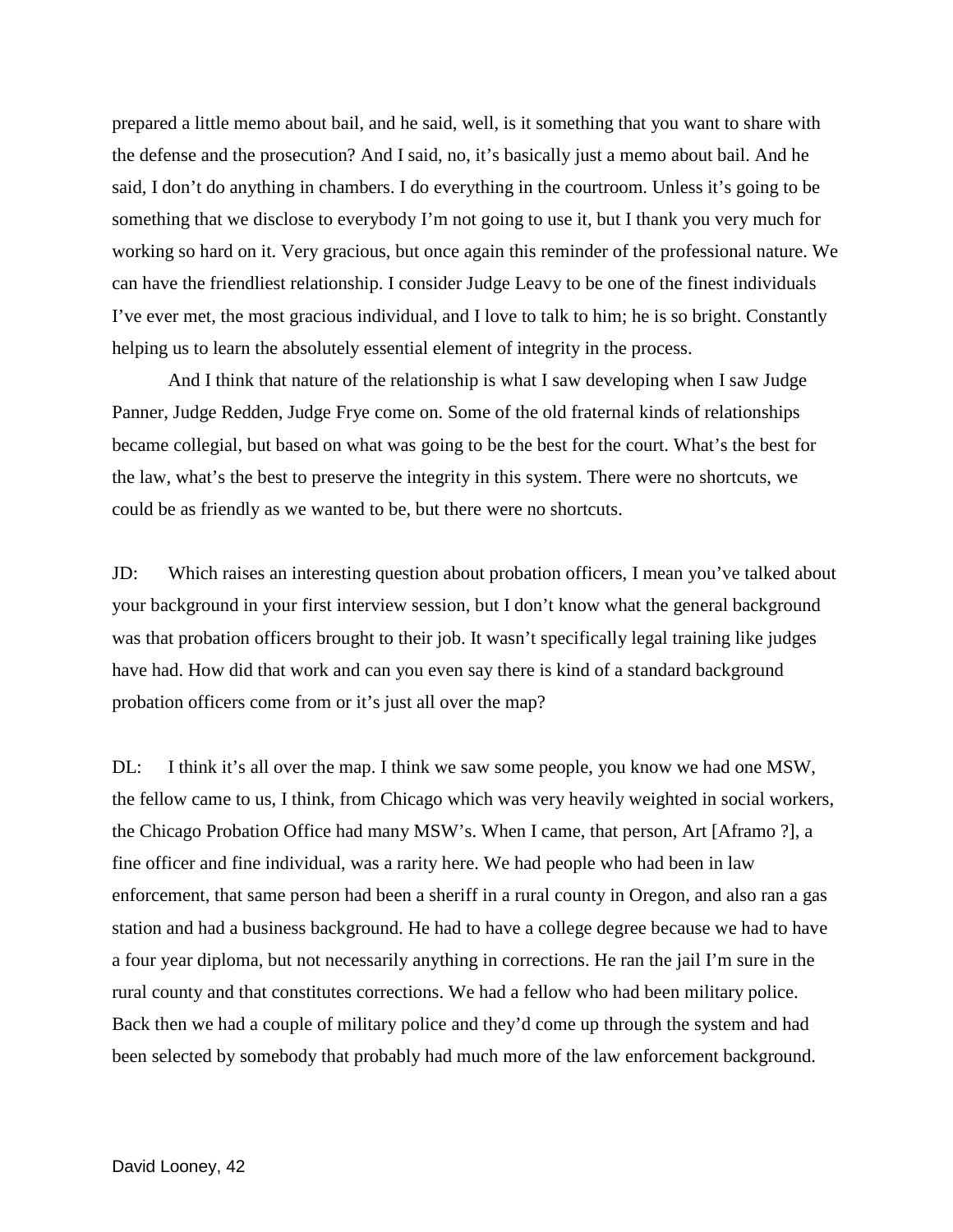prepared a little memo about bail, and he said, well, is it something that you want to share with the defense and the prosecution? And I said, no, it's basically just a memo about bail. And he said, I don't do anything in chambers. I do everything in the courtroom. Unless it's going to be something that we disclose to everybody I'm not going to use it, but I thank you very much for working so hard on it. Very gracious, but once again this reminder of the professional nature. We can have the friendliest relationship. I consider Judge Leavy to be one of the finest individuals I've ever met, the most gracious individual, and I love to talk to him; he is so bright. Constantly helping us to learn the absolutely essential element of integrity in the process.

And I think that nature of the relationship is what I saw developing when I saw Judge Panner, Judge Redden, Judge Frye come on. Some of the old fraternal kinds of relationships became collegial, but based on what was going to be the best for the court. What's the best for the law, what's the best to preserve the integrity in this system. There were no shortcuts, we could be as friendly as we wanted to be, but there were no shortcuts.

JD: Which raises an interesting question about probation officers, I mean you've talked about your background in your first interview session, but I don't know what the general background was that probation officers brought to their job. It wasn't specifically legal training like judges have had. How did that work and can you even say there is kind of a standard background probation officers come from or it's just all over the map?

DL: I think it's all over the map. I think we saw some people, you know we had one MSW, the fellow came to us, I think, from Chicago which was very heavily weighted in social workers, the Chicago Probation Office had many MSW's. When I came, that person, Art [Aframo ?], a fine officer and fine individual, was a rarity here. We had people who had been in law enforcement, that same person had been a sheriff in a rural county in Oregon, and also ran a gas station and had a business background. He had to have a college degree because we had to have a four year diploma, but not necessarily anything in corrections. He ran the jail I'm sure in the rural county and that constitutes corrections. We had a fellow who had been military police. Back then we had a couple of military police and they'd come up through the system and had been selected by somebody that probably had much more of the law enforcement background.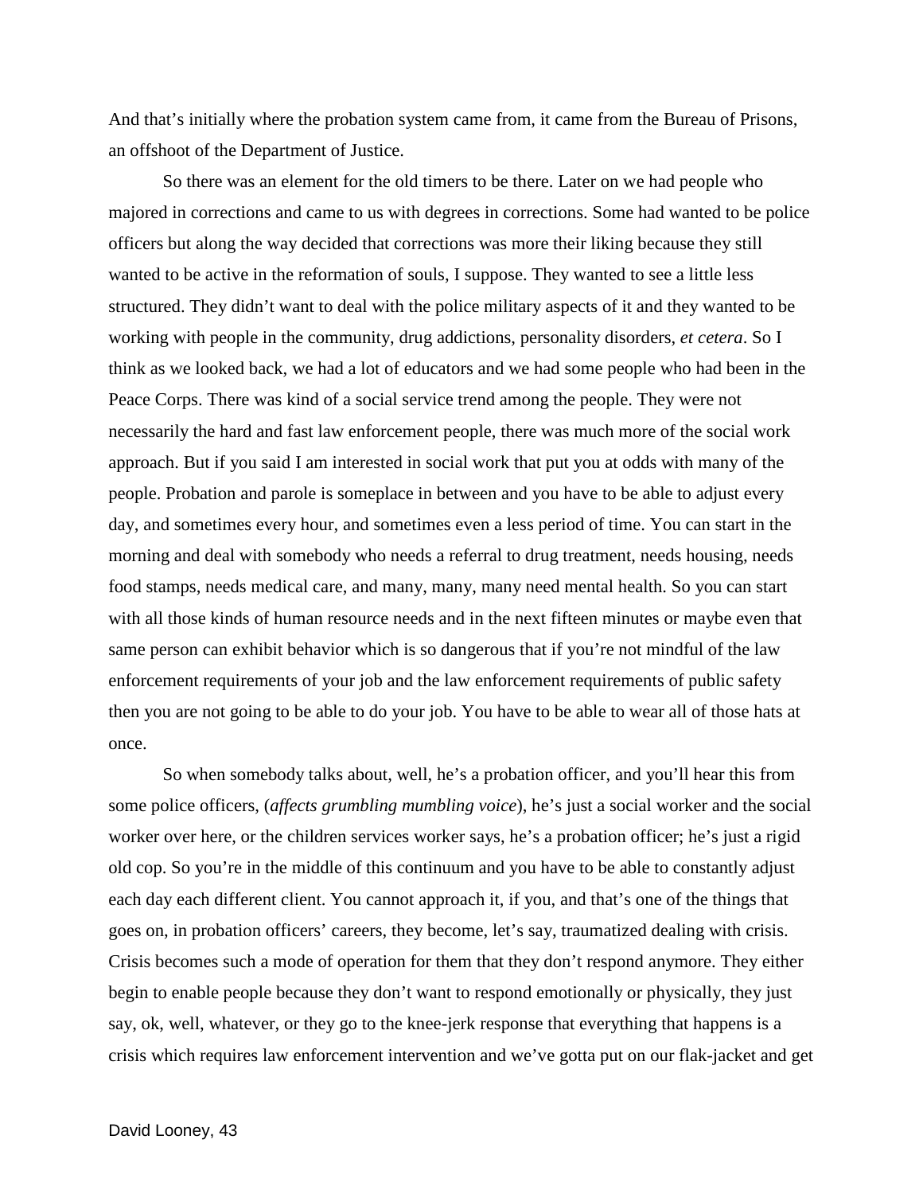And that's initially where the probation system came from, it came from the Bureau of Prisons, an offshoot of the Department of Justice.

So there was an element for the old timers to be there. Later on we had people who majored in corrections and came to us with degrees in corrections. Some had wanted to be police officers but along the way decided that corrections was more their liking because they still wanted to be active in the reformation of souls, I suppose. They wanted to see a little less structured. They didn't want to deal with the police military aspects of it and they wanted to be working with people in the community, drug addictions, personality disorders, *et cetera*. So I think as we looked back, we had a lot of educators and we had some people who had been in the Peace Corps. There was kind of a social service trend among the people. They were not necessarily the hard and fast law enforcement people, there was much more of the social work approach. But if you said I am interested in social work that put you at odds with many of the people. Probation and parole is someplace in between and you have to be able to adjust every day, and sometimes every hour, and sometimes even a less period of time. You can start in the morning and deal with somebody who needs a referral to drug treatment, needs housing, needs food stamps, needs medical care, and many, many, many need mental health. So you can start with all those kinds of human resource needs and in the next fifteen minutes or maybe even that same person can exhibit behavior which is so dangerous that if you're not mindful of the law enforcement requirements of your job and the law enforcement requirements of public safety then you are not going to be able to do your job. You have to be able to wear all of those hats at once.

So when somebody talks about, well, he's a probation officer, and you'll hear this from some police officers, (*affects grumbling mumbling voice*), he's just a social worker and the social worker over here, or the children services worker says, he's a probation officer; he's just a rigid old cop. So you're in the middle of this continuum and you have to be able to constantly adjust each day each different client. You cannot approach it, if you, and that's one of the things that goes on, in probation officers' careers, they become, let's say, traumatized dealing with crisis. Crisis becomes such a mode of operation for them that they don't respond anymore. They either begin to enable people because they don't want to respond emotionally or physically, they just say, ok, well, whatever, or they go to the knee-jerk response that everything that happens is a crisis which requires law enforcement intervention and we've gotta put on our flak-jacket and get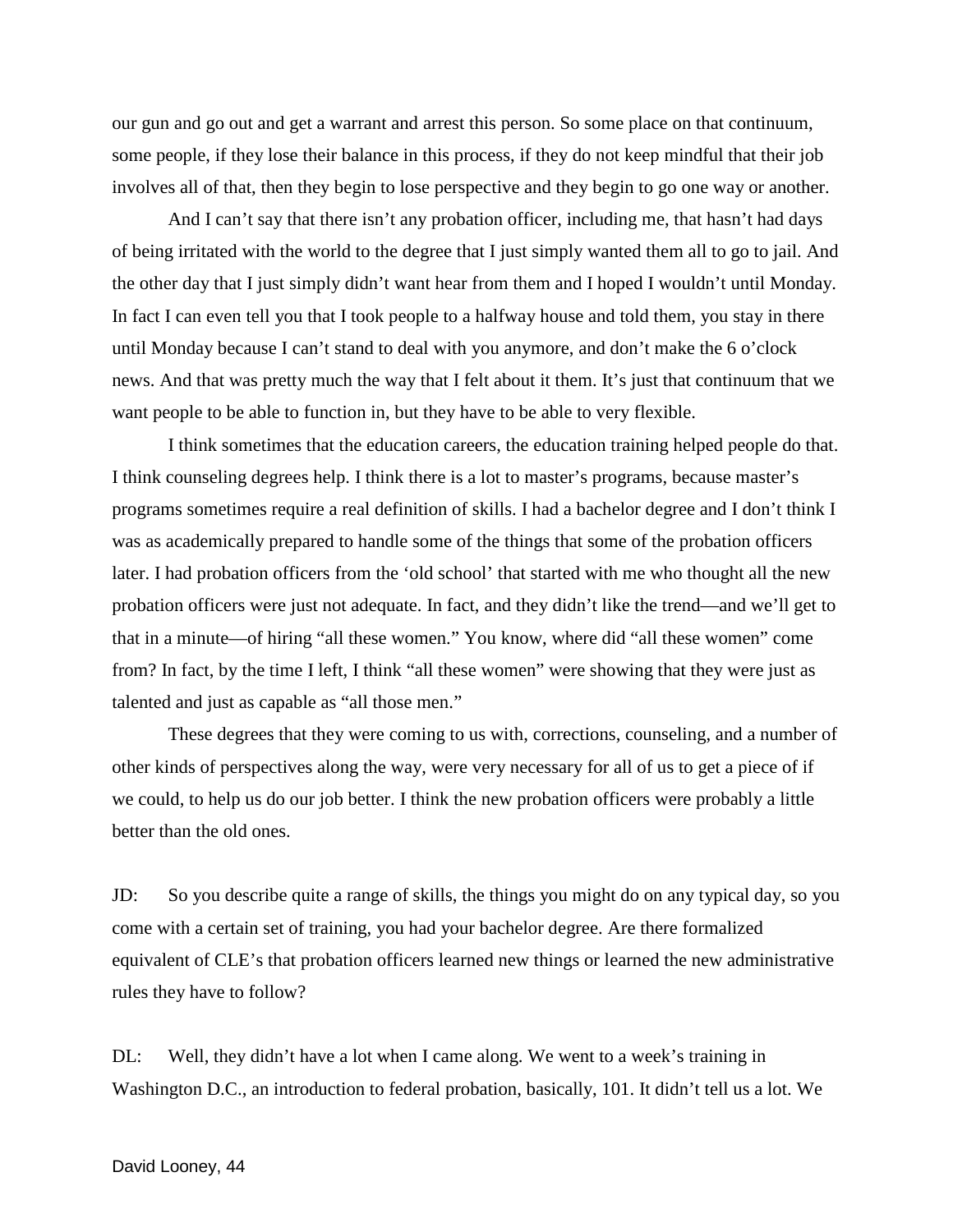our gun and go out and get a warrant and arrest this person. So some place on that continuum, some people, if they lose their balance in this process, if they do not keep mindful that their job involves all of that, then they begin to lose perspective and they begin to go one way or another.

And I can't say that there isn't any probation officer, including me, that hasn't had days of being irritated with the world to the degree that I just simply wanted them all to go to jail. And the other day that I just simply didn't want hear from them and I hoped I wouldn't until Monday. In fact I can even tell you that I took people to a halfway house and told them, you stay in there until Monday because I can't stand to deal with you anymore, and don't make the 6 o'clock news. And that was pretty much the way that I felt about it them. It's just that continuum that we want people to be able to function in, but they have to be able to very flexible.

I think sometimes that the education careers, the education training helped people do that. I think counseling degrees help. I think there is a lot to master's programs, because master's programs sometimes require a real definition of skills. I had a bachelor degree and I don't think I was as academically prepared to handle some of the things that some of the probation officers later. I had probation officers from the 'old school' that started with me who thought all the new probation officers were just not adequate. In fact, and they didn't like the trend—and we'll get to that in a minute—of hiring "all these women." You know, where did "all these women" come from? In fact, by the time I left, I think "all these women" were showing that they were just as talented and just as capable as "all those men."

These degrees that they were coming to us with, corrections, counseling, and a number of other kinds of perspectives along the way, were very necessary for all of us to get a piece of if we could, to help us do our job better. I think the new probation officers were probably a little better than the old ones.

JD: So you describe quite a range of skills, the things you might do on any typical day, so you come with a certain set of training, you had your bachelor degree. Are there formalized equivalent of CLE's that probation officers learned new things or learned the new administrative rules they have to follow?

DL: Well, they didn't have a lot when I came along. We went to a week's training in Washington D.C., an introduction to federal probation, basically, 101. It didn't tell us a lot. We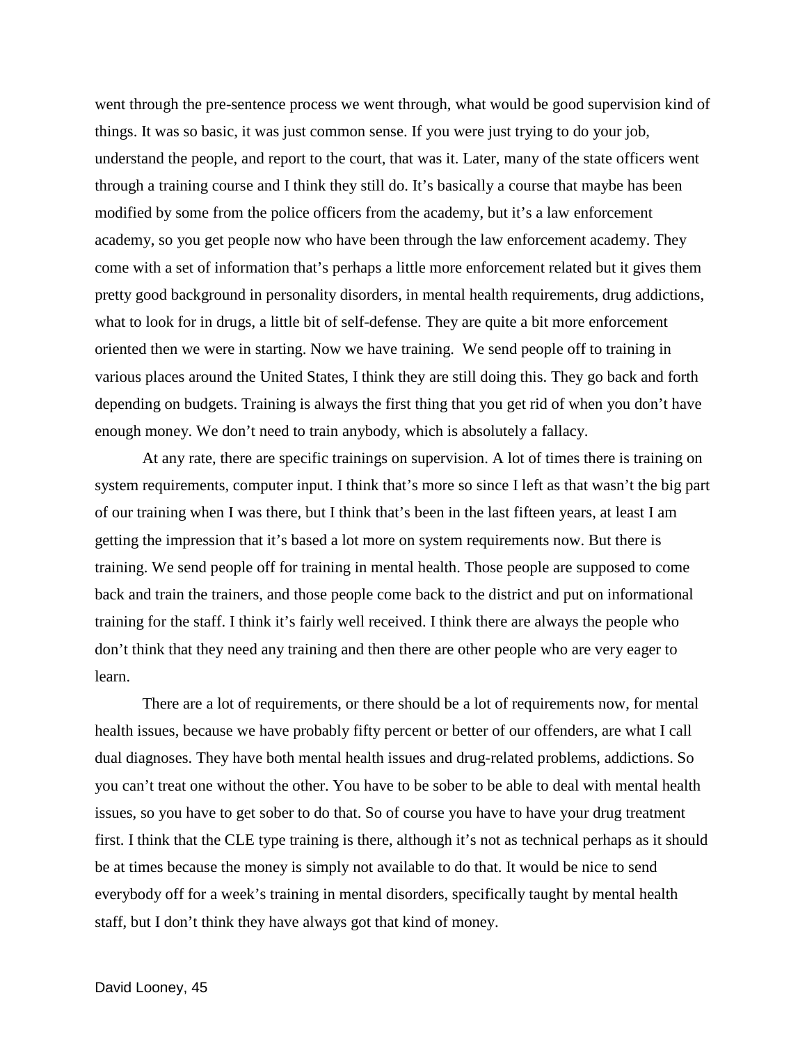went through the pre-sentence process we went through, what would be good supervision kind of things. It was so basic, it was just common sense. If you were just trying to do your job, understand the people, and report to the court, that was it. Later, many of the state officers went through a training course and I think they still do. It's basically a course that maybe has been modified by some from the police officers from the academy, but it's a law enforcement academy, so you get people now who have been through the law enforcement academy. They come with a set of information that's perhaps a little more enforcement related but it gives them pretty good background in personality disorders, in mental health requirements, drug addictions, what to look for in drugs, a little bit of self-defense. They are quite a bit more enforcement oriented then we were in starting. Now we have training. We send people off to training in various places around the United States, I think they are still doing this. They go back and forth depending on budgets. Training is always the first thing that you get rid of when you don't have enough money. We don't need to train anybody, which is absolutely a fallacy.

At any rate, there are specific trainings on supervision. A lot of times there is training on system requirements, computer input. I think that's more so since I left as that wasn't the big part of our training when I was there, but I think that's been in the last fifteen years, at least I am getting the impression that it's based a lot more on system requirements now. But there is training. We send people off for training in mental health. Those people are supposed to come back and train the trainers, and those people come back to the district and put on informational training for the staff. I think it's fairly well received. I think there are always the people who don't think that they need any training and then there are other people who are very eager to learn.

There are a lot of requirements, or there should be a lot of requirements now, for mental health issues, because we have probably fifty percent or better of our offenders, are what I call dual diagnoses. They have both mental health issues and drug-related problems, addictions. So you can't treat one without the other. You have to be sober to be able to deal with mental health issues, so you have to get sober to do that. So of course you have to have your drug treatment first. I think that the CLE type training is there, although it's not as technical perhaps as it should be at times because the money is simply not available to do that. It would be nice to send everybody off for a week's training in mental disorders, specifically taught by mental health staff, but I don't think they have always got that kind of money.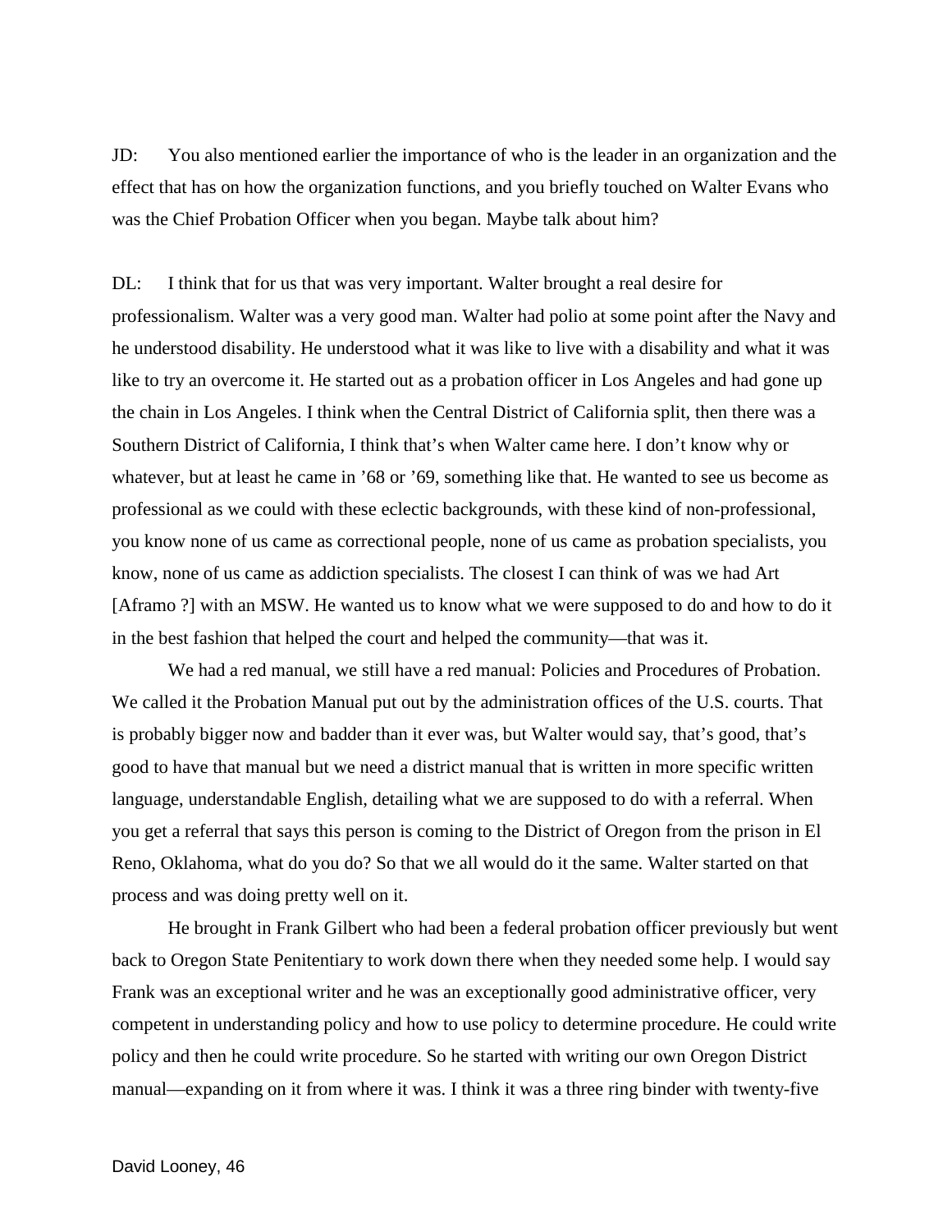JD: You also mentioned earlier the importance of who is the leader in an organization and the effect that has on how the organization functions, and you briefly touched on Walter Evans who was the Chief Probation Officer when you began. Maybe talk about him?

DL: I think that for us that was very important. Walter brought a real desire for professionalism. Walter was a very good man. Walter had polio at some point after the Navy and he understood disability. He understood what it was like to live with a disability and what it was like to try an overcome it. He started out as a probation officer in Los Angeles and had gone up the chain in Los Angeles. I think when the Central District of California split, then there was a Southern District of California, I think that's when Walter came here. I don't know why or whatever, but at least he came in '68 or '69, something like that. He wanted to see us become as professional as we could with these eclectic backgrounds, with these kind of non-professional, you know none of us came as correctional people, none of us came as probation specialists, you know, none of us came as addiction specialists. The closest I can think of was we had Art [Aframo ?] with an MSW. He wanted us to know what we were supposed to do and how to do it in the best fashion that helped the court and helped the community—that was it.

We had a red manual, we still have a red manual: Policies and Procedures of Probation. We called it the Probation Manual put out by the administration offices of the U.S. courts. That is probably bigger now and badder than it ever was, but Walter would say, that's good, that's good to have that manual but we need a district manual that is written in more specific written language, understandable English, detailing what we are supposed to do with a referral. When you get a referral that says this person is coming to the District of Oregon from the prison in El Reno, Oklahoma, what do you do? So that we all would do it the same. Walter started on that process and was doing pretty well on it.

He brought in Frank Gilbert who had been a federal probation officer previously but went back to Oregon State Penitentiary to work down there when they needed some help. I would say Frank was an exceptional writer and he was an exceptionally good administrative officer, very competent in understanding policy and how to use policy to determine procedure. He could write policy and then he could write procedure. So he started with writing our own Oregon District manual—expanding on it from where it was. I think it was a three ring binder with twenty-five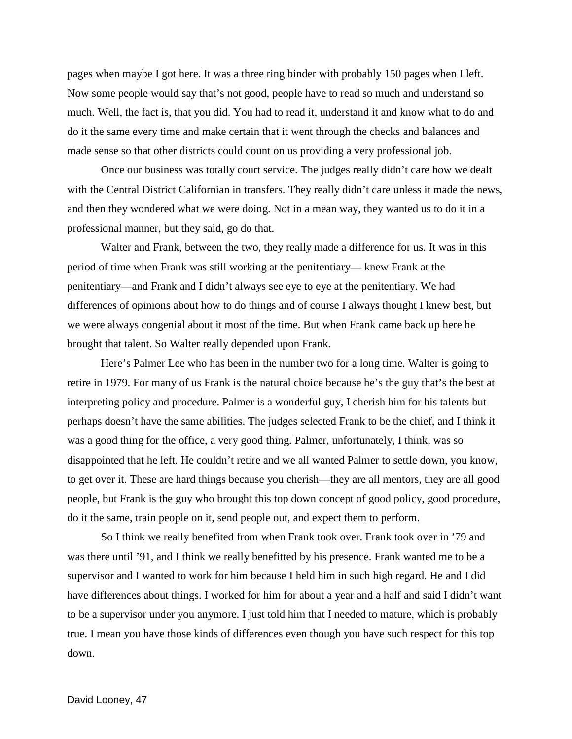pages when maybe I got here. It was a three ring binder with probably 150 pages when I left. Now some people would say that's not good, people have to read so much and understand so much. Well, the fact is, that you did. You had to read it, understand it and know what to do and do it the same every time and make certain that it went through the checks and balances and made sense so that other districts could count on us providing a very professional job.

Once our business was totally court service. The judges really didn't care how we dealt with the Central District Californian in transfers. They really didn't care unless it made the news, and then they wondered what we were doing. Not in a mean way, they wanted us to do it in a professional manner, but they said, go do that.

Walter and Frank, between the two, they really made a difference for us. It was in this period of time when Frank was still working at the penitentiary— knew Frank at the penitentiary—and Frank and I didn't always see eye to eye at the penitentiary. We had differences of opinions about how to do things and of course I always thought I knew best, but we were always congenial about it most of the time. But when Frank came back up here he brought that talent. So Walter really depended upon Frank.

Here's Palmer Lee who has been in the number two for a long time. Walter is going to retire in 1979. For many of us Frank is the natural choice because he's the guy that's the best at interpreting policy and procedure. Palmer is a wonderful guy, I cherish him for his talents but perhaps doesn't have the same abilities. The judges selected Frank to be the chief, and I think it was a good thing for the office, a very good thing. Palmer, unfortunately, I think, was so disappointed that he left. He couldn't retire and we all wanted Palmer to settle down, you know, to get over it. These are hard things because you cherish—they are all mentors, they are all good people, but Frank is the guy who brought this top down concept of good policy, good procedure, do it the same, train people on it, send people out, and expect them to perform.

So I think we really benefited from when Frank took over. Frank took over in '79 and was there until '91, and I think we really benefitted by his presence. Frank wanted me to be a supervisor and I wanted to work for him because I held him in such high regard. He and I did have differences about things. I worked for him for about a year and a half and said I didn't want to be a supervisor under you anymore. I just told him that I needed to mature, which is probably true. I mean you have those kinds of differences even though you have such respect for this top down.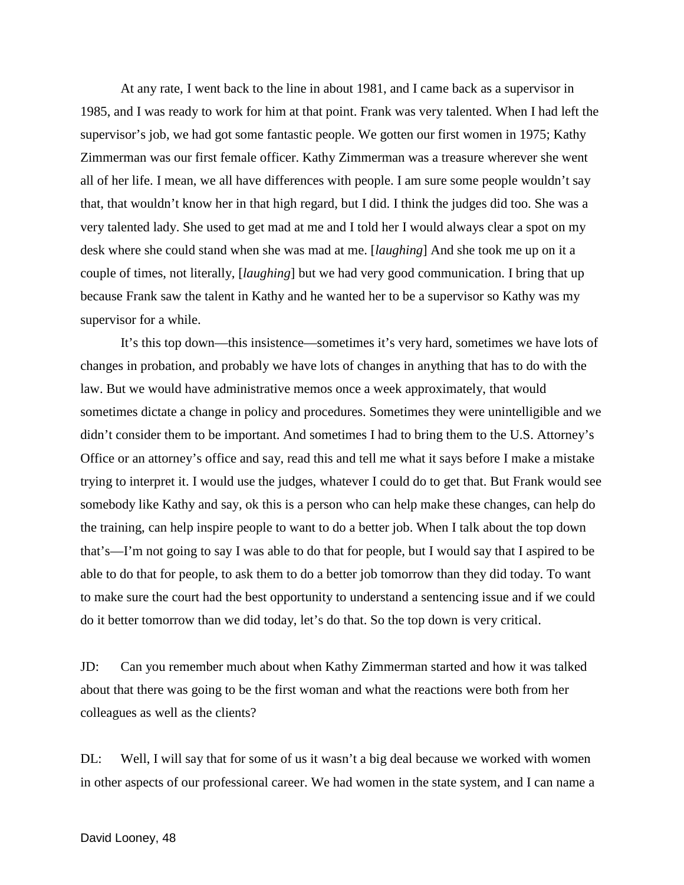At any rate, I went back to the line in about 1981, and I came back as a supervisor in 1985, and I was ready to work for him at that point. Frank was very talented. When I had left the supervisor's job, we had got some fantastic people. We gotten our first women in 1975; Kathy Zimmerman was our first female officer. Kathy Zimmerman was a treasure wherever she went all of her life. I mean, we all have differences with people. I am sure some people wouldn't say that, that wouldn't know her in that high regard, but I did. I think the judges did too. She was a very talented lady. She used to get mad at me and I told her I would always clear a spot on my desk where she could stand when she was mad at me. [*laughing*] And she took me up on it a couple of times, not literally, [*laughing*] but we had very good communication. I bring that up because Frank saw the talent in Kathy and he wanted her to be a supervisor so Kathy was my supervisor for a while.

It's this top down—this insistence—sometimes it's very hard, sometimes we have lots of changes in probation, and probably we have lots of changes in anything that has to do with the law. But we would have administrative memos once a week approximately, that would sometimes dictate a change in policy and procedures. Sometimes they were unintelligible and we didn't consider them to be important. And sometimes I had to bring them to the U.S. Attorney's Office or an attorney's office and say, read this and tell me what it says before I make a mistake trying to interpret it. I would use the judges, whatever I could do to get that. But Frank would see somebody like Kathy and say, ok this is a person who can help make these changes, can help do the training, can help inspire people to want to do a better job. When I talk about the top down that's—I'm not going to say I was able to do that for people, but I would say that I aspired to be able to do that for people, to ask them to do a better job tomorrow than they did today. To want to make sure the court had the best opportunity to understand a sentencing issue and if we could do it better tomorrow than we did today, let's do that. So the top down is very critical.

JD: Can you remember much about when Kathy Zimmerman started and how it was talked about that there was going to be the first woman and what the reactions were both from her colleagues as well as the clients?

DL: Well, I will say that for some of us it wasn't a big deal because we worked with women in other aspects of our professional career. We had women in the state system, and I can name a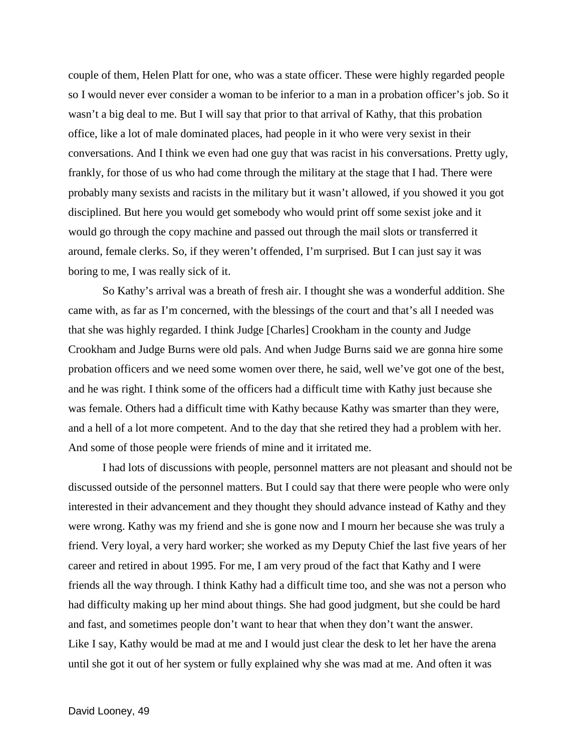couple of them, Helen Platt for one, who was a state officer. These were highly regarded people so I would never ever consider a woman to be inferior to a man in a probation officer's job. So it wasn't a big deal to me. But I will say that prior to that arrival of Kathy, that this probation office, like a lot of male dominated places, had people in it who were very sexist in their conversations. And I think we even had one guy that was racist in his conversations. Pretty ugly, frankly, for those of us who had come through the military at the stage that I had. There were probably many sexists and racists in the military but it wasn't allowed, if you showed it you got disciplined. But here you would get somebody who would print off some sexist joke and it would go through the copy machine and passed out through the mail slots or transferred it around, female clerks. So, if they weren't offended, I'm surprised. But I can just say it was boring to me, I was really sick of it.

So Kathy's arrival was a breath of fresh air. I thought she was a wonderful addition. She came with, as far as I'm concerned, with the blessings of the court and that's all I needed was that she was highly regarded. I think Judge [Charles] Crookham in the county and Judge Crookham and Judge Burns were old pals. And when Judge Burns said we are gonna hire some probation officers and we need some women over there, he said, well we've got one of the best, and he was right. I think some of the officers had a difficult time with Kathy just because she was female. Others had a difficult time with Kathy because Kathy was smarter than they were, and a hell of a lot more competent. And to the day that she retired they had a problem with her. And some of those people were friends of mine and it irritated me.

I had lots of discussions with people, personnel matters are not pleasant and should not be discussed outside of the personnel matters. But I could say that there were people who were only interested in their advancement and they thought they should advance instead of Kathy and they were wrong. Kathy was my friend and she is gone now and I mourn her because she was truly a friend. Very loyal, a very hard worker; she worked as my Deputy Chief the last five years of her career and retired in about 1995. For me, I am very proud of the fact that Kathy and I were friends all the way through. I think Kathy had a difficult time too, and she was not a person who had difficulty making up her mind about things. She had good judgment, but she could be hard and fast, and sometimes people don't want to hear that when they don't want the answer.
Like I say, Kathy would be mad at me and I would just clear the desk to let her have the arena until she got it out of her system or fully explained why she was mad at me. And often it was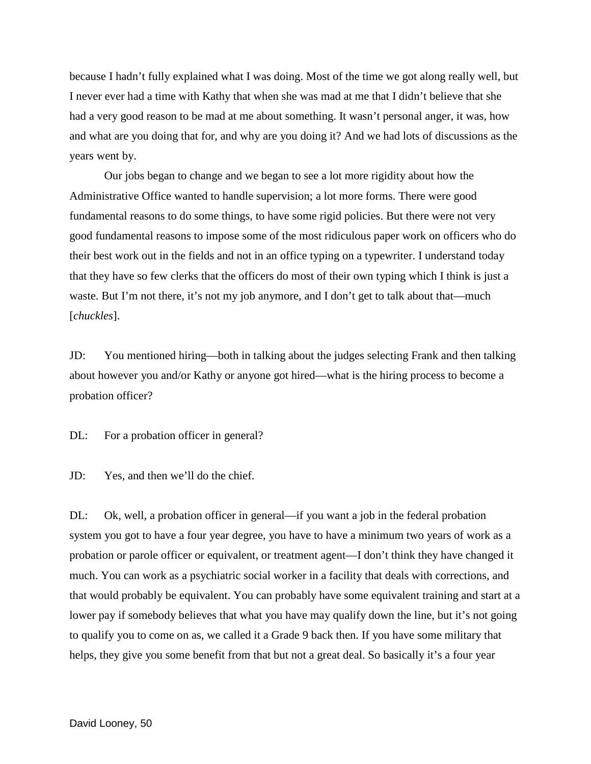because I hadn't fully explained what I was doing. Most of the time we got along really well, but I never ever had a time with Kathy that when she was mad at me that I didn't believe that she had a very good reason to be mad at me about something. It wasn't personal anger, it was, how and what are you doing that for, and why are you doing it? And we had lots of discussions as the years went by.

Our jobs began to change and we began to see a lot more rigidity about how the Administrative Office wanted to handle supervision; a lot more forms. There were good fundamental reasons to do some things, to have some rigid policies. But there were not very good fundamental reasons to impose some of the most ridiculous paper work on officers who do their best work out in the fields and not in an office typing on a typewriter. I understand today that they have so few clerks that the officers do most of their own typing which I think is just a waste. But I'm not there, it's not my job anymore, and I don't get to talk about that—much [*chuckles*].

JD: You mentioned hiring—both in talking about the judges selecting Frank and then talking about however you and/or Kathy or anyone got hired—what is the hiring process to become a probation officer?

DL: For a probation officer in general?

JD: Yes, and then we'll do the chief.

DL: Ok, well, a probation officer in general—if you want a job in the federal probation system you got to have a four year degree, you have to have a minimum two years of work as a probation or parole officer or equivalent, or treatment agent—I don't think they have changed it much. You can work as a psychiatric social worker in a facility that deals with corrections, and that would probably be equivalent. You can probably have some equivalent training and start at a lower pay if somebody believes that what you have may qualify down the line, but it's not going to qualify you to come on as, we called it a Grade 9 back then. If you have some military that helps, they give you some benefit from that but not a great deal. So basically it's a four year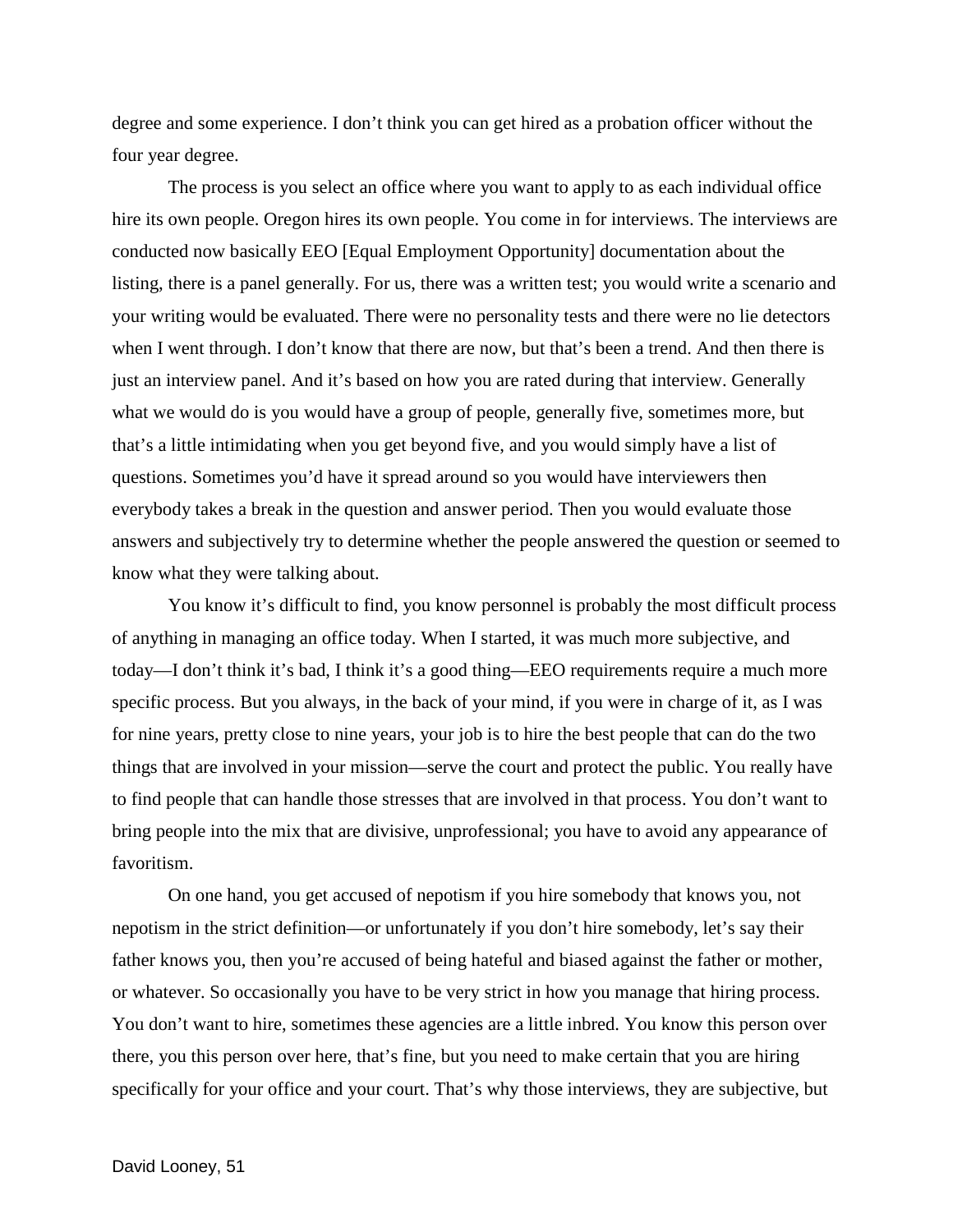degree and some experience. I don't think you can get hired as a probation officer without the four year degree.

The process is you select an office where you want to apply to as each individual office hire its own people. Oregon hires its own people. You come in for interviews. The interviews are conducted now basically EEO [Equal Employment Opportunity] documentation about the listing, there is a panel generally. For us, there was a written test; you would write a scenario and your writing would be evaluated. There were no personality tests and there were no lie detectors when I went through. I don't know that there are now, but that's been a trend. And then there is just an interview panel. And it's based on how you are rated during that interview. Generally what we would do is you would have a group of people, generally five, sometimes more, but that's a little intimidating when you get beyond five, and you would simply have a list of questions. Sometimes you'd have it spread around so you would have interviewers then everybody takes a break in the question and answer period. Then you would evaluate those answers and subjectively try to determine whether the people answered the question or seemed to know what they were talking about.

You know it's difficult to find, you know personnel is probably the most difficult process of anything in managing an office today. When I started, it was much more subjective, and today—I don't think it's bad, I think it's a good thing—EEO requirements require a much more specific process. But you always, in the back of your mind, if you were in charge of it, as I was for nine years, pretty close to nine years, your job is to hire the best people that can do the two things that are involved in your mission—serve the court and protect the public. You really have to find people that can handle those stresses that are involved in that process. You don't want to bring people into the mix that are divisive, unprofessional; you have to avoid any appearance of favoritism.

On one hand, you get accused of nepotism if you hire somebody that knows you, not nepotism in the strict definition—or unfortunately if you don't hire somebody, let's say their father knows you, then you're accused of being hateful and biased against the father or mother, or whatever. So occasionally you have to be very strict in how you manage that hiring process. You don't want to hire, sometimes these agencies are a little inbred. You know this person over there, you this person over here, that's fine, but you need to make certain that you are hiring specifically for your office and your court. That's why those interviews, they are subjective, but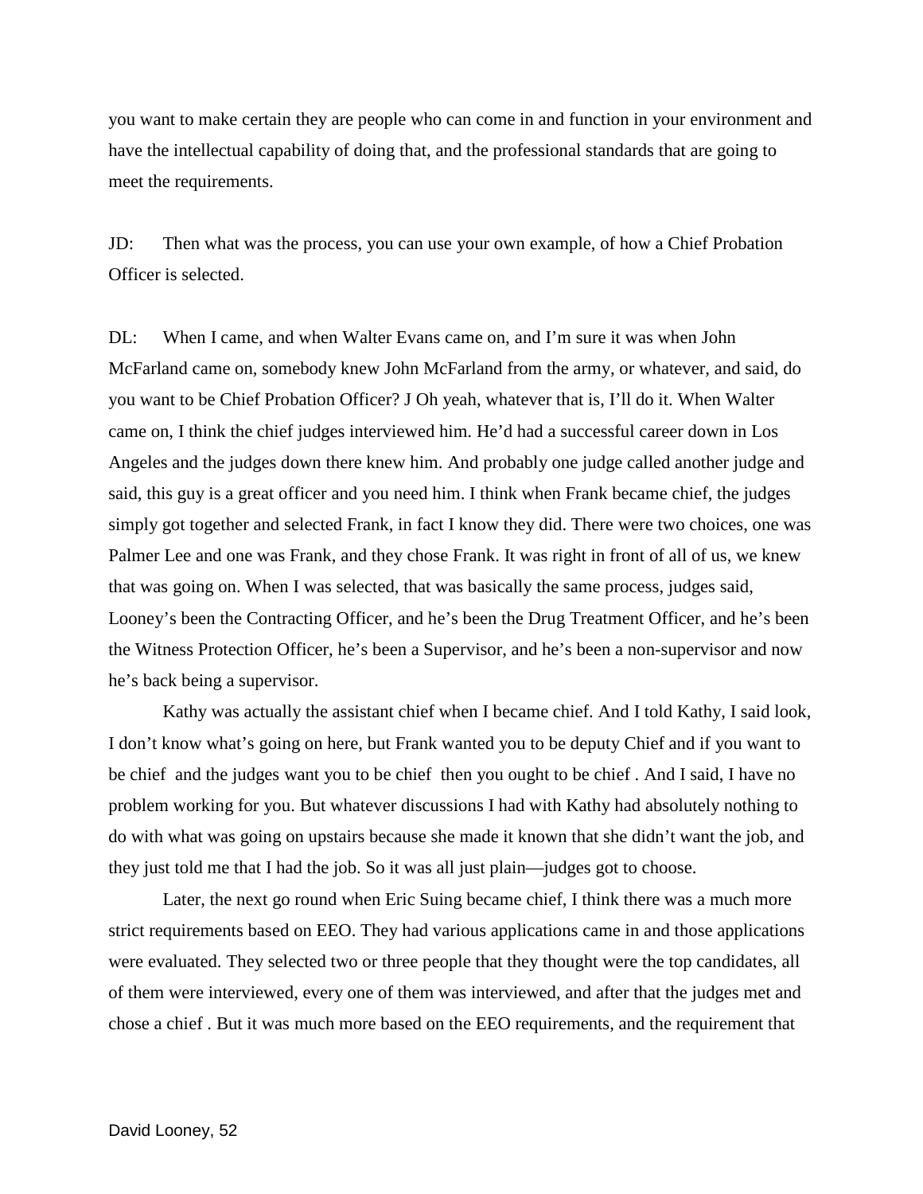you want to make certain they are people who can come in and function in your environment and have the intellectual capability of doing that, and the professional standards that are going to meet the requirements.

JD: Then what was the process, you can use your own example, of how a Chief Probation Officer is selected.

DL: When I came, and when Walter Evans came on, and I'm sure it was when John McFarland came on, somebody knew John McFarland from the army, or whatever, and said, do you want to be Chief Probation Officer? J Oh yeah, whatever that is, I'll do it. When Walter came on, I think the chief judges interviewed him. He'd had a successful career down in Los Angeles and the judges down there knew him. And probably one judge called another judge and said, this guy is a great officer and you need him. I think when Frank became chief, the judges simply got together and selected Frank, in fact I know they did. There were two choices, one was Palmer Lee and one was Frank, and they chose Frank. It was right in front of all of us, we knew that was going on. When I was selected, that was basically the same process, judges said, Looney's been the Contracting Officer, and he's been the Drug Treatment Officer, and he's been the Witness Protection Officer, he's been a Supervisor, and he's been a non-supervisor and now he's back being a supervisor.

Kathy was actually the assistant chief when I became chief. And I told Kathy, I said look, I don't know what's going on here, but Frank wanted you to be deputy Chief and if you want to be chief and the judges want you to be chief then you ought to be chief . And I said, I have no problem working for you. But whatever discussions I had with Kathy had absolutely nothing to do with what was going on upstairs because she made it known that she didn't want the job, and they just told me that I had the job. So it was all just plain—judges got to choose.

Later, the next go round when Eric Suing became chief, I think there was a much more strict requirements based on EEO. They had various applications came in and those applications were evaluated. They selected two or three people that they thought were the top candidates, all of them were interviewed, every one of them was interviewed, and after that the judges met and chose a chief . But it was much more based on the EEO requirements, and the requirement that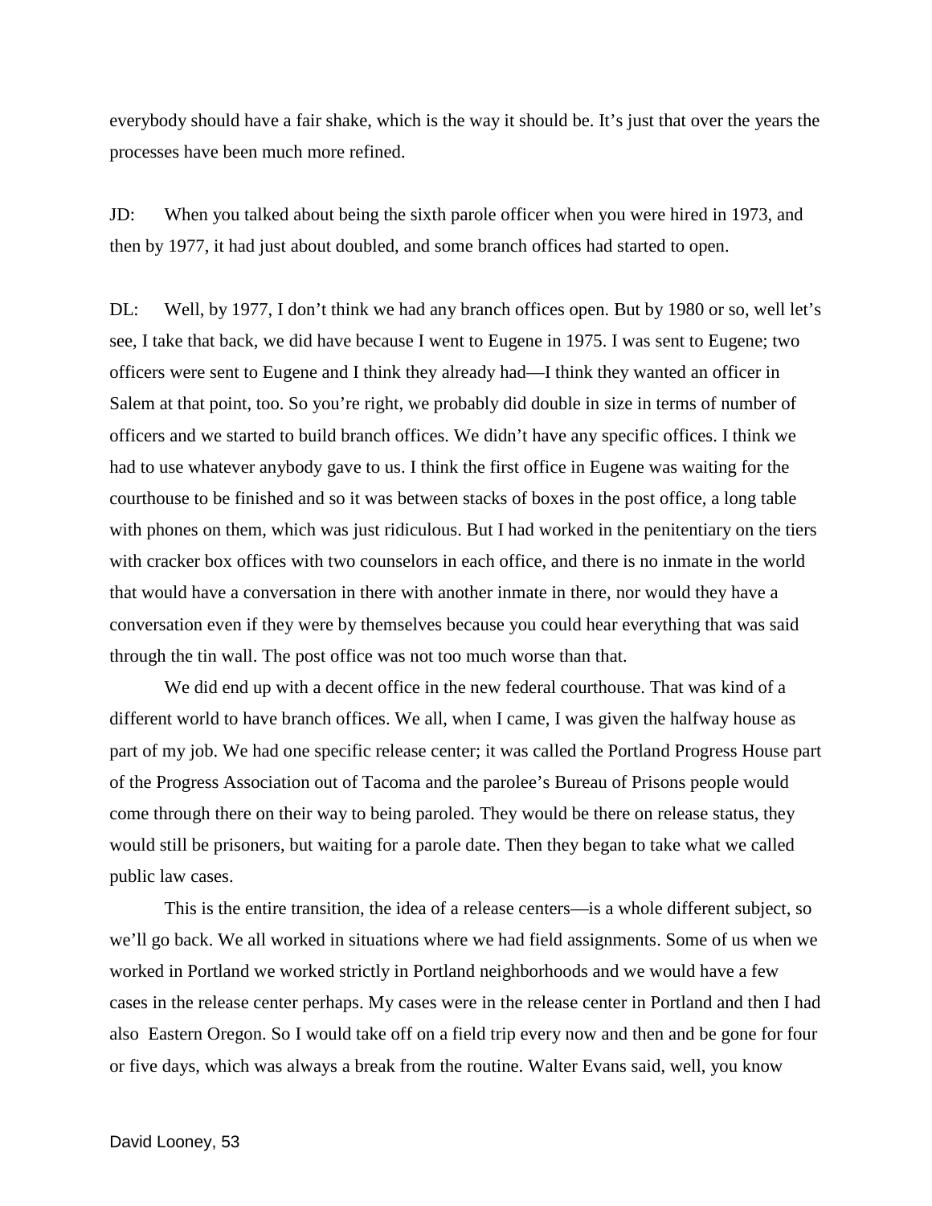everybody should have a fair shake, which is the way it should be. It's just that over the years the processes have been much more refined.

JD: When you talked about being the sixth parole officer when you were hired in 1973, and then by 1977, it had just about doubled, and some branch offices had started to open.

DL: Well, by 1977, I don't think we had any branch offices open. But by 1980 or so, well let's see, I take that back, we did have because I went to Eugene in 1975. I was sent to Eugene; two officers were sent to Eugene and I think they already had—I think they wanted an officer in Salem at that point, too. So you're right, we probably did double in size in terms of number of officers and we started to build branch offices. We didn't have any specific offices. I think we had to use whatever anybody gave to us. I think the first office in Eugene was waiting for the courthouse to be finished and so it was between stacks of boxes in the post office, a long table with phones on them, which was just ridiculous. But I had worked in the penitentiary on the tiers with cracker box offices with two counselors in each office, and there is no inmate in the world that would have a conversation in there with another inmate in there, nor would they have a conversation even if they were by themselves because you could hear everything that was said through the tin wall. The post office was not too much worse than that.

We did end up with a decent office in the new federal courthouse. That was kind of a different world to have branch offices. We all, when I came, I was given the halfway house as part of my job. We had one specific release center; it was called the Portland Progress House part of the Progress Association out of Tacoma and the parolee's Bureau of Prisons people would come through there on their way to being paroled. They would be there on release status, they would still be prisoners, but waiting for a parole date. Then they began to take what we called public law cases.

This is the entire transition, the idea of a release centers—is a whole different subject, so we'll go back. We all worked in situations where we had field assignments. Some of us when we worked in Portland we worked strictly in Portland neighborhoods and we would have a few cases in the release center perhaps. My cases were in the release center in Portland and then I had also Eastern Oregon. So I would take off on a field trip every now and then and be gone for four or five days, which was always a break from the routine. Walter Evans said, well, you know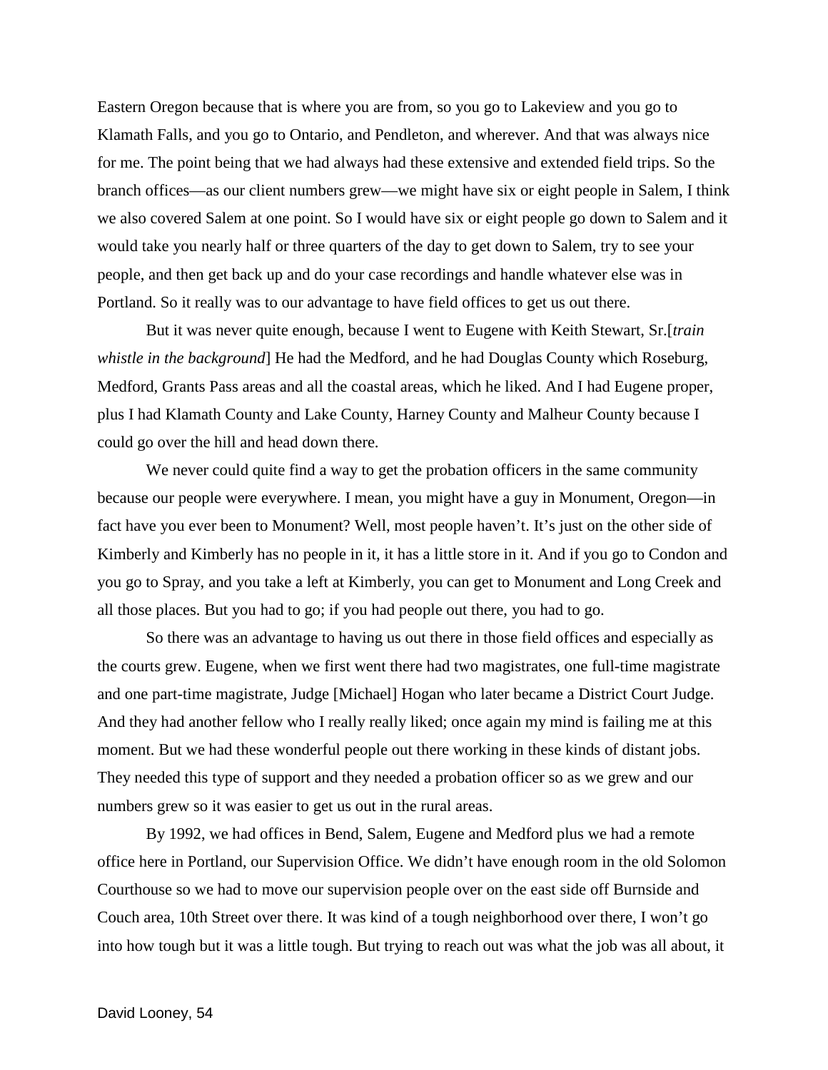Eastern Oregon because that is where you are from, so you go to Lakeview and you go to Klamath Falls, and you go to Ontario, and Pendleton, and wherever. And that was always nice for me. The point being that we had always had these extensive and extended field trips. So the branch offices—as our client numbers grew—we might have six or eight people in Salem, I think we also covered Salem at one point. So I would have six or eight people go down to Salem and it would take you nearly half or three quarters of the day to get down to Salem, try to see your people, and then get back up and do your case recordings and handle whatever else was in Portland. So it really was to our advantage to have field offices to get us out there.

But it was never quite enough, because I went to Eugene with Keith Stewart, Sr.[*train whistle in the background*] He had the Medford, and he had Douglas County which Roseburg, Medford, Grants Pass areas and all the coastal areas, which he liked. And I had Eugene proper, plus I had Klamath County and Lake County, Harney County and Malheur County because I could go over the hill and head down there.

We never could quite find a way to get the probation officers in the same community because our people were everywhere. I mean, you might have a guy in Monument, Oregon—in fact have you ever been to Monument? Well, most people haven't. It's just on the other side of Kimberly and Kimberly has no people in it, it has a little store in it. And if you go to Condon and you go to Spray, and you take a left at Kimberly, you can get to Monument and Long Creek and all those places. But you had to go; if you had people out there, you had to go.

So there was an advantage to having us out there in those field offices and especially as the courts grew. Eugene, when we first went there had two magistrates, one full-time magistrate and one part-time magistrate, Judge [Michael] Hogan who later became a District Court Judge. And they had another fellow who I really really liked; once again my mind is failing me at this moment. But we had these wonderful people out there working in these kinds of distant jobs. They needed this type of support and they needed a probation officer so as we grew and our numbers grew so it was easier to get us out in the rural areas.

By 1992, we had offices in Bend, Salem, Eugene and Medford plus we had a remote office here in Portland, our Supervision Office. We didn't have enough room in the old Solomon Courthouse so we had to move our supervision people over on the east side off Burnside and Couch area, 10th Street over there. It was kind of a tough neighborhood over there, I won't go into how tough but it was a little tough. But trying to reach out was what the job was all about, it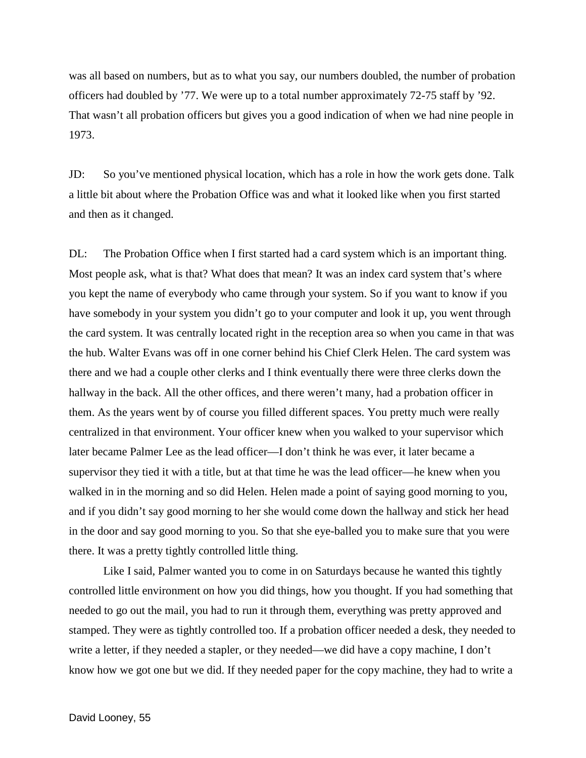was all based on numbers, but as to what you say, our numbers doubled, the number of probation officers had doubled by ’77. We were up to a total number approximately 72-75 staff by ’92. That wasn’t all probation officers but gives you a good indication of when we had nine people in 1973.

JD: So you’ve mentioned physical location, which has a role in how the work gets done. Talk a little bit about where the Probation Office was and what it looked like when you first started and then as it changed.

DL: The Probation Office when I first started had a card system which is an important thing. Most people ask, what is that? What does that mean? It was an index card system that’s where you kept the name of everybody who came through your system. So if you want to know if you have somebody in your system you didn’t go to your computer and look it up, you went through the card system. It was centrally located right in the reception area so when you came in that was the hub. Walter Evans was off in one corner behind his Chief Clerk Helen. The card system was there and we had a couple other clerks and I think eventually there were three clerks down the hallway in the back. All the other offices, and there weren’t many, had a probation officer in them. As the years went by of course you filled different spaces. You pretty much were really centralized in that environment. Your officer knew when you walked to your supervisor which later became Palmer Lee as the lead officer—I don’t think he was ever, it later became a supervisor they tied it with a title, but at that time he was the lead officer—he knew when you walked in in the morning and so did Helen. Helen made a point of saying good morning to you, and if you didn’t say good morning to her she would come down the hallway and stick her head in the door and say good morning to you. So that she eye-balled you to make sure that you were there. It was a pretty tightly controlled little thing.

Like I said, Palmer wanted you to come in on Saturdays because he wanted this tightly controlled little environment on how you did things, how you thought. If you had something that needed to go out the mail, you had to run it through them, everything was pretty approved and stamped. They were as tightly controlled too. If a probation officer needed a desk, they needed to write a letter, if they needed a stapler, or they needed—we did have a copy machine, I don’t know how we got one but we did. If they needed paper for the copy machine, they had to write a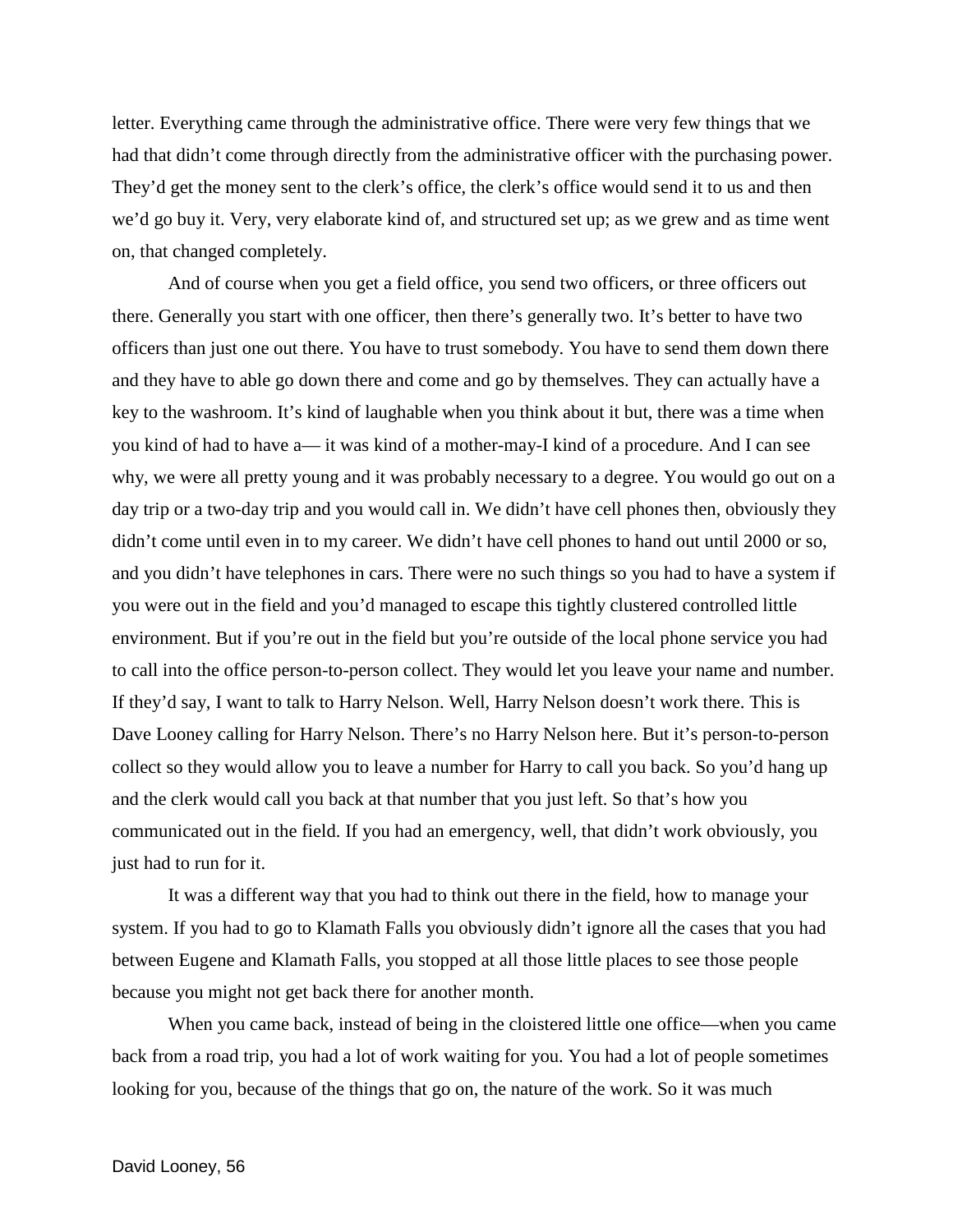letter. Everything came through the administrative office. There were very few things that we had that didn't come through directly from the administrative officer with the purchasing power. They'd get the money sent to the clerk's office, the clerk's office would send it to us and then we'd go buy it. Very, very elaborate kind of, and structured set up; as we grew and as time went on, that changed completely.

And of course when you get a field office, you send two officers, or three officers out there. Generally you start with one officer, then there's generally two. It's better to have two officers than just one out there. You have to trust somebody. You have to send them down there and they have to able go down there and come and go by themselves. They can actually have a key to the washroom. It's kind of laughable when you think about it but, there was a time when you kind of had to have a— it was kind of a mother-may-I kind of a procedure. And I can see why, we were all pretty young and it was probably necessary to a degree. You would go out on a day trip or a two-day trip and you would call in. We didn't have cell phones then, obviously they didn't come until even in to my career. We didn't have cell phones to hand out until 2000 or so, and you didn't have telephones in cars. There were no such things so you had to have a system if you were out in the field and you'd managed to escape this tightly clustered controlled little environment. But if you're out in the field but you're outside of the local phone service you had to call into the office person-to-person collect. They would let you leave your name and number. If they'd say, I want to talk to Harry Nelson. Well, Harry Nelson doesn't work there. This is Dave Looney calling for Harry Nelson. There's no Harry Nelson here. But it's person-to-person collect so they would allow you to leave a number for Harry to call you back. So you'd hang up and the clerk would call you back at that number that you just left. So that's how you communicated out in the field. If you had an emergency, well, that didn't work obviously, you just had to run for it.

It was a different way that you had to think out there in the field, how to manage your system. If you had to go to Klamath Falls you obviously didn't ignore all the cases that you had between Eugene and Klamath Falls, you stopped at all those little places to see those people because you might not get back there for another month.

When you came back, instead of being in the cloistered little one office—when you came back from a road trip, you had a lot of work waiting for you. You had a lot of people sometimes looking for you, because of the things that go on, the nature of the work. So it was much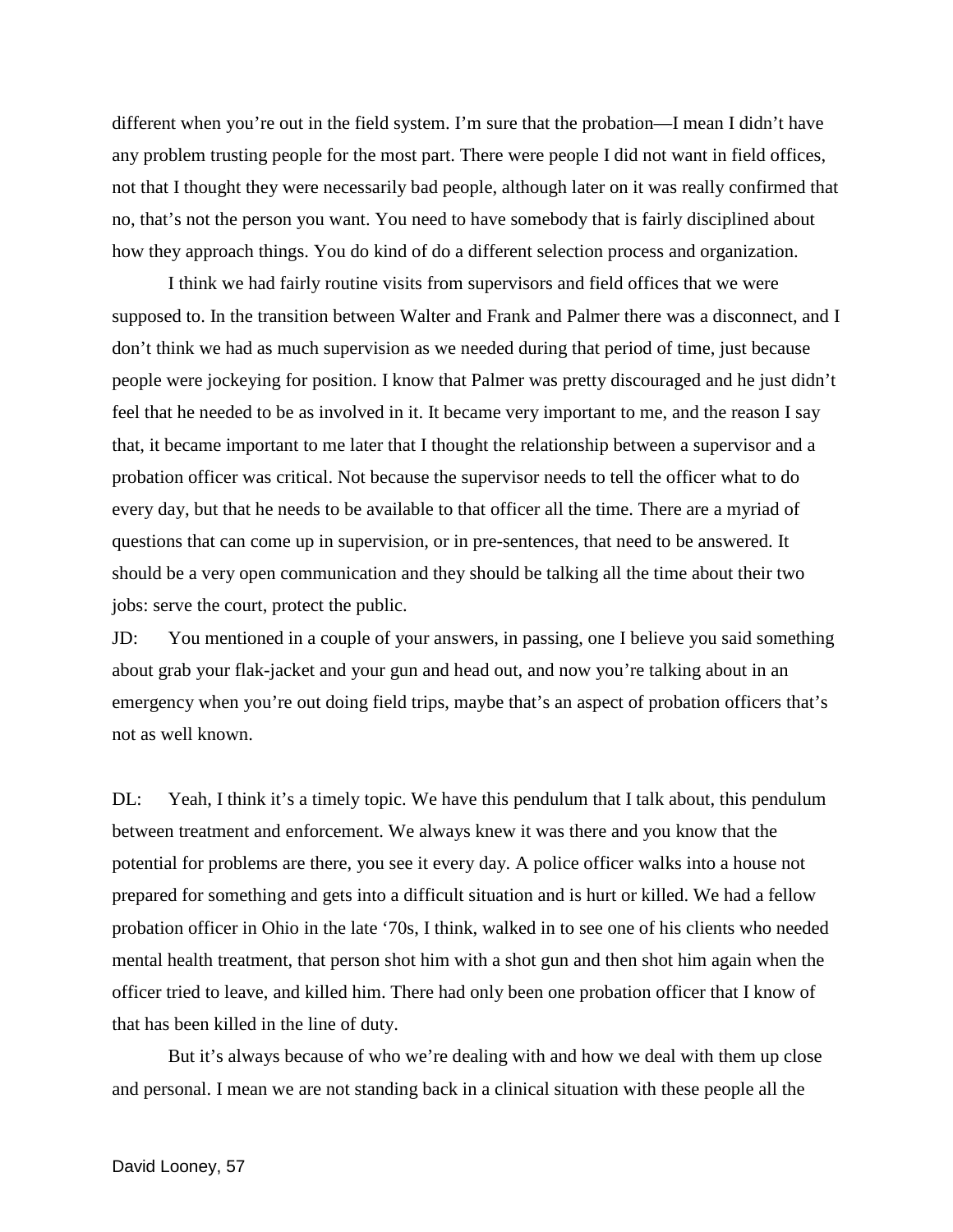different when you're out in the field system. I'm sure that the probation—I mean I didn't have any problem trusting people for the most part. There were people I did not want in field offices, not that I thought they were necessarily bad people, although later on it was really confirmed that no, that's not the person you want. You need to have somebody that is fairly disciplined about how they approach things. You do kind of do a different selection process and organization.

I think we had fairly routine visits from supervisors and field offices that we were supposed to. In the transition between Walter and Frank and Palmer there was a disconnect, and I don't think we had as much supervision as we needed during that period of time, just because people were jockeying for position. I know that Palmer was pretty discouraged and he just didn't feel that he needed to be as involved in it. It became very important to me, and the reason I say that, it became important to me later that I thought the relationship between a supervisor and a probation officer was critical. Not because the supervisor needs to tell the officer what to do every day, but that he needs to be available to that officer all the time. There are a myriad of questions that can come up in supervision, or in pre-sentences, that need to be answered. It should be a very open communication and they should be talking all the time about their two jobs: serve the court, protect the public.

JD: You mentioned in a couple of your answers, in passing, one I believe you said something about grab your flak-jacket and your gun and head out, and now you're talking about in an emergency when you're out doing field trips, maybe that's an aspect of probation officers that's not as well known.

DL: Yeah, I think it's a timely topic. We have this pendulum that I talk about, this pendulum between treatment and enforcement. We always knew it was there and you know that the potential for problems are there, you see it every day. A police officer walks into a house not prepared for something and gets into a difficult situation and is hurt or killed. We had a fellow probation officer in Ohio in the late '70s, I think, walked in to see one of his clients who needed mental health treatment, that person shot him with a shot gun and then shot him again when the officer tried to leave, and killed him. There had only been one probation officer that I know of that has been killed in the line of duty.

But it's always because of who we're dealing with and how we deal with them up close and personal. I mean we are not standing back in a clinical situation with these people all the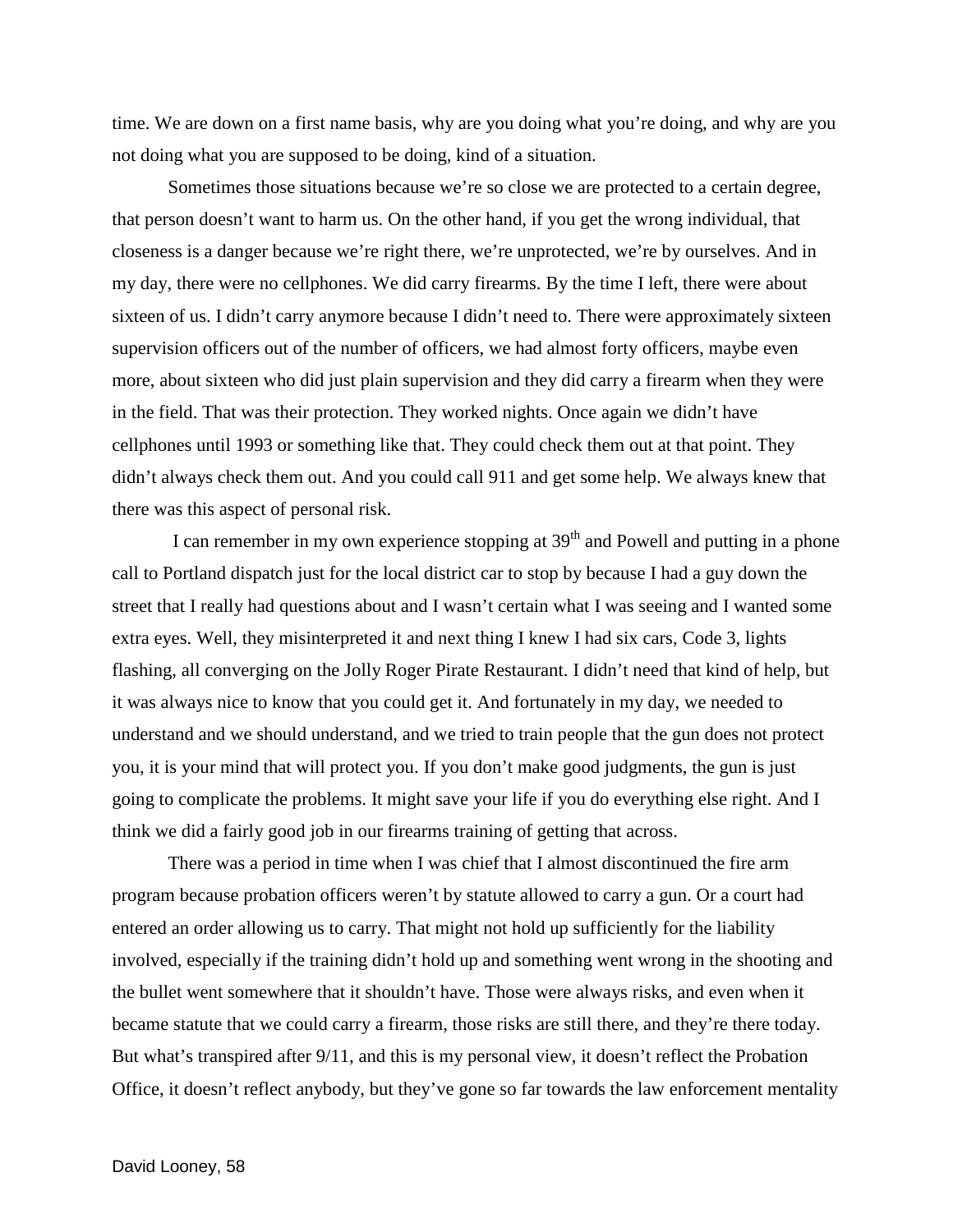time. We are down on a first name basis, why are you doing what you're doing, and why are you not doing what you are supposed to be doing, kind of a situation.

Sometimes those situations because we're so close we are protected to a certain degree, that person doesn't want to harm us. On the other hand, if you get the wrong individual, that closeness is a danger because we're right there, we're unprotected, we're by ourselves. And in my day, there were no cellphones. We did carry firearms. By the time I left, there were about sixteen of us. I didn't carry anymore because I didn't need to. There were approximately sixteen supervision officers out of the number of officers, we had almost forty officers, maybe even more, about sixteen who did just plain supervision and they did carry a firearm when they were in the field. That was their protection. They worked nights. Once again we didn't have cellphones until 1993 or something like that. They could check them out at that point. They didn't always check them out. And you could call 911 and get some help. We always knew that there was this aspect of personal risk.

I can remember in my own experience stopping at 39th and Powell and putting in a phone call to Portland dispatch just for the local district car to stop by because I had a guy down the street that I really had questions about and I wasn't certain what I was seeing and I wanted some extra eyes. Well, they misinterpreted it and next thing I knew I had six cars, Code 3, lights flashing, all converging on the Jolly Roger Pirate Restaurant. I didn't need that kind of help, but it was always nice to know that you could get it. And fortunately in my day, we needed to understand and we should understand, and we tried to train people that the gun does not protect you, it is your mind that will protect you. If you don't make good judgments, the gun is just going to complicate the problems. It might save your life if you do everything else right. And I think we did a fairly good job in our firearms training of getting that across.

There was a period in time when I was chief that I almost discontinued the fire arm program because probation officers weren't by statute allowed to carry a gun. Or a court had entered an order allowing us to carry. That might not hold up sufficiently for the liability involved, especially if the training didn't hold up and something went wrong in the shooting and the bullet went somewhere that it shouldn't have. Those were always risks, and even when it became statute that we could carry a firearm, those risks are still there, and they're there today. But what's transpired after 9/11, and this is my personal view, it doesn't reflect the Probation Office, it doesn't reflect anybody, but they've gone so far towards the law enforcement mentality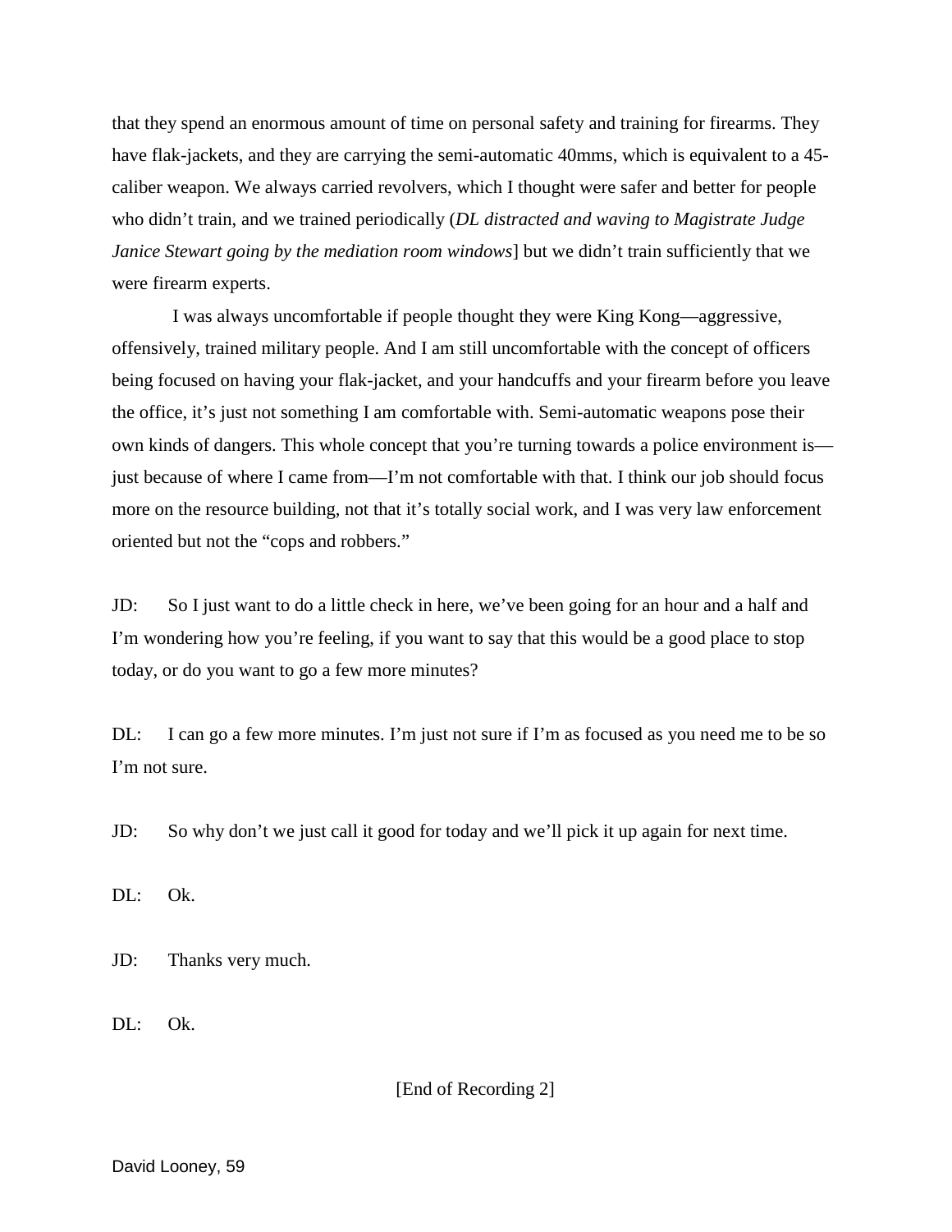that they spend an enormous amount of time on personal safety and training for firearms. They have flak-jackets, and they are carrying the semi-automatic 40mms, which is equivalent to a 45-caliber weapon. We always carried revolvers, which I thought were safer and better for people who didn't train, and we trained periodically (*DL distracted and waving to Magistrate Judge Janice Stewart going by the mediation room windows*] but we didn't train sufficiently that we were firearm experts.

I was always uncomfortable if people thought they were King Kong—aggressive, offensively, trained military people. And I am still uncomfortable with the concept of officers being focused on having your flak-jacket, and your handcuffs and your firearm before you leave the office, it's just not something I am comfortable with. Semi-automatic weapons pose their own kinds of dangers. This whole concept that you're turning towards a police environment is—just because of where I came from—I'm not comfortable with that. I think our job should focus more on the resource building, not that it's totally social work, and I was very law enforcement oriented but not the "cops and robbers."

JD: So I just want to do a little check in here, we've been going for an hour and a half and I'm wondering how you're feeling, if you want to say that this would be a good place to stop today, or do you want to go a few more minutes?

DL: I can go a few more minutes. I'm just not sure if I'm as focused as you need me to be so I'm not sure.

JD: So why don't we just call it good for today and we'll pick it up again for next time.

DL: Ok.

JD: Thanks very much.

DL: Ok.

[End of Recording 2]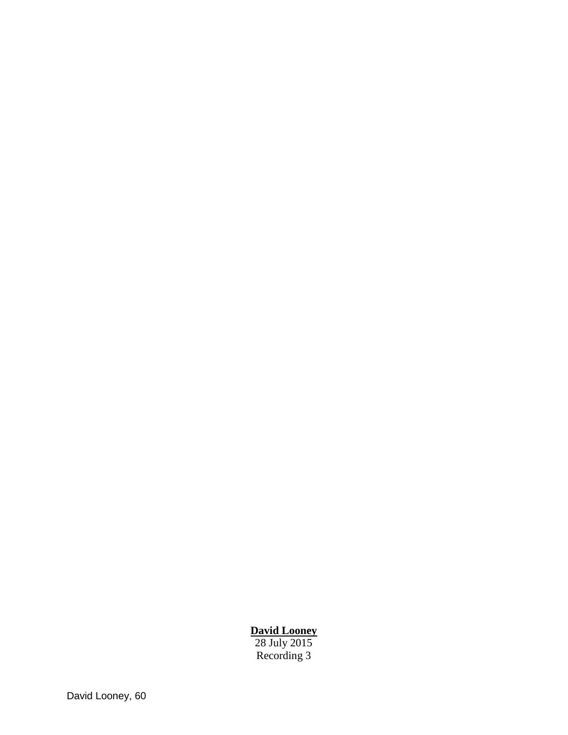**David Looney**

28 July 2015

Recording 3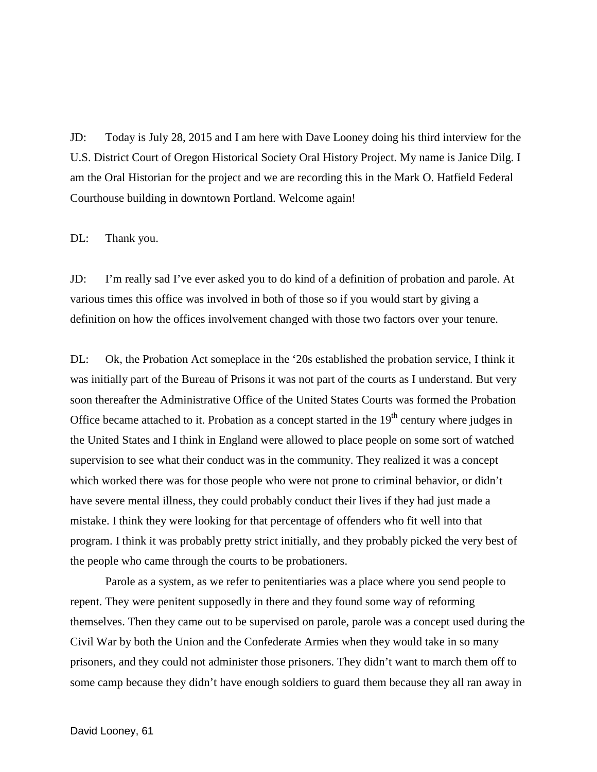JD: Today is July 28, 2015 and I am here with Dave Looney doing his third interview for the U.S. District Court of Oregon Historical Society Oral History Project. My name is Janice Dilg. I am the Oral Historian for the project and we are recording this in the Mark O. Hatfield Federal Courthouse building in downtown Portland. Welcome again!

DL: Thank you.

JD: I'm really sad I've ever asked you to do kind of a definition of probation and parole. At various times this office was involved in both of those so if you would start by giving a definition on how the offices involvement changed with those two factors over your tenure.

DL: Ok, the Probation Act someplace in the '20s established the probation service, I think it was initially part of the Bureau of Prisons it was not part of the courts as I understand. But very soon thereafter the Administrative Office of the United States Courts was formed the Probation Office became attached to it. Probation as a concept started in the 19th century where judges in the United States and I think in England were allowed to place people on some sort of watched supervision to see what their conduct was in the community. They realized it was a concept which worked there was for those people who were not prone to criminal behavior, or didn't have severe mental illness, they could probably conduct their lives if they had just made a mistake. I think they were looking for that percentage of offenders who fit well into that program. I think it was probably pretty strict initially, and they probably picked the very best of the people who came through the courts to be probationers.

Parole as a system, as we refer to penitentiaries was a place where you send people to repent. They were penitent supposedly in there and they found some way of reforming themselves. Then they came out to be supervised on parole, parole was a concept used during the Civil War by both the Union and the Confederate Armies when they would take in so many prisoners, and they could not administer those prisoners. They didn't want to march them off to some camp because they didn't have enough soldiers to guard them because they all ran away in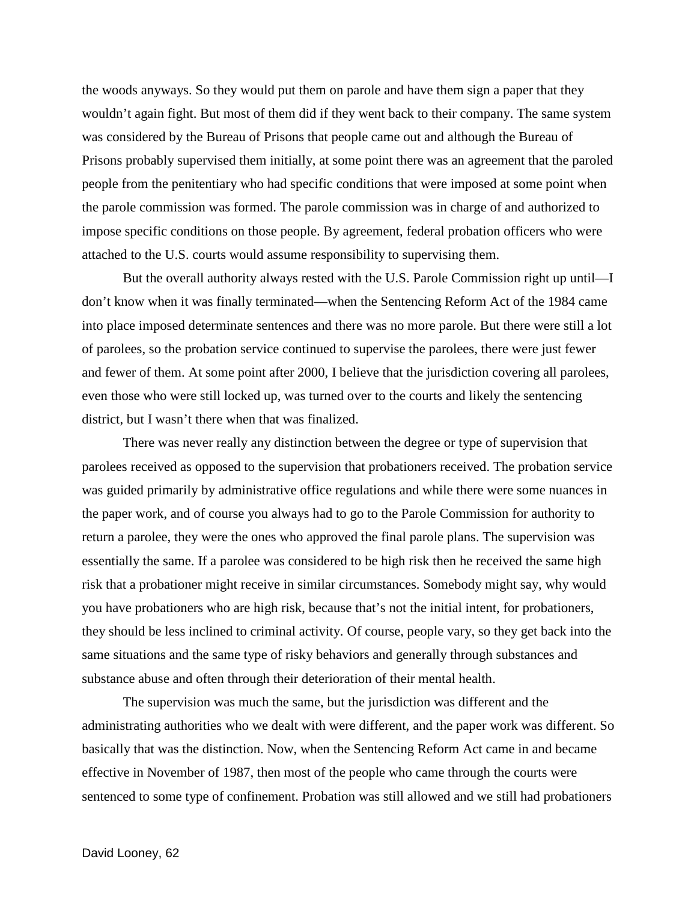the woods anyways. So they would put them on parole and have them sign a paper that they wouldn't again fight. But most of them did if they went back to their company. The same system was considered by the Bureau of Prisons that people came out and although the Bureau of Prisons probably supervised them initially, at some point there was an agreement that the paroled people from the penitentiary who had specific conditions that were imposed at some point when the parole commission was formed. The parole commission was in charge of and authorized to impose specific conditions on those people. By agreement, federal probation officers who were attached to the U.S. courts would assume responsibility to supervising them.

But the overall authority always rested with the U.S. Parole Commission right up until—I don't know when it was finally terminated—when the Sentencing Reform Act of the 1984 came into place imposed determinate sentences and there was no more parole. But there were still a lot of parolees, so the probation service continued to supervise the parolees, there were just fewer and fewer of them. At some point after 2000, I believe that the jurisdiction covering all parolees, even those who were still locked up, was turned over to the courts and likely the sentencing district, but I wasn't there when that was finalized.

There was never really any distinction between the degree or type of supervision that parolees received as opposed to the supervision that probationers received. The probation service was guided primarily by administrative office regulations and while there were some nuances in the paper work, and of course you always had to go to the Parole Commission for authority to return a parolee, they were the ones who approved the final parole plans. The supervision was essentially the same. If a parolee was considered to be high risk then he received the same high risk that a probationer might receive in similar circumstances. Somebody might say, why would you have probationers who are high risk, because that's not the initial intent, for probationers, they should be less inclined to criminal activity. Of course, people vary, so they get back into the same situations and the same type of risky behaviors and generally through substances and substance abuse and often through their deterioration of their mental health.

The supervision was much the same, but the jurisdiction was different and the administrating authorities who we dealt with were different, and the paper work was different. So basically that was the distinction. Now, when the Sentencing Reform Act came in and became effective in November of 1987, then most of the people who came through the courts were sentenced to some type of confinement. Probation was still allowed and we still had probationers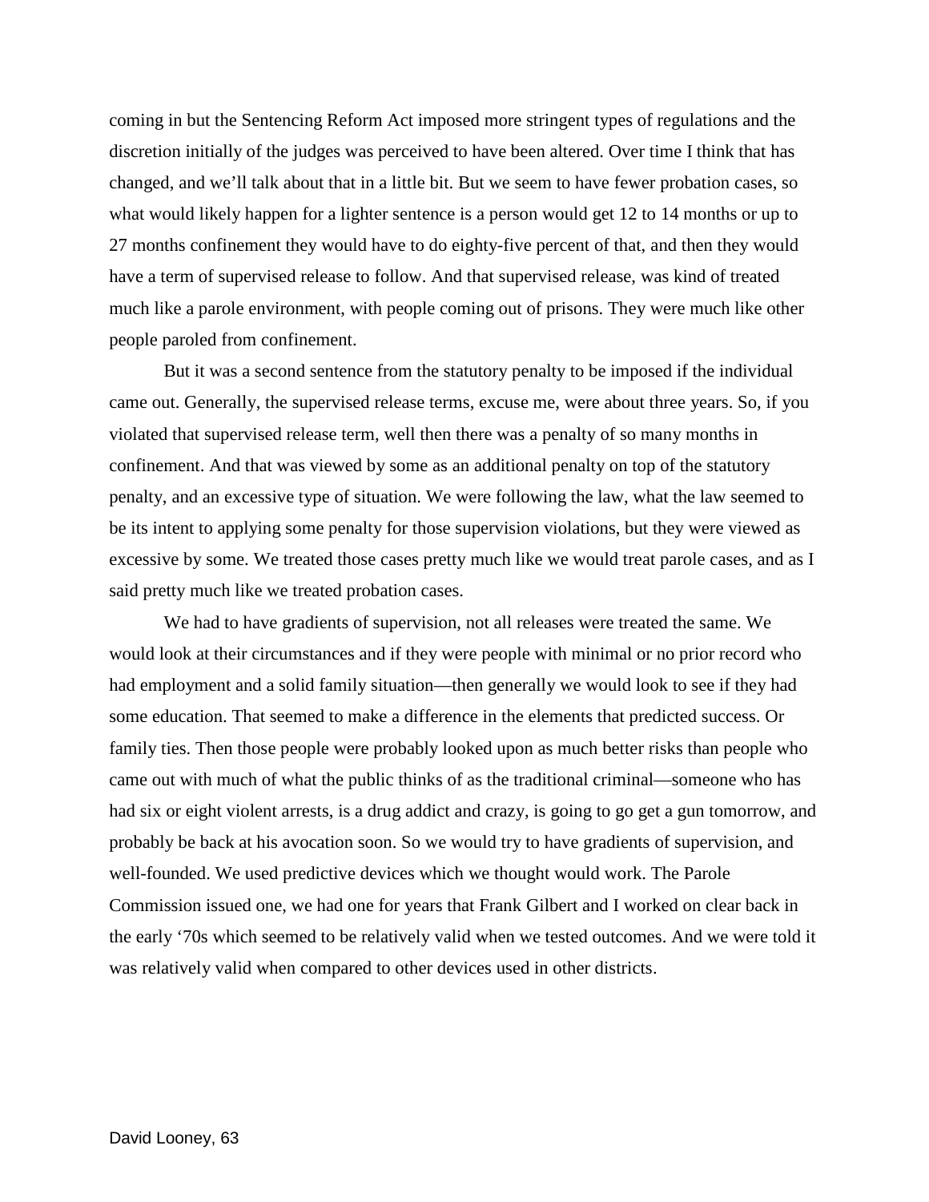coming in but the Sentencing Reform Act imposed more stringent types of regulations and the discretion initially of the judges was perceived to have been altered. Over time I think that has changed, and we'll talk about that in a little bit. But we seem to have fewer probation cases, so what would likely happen for a lighter sentence is a person would get 12 to 14 months or up to 27 months confinement they would have to do eighty-five percent of that, and then they would have a term of supervised release to follow. And that supervised release, was kind of treated much like a parole environment, with people coming out of prisons. They were much like other people paroled from confinement.

But it was a second sentence from the statutory penalty to be imposed if the individual came out. Generally, the supervised release terms, excuse me, were about three years. So, if you violated that supervised release term, well then there was a penalty of so many months in confinement. And that was viewed by some as an additional penalty on top of the statutory penalty, and an excessive type of situation. We were following the law, what the law seemed to be its intent to applying some penalty for those supervision violations, but they were viewed as excessive by some. We treated those cases pretty much like we would treat parole cases, and as I said pretty much like we treated probation cases.

We had to have gradients of supervision, not all releases were treated the same. We would look at their circumstances and if they were people with minimal or no prior record who had employment and a solid family situation—then generally we would look to see if they had some education. That seemed to make a difference in the elements that predicted success. Or family ties. Then those people were probably looked upon as much better risks than people who came out with much of what the public thinks of as the traditional criminal—someone who has had six or eight violent arrests, is a drug addict and crazy, is going to go get a gun tomorrow, and probably be back at his avocation soon. So we would try to have gradients of supervision, and well-founded. We used predictive devices which we thought would work. The Parole Commission issued one, we had one for years that Frank Gilbert and I worked on clear back in the early '70s which seemed to be relatively valid when we tested outcomes. And we were told it was relatively valid when compared to other devices used in other districts.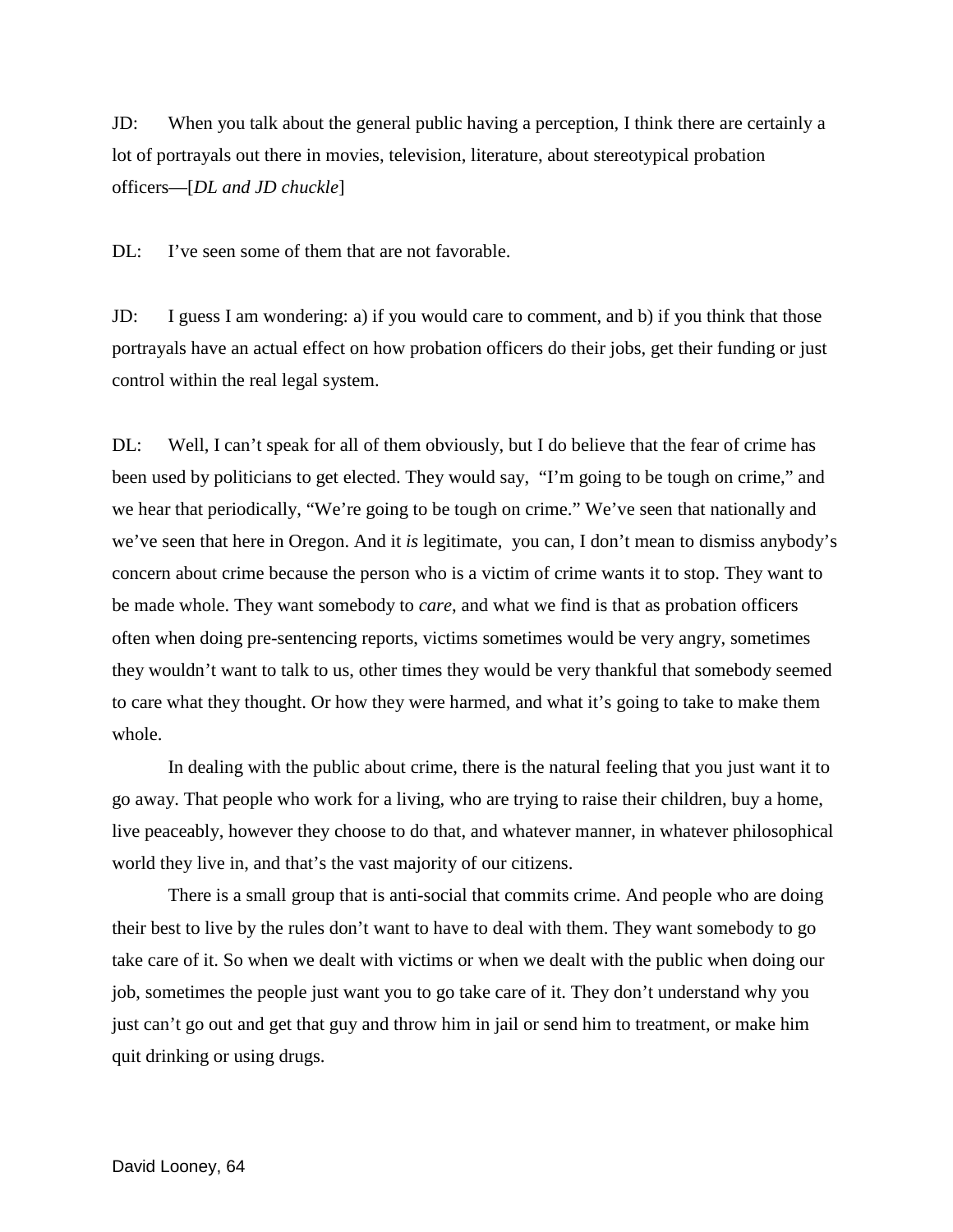JD: When you talk about the general public having a perception, I think there are certainly a lot of portrayals out there in movies, television, literature, about stereotypical probation officers—[*DL and JD chuckle*]

DL: I've seen some of them that are not favorable.

JD: I guess I am wondering: a) if you would care to comment, and b) if you think that those portrayals have an actual effect on how probation officers do their jobs, get their funding or just control within the real legal system.

DL: Well, I can't speak for all of them obviously, but I do believe that the fear of crime has been used by politicians to get elected. They would say, "I'm going to be tough on crime," and we hear that periodically, "We're going to be tough on crime." We've seen that nationally and we've seen that here in Oregon. And it *is* legitimate, you can, I don't mean to dismiss anybody's concern about crime because the person who is a victim of crime wants it to stop. They want to be made whole. They want somebody to *care*, and what we find is that as probation officers often when doing pre-sentencing reports, victims sometimes would be very angry, sometimes they wouldn't want to talk to us, other times they would be very thankful that somebody seemed to care what they thought. Or how they were harmed, and what it's going to take to make them whole.

In dealing with the public about crime, there is the natural feeling that you just want it to go away. That people who work for a living, who are trying to raise their children, buy a home, live peaceably, however they choose to do that, and whatever manner, in whatever philosophical world they live in, and that's the vast majority of our citizens.

There is a small group that is anti-social that commits crime. And people who are doing their best to live by the rules don't want to have to deal with them. They want somebody to go take care of it. So when we dealt with victims or when we dealt with the public when doing our job, sometimes the people just want you to go take care of it. They don't understand why you just can't go out and get that guy and throw him in jail or send him to treatment, or make him quit drinking or using drugs.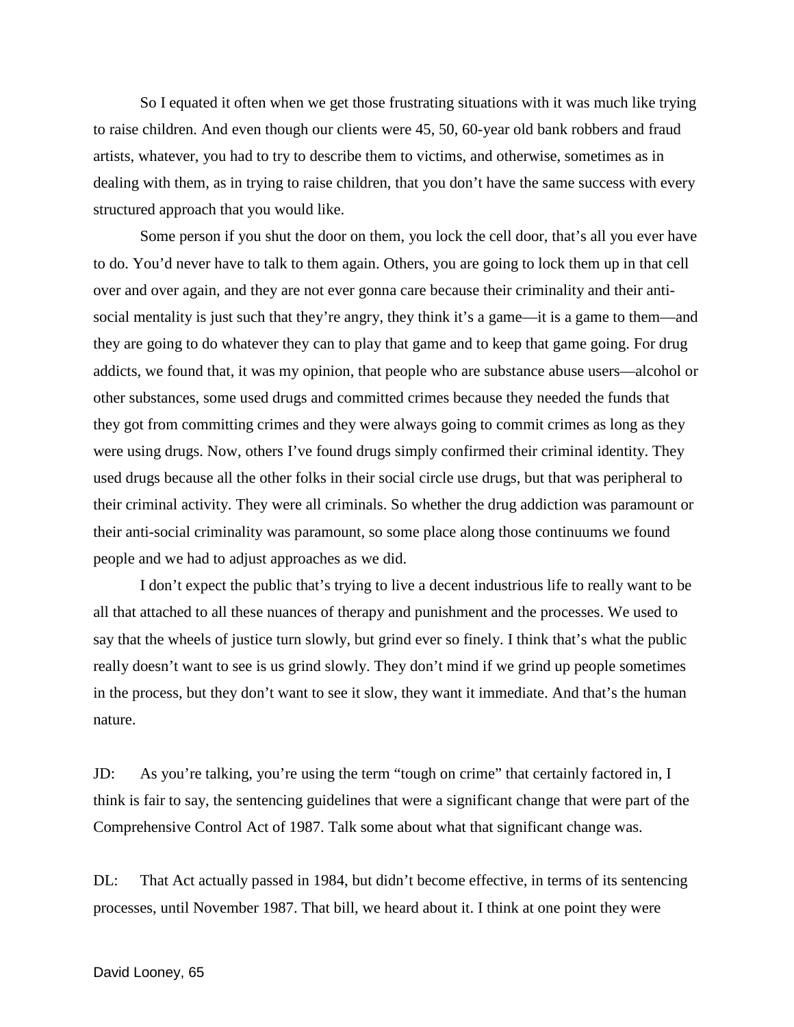So I equated it often when we get those frustrating situations with it was much like trying to raise children. And even though our clients were 45, 50, 60-year old bank robbers and fraud artists, whatever, you had to try to describe them to victims, and otherwise, sometimes as in dealing with them, as in trying to raise children, that you don't have the same success with every structured approach that you would like.

Some person if you shut the door on them, you lock the cell door, that's all you ever have to do. You'd never have to talk to them again. Others, you are going to lock them up in that cell over and over again, and they are not ever gonna care because their criminality and their anti-social mentality is just such that they're angry, they think it's a game—it is a game to them—and they are going to do whatever they can to play that game and to keep that game going. For drug addicts, we found that, it was my opinion, that people who are substance abuse users—alcohol or other substances, some used drugs and committed crimes because they needed the funds that they got from committing crimes and they were always going to commit crimes as long as they were using drugs. Now, others I've found drugs simply confirmed their criminal identity. They used drugs because all the other folks in their social circle use drugs, but that was peripheral to their criminal activity. They were all criminals. So whether the drug addiction was paramount or their anti-social criminality was paramount, so some place along those continuums we found people and we had to adjust approaches as we did.

I don't expect the public that's trying to live a decent industrious life to really want to be all that attached to all these nuances of therapy and punishment and the processes. We used to say that the wheels of justice turn slowly, but grind ever so finely. I think that's what the public really doesn't want to see is us grind slowly. They don't mind if we grind up people sometimes in the process, but they don't want to see it slow, they want it immediate. And that's the human nature.

JD: As you're talking, you're using the term "tough on crime" that certainly factored in, I think is fair to say, the sentencing guidelines that were a significant change that were part of the Comprehensive Control Act of 1987. Talk some about what that significant change was.

DL: That Act actually passed in 1984, but didn't become effective, in terms of its sentencing processes, until November 1987. That bill, we heard about it. I think at one point they were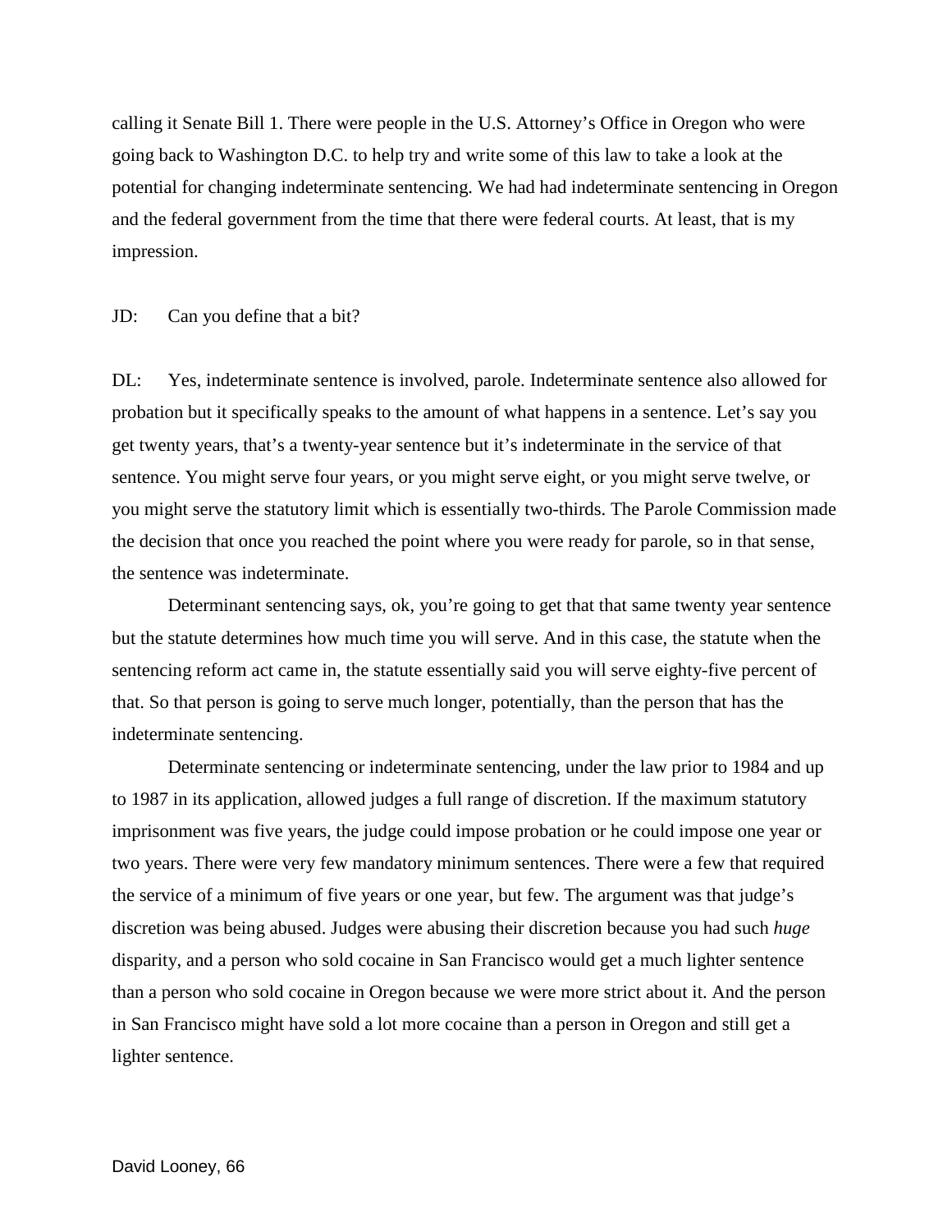calling it Senate Bill 1. There were people in the U.S. Attorney's Office in Oregon who were going back to Washington D.C. to help try and write some of this law to take a look at the potential for changing indeterminate sentencing. We had had indeterminate sentencing in Oregon and the federal government from the time that there were federal courts. At least, that is my impression.

JD: Can you define that a bit?

DL: Yes, indeterminate sentence is involved, parole. Indeterminate sentence also allowed for probation but it specifically speaks to the amount of what happens in a sentence. Let's say you get twenty years, that's a twenty-year sentence but it's indeterminate in the service of that sentence. You might serve four years, or you might serve eight, or you might serve twelve, or you might serve the statutory limit which is essentially two-thirds. The Parole Commission made the decision that once you reached the point where you were ready for parole, so in that sense, the sentence was indeterminate.

Determinant sentencing says, ok, you're going to get that that same twenty year sentence but the statute determines how much time you will serve. And in this case, the statute when the sentencing reform act came in, the statute essentially said you will serve eighty-five percent of that. So that person is going to serve much longer, potentially, than the person that has the indeterminate sentencing.

Determinate sentencing or indeterminate sentencing, under the law prior to 1984 and up to 1987 in its application, allowed judges a full range of discretion. If the maximum statutory imprisonment was five years, the judge could impose probation or he could impose one year or two years. There were very few mandatory minimum sentences. There were a few that required the service of a minimum of five years or one year, but few. The argument was that judge's discretion was being abused. Judges were abusing their discretion because you had such *huge* disparity, and a person who sold cocaine in San Francisco would get a much lighter sentence than a person who sold cocaine in Oregon because we were more strict about it. And the person in San Francisco might have sold a lot more cocaine than a person in Oregon and still get a lighter sentence.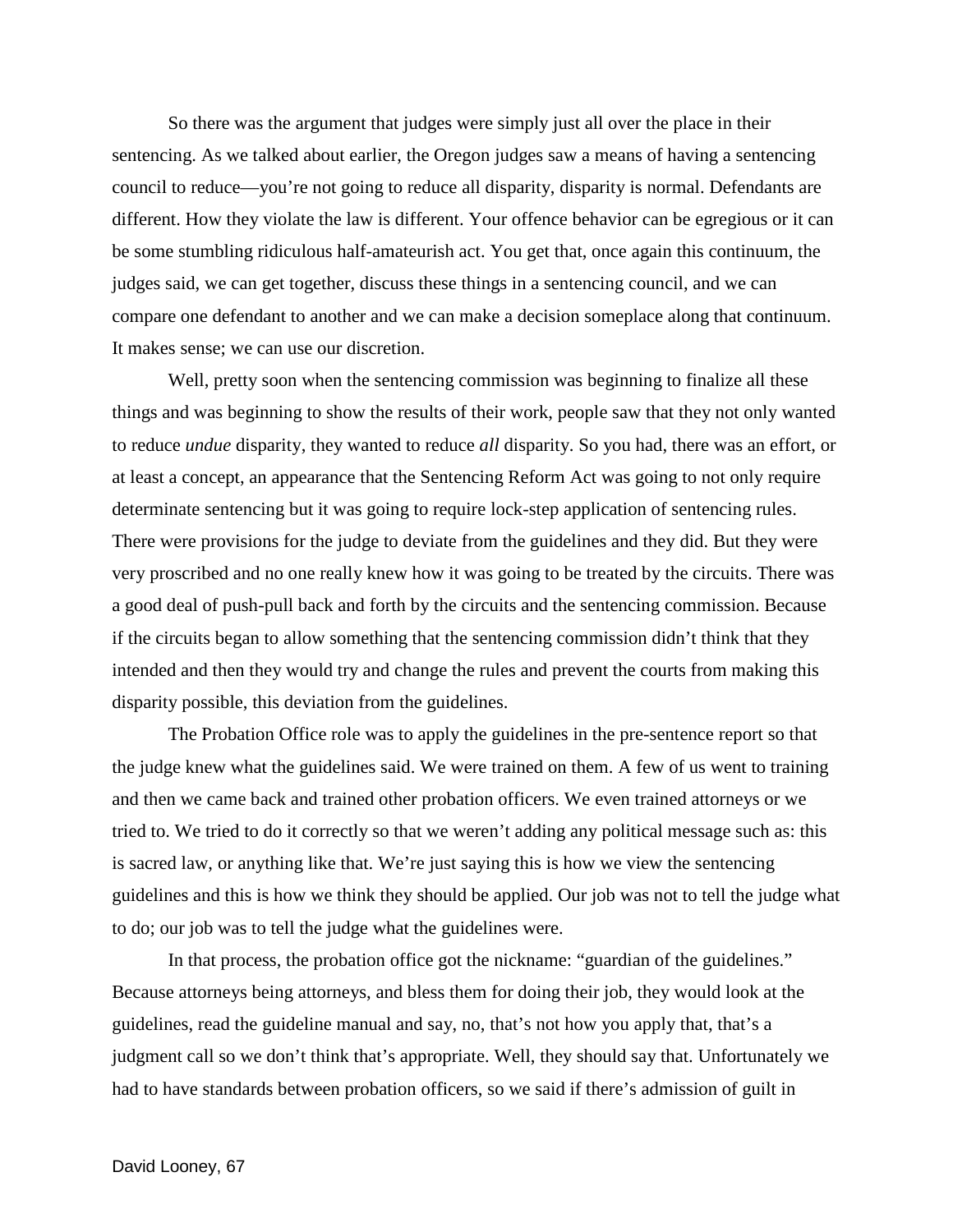So there was the argument that judges were simply just all over the place in their sentencing. As we talked about earlier, the Oregon judges saw a means of having a sentencing council to reduce—you're not going to reduce all disparity, disparity is normal. Defendants are different. How they violate the law is different. Your offence behavior can be egregious or it can be some stumbling ridiculous half-amateurish act. You get that, once again this continuum, the judges said, we can get together, discuss these things in a sentencing council, and we can compare one defendant to another and we can make a decision someplace along that continuum. It makes sense; we can use our discretion.

Well, pretty soon when the sentencing commission was beginning to finalize all these things and was beginning to show the results of their work, people saw that they not only wanted to reduce *undue* disparity, they wanted to reduce *all* disparity. So you had, there was an effort, or at least a concept, an appearance that the Sentencing Reform Act was going to not only require determinate sentencing but it was going to require lock-step application of sentencing rules. There were provisions for the judge to deviate from the guidelines and they did. But they were very proscribed and no one really knew how it was going to be treated by the circuits. There was a good deal of push-pull back and forth by the circuits and the sentencing commission. Because if the circuits began to allow something that the sentencing commission didn't think that they intended and then they would try and change the rules and prevent the courts from making this disparity possible, this deviation from the guidelines.

The Probation Office role was to apply the guidelines in the pre-sentence report so that the judge knew what the guidelines said. We were trained on them. A few of us went to training and then we came back and trained other probation officers. We even trained attorneys or we tried to. We tried to do it correctly so that we weren't adding any political message such as: this is sacred law, or anything like that. We're just saying this is how we view the sentencing guidelines and this is how we think they should be applied. Our job was not to tell the judge what to do; our job was to tell the judge what the guidelines were.

In that process, the probation office got the nickname: "guardian of the guidelines." Because attorneys being attorneys, and bless them for doing their job, they would look at the guidelines, read the guideline manual and say, no, that's not how you apply that, that's a judgment call so we don't think that's appropriate. Well, they should say that. Unfortunately we had to have standards between probation officers, so we said if there's admission of guilt in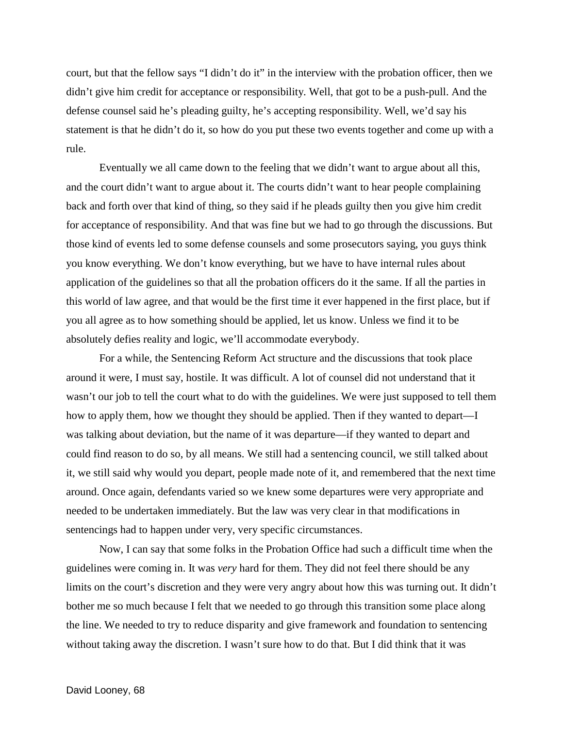court, but that the fellow says "I didn't do it" in the interview with the probation officer, then we didn't give him credit for acceptance or responsibility. Well, that got to be a push-pull. And the defense counsel said he's pleading guilty, he's accepting responsibility. Well, we'd say his statement is that he didn't do it, so how do you put these two events together and come up with a rule.

Eventually we all came down to the feeling that we didn't want to argue about all this, and the court didn't want to argue about it. The courts didn't want to hear people complaining back and forth over that kind of thing, so they said if he pleads guilty then you give him credit for acceptance of responsibility. And that was fine but we had to go through the discussions. But those kind of events led to some defense counsels and some prosecutors saying, you guys think you know everything. We don't know everything, but we have to have internal rules about application of the guidelines so that all the probation officers do it the same. If all the parties in this world of law agree, and that would be the first time it ever happened in the first place, but if you all agree as to how something should be applied, let us know. Unless we find it to be absolutely defies reality and logic, we'll accommodate everybody.

For a while, the Sentencing Reform Act structure and the discussions that took place around it were, I must say, hostile. It was difficult. A lot of counsel did not understand that it wasn't our job to tell the court what to do with the guidelines. We were just supposed to tell them how to apply them, how we thought they should be applied. Then if they wanted to depart—I was talking about deviation, but the name of it was departure—if they wanted to depart and could find reason to do so, by all means. We still had a sentencing council, we still talked about it, we still said why would you depart, people made note of it, and remembered that the next time around. Once again, defendants varied so we knew some departures were very appropriate and needed to be undertaken immediately. But the law was very clear in that modifications in sentencings had to happen under very, very specific circumstances.

Now, I can say that some folks in the Probation Office had such a difficult time when the guidelines were coming in. It was *very* hard for them. They did not feel there should be any limits on the court's discretion and they were very angry about how this was turning out. It didn't bother me so much because I felt that we needed to go through this transition some place along the line. We needed to try to reduce disparity and give framework and foundation to sentencing without taking away the discretion. I wasn't sure how to do that. But I did think that it was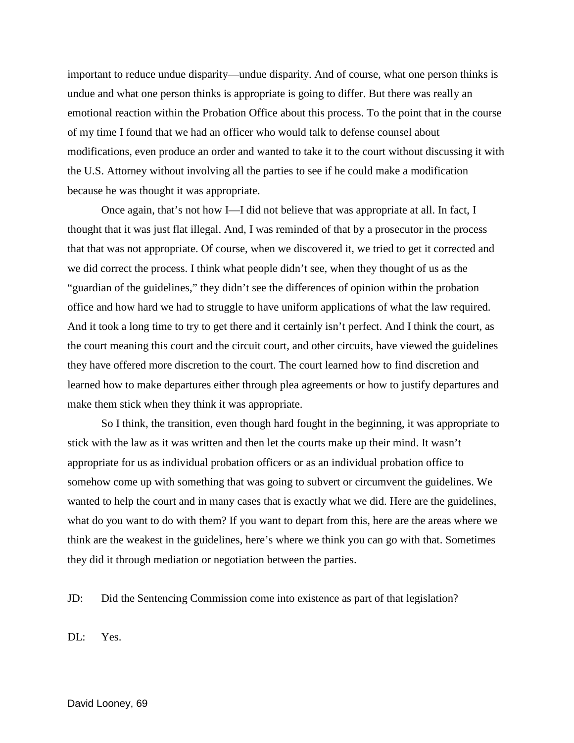important to reduce undue disparity—undue disparity. And of course, what one person thinks is undue and what one person thinks is appropriate is going to differ. But there was really an emotional reaction within the Probation Office about this process. To the point that in the course of my time I found that we had an officer who would talk to defense counsel about modifications, even produce an order and wanted to take it to the court without discussing it with the U.S. Attorney without involving all the parties to see if he could make a modification because he was thought it was appropriate.

Once again, that's not how I—I did not believe that was appropriate at all. In fact, I thought that it was just flat illegal. And, I was reminded of that by a prosecutor in the process that that was not appropriate. Of course, when we discovered it, we tried to get it corrected and we did correct the process. I think what people didn't see, when they thought of us as the "guardian of the guidelines," they didn't see the differences of opinion within the probation office and how hard we had to struggle to have uniform applications of what the law required. And it took a long time to try to get there and it certainly isn't perfect. And I think the court, as the court meaning this court and the circuit court, and other circuits, have viewed the guidelines they have offered more discretion to the court. The court learned how to find discretion and learned how to make departures either through plea agreements or how to justify departures and make them stick when they think it was appropriate.

So I think, the transition, even though hard fought in the beginning, it was appropriate to stick with the law as it was written and then let the courts make up their mind. It wasn't appropriate for us as individual probation officers or as an individual probation office to somehow come up with something that was going to subvert or circumvent the guidelines. We wanted to help the court and in many cases that is exactly what we did. Here are the guidelines, what do you want to do with them? If you want to depart from this, here are the areas where we think are the weakest in the guidelines, here's where we think you can go with that. Sometimes they did it through mediation or negotiation between the parties.

JD: Did the Sentencing Commission come into existence as part of that legislation?

DL: Yes.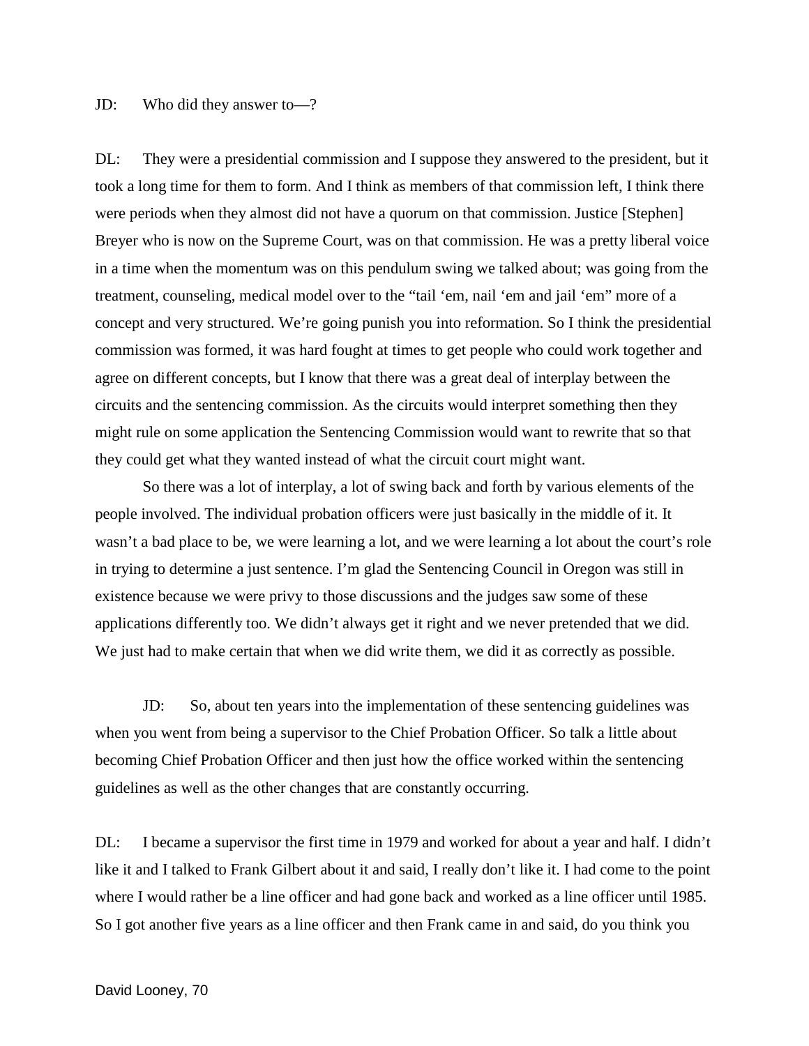JD: Who did they answer to—?

DL: They were a presidential commission and I suppose they answered to the president, but it took a long time for them to form. And I think as members of that commission left, I think there were periods when they almost did not have a quorum on that commission. Justice [Stephen] Breyer who is now on the Supreme Court, was on that commission. He was a pretty liberal voice in a time when the momentum was on this pendulum swing we talked about; was going from the treatment, counseling, medical model over to the "tail 'em, nail 'em and jail 'em" more of a concept and very structured. We're going punish you into reformation. So I think the presidential commission was formed, it was hard fought at times to get people who could work together and agree on different concepts, but I know that there was a great deal of interplay between the circuits and the sentencing commission. As the circuits would interpret something then they might rule on some application the Sentencing Commission would want to rewrite that so that they could get what they wanted instead of what the circuit court might want.

So there was a lot of interplay, a lot of swing back and forth by various elements of the people involved. The individual probation officers were just basically in the middle of it. It wasn't a bad place to be, we were learning a lot, and we were learning a lot about the court's role in trying to determine a just sentence. I'm glad the Sentencing Council in Oregon was still in existence because we were privy to those discussions and the judges saw some of these applications differently too. We didn't always get it right and we never pretended that we did. We just had to make certain that when we did write them, we did it as correctly as possible.

JD: So, about ten years into the implementation of these sentencing guidelines was when you went from being a supervisor to the Chief Probation Officer. So talk a little about becoming Chief Probation Officer and then just how the office worked within the sentencing guidelines as well as the other changes that are constantly occurring.

DL: I became a supervisor the first time in 1979 and worked for about a year and half. I didn't like it and I talked to Frank Gilbert about it and said, I really don't like it. I had come to the point where I would rather be a line officer and had gone back and worked as a line officer until 1985. So I got another five years as a line officer and then Frank came in and said, do you think you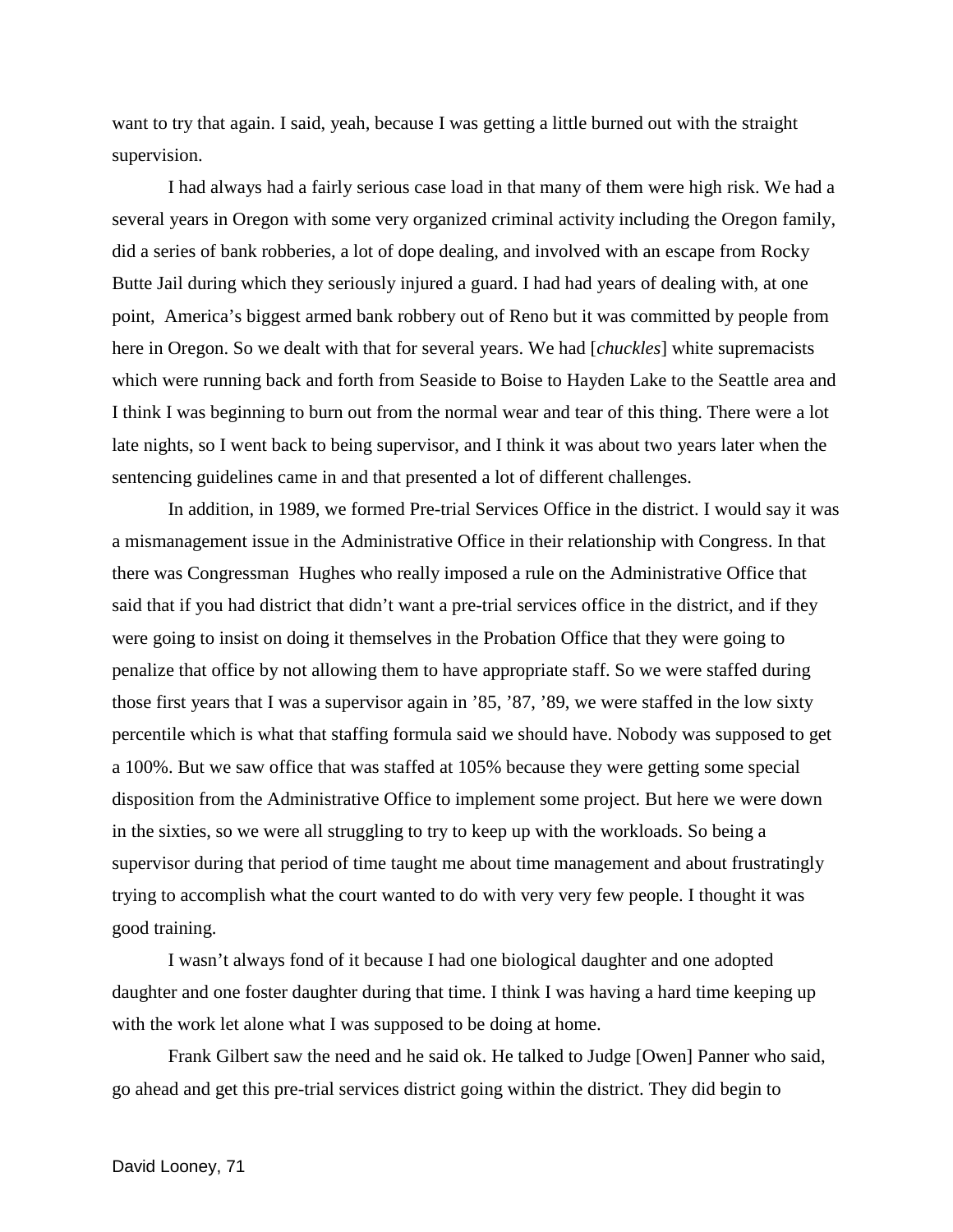want to try that again. I said, yeah, because I was getting a little burned out with the straight supervision.

I had always had a fairly serious case load in that many of them were high risk. We had a several years in Oregon with some very organized criminal activity including the Oregon family, did a series of bank robberies, a lot of dope dealing, and involved with an escape from Rocky Butte Jail during which they seriously injured a guard. I had had years of dealing with, at one point, America's biggest armed bank robbery out of Reno but it was committed by people from here in Oregon. So we dealt with that for several years. We had [*chuckles*] white supremacists which were running back and forth from Seaside to Boise to Hayden Lake to the Seattle area and I think I was beginning to burn out from the normal wear and tear of this thing. There were a lot late nights, so I went back to being supervisor, and I think it was about two years later when the sentencing guidelines came in and that presented a lot of different challenges.

In addition, in 1989, we formed Pre-trial Services Office in the district. I would say it was a mismanagement issue in the Administrative Office in their relationship with Congress. In that there was Congressman Hughes who really imposed a rule on the Administrative Office that said that if you had district that didn't want a pre-trial services office in the district, and if they were going to insist on doing it themselves in the Probation Office that they were going to penalize that office by not allowing them to have appropriate staff. So we were staffed during those first years that I was a supervisor again in '85, '87, '89, we were staffed in the low sixty percentile which is what that staffing formula said we should have. Nobody was supposed to get a 100%. But we saw office that was staffed at 105% because they were getting some special disposition from the Administrative Office to implement some project. But here we were down in the sixties, so we were all struggling to try to keep up with the workloads. So being a supervisor during that period of time taught me about time management and about frustratingly trying to accomplish what the court wanted to do with very very few people. I thought it was good training.

I wasn't always fond of it because I had one biological daughter and one adopted daughter and one foster daughter during that time. I think I was having a hard time keeping up with the work let alone what I was supposed to be doing at home.

Frank Gilbert saw the need and he said ok. He talked to Judge [Owen] Panner who said, go ahead and get this pre-trial services district going within the district. They did begin to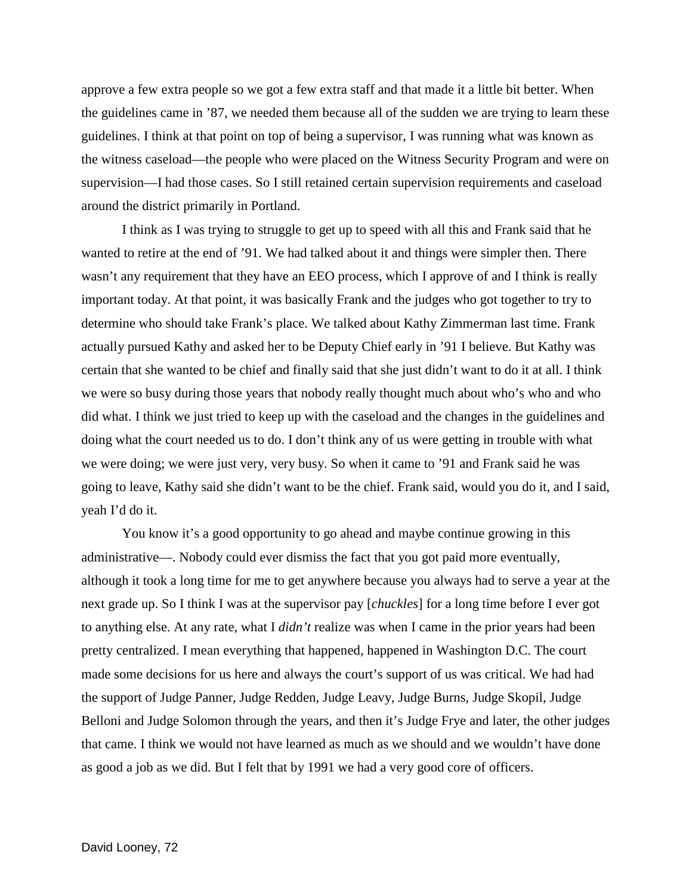approve a few extra people so we got a few extra staff and that made it a little bit better. When the guidelines came in '87, we needed them because all of the sudden we are trying to learn these guidelines. I think at that point on top of being a supervisor, I was running what was known as the witness caseload—the people who were placed on the Witness Security Program and were on supervision—I had those cases. So I still retained certain supervision requirements and caseload around the district primarily in Portland.

I think as I was trying to struggle to get up to speed with all this and Frank said that he wanted to retire at the end of '91. We had talked about it and things were simpler then. There wasn't any requirement that they have an EEO process, which I approve of and I think is really important today. At that point, it was basically Frank and the judges who got together to try to determine who should take Frank's place. We talked about Kathy Zimmerman last time. Frank actually pursued Kathy and asked her to be Deputy Chief early in '91 I believe. But Kathy was certain that she wanted to be chief and finally said that she just didn't want to do it at all. I think we were so busy during those years that nobody really thought much about who's who and who did what. I think we just tried to keep up with the caseload and the changes in the guidelines and doing what the court needed us to do. I don't think any of us were getting in trouble with what we were doing; we were just very, very busy. So when it came to '91 and Frank said he was going to leave, Kathy said she didn't want to be the chief. Frank said, would you do it, and I said, yeah I'd do it.

You know it's a good opportunity to go ahead and maybe continue growing in this administrative—. Nobody could ever dismiss the fact that you got paid more eventually, although it took a long time for me to get anywhere because you always had to serve a year at the next grade up. So I think I was at the supervisor pay [*chuckles*] for a long time before I ever got to anything else. At any rate, what I *didn't* realize was when I came in the prior years had been pretty centralized. I mean everything that happened, happened in Washington D.C. The court made some decisions for us here and always the court's support of us was critical. We had had the support of Judge Panner, Judge Redden, Judge Leavy, Judge Burns, Judge Skopil, Judge Belloni and Judge Solomon through the years, and then it's Judge Frye and later, the other judges that came. I think we would not have learned as much as we should and we wouldn't have done as good a job as we did. But I felt that by 1991 we had a very good core of officers.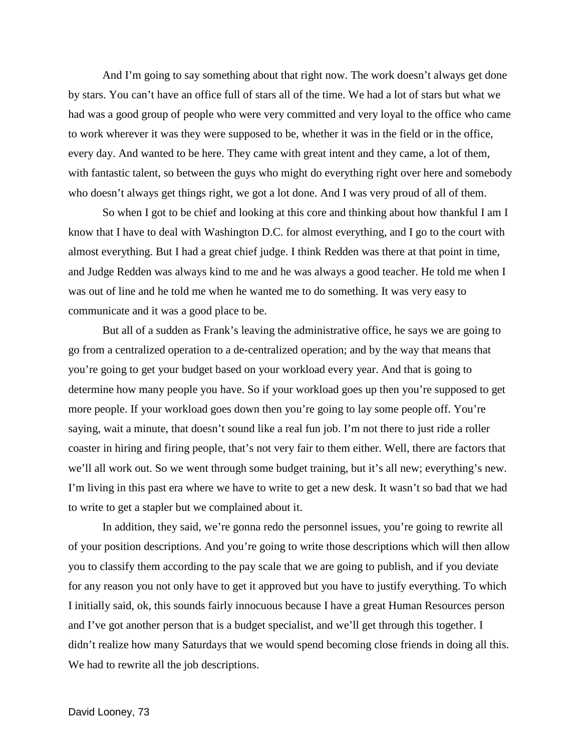And I'm going to say something about that right now. The work doesn't always get done by stars. You can't have an office full of stars all of the time. We had a lot of stars but what we had was a good group of people who were very committed and very loyal to the office who came to work wherever it was they were supposed to be, whether it was in the field or in the office, every day. And wanted to be here. They came with great intent and they came, a lot of them, with fantastic talent, so between the guys who might do everything right over here and somebody who doesn't always get things right, we got a lot done. And I was very proud of all of them.

So when I got to be chief and looking at this core and thinking about how thankful I am I know that I have to deal with Washington D.C. for almost everything, and I go to the court with almost everything. But I had a great chief judge. I think Redden was there at that point in time, and Judge Redden was always kind to me and he was always a good teacher. He told me when I was out of line and he told me when he wanted me to do something. It was very easy to communicate and it was a good place to be.

But all of a sudden as Frank's leaving the administrative office, he says we are going to go from a centralized operation to a de-centralized operation; and by the way that means that you're going to get your budget based on your workload every year. And that is going to determine how many people you have. So if your workload goes up then you're supposed to get more people. If your workload goes down then you're going to lay some people off. You're saying, wait a minute, that doesn't sound like a real fun job. I'm not there to just ride a roller coaster in hiring and firing people, that's not very fair to them either. Well, there are factors that we'll all work out. So we went through some budget training, but it's all new; everything's new. I'm living in this past era where we have to write to get a new desk. It wasn't so bad that we had to write to get a stapler but we complained about it.

In addition, they said, we're gonna redo the personnel issues, you're going to rewrite all of your position descriptions. And you're going to write those descriptions which will then allow you to classify them according to the pay scale that we are going to publish, and if you deviate for any reason you not only have to get it approved but you have to justify everything. To which I initially said, ok, this sounds fairly innocuous because I have a great Human Resources person and I've got another person that is a budget specialist, and we'll get through this together. I didn't realize how many Saturdays that we would spend becoming close friends in doing all this. We had to rewrite all the job descriptions.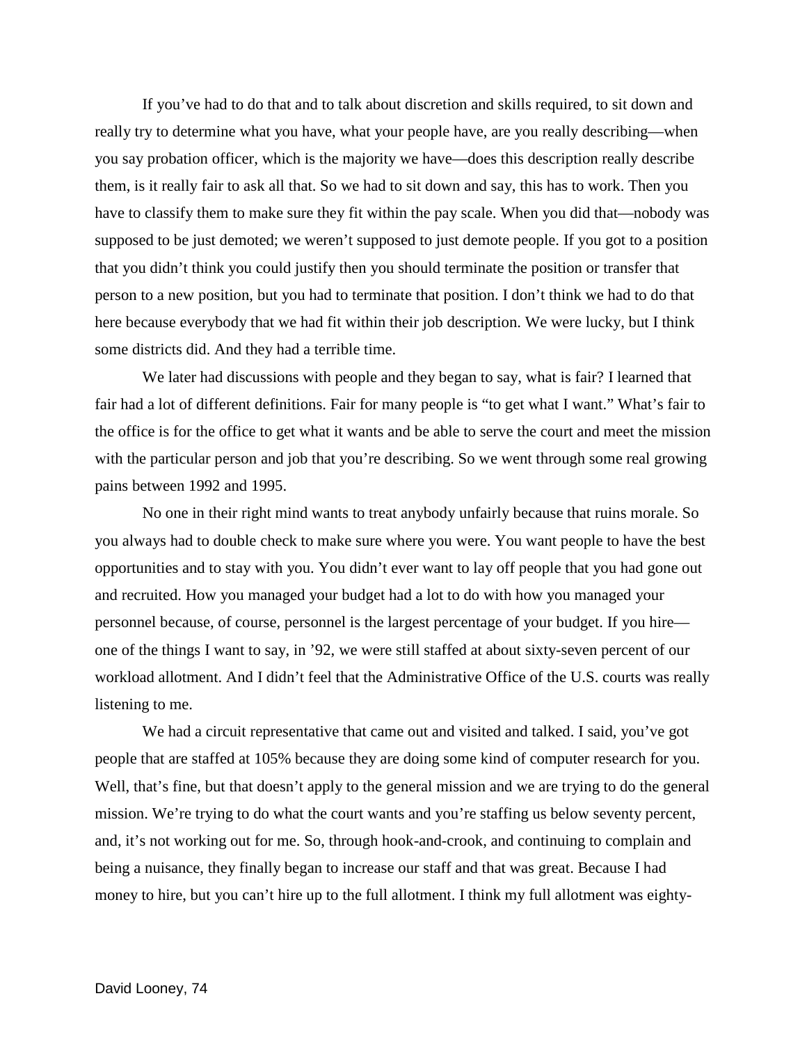If you've had to do that and to talk about discretion and skills required, to sit down and really try to determine what you have, what your people have, are you really describing—when you say probation officer, which is the majority we have—does this description really describe them, is it really fair to ask all that. So we had to sit down and say, this has to work. Then you have to classify them to make sure they fit within the pay scale. When you did that—nobody was supposed to be just demoted; we weren't supposed to just demote people. If you got to a position that you didn't think you could justify then you should terminate the position or transfer that person to a new position, but you had to terminate that position. I don't think we had to do that here because everybody that we had fit within their job description. We were lucky, but I think some districts did. And they had a terrible time.

We later had discussions with people and they began to say, what is fair? I learned that fair had a lot of different definitions. Fair for many people is "to get what I want." What's fair to the office is for the office to get what it wants and be able to serve the court and meet the mission with the particular person and job that you're describing. So we went through some real growing pains between 1992 and 1995.

No one in their right mind wants to treat anybody unfairly because that ruins morale. So you always had to double check to make sure where you were. You want people to have the best opportunities and to stay with you. You didn't ever want to lay off people that you had gone out and recruited. How you managed your budget had a lot to do with how you managed your personnel because, of course, personnel is the largest percentage of your budget. If you hire—one of the things I want to say, in '92, we were still staffed at about sixty-seven percent of our workload allotment. And I didn't feel that the Administrative Office of the U.S. courts was really listening to me.

We had a circuit representative that came out and visited and talked. I said, you've got people that are staffed at 105% because they are doing some kind of computer research for you. Well, that's fine, but that doesn't apply to the general mission and we are trying to do the general mission. We're trying to do what the court wants and you're staffing us below seventy percent, and, it's not working out for me. So, through hook-and-crook, and continuing to complain and being a nuisance, they finally began to increase our staff and that was great. Because I had money to hire, but you can't hire up to the full allotment. I think my full allotment was eighty-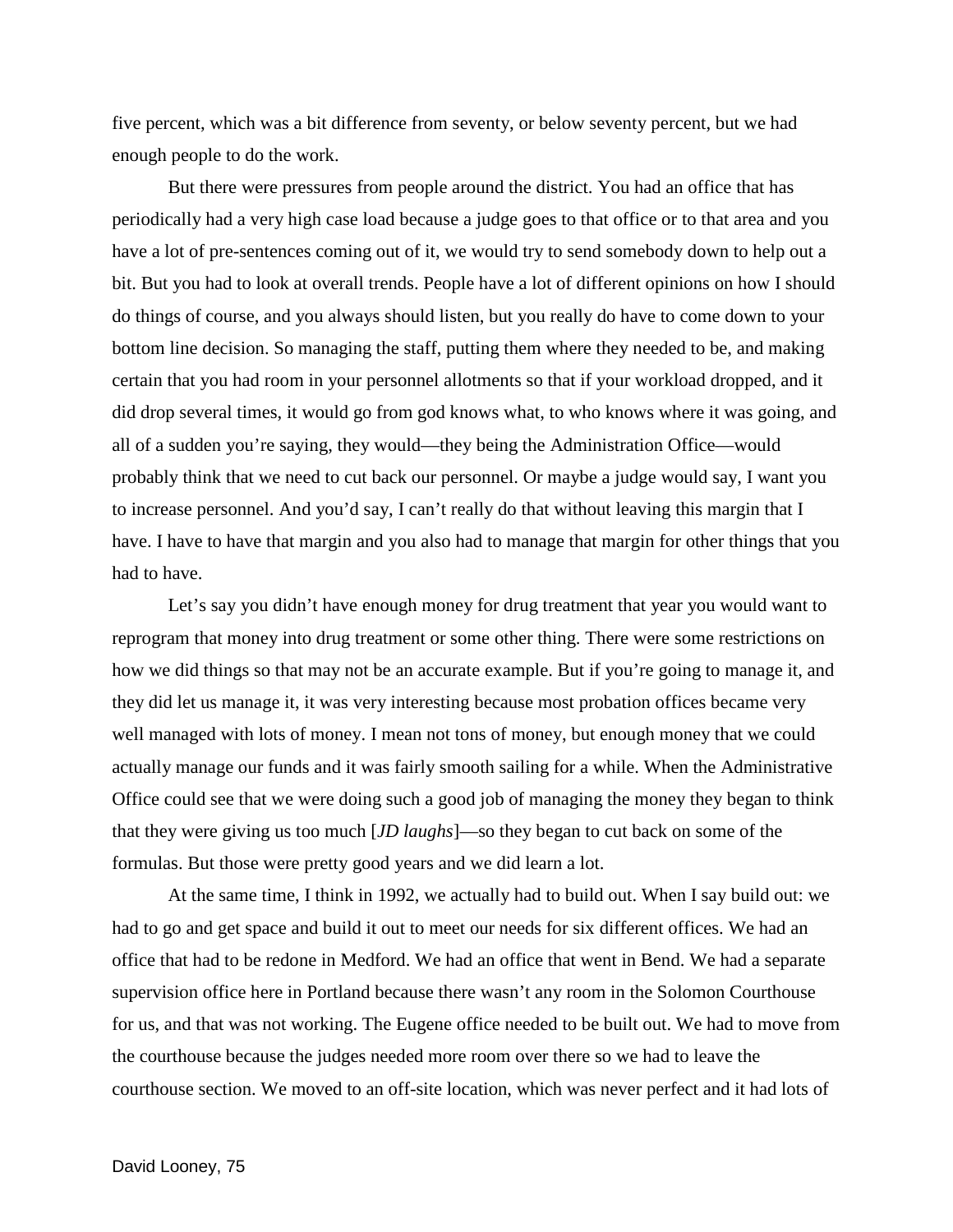five percent, which was a bit difference from seventy, or below seventy percent, but we had enough people to do the work.

But there were pressures from people around the district. You had an office that has periodically had a very high case load because a judge goes to that office or to that area and you have a lot of pre-sentences coming out of it, we would try to send somebody down to help out a bit. But you had to look at overall trends. People have a lot of different opinions on how I should do things of course, and you always should listen, but you really do have to come down to your bottom line decision. So managing the staff, putting them where they needed to be, and making certain that you had room in your personnel allotments so that if your workload dropped, and it did drop several times, it would go from god knows what, to who knows where it was going, and all of a sudden you're saying, they would—they being the Administration Office—would probably think that we need to cut back our personnel. Or maybe a judge would say, I want you to increase personnel. And you'd say, I can't really do that without leaving this margin that I have. I have to have that margin and you also had to manage that margin for other things that you had to have.

Let's say you didn't have enough money for drug treatment that year you would want to reprogram that money into drug treatment or some other thing. There were some restrictions on how we did things so that may not be an accurate example. But if you're going to manage it, and they did let us manage it, it was very interesting because most probation offices became very well managed with lots of money. I mean not tons of money, but enough money that we could actually manage our funds and it was fairly smooth sailing for a while. When the Administrative Office could see that we were doing such a good job of managing the money they began to think that they were giving us too much [*JD laughs*]—so they began to cut back on some of the formulas. But those were pretty good years and we did learn a lot.

At the same time, I think in 1992, we actually had to build out. When I say build out: we had to go and get space and build it out to meet our needs for six different offices. We had an office that had to be redone in Medford. We had an office that went in Bend. We had a separate supervision office here in Portland because there wasn't any room in the Solomon Courthouse for us, and that was not working. The Eugene office needed to be built out. We had to move from the courthouse because the judges needed more room over there so we had to leave the courthouse section. We moved to an off-site location, which was never perfect and it had lots of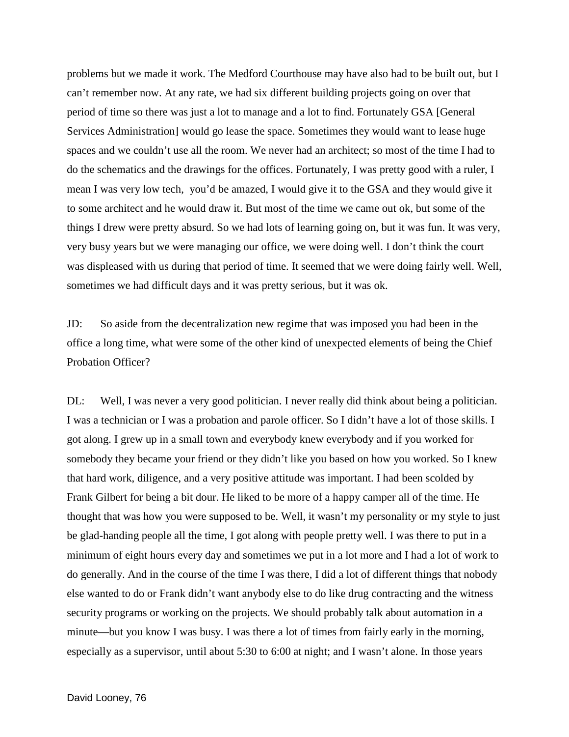problems but we made it work. The Medford Courthouse may have also had to be built out, but I can't remember now. At any rate, we had six different building projects going on over that period of time so there was just a lot to manage and a lot to find. Fortunately GSA [General Services Administration] would go lease the space. Sometimes they would want to lease huge spaces and we couldn't use all the room. We never had an architect; so most of the time I had to do the schematics and the drawings for the offices. Fortunately, I was pretty good with a ruler, I mean I was very low tech,  you'd be amazed, I would give it to the GSA and they would give it to some architect and he would draw it. But most of the time we came out ok, but some of the things I drew were pretty absurd. So we had lots of learning going on, but it was fun. It was very, very busy years but we were managing our office, we were doing well. I don't think the court was displeased with us during that period of time. It seemed that we were doing fairly well. Well, sometimes we had difficult days and it was pretty serious, but it was ok.

JD: So aside from the decentralization new regime that was imposed you had been in the office a long time, what were some of the other kind of unexpected elements of being the Chief Probation Officer?

DL: Well, I was never a very good politician. I never really did think about being a politician. I was a technician or I was a probation and parole officer. So I didn't have a lot of those skills. I got along. I grew up in a small town and everybody knew everybody and if you worked for somebody they became your friend or they didn't like you based on how you worked. So I knew that hard work, diligence, and a very positive attitude was important. I had been scolded by Frank Gilbert for being a bit dour. He liked to be more of a happy camper all of the time. He thought that was how you were supposed to be. Well, it wasn't my personality or my style to just be glad-handing people all the time, I got along with people pretty well. I was there to put in a minimum of eight hours every day and sometimes we put in a lot more and I had a lot of work to do generally. And in the course of the time I was there, I did a lot of different things that nobody else wanted to do or Frank didn't want anybody else to do like drug contracting and the witness security programs or working on the projects. We should probably talk about automation in a minute—but you know I was busy. I was there a lot of times from fairly early in the morning, especially as a supervisor, until about 5:30 to 6:00 at night; and I wasn't alone. In those years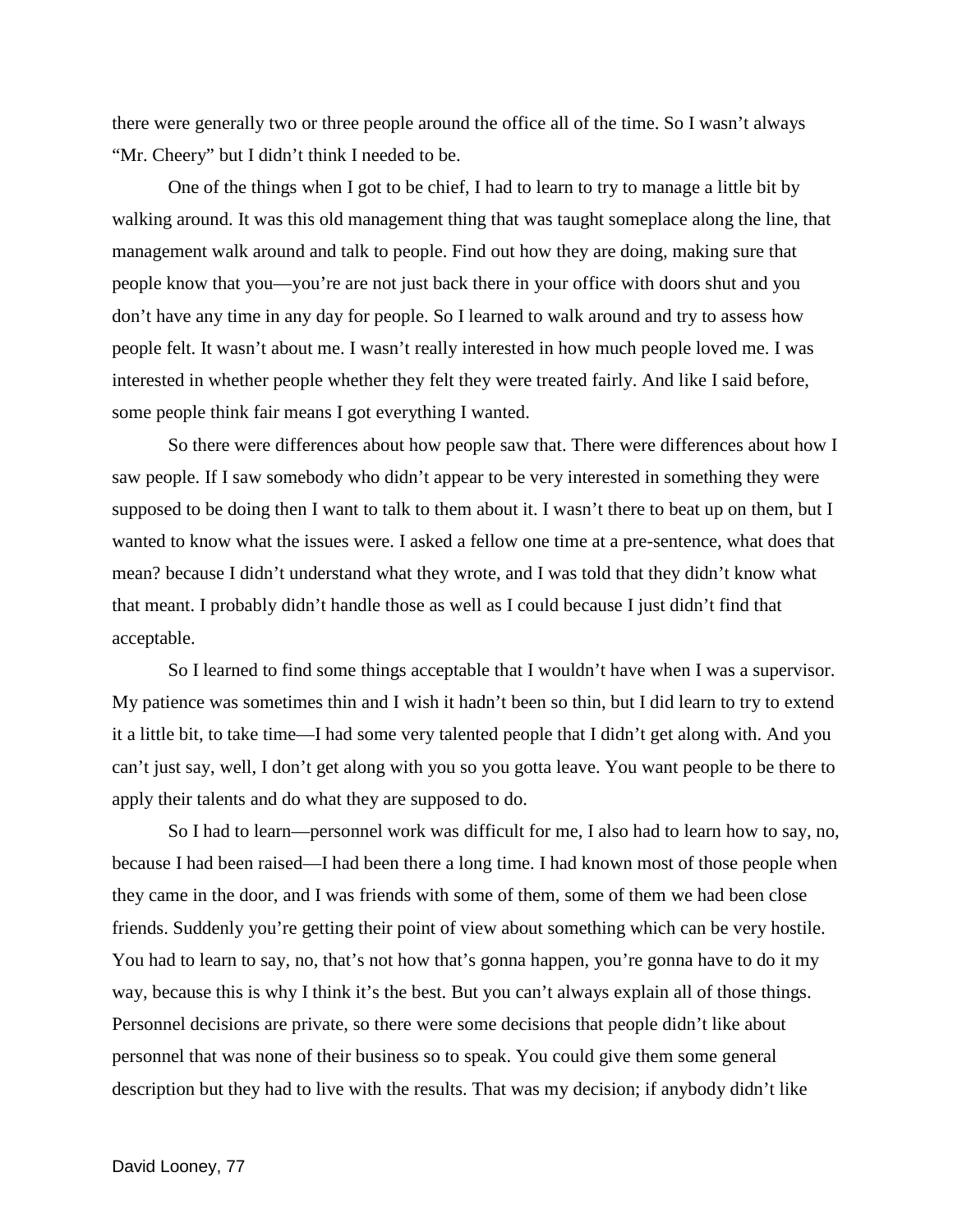there were generally two or three people around the office all of the time. So I wasn't always "Mr. Cheery" but I didn't think I needed to be.

One of the things when I got to be chief, I had to learn to try to manage a little bit by walking around. It was this old management thing that was taught someplace along the line, that management walk around and talk to people. Find out how they are doing, making sure that people know that you—you're are not just back there in your office with doors shut and you don't have any time in any day for people. So I learned to walk around and try to assess how people felt. It wasn't about me. I wasn't really interested in how much people loved me. I was interested in whether people whether they felt they were treated fairly. And like I said before, some people think fair means I got everything I wanted.

So there were differences about how people saw that. There were differences about how I saw people. If I saw somebody who didn't appear to be very interested in something they were supposed to be doing then I want to talk to them about it. I wasn't there to beat up on them, but I wanted to know what the issues were. I asked a fellow one time at a pre-sentence, what does that mean? because I didn't understand what they wrote, and I was told that they didn't know what that meant. I probably didn't handle those as well as I could because I just didn't find that acceptable.

So I learned to find some things acceptable that I wouldn't have when I was a supervisor. My patience was sometimes thin and I wish it hadn't been so thin, but I did learn to try to extend it a little bit, to take time—I had some very talented people that I didn't get along with. And you can't just say, well, I don't get along with you so you gotta leave. You want people to be there to apply their talents and do what they are supposed to do.

So I had to learn—personnel work was difficult for me, I also had to learn how to say, no, because I had been raised—I had been there a long time. I had known most of those people when they came in the door, and I was friends with some of them, some of them we had been close friends. Suddenly you're getting their point of view about something which can be very hostile. You had to learn to say, no, that's not how that's gonna happen, you're gonna have to do it my way, because this is why I think it's the best. But you can't always explain all of those things. Personnel decisions are private, so there were some decisions that people didn't like about personnel that was none of their business so to speak. You could give them some general description but they had to live with the results. That was my decision; if anybody didn't like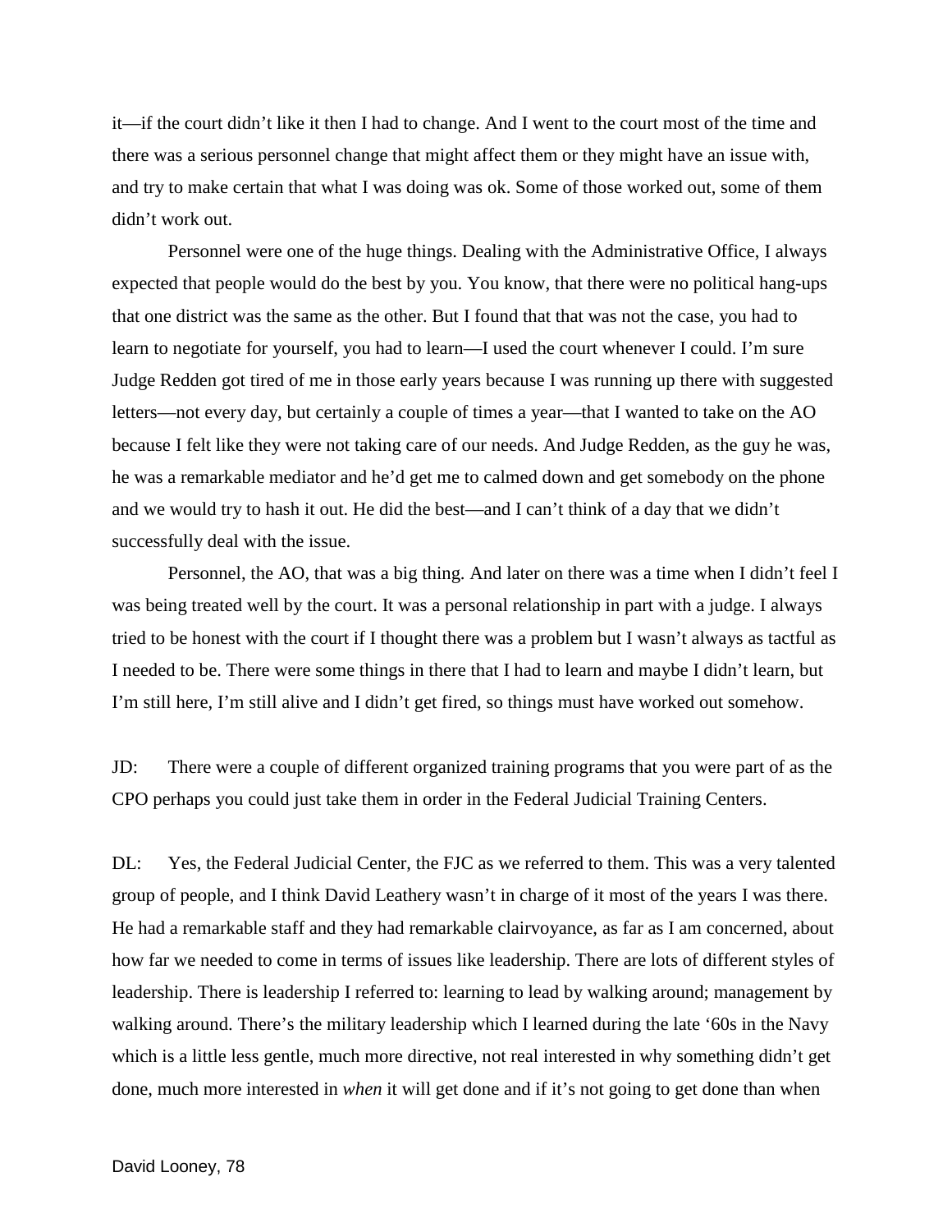it—if the court didn't like it then I had to change. And I went to the court most of the time and there was a serious personnel change that might affect them or they might have an issue with, and try to make certain that what I was doing was ok. Some of those worked out, some of them didn't work out.

Personnel were one of the huge things. Dealing with the Administrative Office, I always expected that people would do the best by you. You know, that there were no political hang-ups that one district was the same as the other. But I found that that was not the case, you had to learn to negotiate for yourself, you had to learn—I used the court whenever I could. I'm sure Judge Redden got tired of me in those early years because I was running up there with suggested letters—not every day, but certainly a couple of times a year—that I wanted to take on the AO because I felt like they were not taking care of our needs. And Judge Redden, as the guy he was, he was a remarkable mediator and he'd get me to calmed down and get somebody on the phone and we would try to hash it out. He did the best—and I can't think of a day that we didn't successfully deal with the issue.

Personnel, the AO, that was a big thing. And later on there was a time when I didn't feel I was being treated well by the court. It was a personal relationship in part with a judge. I always tried to be honest with the court if I thought there was a problem but I wasn't always as tactful as I needed to be. There were some things in there that I had to learn and maybe I didn't learn, but I'm still here, I'm still alive and I didn't get fired, so things must have worked out somehow.

JD: There were a couple of different organized training programs that you were part of as the CPO perhaps you could just take them in order in the Federal Judicial Training Centers.

DL: Yes, the Federal Judicial Center, the FJC as we referred to them. This was a very talented group of people, and I think David Leathery wasn't in charge of it most of the years I was there. He had a remarkable staff and they had remarkable clairvoyance, as far as I am concerned, about how far we needed to come in terms of issues like leadership. There are lots of different styles of leadership. There is leadership I referred to: learning to lead by walking around; management by walking around. There's the military leadership which I learned during the late '60s in the Navy which is a little less gentle, much more directive, not real interested in why something didn't get done, much more interested in *when* it will get done and if it's not going to get done than when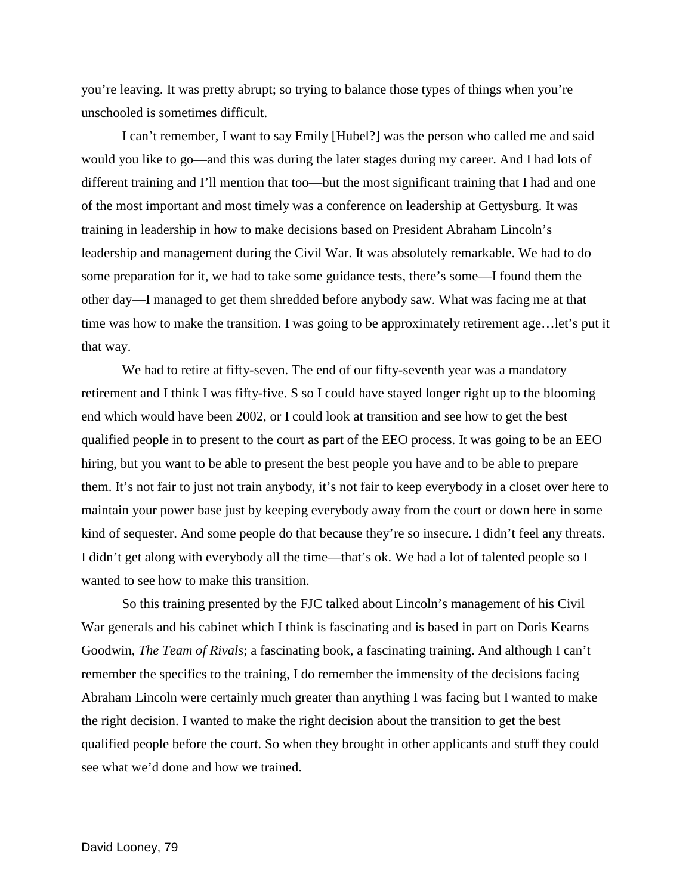you're leaving. It was pretty abrupt; so trying to balance those types of things when you're unschooled is sometimes difficult.

I can't remember, I want to say Emily [Hubel?] was the person who called me and said would you like to go—and this was during the later stages during my career. And I had lots of different training and I'll mention that too—but the most significant training that I had and one of the most important and most timely was a conference on leadership at Gettysburg. It was training in leadership in how to make decisions based on President Abraham Lincoln's leadership and management during the Civil War. It was absolutely remarkable. We had to do some preparation for it, we had to take some guidance tests, there's some—I found them the other day—I managed to get them shredded before anybody saw. What was facing me at that time was how to make the transition. I was going to be approximately retirement age…let's put it that way.

We had to retire at fifty-seven. The end of our fifty-seventh year was a mandatory retirement and I think I was fifty-five. S so I could have stayed longer right up to the blooming end which would have been 2002, or I could look at transition and see how to get the best qualified people in to present to the court as part of the EEO process. It was going to be an EEO hiring, but you want to be able to present the best people you have and to be able to prepare them. It's not fair to just not train anybody, it's not fair to keep everybody in a closet over here to maintain your power base just by keeping everybody away from the court or down here in some kind of sequester. And some people do that because they're so insecure. I didn't feel any threats. I didn't get along with everybody all the time—that's ok. We had a lot of talented people so I wanted to see how to make this transition.

So this training presented by the FJC talked about Lincoln's management of his Civil War generals and his cabinet which I think is fascinating and is based in part on Doris Kearns Goodwin, *The Team of Rivals*; a fascinating book, a fascinating training. And although I can't remember the specifics to the training, I do remember the immensity of the decisions facing Abraham Lincoln were certainly much greater than anything I was facing but I wanted to make the right decision. I wanted to make the right decision about the transition to get the best qualified people before the court. So when they brought in other applicants and stuff they could see what we'd done and how we trained.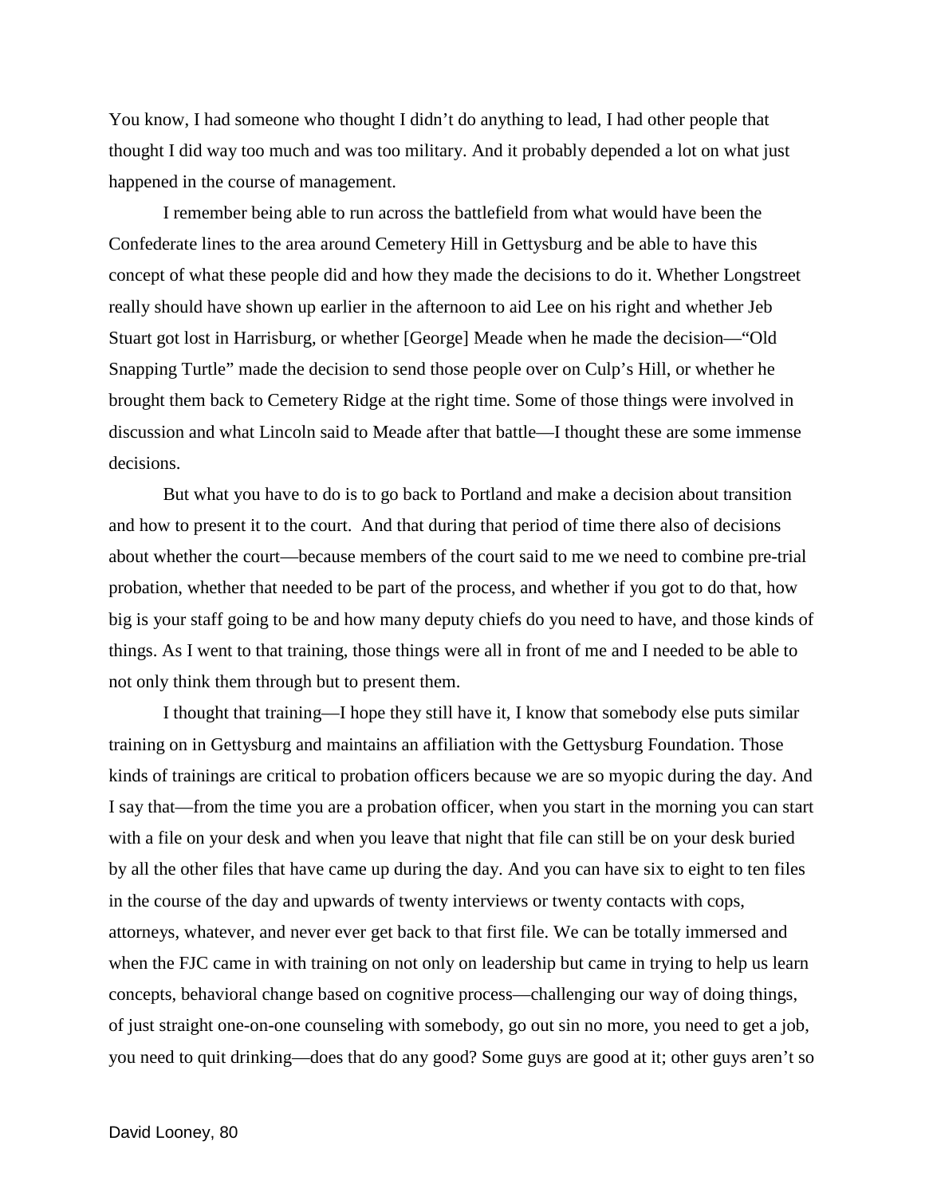You know, I had someone who thought I didn't do anything to lead, I had other people that thought I did way too much and was too military. And it probably depended a lot on what just happened in the course of management.

I remember being able to run across the battlefield from what would have been the Confederate lines to the area around Cemetery Hill in Gettysburg and be able to have this concept of what these people did and how they made the decisions to do it. Whether Longstreet really should have shown up earlier in the afternoon to aid Lee on his right and whether Jeb Stuart got lost in Harrisburg, or whether [George] Meade when he made the decision—"Old Snapping Turtle" made the decision to send those people over on Culp's Hill, or whether he brought them back to Cemetery Ridge at the right time. Some of those things were involved in discussion and what Lincoln said to Meade after that battle—I thought these are some immense decisions.

But what you have to do is to go back to Portland and make a decision about transition and how to present it to the court. And that during that period of time there also of decisions about whether the court—because members of the court said to me we need to combine pre-trial probation, whether that needed to be part of the process, and whether if you got to do that, how big is your staff going to be and how many deputy chiefs do you need to have, and those kinds of things. As I went to that training, those things were all in front of me and I needed to be able to not only think them through but to present them.

I thought that training—I hope they still have it, I know that somebody else puts similar training on in Gettysburg and maintains an affiliation with the Gettysburg Foundation. Those kinds of trainings are critical to probation officers because we are so myopic during the day. And I say that—from the time you are a probation officer, when you start in the morning you can start with a file on your desk and when you leave that night that file can still be on your desk buried by all the other files that have came up during the day. And you can have six to eight to ten files in the course of the day and upwards of twenty interviews or twenty contacts with cops, attorneys, whatever, and never ever get back to that first file. We can be totally immersed and when the FJC came in with training on not only on leadership but came in trying to help us learn concepts, behavioral change based on cognitive process—challenging our way of doing things, of just straight one-on-one counseling with somebody, go out sin no more, you need to get a job, you need to quit drinking—does that do any good? Some guys are good at it; other guys aren't so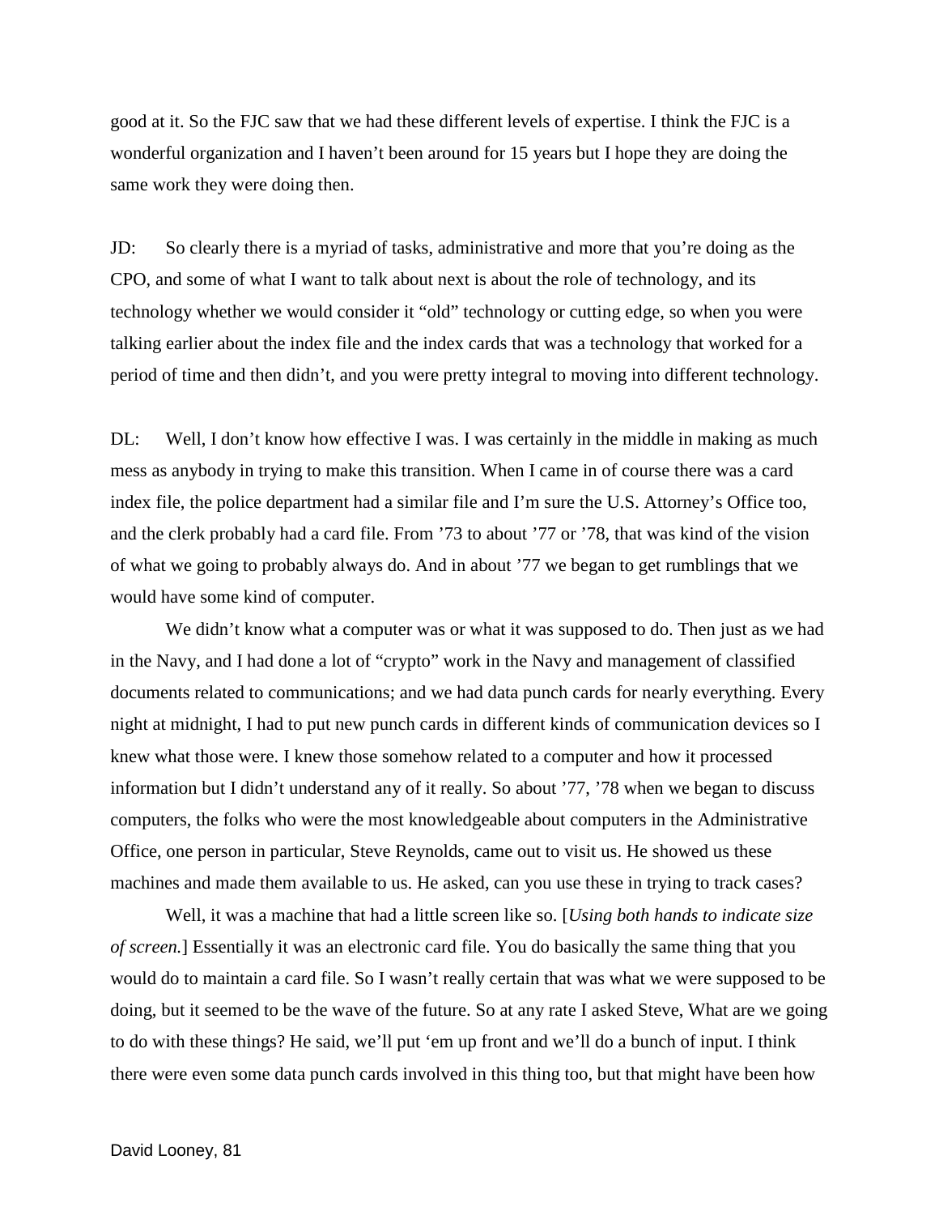good at it. So the FJC saw that we had these different levels of expertise. I think the FJC is a wonderful organization and I haven't been around for 15 years but I hope they are doing the same work they were doing then.

JD: So clearly there is a myriad of tasks, administrative and more that you're doing as the CPO, and some of what I want to talk about next is about the role of technology, and its technology whether we would consider it "old" technology or cutting edge, so when you were talking earlier about the index file and the index cards that was a technology that worked for a period of time and then didn't, and you were pretty integral to moving into different technology.

DL: Well, I don't know how effective I was. I was certainly in the middle in making as much mess as anybody in trying to make this transition. When I came in of course there was a card index file, the police department had a similar file and I'm sure the U.S. Attorney's Office too, and the clerk probably had a card file. From '73 to about '77 or '78, that was kind of the vision of what we going to probably always do. And in about '77 we began to get rumblings that we would have some kind of computer.

We didn't know what a computer was or what it was supposed to do. Then just as we had in the Navy, and I had done a lot of "crypto" work in the Navy and management of classified documents related to communications; and we had data punch cards for nearly everything. Every night at midnight, I had to put new punch cards in different kinds of communication devices so I knew what those were. I knew those somehow related to a computer and how it processed information but I didn't understand any of it really. So about '77, '78 when we began to discuss computers, the folks who were the most knowledgeable about computers in the Administrative Office, one person in particular, Steve Reynolds, came out to visit us. He showed us these machines and made them available to us. He asked, can you use these in trying to track cases?

Well, it was a machine that had a little screen like so. [*Using both hands to indicate size of screen.*] Essentially it was an electronic card file. You do basically the same thing that you would do to maintain a card file. So I wasn't really certain that was what we were supposed to be doing, but it seemed to be the wave of the future. So at any rate I asked Steve, What are we going to do with these things? He said, we'll put 'em up front and we'll do a bunch of input. I think there were even some data punch cards involved in this thing too, but that might have been how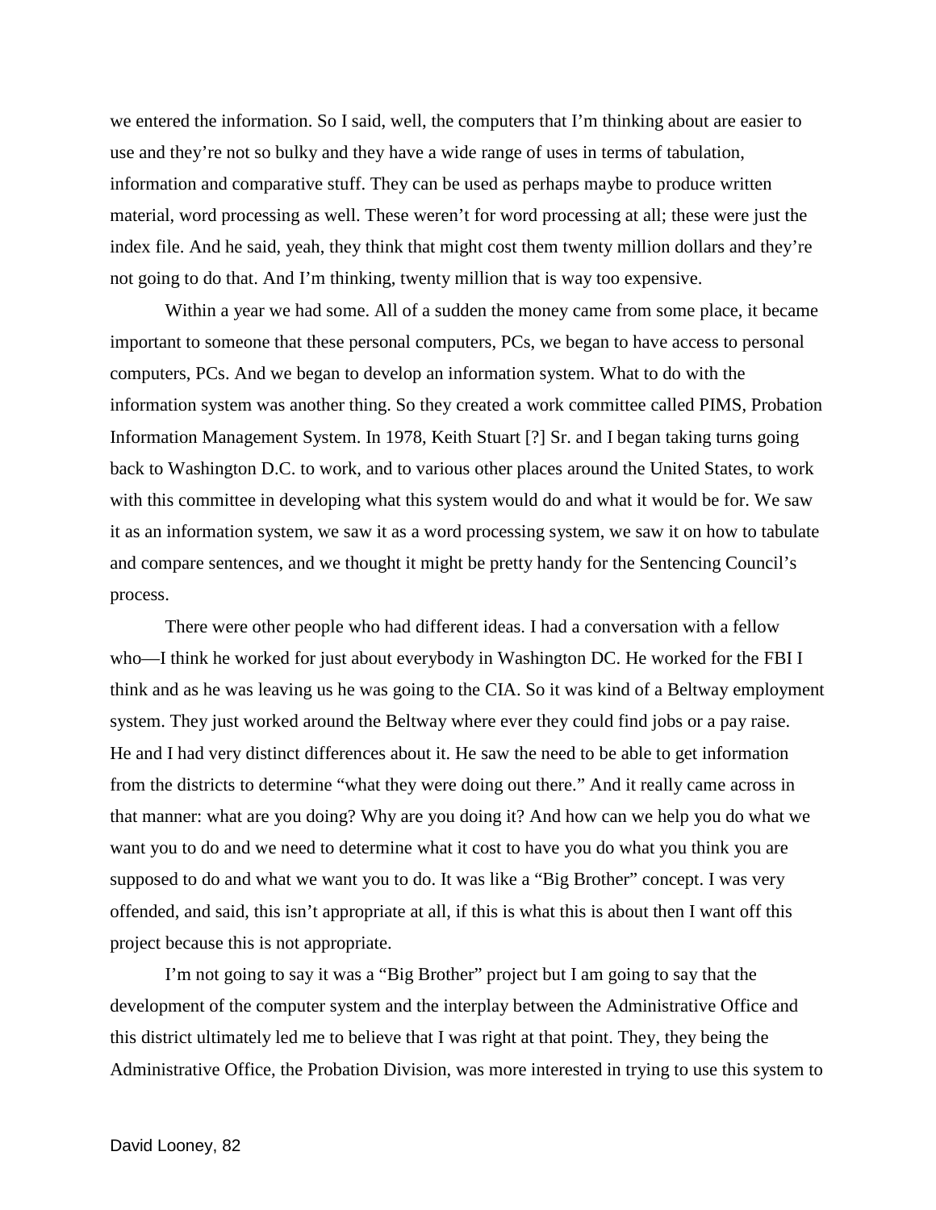we entered the information. So I said, well, the computers that I'm thinking about are easier to use and they're not so bulky and they have a wide range of uses in terms of tabulation, information and comparative stuff. They can be used as perhaps maybe to produce written material, word processing as well. These weren't for word processing at all; these were just the index file. And he said, yeah, they think that might cost them twenty million dollars and they're not going to do that. And I'm thinking, twenty million that is way too expensive.

Within a year we had some. All of a sudden the money came from some place, it became important to someone that these personal computers, PCs, we began to have access to personal computers, PCs. And we began to develop an information system. What to do with the information system was another thing. So they created a work committee called PIMS, Probation Information Management System. In 1978, Keith Stuart [?] Sr. and I began taking turns going back to Washington D.C. to work, and to various other places around the United States, to work with this committee in developing what this system would do and what it would be for. We saw it as an information system, we saw it as a word processing system, we saw it on how to tabulate and compare sentences, and we thought it might be pretty handy for the Sentencing Council's process.

There were other people who had different ideas. I had a conversation with a fellow who—I think he worked for just about everybody in Washington DC. He worked for the FBI I think and as he was leaving us he was going to the CIA. So it was kind of a Beltway employment system. They just worked around the Beltway where ever they could find jobs or a pay raise. He and I had very distinct differences about it. He saw the need to be able to get information from the districts to determine "what they were doing out there." And it really came across in that manner: what are you doing? Why are you doing it? And how can we help you do what we want you to do and we need to determine what it cost to have you do what you think you are supposed to do and what we want you to do. It was like a "Big Brother" concept. I was very offended, and said, this isn't appropriate at all, if this is what this is about then I want off this project because this is not appropriate.

I'm not going to say it was a "Big Brother" project but I am going to say that the development of the computer system and the interplay between the Administrative Office and this district ultimately led me to believe that I was right at that point. They, they being the Administrative Office, the Probation Division, was more interested in trying to use this system to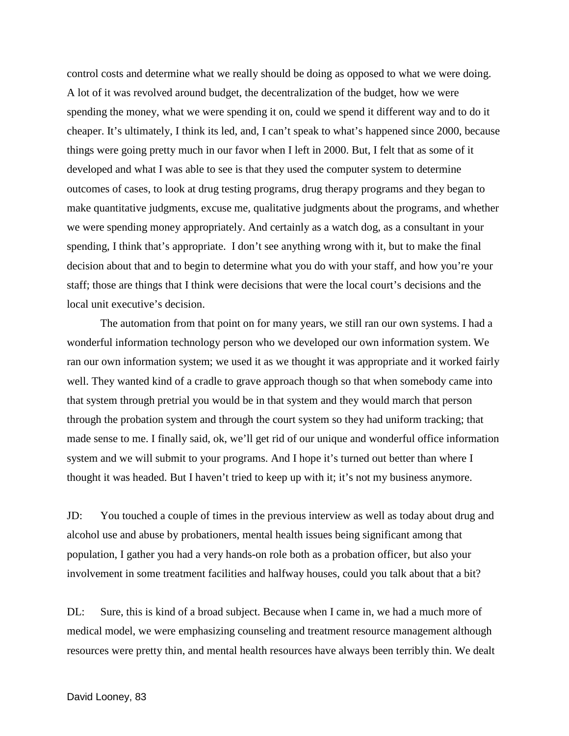control costs and determine what we really should be doing as opposed to what we were doing. A lot of it was revolved around budget, the decentralization of the budget, how we were spending the money, what we were spending it on, could we spend it different way and to do it cheaper. It's ultimately, I think its led, and, I can't speak to what's happened since 2000, because things were going pretty much in our favor when I left in 2000. But, I felt that as some of it developed and what I was able to see is that they used the computer system to determine outcomes of cases, to look at drug testing programs, drug therapy programs and they began to make quantitative judgments, excuse me, qualitative judgments about the programs, and whether we were spending money appropriately. And certainly as a watch dog, as a consultant in your spending, I think that's appropriate. I don't see anything wrong with it, but to make the final decision about that and to begin to determine what you do with your staff, and how you're your staff; those are things that I think were decisions that were the local court's decisions and the local unit executive's decision.

The automation from that point on for many years, we still ran our own systems. I had a wonderful information technology person who we developed our own information system. We ran our own information system; we used it as we thought it was appropriate and it worked fairly well. They wanted kind of a cradle to grave approach though so that when somebody came into that system through pretrial you would be in that system and they would march that person through the probation system and through the court system so they had uniform tracking; that made sense to me. I finally said, ok, we'll get rid of our unique and wonderful office information system and we will submit to your programs. And I hope it's turned out better than where I thought it was headed. But I haven't tried to keep up with it; it's not my business anymore.

JD: You touched a couple of times in the previous interview as well as today about drug and alcohol use and abuse by probationers, mental health issues being significant among that population, I gather you had a very hands-on role both as a probation officer, but also your involvement in some treatment facilities and halfway houses, could you talk about that a bit?

DL: Sure, this is kind of a broad subject. Because when I came in, we had a much more of medical model, we were emphasizing counseling and treatment resource management although resources were pretty thin, and mental health resources have always been terribly thin. We dealt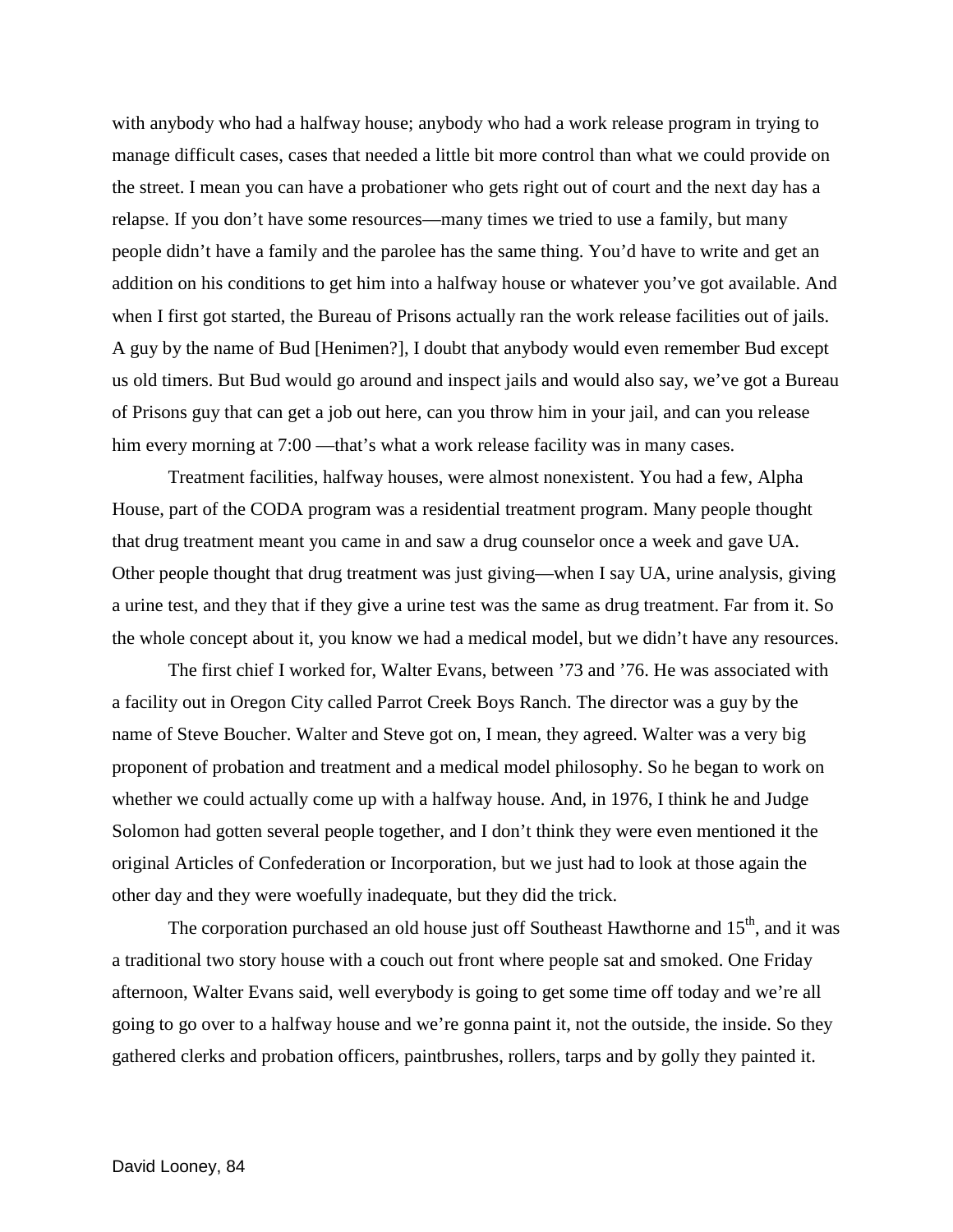with anybody who had a halfway house; anybody who had a work release program in trying to manage difficult cases, cases that needed a little bit more control than what we could provide on the street. I mean you can have a probationer who gets right out of court and the next day has a relapse. If you don't have some resources—many times we tried to use a family, but many people didn't have a family and the parolee has the same thing. You'd have to write and get an addition on his conditions to get him into a halfway house or whatever you've got available. And when I first got started, the Bureau of Prisons actually ran the work release facilities out of jails. A guy by the name of Bud [Henimen?], I doubt that anybody would even remember Bud except us old timers. But Bud would go around and inspect jails and would also say, we've got a Bureau of Prisons guy that can get a job out here, can you throw him in your jail, and can you release him every morning at 7:00 —that's what a work release facility was in many cases.

Treatment facilities, halfway houses, were almost nonexistent. You had a few, Alpha House, part of the CODA program was a residential treatment program. Many people thought that drug treatment meant you came in and saw a drug counselor once a week and gave UA. Other people thought that drug treatment was just giving—when I say UA, urine analysis, giving a urine test, and they that if they give a urine test was the same as drug treatment. Far from it. So the whole concept about it, you know we had a medical model, but we didn't have any resources.

The first chief I worked for, Walter Evans, between '73 and '76. He was associated with a facility out in Oregon City called Parrot Creek Boys Ranch. The director was a guy by the name of Steve Boucher. Walter and Steve got on, I mean, they agreed. Walter was a very big proponent of probation and treatment and a medical model philosophy. So he began to work on whether we could actually come up with a halfway house. And, in 1976, I think he and Judge Solomon had gotten several people together, and I don't think they were even mentioned it the original Articles of Confederation or Incorporation, but we just had to look at those again the other day and they were woefully inadequate, but they did the trick.

The corporation purchased an old house just off Southeast Hawthorne and 15th, and it was a traditional two story house with a couch out front where people sat and smoked. One Friday afternoon, Walter Evans said, well everybody is going to get some time off today and we're all going to go over to a halfway house and we're gonna paint it, not the outside, the inside. So they gathered clerks and probation officers, paintbrushes, rollers, tarps and by golly they painted it.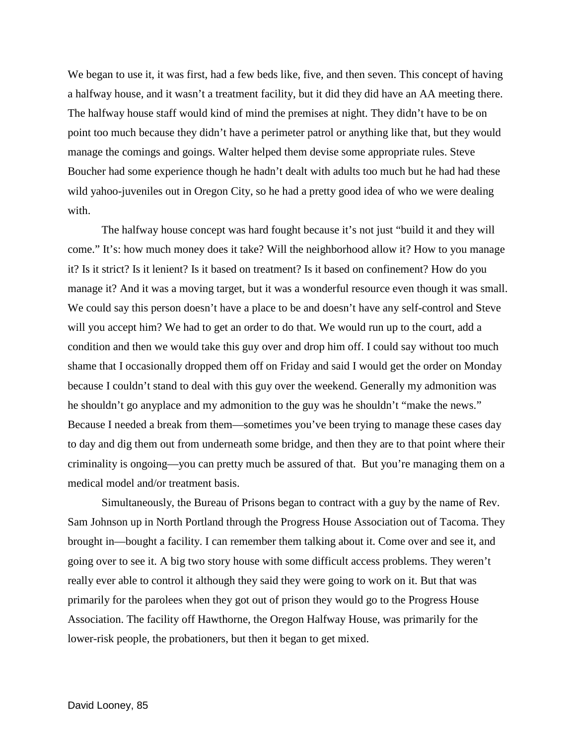We began to use it, it was first, had a few beds like, five, and then seven. This concept of having a halfway house, and it wasn't a treatment facility, but it did they did have an AA meeting there. The halfway house staff would kind of mind the premises at night. They didn't have to be on point too much because they didn't have a perimeter patrol or anything like that, but they would manage the comings and goings. Walter helped them devise some appropriate rules. Steve Boucher had some experience though he hadn't dealt with adults too much but he had had these wild yahoo-juveniles out in Oregon City, so he had a pretty good idea of who we were dealing with.

The halfway house concept was hard fought because it's not just "build it and they will come." It's: how much money does it take? Will the neighborhood allow it? How to you manage it? Is it strict? Is it lenient? Is it based on treatment? Is it based on confinement? How do you manage it? And it was a moving target, but it was a wonderful resource even though it was small. We could say this person doesn't have a place to be and doesn't have any self-control and Steve will you accept him? We had to get an order to do that. We would run up to the court, add a condition and then we would take this guy over and drop him off. I could say without too much shame that I occasionally dropped them off on Friday and said I would get the order on Monday because I couldn't stand to deal with this guy over the weekend. Generally my admonition was he shouldn't go anyplace and my admonition to the guy was he shouldn't "make the news." Because I needed a break from them—sometimes you've been trying to manage these cases day to day and dig them out from underneath some bridge, and then they are to that point where their criminality is ongoing—you can pretty much be assured of that. But you're managing them on a medical model and/or treatment basis.

Simultaneously, the Bureau of Prisons began to contract with a guy by the name of Rev. Sam Johnson up in North Portland through the Progress House Association out of Tacoma. They brought in—bought a facility. I can remember them talking about it. Come over and see it, and going over to see it. A big two story house with some difficult access problems. They weren't really ever able to control it although they said they were going to work on it. But that was primarily for the parolees when they got out of prison they would go to the Progress House Association. The facility off Hawthorne, the Oregon Halfway House, was primarily for the lower-risk people, the probationers, but then it began to get mixed.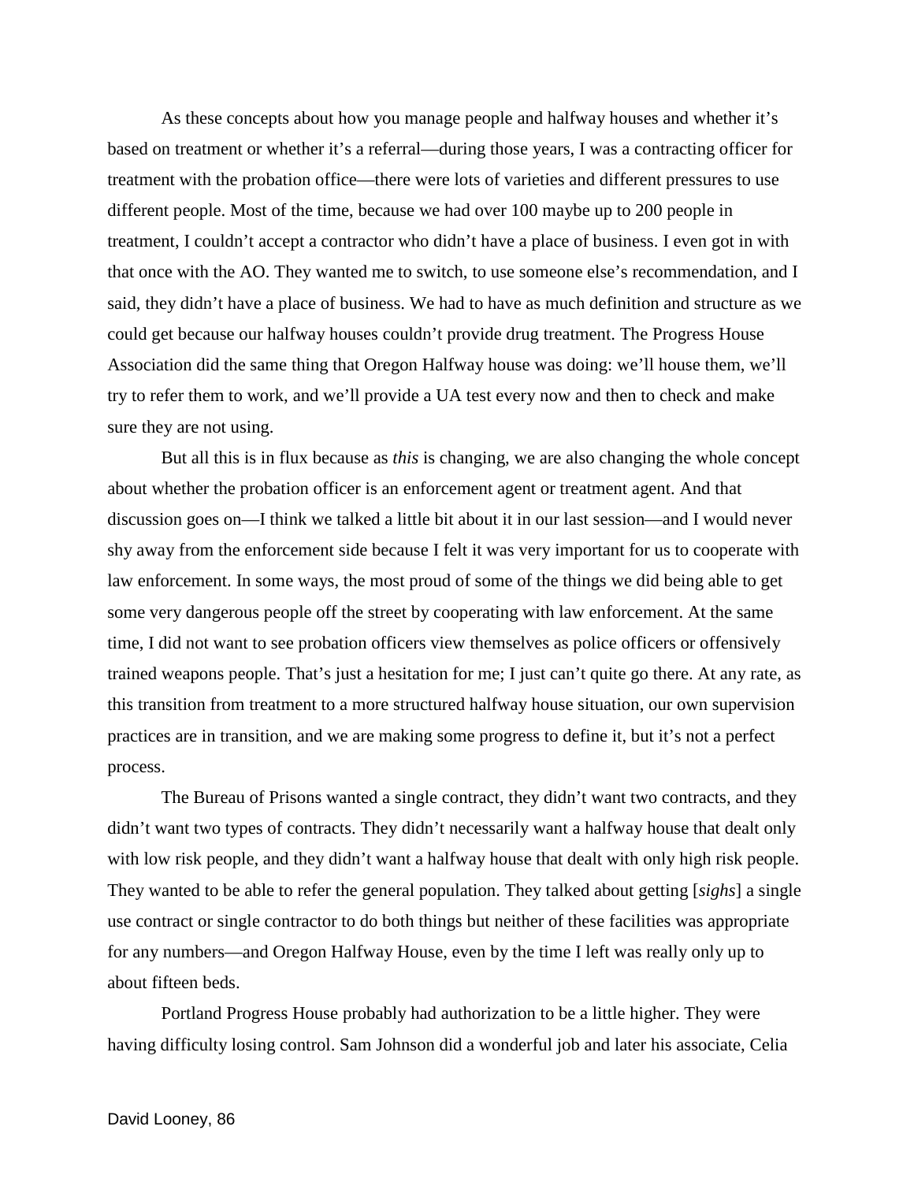As these concepts about how you manage people and halfway houses and whether it's based on treatment or whether it's a referral—during those years, I was a contracting officer for treatment with the probation office—there were lots of varieties and different pressures to use different people. Most of the time, because we had over 100 maybe up to 200 people in treatment, I couldn't accept a contractor who didn't have a place of business. I even got in with that once with the AO. They wanted me to switch, to use someone else's recommendation, and I said, they didn't have a place of business. We had to have as much definition and structure as we could get because our halfway houses couldn't provide drug treatment. The Progress House Association did the same thing that Oregon Halfway house was doing: we'll house them, we'll try to refer them to work, and we'll provide a UA test every now and then to check and make sure they are not using.

But all this is in flux because as *this* is changing, we are also changing the whole concept about whether the probation officer is an enforcement agent or treatment agent. And that discussion goes on—I think we talked a little bit about it in our last session—and I would never shy away from the enforcement side because I felt it was very important for us to cooperate with law enforcement. In some ways, the most proud of some of the things we did being able to get some very dangerous people off the street by cooperating with law enforcement. At the same time, I did not want to see probation officers view themselves as police officers or offensively trained weapons people. That's just a hesitation for me; I just can't quite go there. At any rate, as this transition from treatment to a more structured halfway house situation, our own supervision practices are in transition, and we are making some progress to define it, but it's not a perfect process.

The Bureau of Prisons wanted a single contract, they didn't want two contracts, and they didn't want two types of contracts. They didn't necessarily want a halfway house that dealt only with low risk people, and they didn't want a halfway house that dealt with only high risk people. They wanted to be able to refer the general population. They talked about getting [*sighs*] a single use contract or single contractor to do both things but neither of these facilities was appropriate for any numbers—and Oregon Halfway House, even by the time I left was really only up to about fifteen beds.

Portland Progress House probably had authorization to be a little higher. They were having difficulty losing control. Sam Johnson did a wonderful job and later his associate, Celia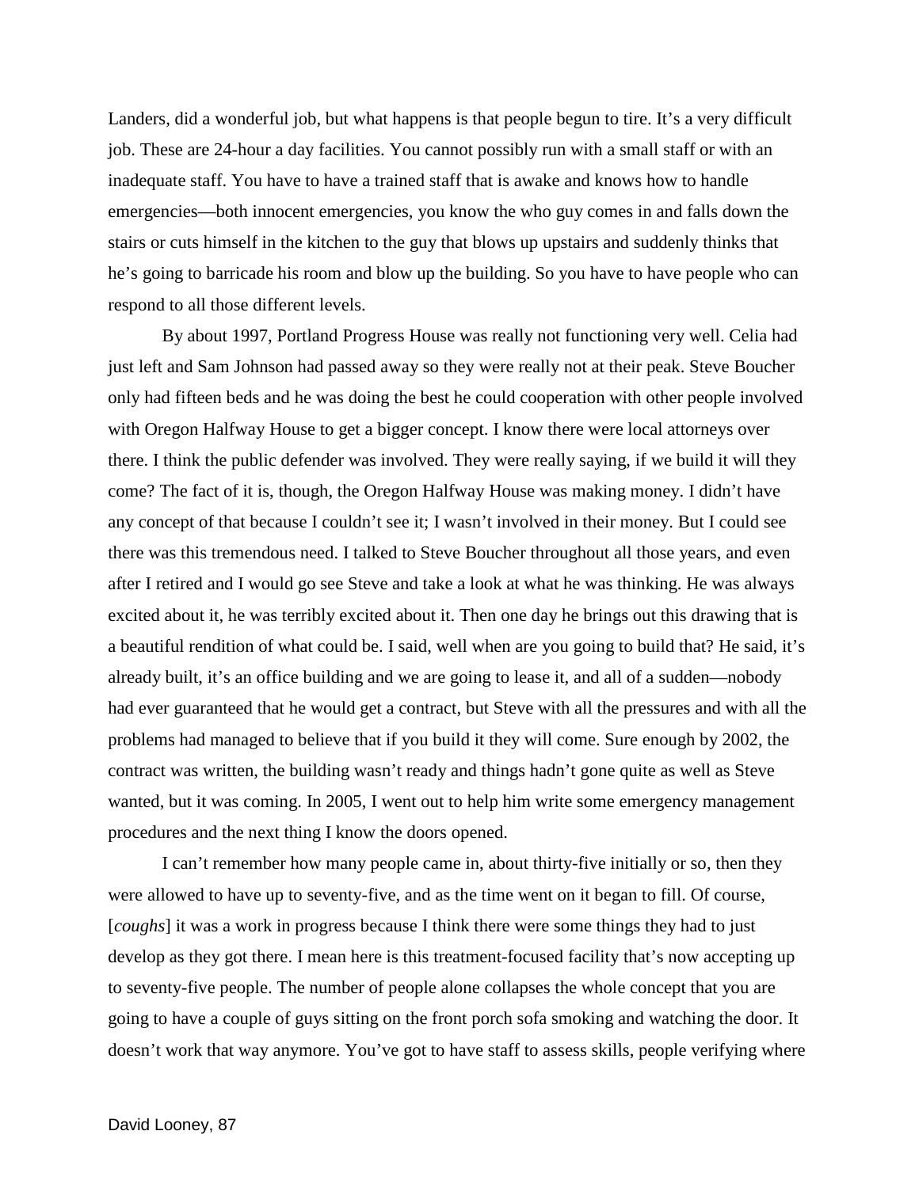Landers, did a wonderful job, but what happens is that people begun to tire. It's a very difficult job. These are 24-hour a day facilities. You cannot possibly run with a small staff or with an inadequate staff. You have to have a trained staff that is awake and knows how to handle emergencies—both innocent emergencies, you know the who guy comes in and falls down the stairs or cuts himself in the kitchen to the guy that blows up upstairs and suddenly thinks that he's going to barricade his room and blow up the building. So you have to have people who can respond to all those different levels.

By about 1997, Portland Progress House was really not functioning very well. Celia had just left and Sam Johnson had passed away so they were really not at their peak. Steve Boucher only had fifteen beds and he was doing the best he could cooperation with other people involved with Oregon Halfway House to get a bigger concept. I know there were local attorneys over there. I think the public defender was involved. They were really saying, if we build it will they come? The fact of it is, though, the Oregon Halfway House was making money. I didn't have any concept of that because I couldn't see it; I wasn't involved in their money. But I could see there was this tremendous need. I talked to Steve Boucher throughout all those years, and even after I retired and I would go see Steve and take a look at what he was thinking. He was always excited about it, he was terribly excited about it. Then one day he brings out this drawing that is a beautiful rendition of what could be. I said, well when are you going to build that? He said, it's already built, it's an office building and we are going to lease it, and all of a sudden—nobody had ever guaranteed that he would get a contract, but Steve with all the pressures and with all the problems had managed to believe that if you build it they will come. Sure enough by 2002, the contract was written, the building wasn't ready and things hadn't gone quite as well as Steve wanted, but it was coming. In 2005, I went out to help him write some emergency management procedures and the next thing I know the doors opened.

I can't remember how many people came in, about thirty-five initially or so, then they were allowed to have up to seventy-five, and as the time went on it began to fill. Of course, [*coughs*] it was a work in progress because I think there were some things they had to just develop as they got there. I mean here is this treatment-focused facility that's now accepting up to seventy-five people. The number of people alone collapses the whole concept that you are going to have a couple of guys sitting on the front porch sofa smoking and watching the door. It doesn't work that way anymore. You've got to have staff to assess skills, people verifying where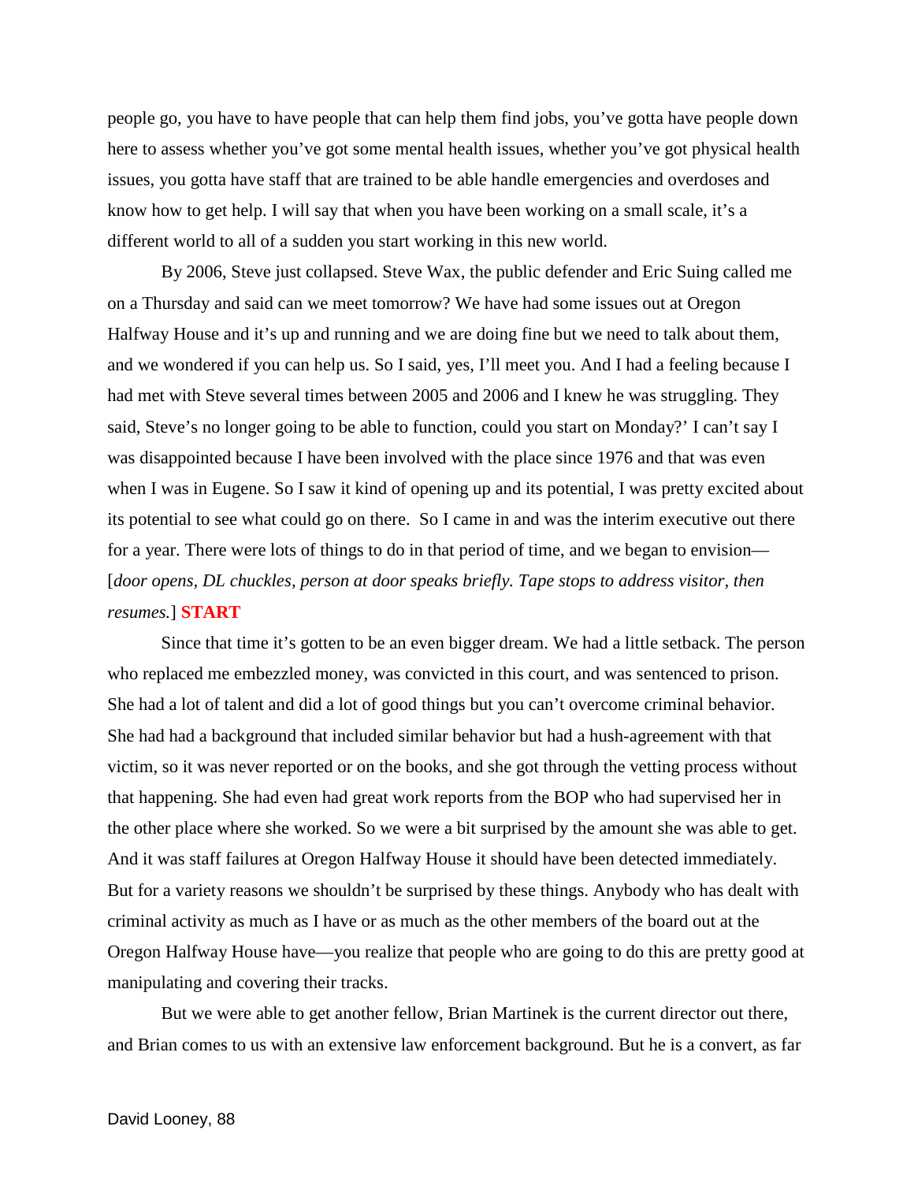people go, you have to have people that can help them find jobs, you've gotta have people down here to assess whether you've got some mental health issues, whether you've got physical health issues, you gotta have staff that are trained to be able handle emergencies and overdoses and know how to get help. I will say that when you have been working on a small scale, it's a different world to all of a sudden you start working in this new world.

By 2006, Steve just collapsed. Steve Wax, the public defender and Eric Suing called me on a Thursday and said can we meet tomorrow? We have had some issues out at Oregon Halfway House and it's up and running and we are doing fine but we need to talk about them, and we wondered if you can help us. So I said, yes, I'll meet you. And I had a feeling because I had met with Steve several times between 2005 and 2006 and I knew he was struggling. They said, Steve's no longer going to be able to function, could you start on Monday?' I can't say I was disappointed because I have been involved with the place since 1976 and that was even when I was in Eugene. So I saw it kind of opening up and its potential, I was pretty excited about its potential to see what could go on there. So I came in and was the interim executive out there for a year. There were lots of things to do in that period of time, and we began to envision— [*door opens, DL chuckles, person at door speaks briefly. Tape stops to address visitor, then resumes.*] **START**

Since that time it's gotten to be an even bigger dream. We had a little setback. The person who replaced me embezzled money, was convicted in this court, and was sentenced to prison. She had a lot of talent and did a lot of good things but you can't overcome criminal behavior. She had had a background that included similar behavior but had a hush-agreement with that victim, so it was never reported or on the books, and she got through the vetting process without that happening. She had even had great work reports from the BOP who had supervised her in the other place where she worked. So we were a bit surprised by the amount she was able to get. And it was staff failures at Oregon Halfway House it should have been detected immediately. But for a variety reasons we shouldn't be surprised by these things. Anybody who has dealt with criminal activity as much as I have or as much as the other members of the board out at the Oregon Halfway House have—you realize that people who are going to do this are pretty good at manipulating and covering their tracks.

But we were able to get another fellow, Brian Martinek is the current director out there, and Brian comes to us with an extensive law enforcement background. But he is a convert, as far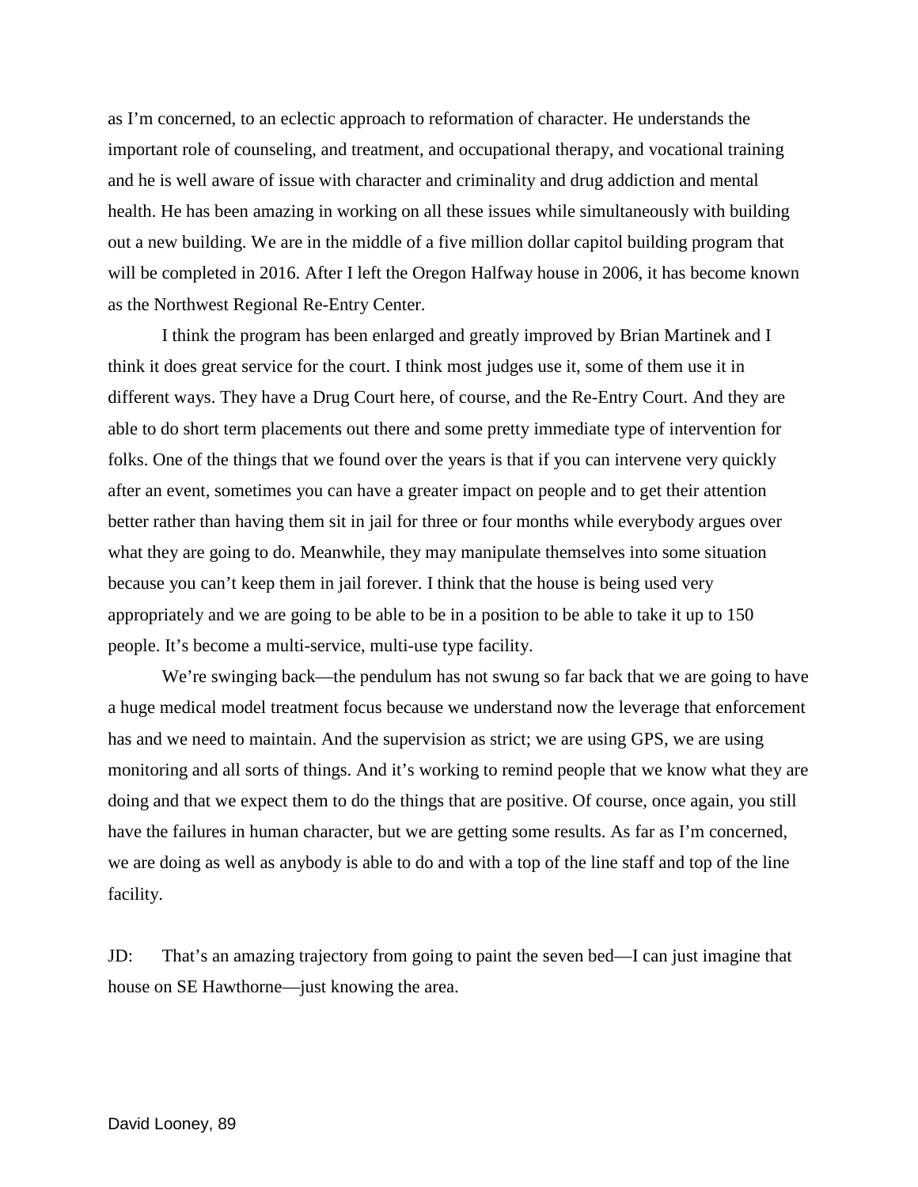as I'm concerned, to an eclectic approach to reformation of character. He understands the important role of counseling, and treatment, and occupational therapy, and vocational training and he is well aware of issue with character and criminality and drug addiction and mental health. He has been amazing in working on all these issues while simultaneously with building out a new building. We are in the middle of a five million dollar capitol building program that will be completed in 2016. After I left the Oregon Halfway house in 2006, it has become known as the Northwest Regional Re-Entry Center.

I think the program has been enlarged and greatly improved by Brian Martinek and I think it does great service for the court. I think most judges use it, some of them use it in different ways. They have a Drug Court here, of course, and the Re-Entry Court. And they are able to do short term placements out there and some pretty immediate type of intervention for folks. One of the things that we found over the years is that if you can intervene very quickly after an event, sometimes you can have a greater impact on people and to get their attention better rather than having them sit in jail for three or four months while everybody argues over what they are going to do. Meanwhile, they may manipulate themselves into some situation because you can't keep them in jail forever. I think that the house is being used very appropriately and we are going to be able to be in a position to be able to take it up to 150 people. It's become a multi-service, multi-use type facility.

We're swinging back—the pendulum has not swung so far back that we are going to have a huge medical model treatment focus because we understand now the leverage that enforcement has and we need to maintain. And the supervision as strict; we are using GPS, we are using monitoring and all sorts of things. And it's working to remind people that we know what they are doing and that we expect them to do the things that are positive. Of course, once again, you still have the failures in human character, but we are getting some results. As far as I'm concerned, we are doing as well as anybody is able to do and with a top of the line staff and top of the line facility.

JD: That's an amazing trajectory from going to paint the seven bed—I can just imagine that house on SE Hawthorne—just knowing the area.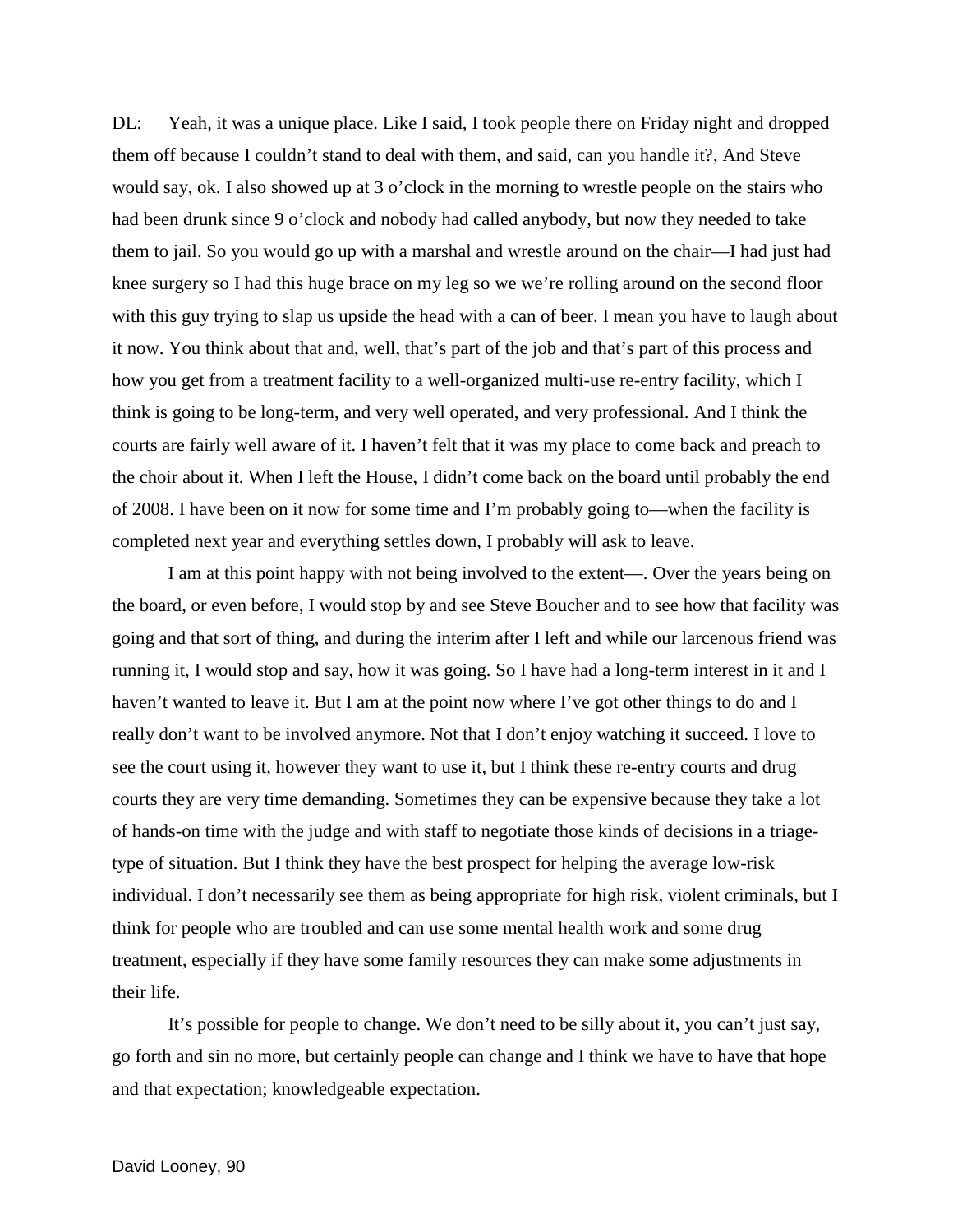DL: Yeah, it was a unique place. Like I said, I took people there on Friday night and dropped them off because I couldn't stand to deal with them, and said, can you handle it?, And Steve would say, ok. I also showed up at 3 o'clock in the morning to wrestle people on the stairs who had been drunk since 9 o'clock and nobody had called anybody, but now they needed to take them to jail. So you would go up with a marshal and wrestle around on the chair—I had just had knee surgery so I had this huge brace on my leg so we we're rolling around on the second floor with this guy trying to slap us upside the head with a can of beer. I mean you have to laugh about it now. You think about that and, well, that's part of the job and that's part of this process and how you get from a treatment facility to a well-organized multi-use re-entry facility, which I think is going to be long-term, and very well operated, and very professional. And I think the courts are fairly well aware of it. I haven't felt that it was my place to come back and preach to the choir about it. When I left the House, I didn't come back on the board until probably the end of 2008. I have been on it now for some time and I'm probably going to—when the facility is completed next year and everything settles down, I probably will ask to leave.

I am at this point happy with not being involved to the extent—. Over the years being on the board, or even before, I would stop by and see Steve Boucher and to see how that facility was going and that sort of thing, and during the interim after I left and while our larcenous friend was running it, I would stop and say, how it was going. So I have had a long-term interest in it and I haven't wanted to leave it. But I am at the point now where I've got other things to do and I really don't want to be involved anymore. Not that I don't enjoy watching it succeed. I love to see the court using it, however they want to use it, but I think these re-entry courts and drug courts they are very time demanding. Sometimes they can be expensive because they take a lot of hands-on time with the judge and with staff to negotiate those kinds of decisions in a triage-type of situation. But I think they have the best prospect for helping the average low-risk individual. I don't necessarily see them as being appropriate for high risk, violent criminals, but I think for people who are troubled and can use some mental health work and some drug treatment, especially if they have some family resources they can make some adjustments in their life.

It's possible for people to change. We don't need to be silly about it, you can't just say, go forth and sin no more, but certainly people can change and I think we have to have that hope and that expectation; knowledgeable expectation.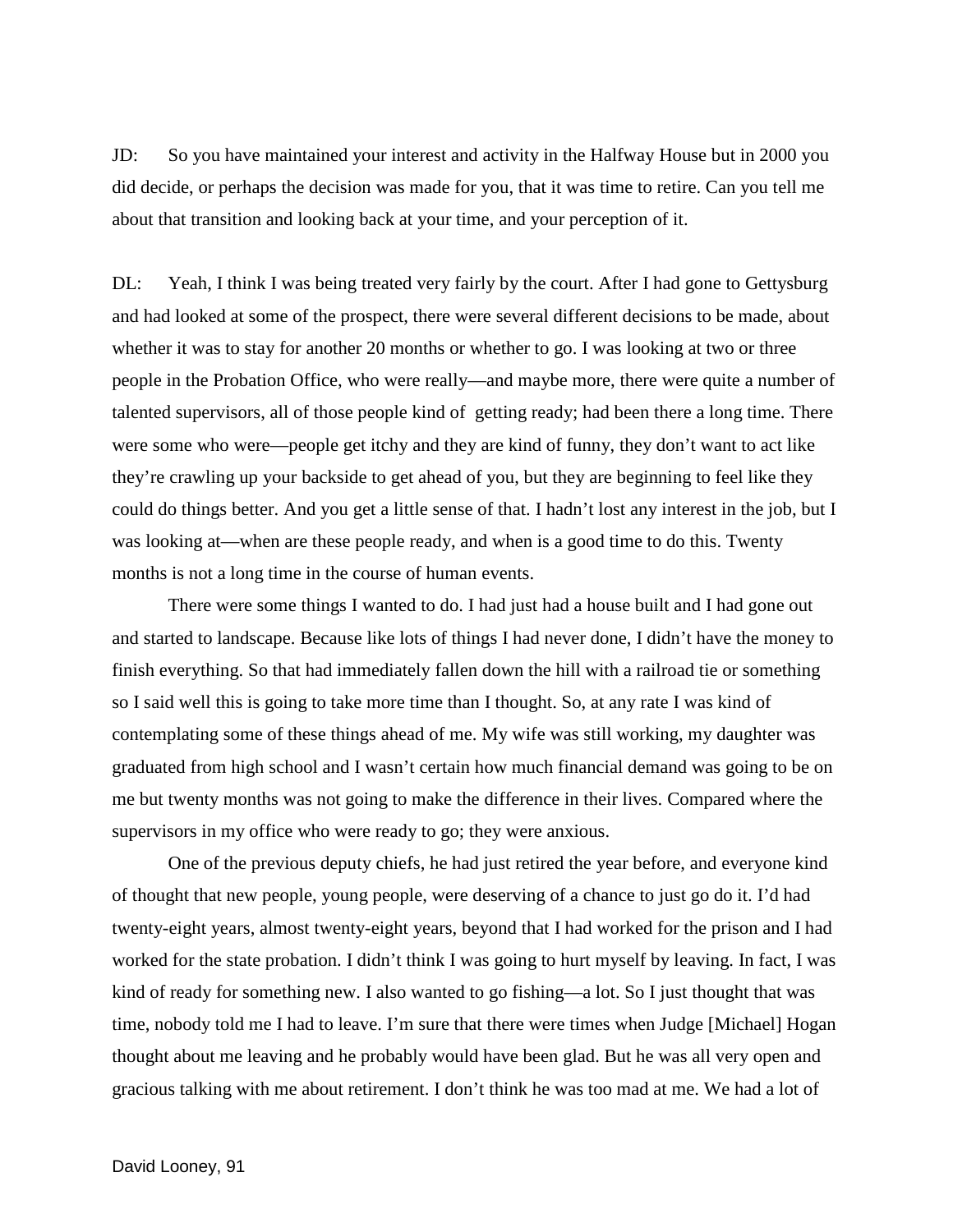JD: So you have maintained your interest and activity in the Halfway House but in 2000 you did decide, or perhaps the decision was made for you, that it was time to retire. Can you tell me about that transition and looking back at your time, and your perception of it.

DL: Yeah, I think I was being treated very fairly by the court. After I had gone to Gettysburg and had looked at some of the prospect, there were several different decisions to be made, about whether it was to stay for another 20 months or whether to go. I was looking at two or three people in the Probation Office, who were really—and maybe more, there were quite a number of talented supervisors, all of those people kind of getting ready; had been there a long time. There were some who were—people get itchy and they are kind of funny, they don't want to act like they're crawling up your backside to get ahead of you, but they are beginning to feel like they could do things better. And you get a little sense of that. I hadn't lost any interest in the job, but I was looking at—when are these people ready, and when is a good time to do this. Twenty months is not a long time in the course of human events.

There were some things I wanted to do. I had just had a house built and I had gone out and started to landscape. Because like lots of things I had never done, I didn't have the money to finish everything. So that had immediately fallen down the hill with a railroad tie or something so I said well this is going to take more time than I thought. So, at any rate I was kind of contemplating some of these things ahead of me. My wife was still working, my daughter was graduated from high school and I wasn't certain how much financial demand was going to be on me but twenty months was not going to make the difference in their lives. Compared where the supervisors in my office who were ready to go; they were anxious.

One of the previous deputy chiefs, he had just retired the year before, and everyone kind of thought that new people, young people, were deserving of a chance to just go do it. I'd had twenty-eight years, almost twenty-eight years, beyond that I had worked for the prison and I had worked for the state probation. I didn't think I was going to hurt myself by leaving. In fact, I was kind of ready for something new. I also wanted to go fishing—a lot. So I just thought that was time, nobody told me I had to leave. I'm sure that there were times when Judge [Michael] Hogan thought about me leaving and he probably would have been glad. But he was all very open and gracious talking with me about retirement. I don't think he was too mad at me. We had a lot of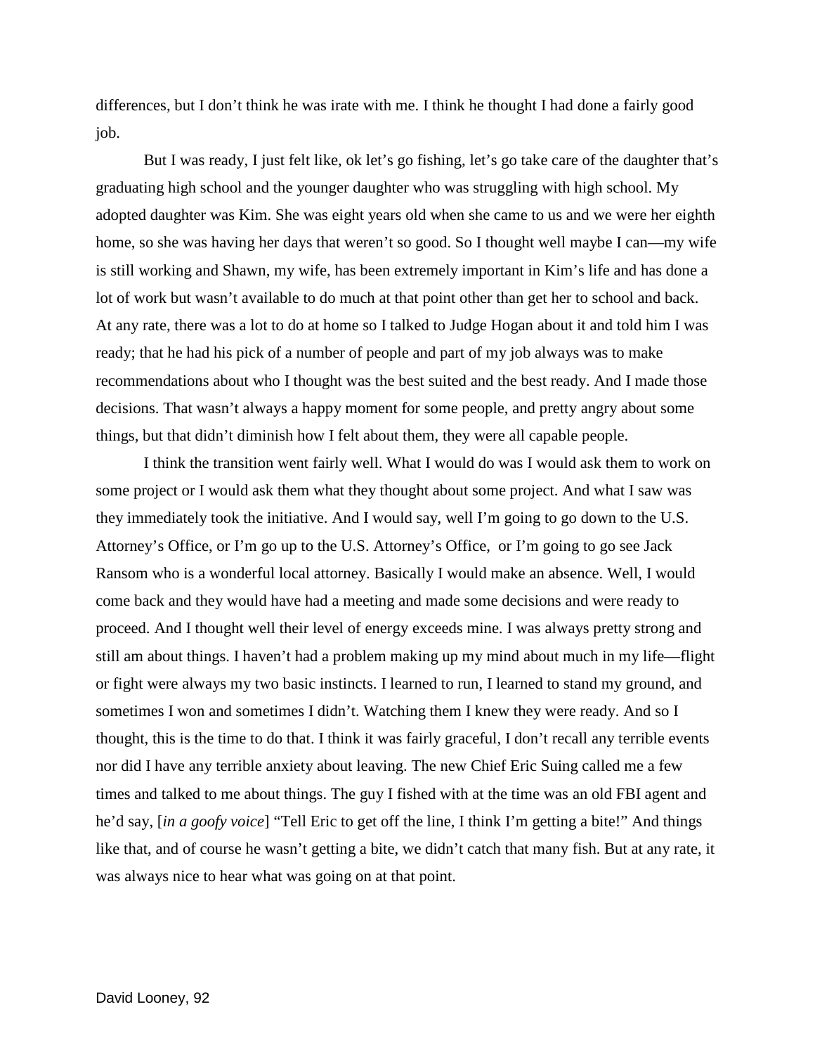differences, but I don't think he was irate with me. I think he thought I had done a fairly good job.

But I was ready, I just felt like, ok let's go fishing, let's go take care of the daughter that's graduating high school and the younger daughter who was struggling with high school. My adopted daughter was Kim. She was eight years old when she came to us and we were her eighth home, so she was having her days that weren't so good. So I thought well maybe I can—my wife is still working and Shawn, my wife, has been extremely important in Kim's life and has done a lot of work but wasn't available to do much at that point other than get her to school and back. At any rate, there was a lot to do at home so I talked to Judge Hogan about it and told him I was ready; that he had his pick of a number of people and part of my job always was to make recommendations about who I thought was the best suited and the best ready. And I made those decisions. That wasn't always a happy moment for some people, and pretty angry about some things, but that didn't diminish how I felt about them, they were all capable people.

I think the transition went fairly well. What I would do was I would ask them to work on some project or I would ask them what they thought about some project. And what I saw was they immediately took the initiative. And I would say, well I'm going to go down to the U.S. Attorney's Office, or I'm go up to the U.S. Attorney's Office, or I'm going to go see Jack Ransom who is a wonderful local attorney. Basically I would make an absence. Well, I would come back and they would have had a meeting and made some decisions and were ready to proceed. And I thought well their level of energy exceeds mine. I was always pretty strong and still am about things. I haven't had a problem making up my mind about much in my life—flight or fight were always my two basic instincts. I learned to run, I learned to stand my ground, and sometimes I won and sometimes I didn't. Watching them I knew they were ready. And so I thought, this is the time to do that. I think it was fairly graceful, I don't recall any terrible events nor did I have any terrible anxiety about leaving. The new Chief Eric Suing called me a few times and talked to me about things. The guy I fished with at the time was an old FBI agent and he'd say, [*in a goofy voice*] "Tell Eric to get off the line, I think I'm getting a bite!" And things like that, and of course he wasn't getting a bite, we didn't catch that many fish. But at any rate, it was always nice to hear what was going on at that point.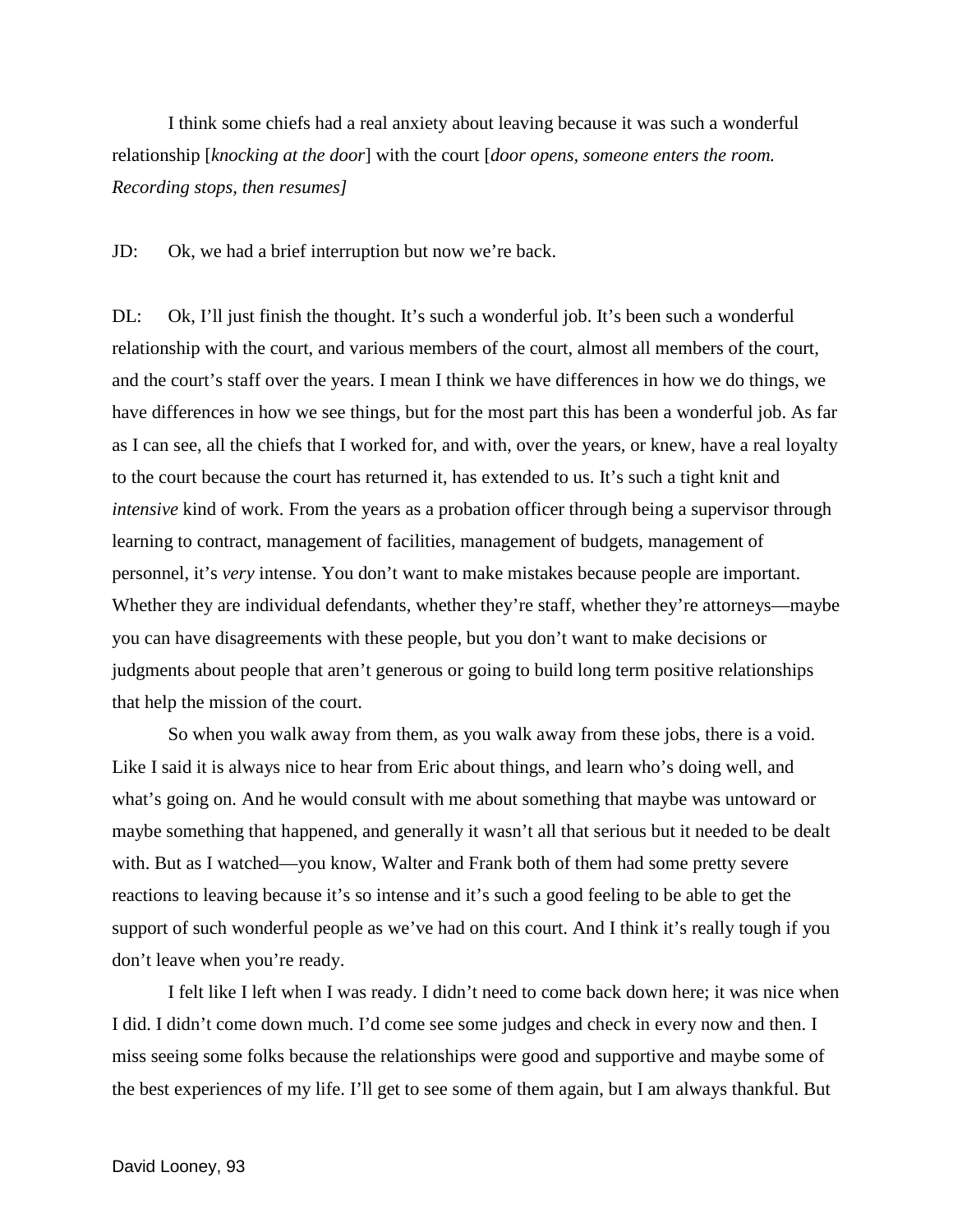I think some chiefs had a real anxiety about leaving because it was such a wonderful relationship [*knocking at the door*] with the court [*door opens, someone enters the room. Recording stops, then resumes]*

JD: Ok, we had a brief interruption but now we're back.

DL: Ok, I'll just finish the thought. It's such a wonderful job. It's been such a wonderful relationship with the court, and various members of the court, almost all members of the court, and the court's staff over the years. I mean I think we have differences in how we do things, we have differences in how we see things, but for the most part this has been a wonderful job. As far as I can see, all the chiefs that I worked for, and with, over the years, or knew, have a real loyalty to the court because the court has returned it, has extended to us. It's such a tight knit and *intensive* kind of work. From the years as a probation officer through being a supervisor through learning to contract, management of facilities, management of budgets, management of personnel, it's *very* intense. You don't want to make mistakes because people are important. Whether they are individual defendants, whether they're staff, whether they're attorneys—maybe you can have disagreements with these people, but you don't want to make decisions or judgments about people that aren't generous or going to build long term positive relationships that help the mission of the court.

So when you walk away from them, as you walk away from these jobs, there is a void. Like I said it is always nice to hear from Eric about things, and learn who's doing well, and what's going on. And he would consult with me about something that maybe was untoward or maybe something that happened, and generally it wasn't all that serious but it needed to be dealt with. But as I watched—you know, Walter and Frank both of them had some pretty severe reactions to leaving because it's so intense and it's such a good feeling to be able to get the support of such wonderful people as we've had on this court. And I think it's really tough if you don't leave when you're ready.

I felt like I left when I was ready. I didn't need to come back down here; it was nice when I did. I didn't come down much. I'd come see some judges and check in every now and then. I miss seeing some folks because the relationships were good and supportive and maybe some of the best experiences of my life. I'll get to see some of them again, but I am always thankful. But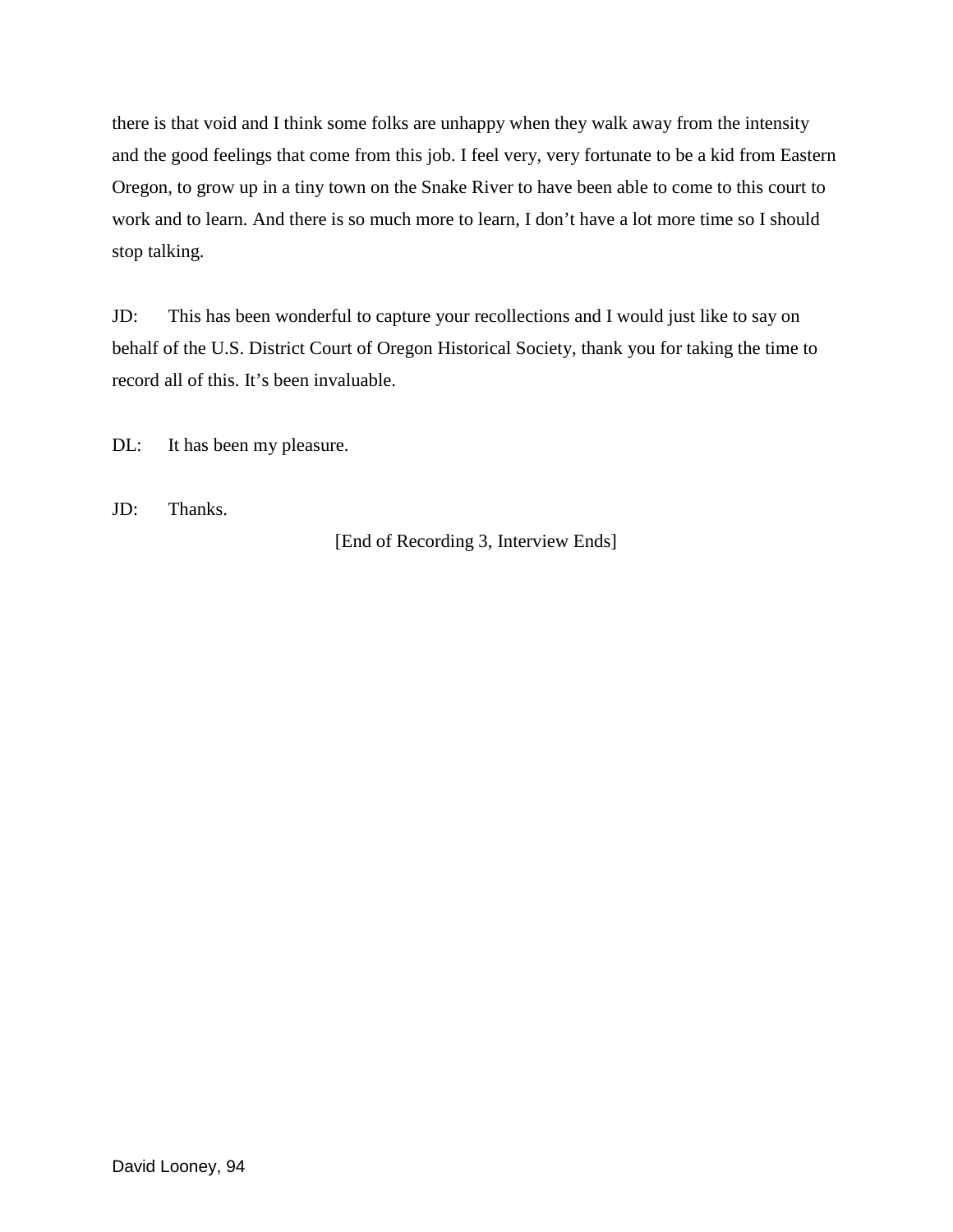there is that void and I think some folks are unhappy when they walk away from the intensity and the good feelings that come from this job. I feel very, very fortunate to be a kid from Eastern Oregon, to grow up in a tiny town on the Snake River to have been able to come to this court to work and to learn. And there is so much more to learn, I don't have a lot more time so I should stop talking.

JD: This has been wonderful to capture your recollections and I would just like to say on behalf of the U.S. District Court of Oregon Historical Society, thank you for taking the time to record all of this. It's been invaluable.

DL: It has been my pleasure.

JD: Thanks.

[End of Recording 3, Interview Ends]